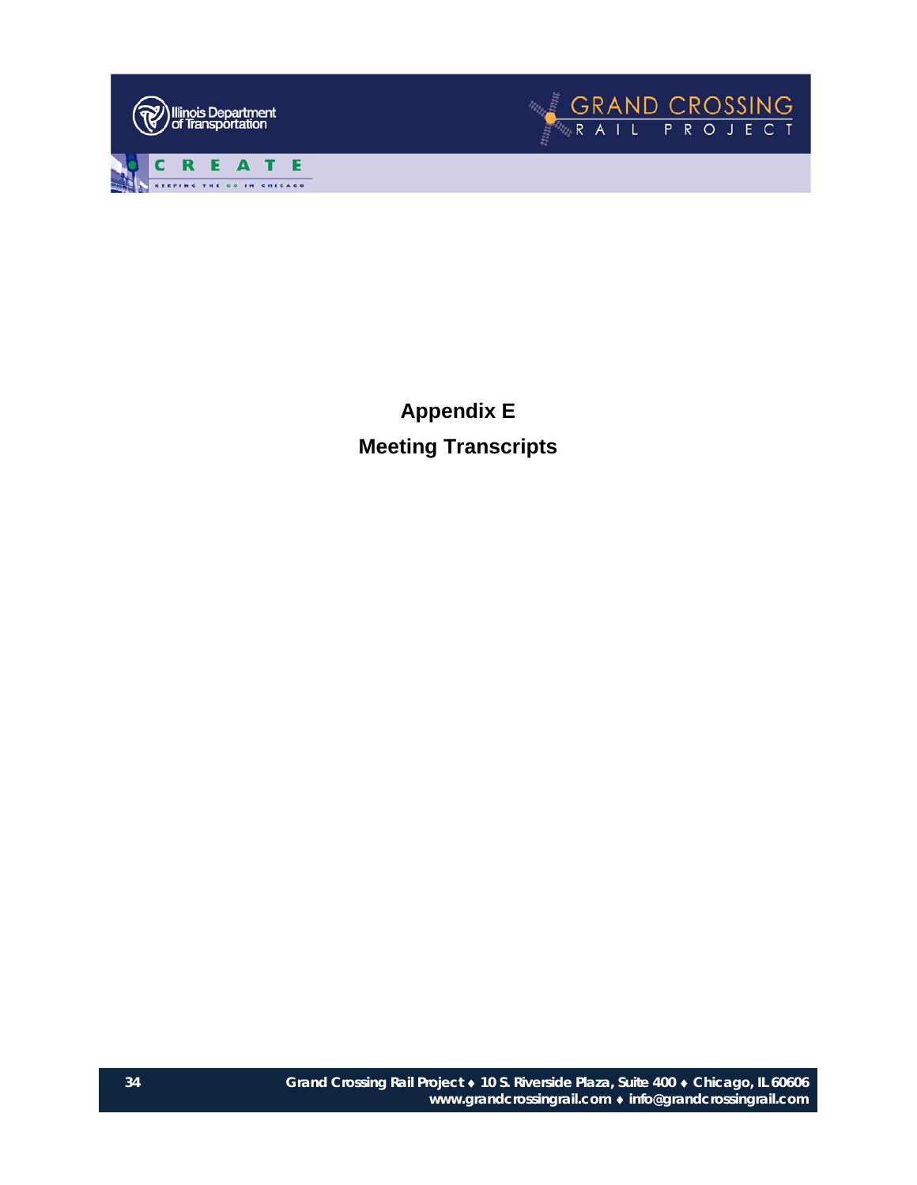# Appendix E

# Meeting Transcripts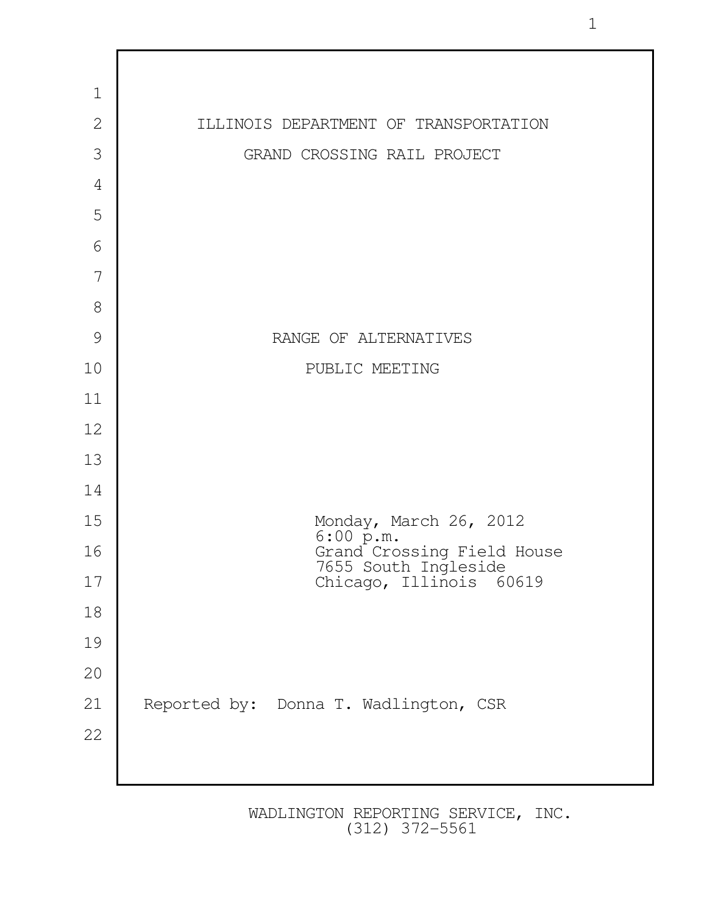ILLINOIS DEPARTMENT OF TRANSPORTATION

GRAND CROSSING RAIL PROJECT

RANGE OF ALTERNATIVES

PUBLIC MEETING

Monday, March 26, 2012
6:00 p.m.
Grand Crossing Field House
7655 South Ingleside
Chicago, Illinois 60619

Reported by: Donna T. Wadlington, CSR

WADLINGTON REPORTING SERVICE, INC.
(312) 372-5561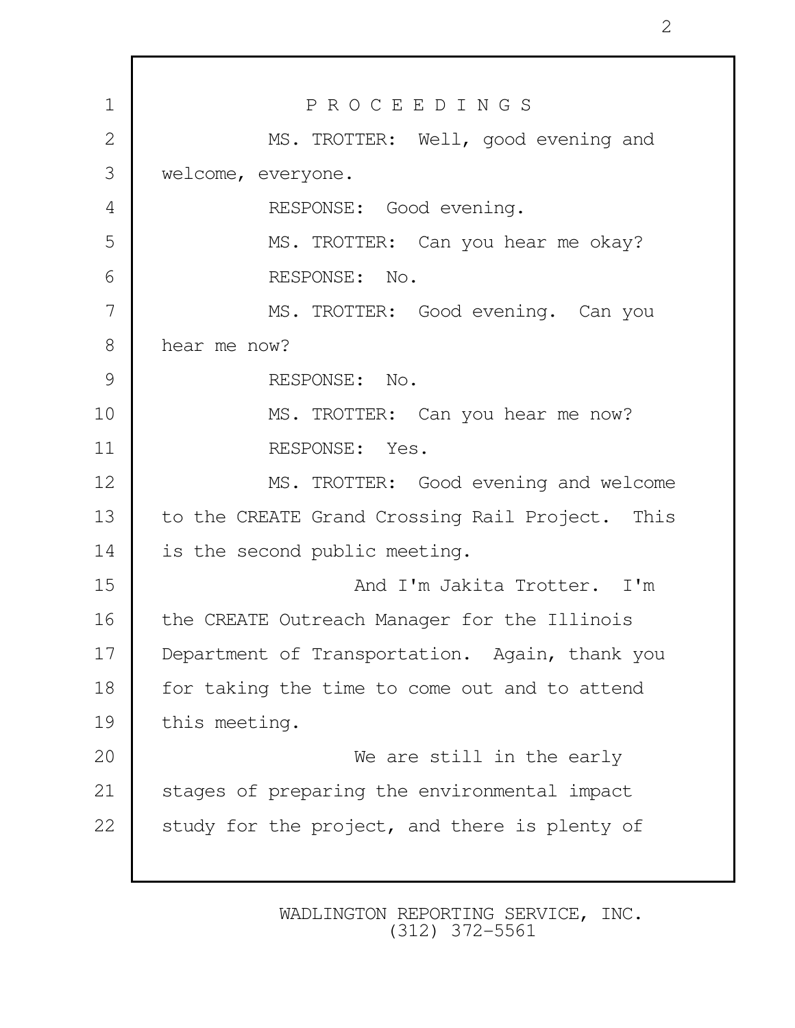P R O C E E D I N G S

MS. TROTTER: Well, good evening and welcome, everyone.

RESPONSE: Good evening.

MS. TROTTER: Can you hear me okay?

RESPONSE: No.

MS. TROTTER: Good evening. Can you hear me now?

RESPONSE: No.

MS. TROTTER: Can you hear me now?

RESPONSE: Yes.

MS. TROTTER: Good evening and welcome to the CREATE Grand Crossing Rail Project. This is the second public meeting.

And I'm Jakita Trotter. I'm the CREATE Outreach Manager for the Illinois Department of Transportation. Again, thank you for taking the time to come out and to attend this meeting.

We are still in the early stages of preparing the environmental impact study for the project, and there is plenty of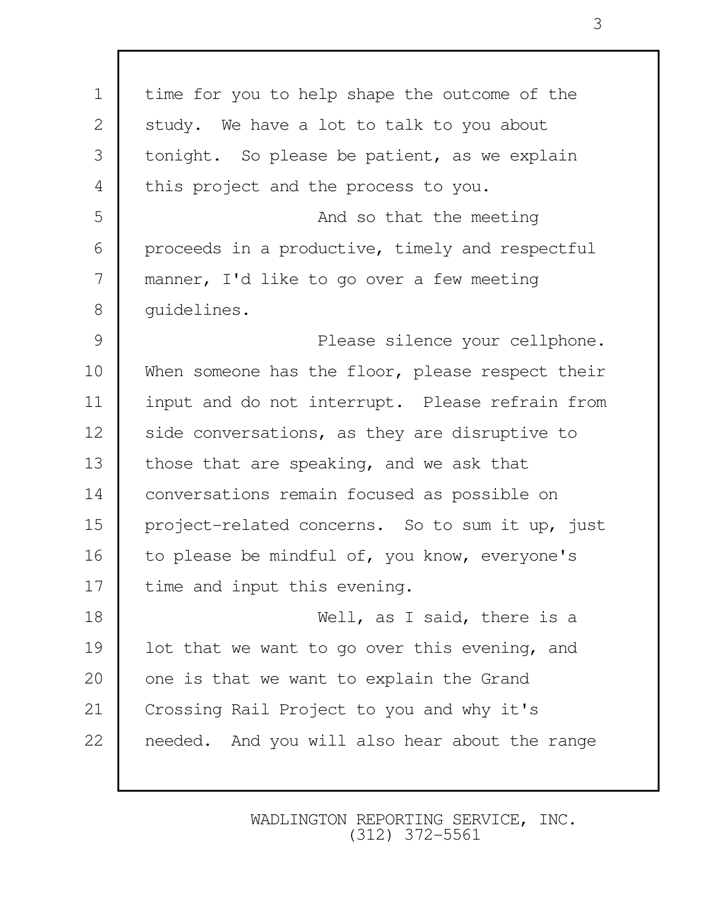time for you to help shape the outcome of the study. We have a lot to talk to you about tonight. So please be patient, as we explain this project and the process to you.

And so that the meeting proceeds in a productive, timely and respectful manner, I'd like to go over a few meeting guidelines.

Please silence your cellphone. When someone has the floor, please respect their input and do not interrupt. Please refrain from side conversations, as they are disruptive to those that are speaking, and we ask that conversations remain focused as possible on project-related concerns. So to sum it up, just to please be mindful of, you know, everyone's time and input this evening.

Well, as I said, there is a lot that we want to go over this evening, and one is that we want to explain the Grand Crossing Rail Project to you and why it's needed. And you will also hear about the range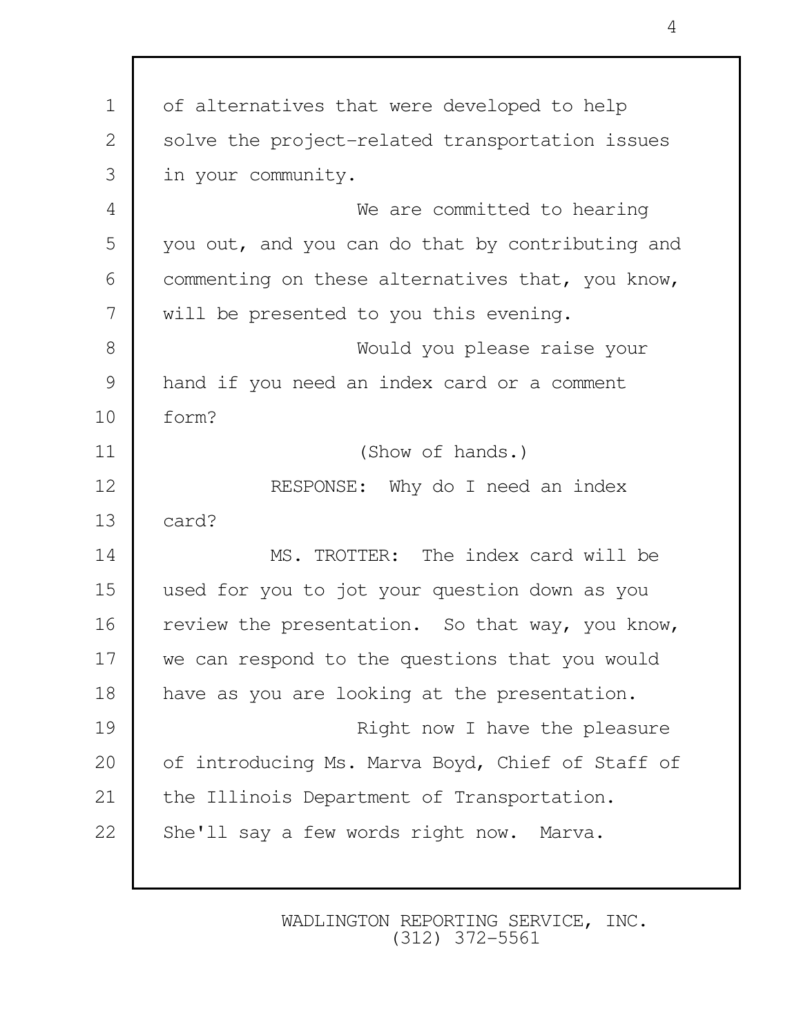of alternatives that were developed to help solve the project-related transportation issues in your community.

We are committed to hearing you out, and you can do that by contributing and commenting on these alternatives that, you know, will be presented to you this evening.

Would you please raise your hand if you need an index card or a comment form?

(Show of hands.)

RESPONSE: Why do I need an index card?

MS. TROTTER: The index card will be used for you to jot your question down as you review the presentation. So that way, you know, we can respond to the questions that you would have as you are looking at the presentation.

Right now I have the pleasure of introducing Ms. Marva Boyd, Chief of Staff of the Illinois Department of Transportation. She'll say a few words right now. Marva.

WADLINGTON REPORTING SERVICE, INC.
(312) 372-5561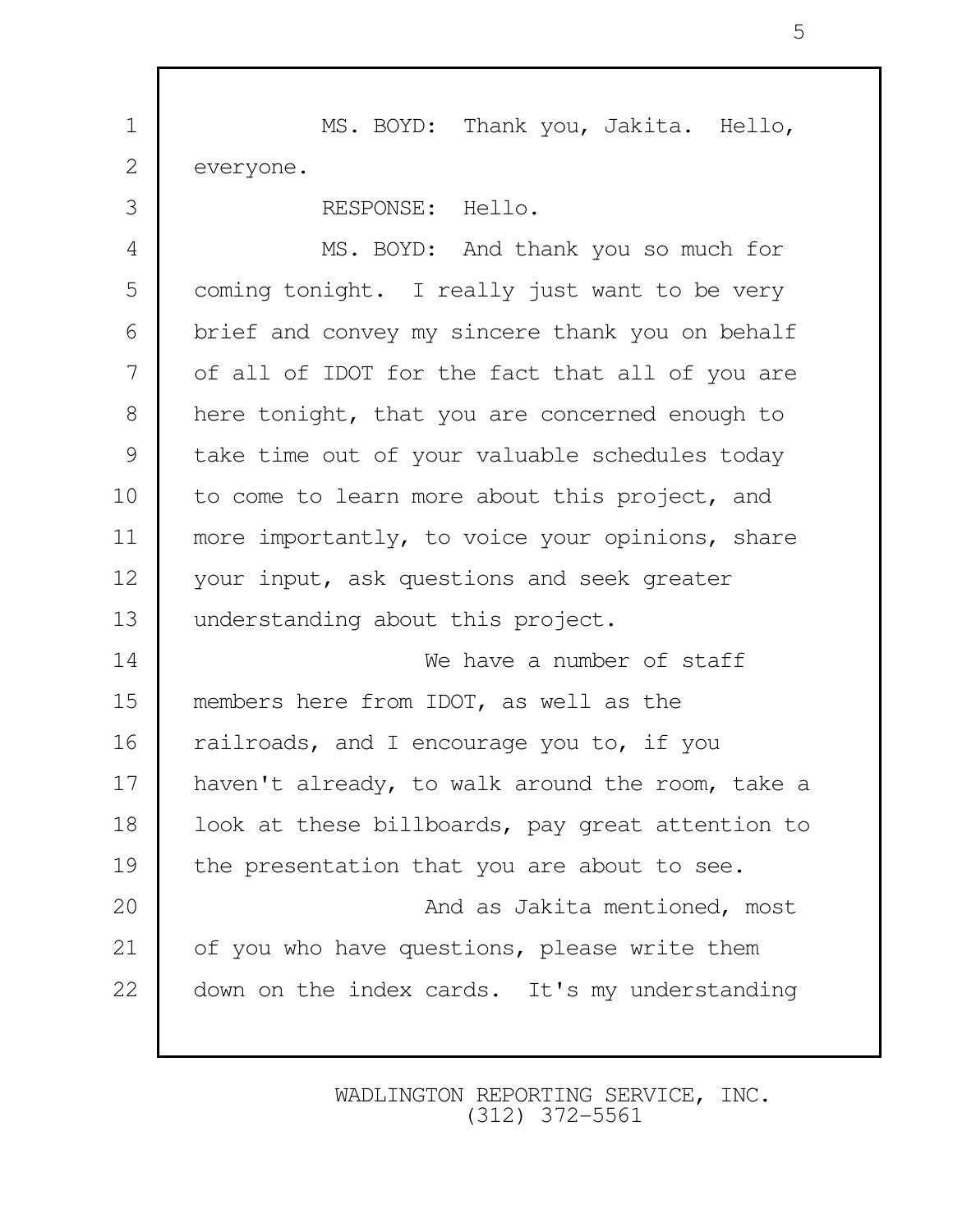MS. BOYD: Thank you, Jakita. Hello, everyone.

RESPONSE: Hello.

MS. BOYD: And thank you so much for coming tonight. I really just want to be very brief and convey my sincere thank you on behalf of all of IDOT for the fact that all of you are here tonight, that you are concerned enough to take time out of your valuable schedules today to come to learn more about this project, and more importantly, to voice your opinions, share your input, ask questions and seek greater understanding about this project.

We have a number of staff members here from IDOT, as well as the railroads, and I encourage you to, if you haven't already, to walk around the room, take a look at these billboards, pay great attention to the presentation that you are about to see.

And as Jakita mentioned, most of you who have questions, please write them down on the index cards. It's my understanding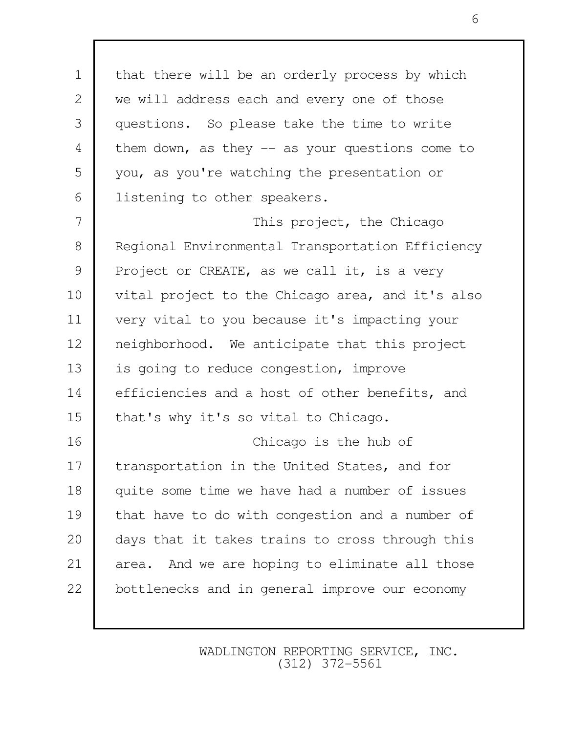that there will be an orderly process by which we will address each and every one of those questions. So please take the time to write them down, as they -- as your questions come to you, as you're watching the presentation or listening to other speakers.

This project, the Chicago Regional Environmental Transportation Efficiency Project or CREATE, as we call it, is a very vital project to the Chicago area, and it's also very vital to you because it's impacting your neighborhood. We anticipate that this project is going to reduce congestion, improve efficiencies and a host of other benefits, and that's why it's so vital to Chicago.

Chicago is the hub of transportation in the United States, and for quite some time we have had a number of issues that have to do with congestion and a number of days that it takes trains to cross through this area. And we are hoping to eliminate all those bottlenecks and in general improve our economy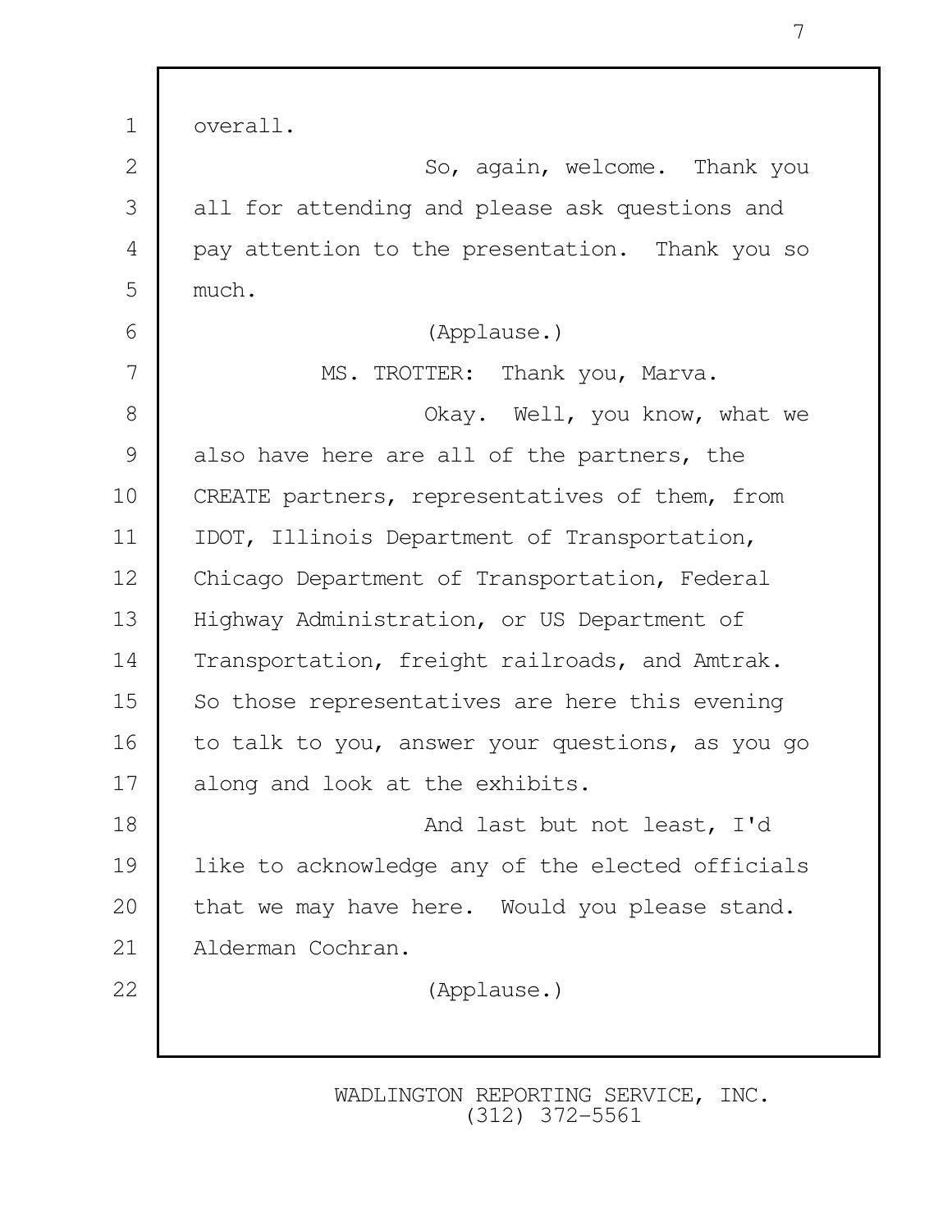overall.

So, again, welcome. Thank you all for attending and please ask questions and pay attention to the presentation. Thank you so much.

(Applause.)

MS. TROTTER: Thank you, Marva.

Okay. Well, you know, what we also have here are all of the partners, the CREATE partners, representatives of them, from IDOT, Illinois Department of Transportation, Chicago Department of Transportation, Federal Highway Administration, or US Department of Transportation, freight railroads, and Amtrak. So those representatives are here this evening to talk to you, answer your questions, as you go along and look at the exhibits.

And last but not least, I'd like to acknowledge any of the elected officials that we may have here. Would you please stand. Alderman Cochran.

(Applause.)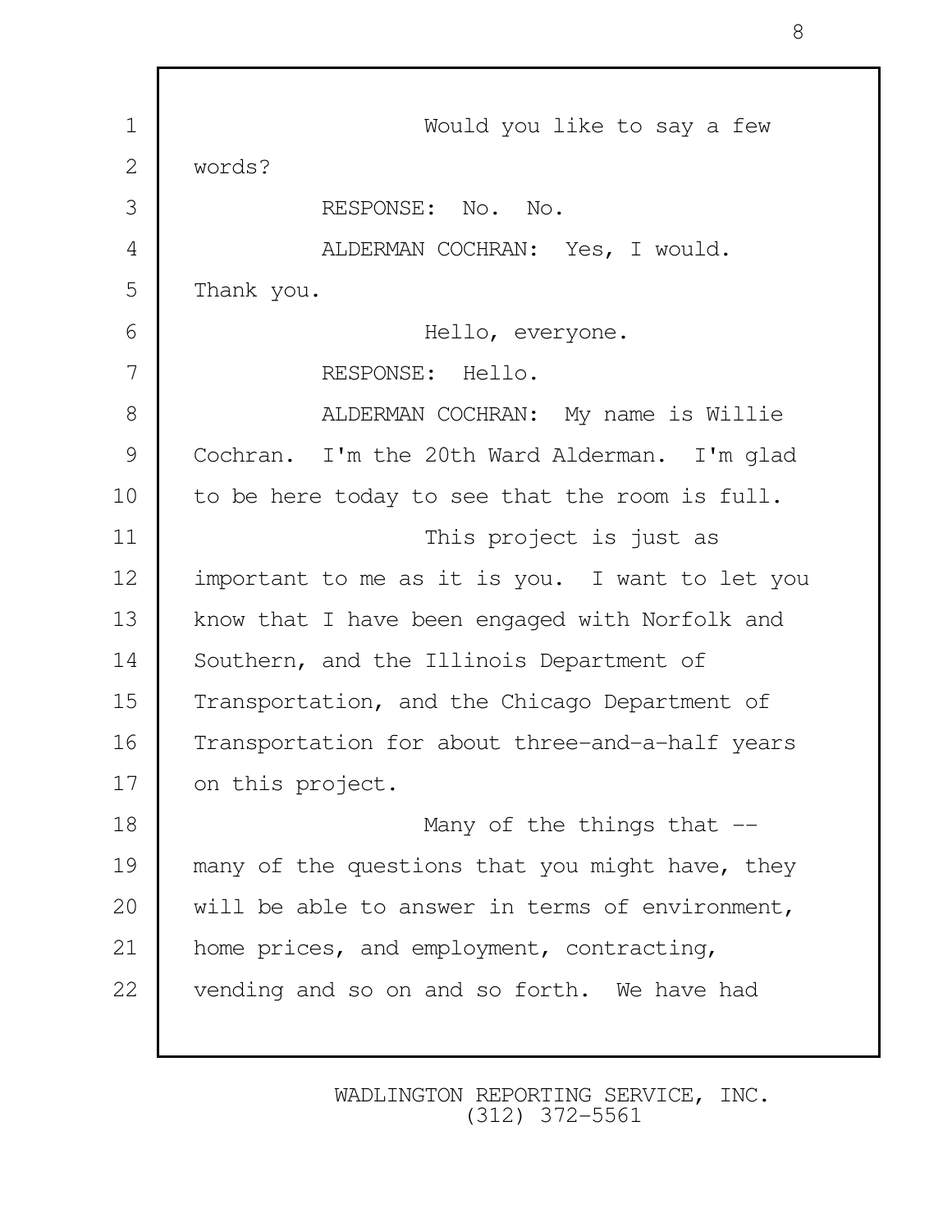Would you like to say a few words?

RESPONSE: No. No.

ALDERMAN COCHRAN: Yes, I would. Thank you.

Hello, everyone.

RESPONSE: Hello.

ALDERMAN COCHRAN: My name is Willie Cochran. I'm the 20th Ward Alderman. I'm glad to be here today to see that the room is full.

This project is just as important to me as it is you. I want to let you know that I have been engaged with Norfolk and Southern, and the Illinois Department of Transportation, and the Chicago Department of Transportation for about three-and-a-half years on this project.

Many of the things that -- many of the questions that you might have, they will be able to answer in terms of environment, home prices, and employment, contracting, vending and so on and so forth. We have had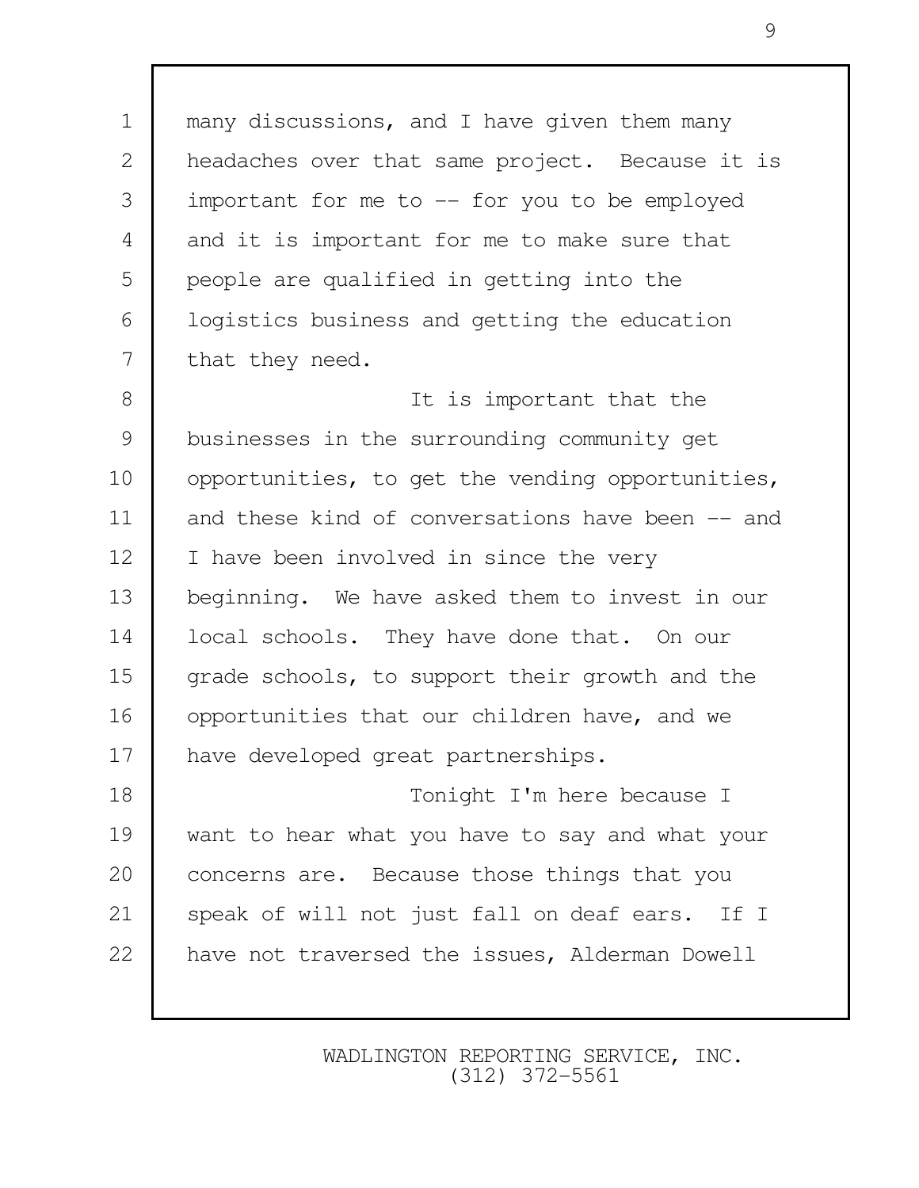many discussions, and I have given them many headaches over that same project. Because it is important for me to -- for you to be employed and it is important for me to make sure that people are qualified in getting into the logistics business and getting the education that they need.

It is important that the businesses in the surrounding community get opportunities, to get the vending opportunities, and these kind of conversations have been -- and I have been involved in since the very beginning. We have asked them to invest in our local schools. They have done that. On our grade schools, to support their growth and the opportunities that our children have, and we have developed great partnerships.

Tonight I'm here because I want to hear what you have to say and what your concerns are. Because those things that you speak of will not just fall on deaf ears. If I have not traversed the issues, Alderman Dowell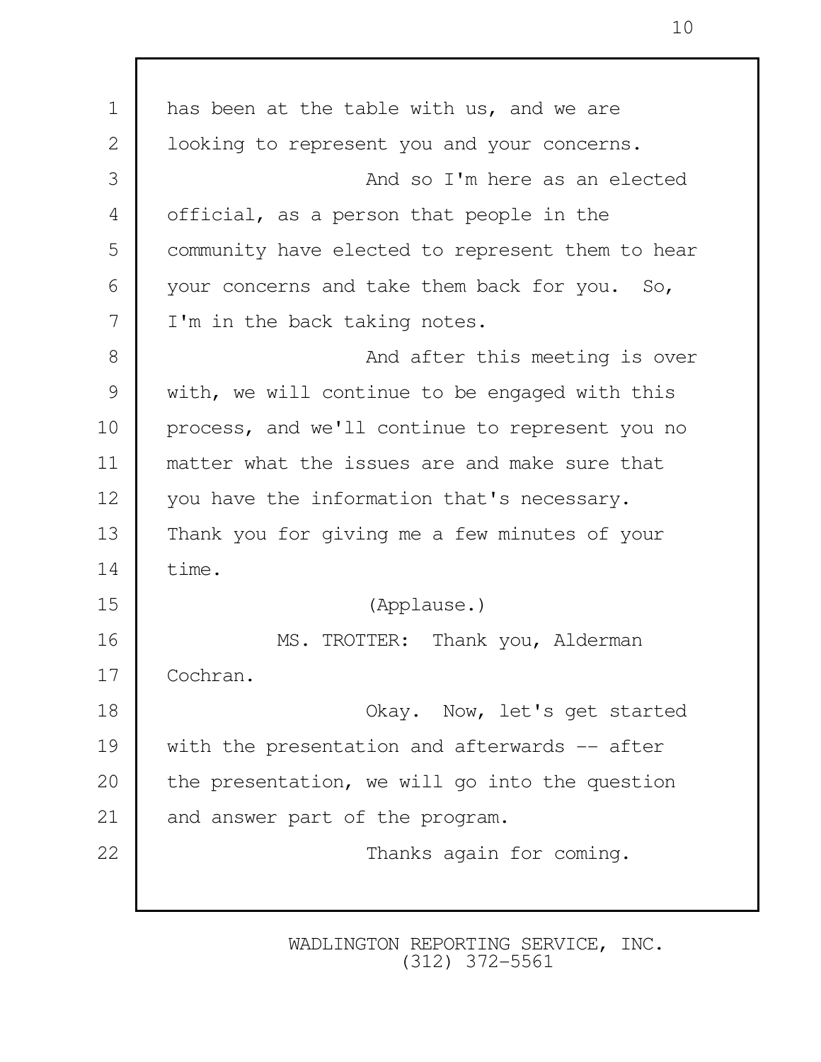has been at the table with us, and we are looking to represent you and your concerns.

And so I'm here as an elected official, as a person that people in the community have elected to represent them to hear your concerns and take them back for you. So, I'm in the back taking notes.

And after this meeting is over with, we will continue to be engaged with this process, and we'll continue to represent you no matter what the issues are and make sure that you have the information that's necessary. Thank you for giving me a few minutes of your time.

(Applause.)

MS. TROTTER: Thank you, Alderman Cochran.

Okay. Now, let's get started with the presentation and afterwards -- after the presentation, we will go into the question and answer part of the program.

Thanks again for coming.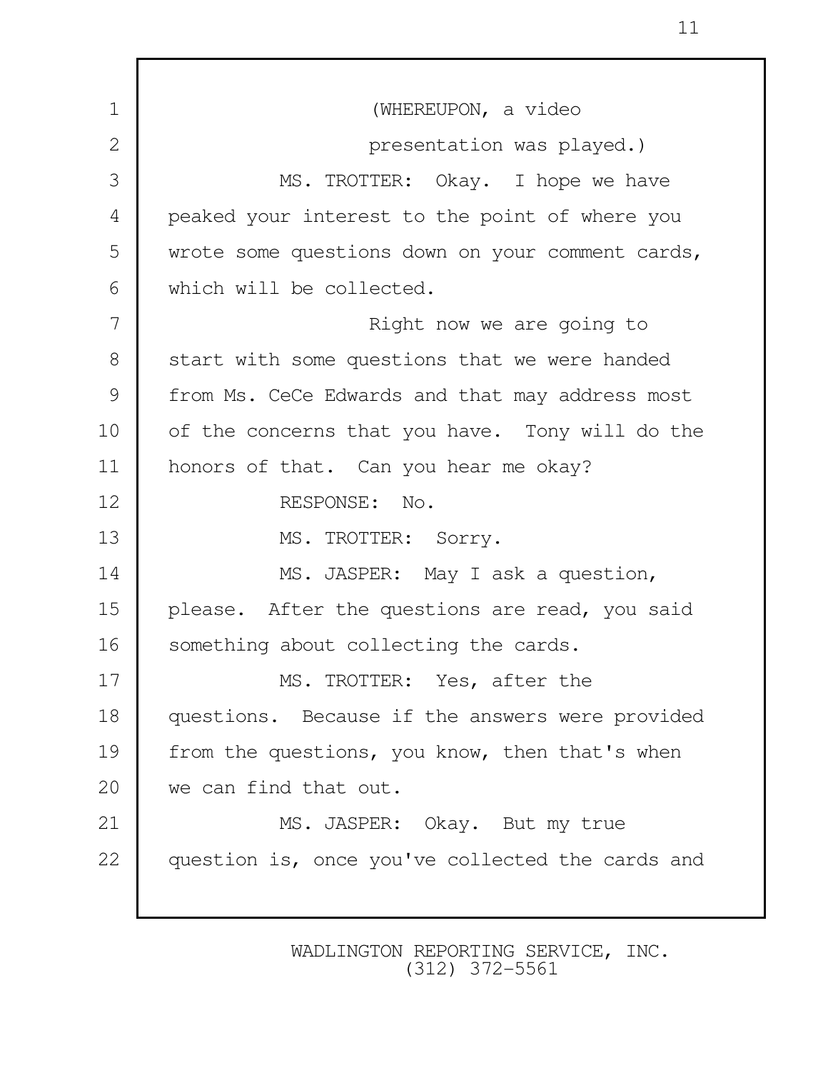(WHEREUPON, a video presentation was played.)

MS. TROTTER: Okay. I hope we have peaked your interest to the point of where you wrote some questions down on your comment cards, which will be collected.

Right now we are going to start with some questions that we were handed from Ms. CeCe Edwards and that may address most of the concerns that you have. Tony will do the honors of that. Can you hear me okay?

RESPONSE: No.

MS. TROTTER: Sorry.

MS. JASPER: May I ask a question, please. After the questions are read, you said something about collecting the cards.

MS. TROTTER: Yes, after the questions. Because if the answers were provided from the questions, you know, then that's when we can find that out.

MS. JASPER: Okay. But my true question is, once you've collected the cards and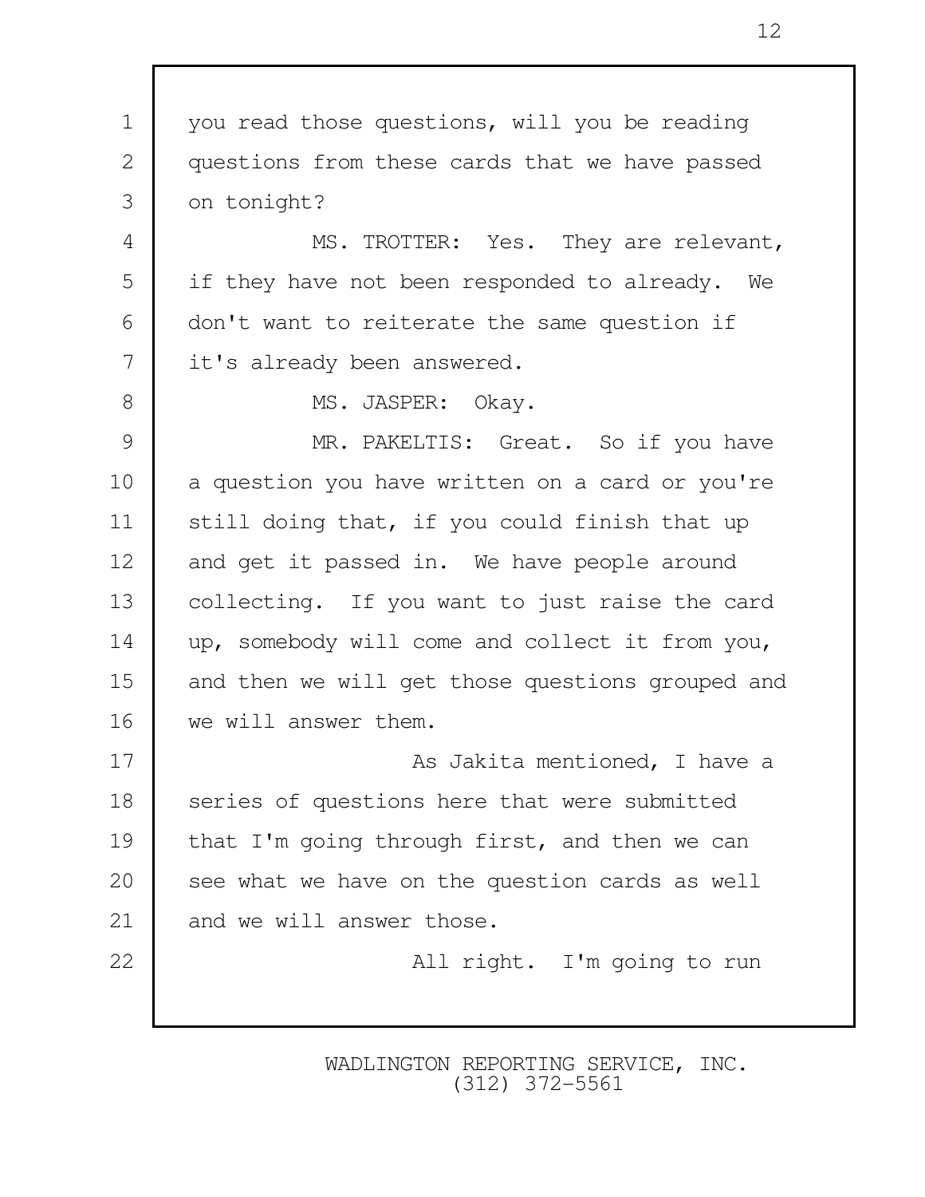you read those questions, will you be reading questions from these cards that we have passed on tonight?

MS. TROTTER: Yes. They are relevant, if they have not been responded to already. We don't want to reiterate the same question if it's already been answered.

MS. JASPER: Okay.

MR. PAKELTIS: Great. So if you have a question you have written on a card or you're still doing that, if you could finish that up and get it passed in. We have people around collecting. If you want to just raise the card up, somebody will come and collect it from you, and then we will get those questions grouped and we will answer them.

As Jakita mentioned, I have a series of questions here that were submitted that I'm going through first, and then we can see what we have on the question cards as well and we will answer those.

All right. I'm going to run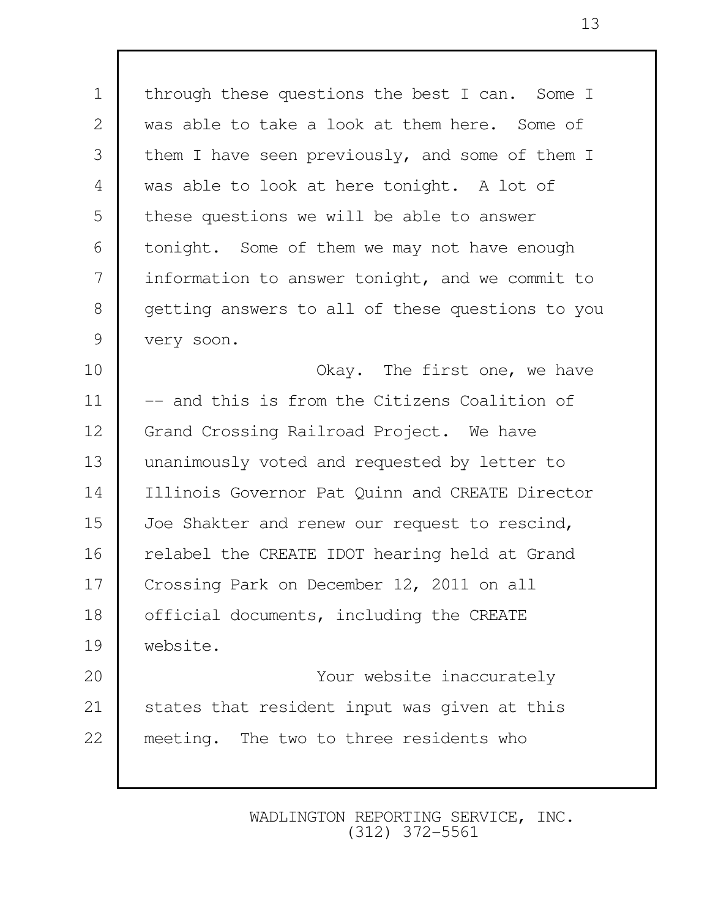through these questions the best I can. Some I was able to take a look at them here. Some of them I have seen previously, and some of them I was able to look at here tonight. A lot of these questions we will be able to answer tonight. Some of them we may not have enough information to answer tonight, and we commit to getting answers to all of these questions to you very soon.

Okay. The first one, we have -- and this is from the Citizens Coalition of Grand Crossing Railroad Project. We have unanimously voted and requested by letter to Illinois Governor Pat Quinn and CREATE Director Joe Shakter and renew our request to rescind, relabel the CREATE IDOT hearing held at Grand Crossing Park on December 12, 2011 on all official documents, including the CREATE website.

Your website inaccurately states that resident input was given at this meeting. The two to three residents who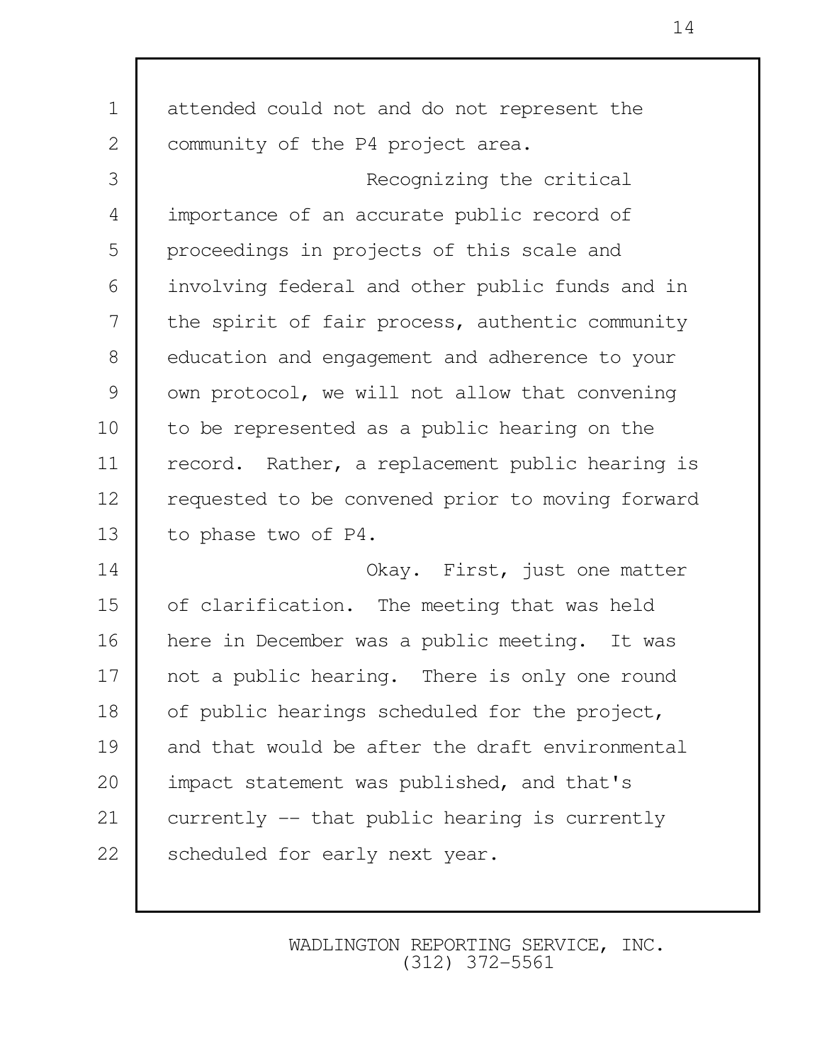attended could not and do not represent the community of the P4 project area.

Recognizing the critical importance of an accurate public record of proceedings in projects of this scale and involving federal and other public funds and in the spirit of fair process, authentic community education and engagement and adherence to your own protocol, we will not allow that convening to be represented as a public hearing on the record. Rather, a replacement public hearing is requested to be convened prior to moving forward to phase two of P4.

Okay. First, just one matter of clarification. The meeting that was held here in December was a public meeting. It was not a public hearing. There is only one round of public hearings scheduled for the project, and that would be after the draft environmental impact statement was published, and that's currently -- that public hearing is currently scheduled for early next year.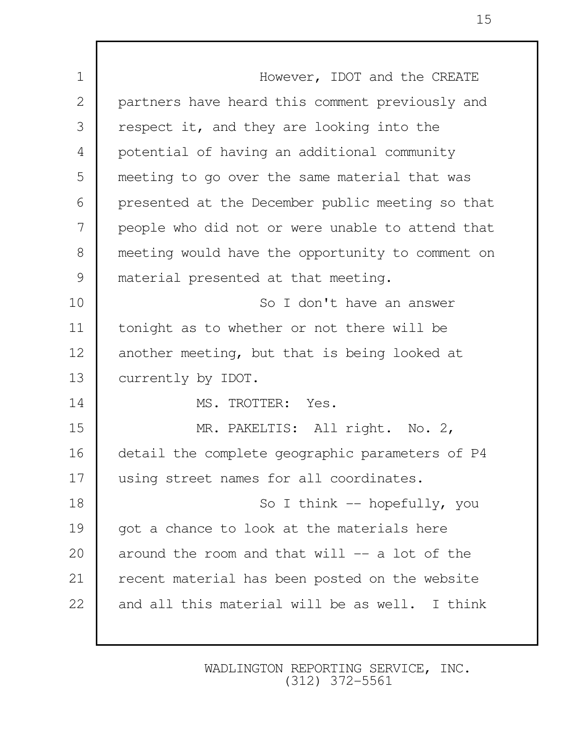However, IDOT and the CREATE partners have heard this comment previously and respect it, and they are looking into the potential of having an additional community meeting to go over the same material that was presented at the December public meeting so that people who did not or were unable to attend that meeting would have the opportunity to comment on material presented at that meeting.

So I don't have an answer tonight as to whether or not there will be another meeting, but that is being looked at currently by IDOT.

MS. TROTTER: Yes.

MR. PAKELTIS: All right. No. 2, detail the complete geographic parameters of P4 using street names for all coordinates.

So I think -- hopefully, you got a chance to look at the materials here around the room and that will -- a lot of the recent material has been posted on the website and all this material will be as well. I think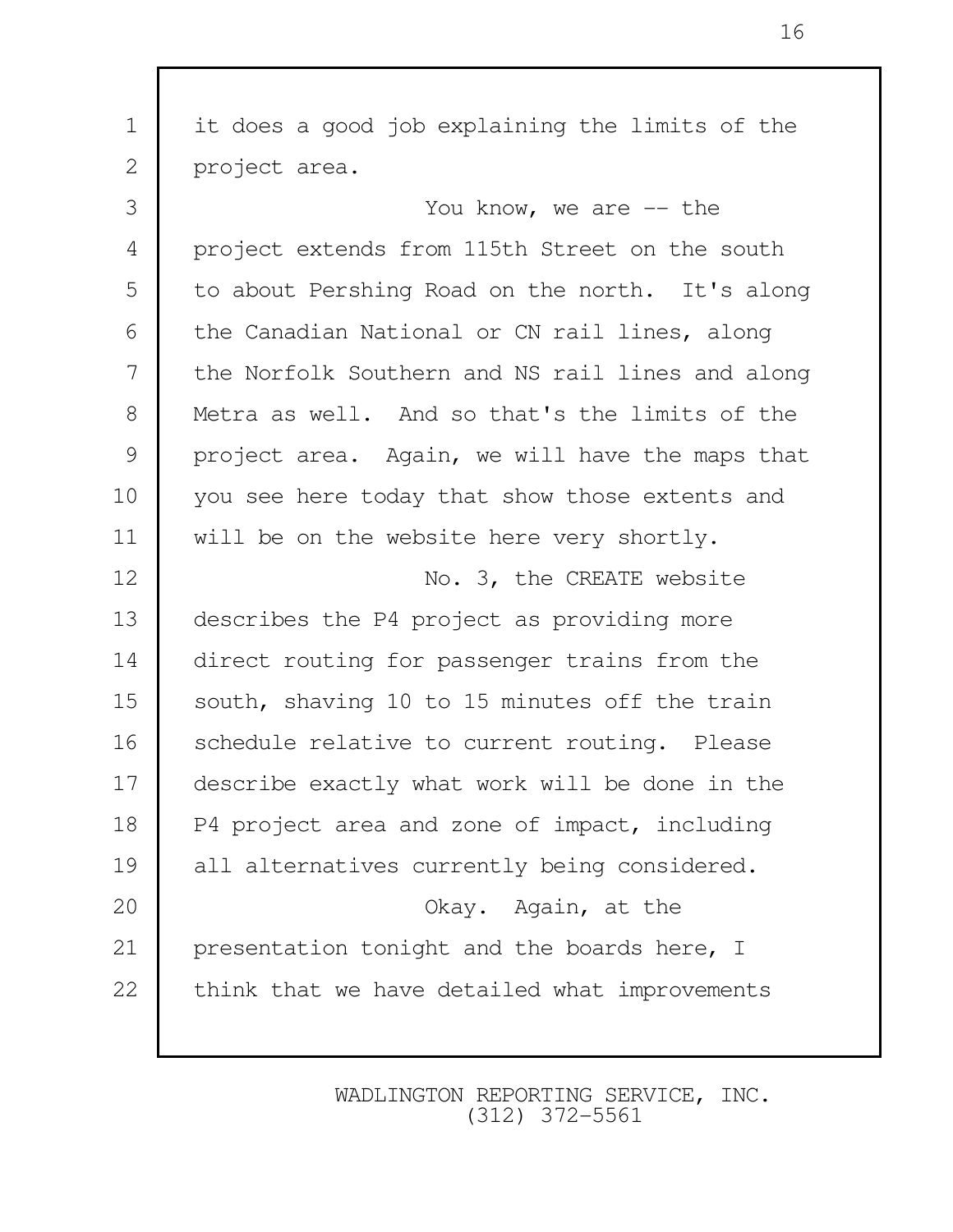it does a good job explaining the limits of the project area.

You know, we are -- the project extends from 115th Street on the south to about Pershing Road on the north. It's along the Canadian National or CN rail lines, along the Norfolk Southern and NS rail lines and along Metra as well. And so that's the limits of the project area. Again, we will have the maps that you see here today that show those extents and will be on the website here very shortly.

No. 3, the CREATE website describes the P4 project as providing more direct routing for passenger trains from the south, shaving 10 to 15 minutes off the train schedule relative to current routing. Please describe exactly what work will be done in the P4 project area and zone of impact, including all alternatives currently being considered.

Okay. Again, at the presentation tonight and the boards here, I think that we have detailed what improvements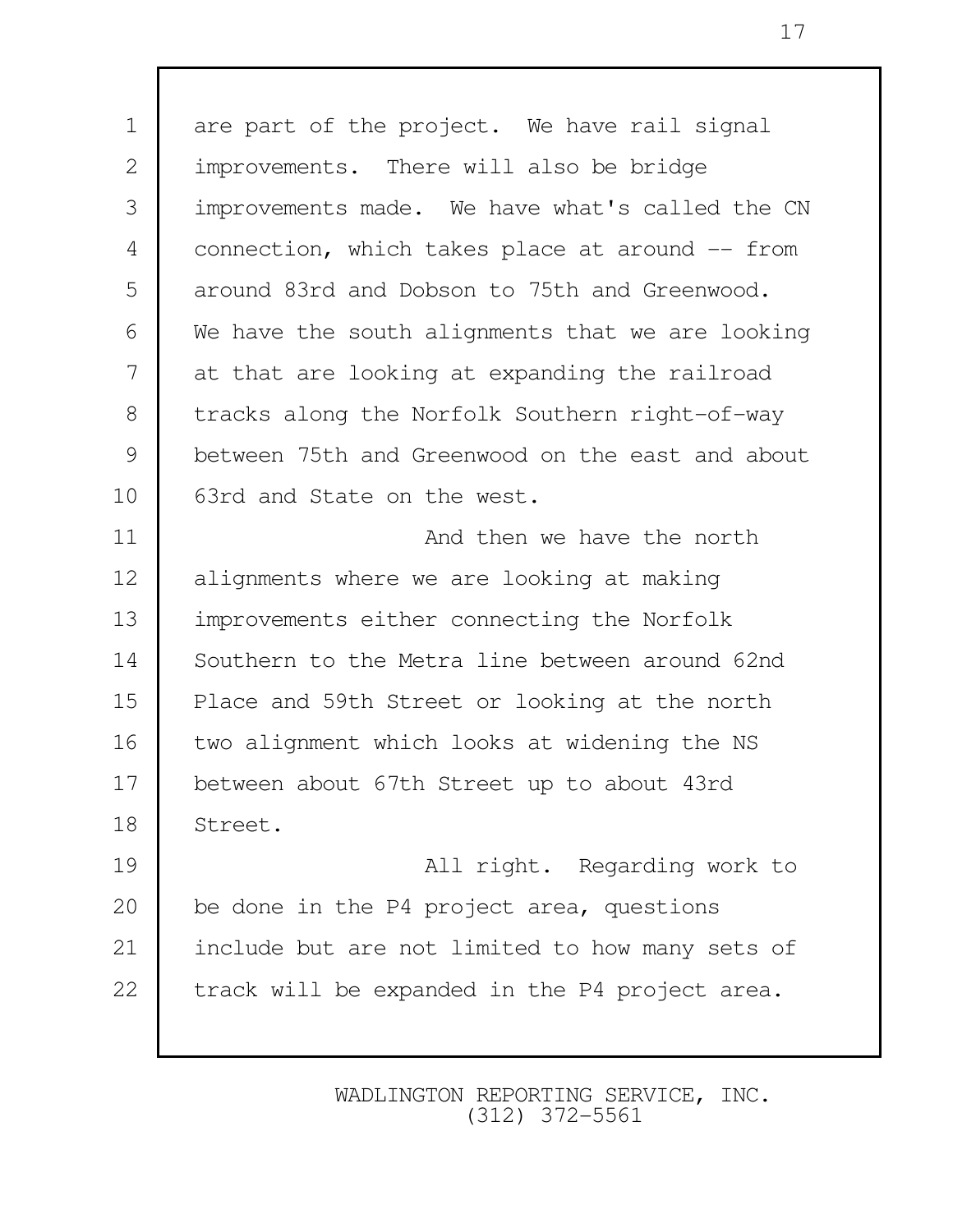are part of the project. We have rail signal improvements. There will also be bridge improvements made. We have what's called the CN connection, which takes place at around -- from around 83rd and Dobson to 75th and Greenwood. We have the south alignments that we are looking at that are looking at expanding the railroad tracks along the Norfolk Southern right-of-way between 75th and Greenwood on the east and about 63rd and State on the west.

And then we have the north alignments where we are looking at making improvements either connecting the Norfolk Southern to the Metra line between around 62nd Place and 59th Street or looking at the north two alignment which looks at widening the NS between about 67th Street up to about 43rd Street.

All right. Regarding work to be done in the P4 project area, questions include but are not limited to how many sets of track will be expanded in the P4 project area.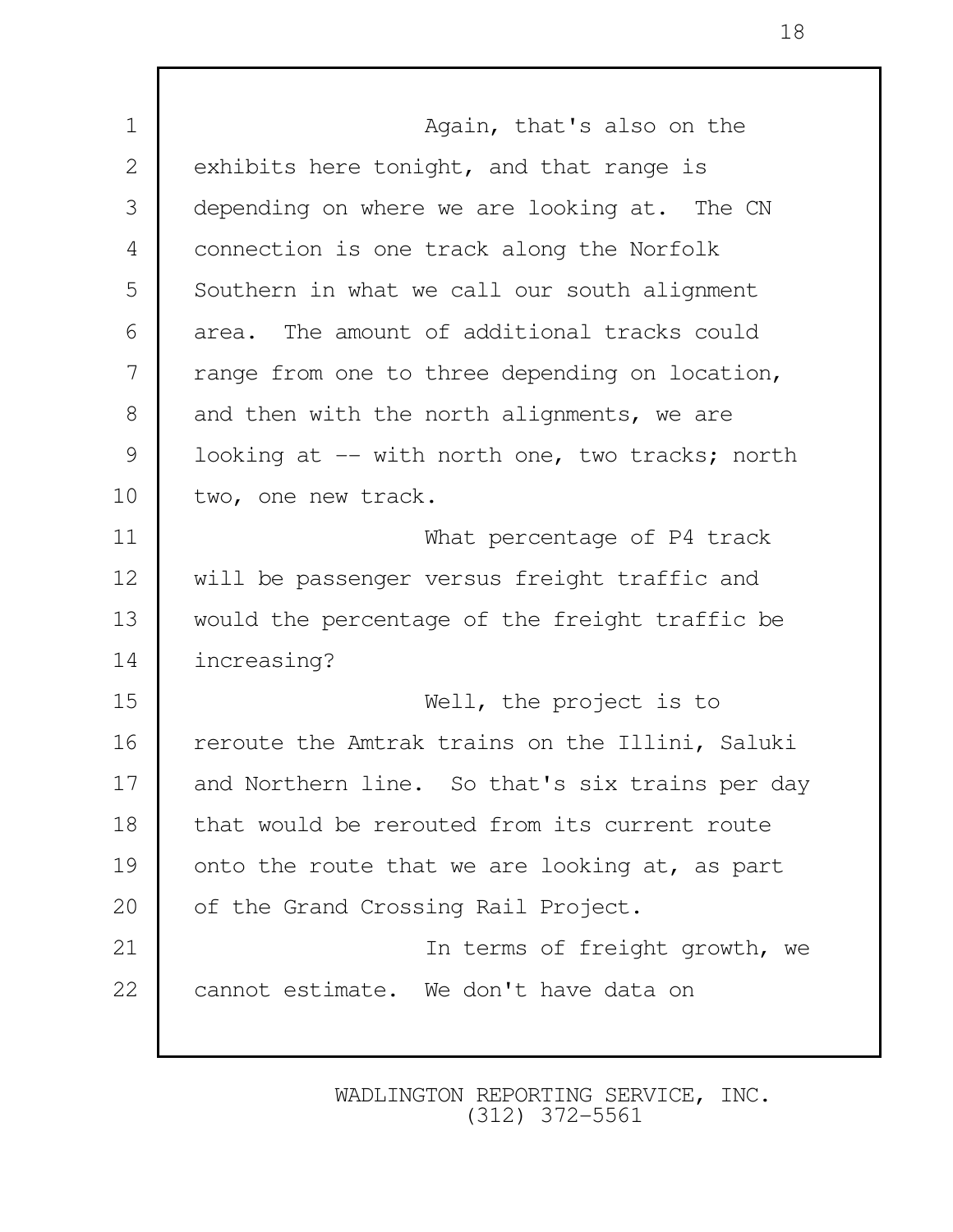Again, that's also on the exhibits here tonight, and that range is depending on where we are looking at. The CN connection is one track along the Norfolk Southern in what we call our south alignment area. The amount of additional tracks could range from one to three depending on location, and then with the north alignments, we are looking at -- with north one, two tracks; north two, one new track.

What percentage of P4 track will be passenger versus freight traffic and would the percentage of the freight traffic be increasing?

Well, the project is to reroute the Amtrak trains on the Illini, Saluki and Northern line. So that's six trains per day that would be rerouted from its current route onto the route that we are looking at, as part of the Grand Crossing Rail Project.

In terms of freight growth, we cannot estimate. We don't have data on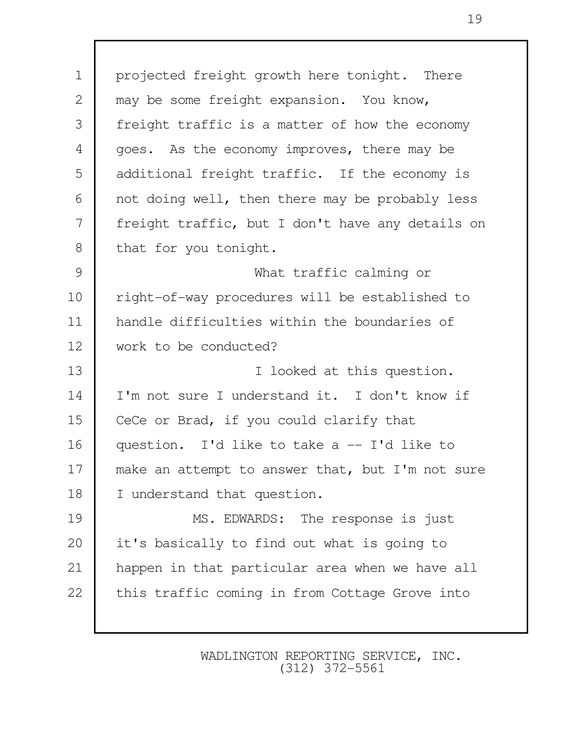projected freight growth here tonight. There may be some freight expansion. You know, freight traffic is a matter of how the economy goes. As the economy improves, there may be additional freight traffic. If the economy is not doing well, then there may be probably less freight traffic, but I don't have any details on that for you tonight.

What traffic calming or right-of-way procedures will be established to handle difficulties within the boundaries of work to be conducted?

I looked at this question. I'm not sure I understand it. I don't know if CeCe or Brad, if you could clarify that question. I'd like to take a -- I'd like to make an attempt to answer that, but I'm not sure I understand that question.

MS. EDWARDS: The response is just it's basically to find out what is going to happen in that particular area when we have all this traffic coming in from Cottage Grove into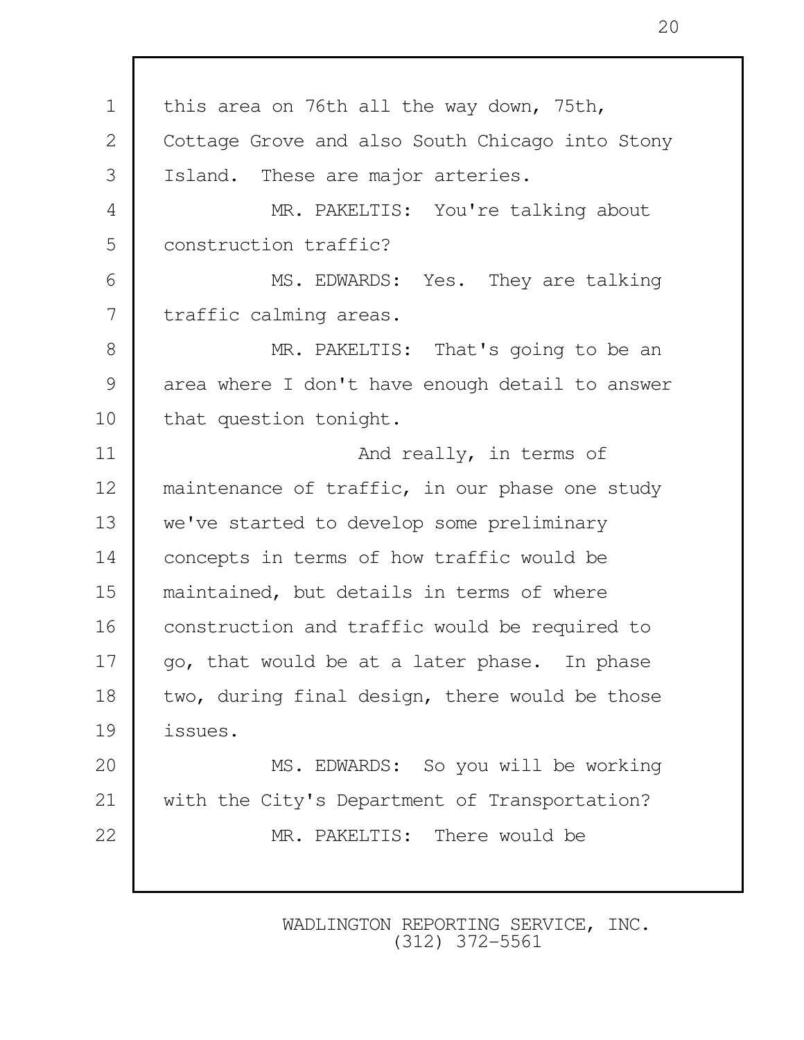this area on 76th all the way down, 75th, Cottage Grove and also South Chicago into Stony Island. These are major arteries.

MR. PAKELTIS: You're talking about construction traffic?

MS. EDWARDS: Yes. They are talking traffic calming areas.

MR. PAKELTIS: That's going to be an area where I don't have enough detail to answer that question tonight.

And really, in terms of maintenance of traffic, in our phase one study we've started to develop some preliminary concepts in terms of how traffic would be maintained, but details in terms of where construction and traffic would be required to go, that would be at a later phase. In phase two, during final design, there would be those issues.

MS. EDWARDS: So you will be working with the City's Department of Transportation?

MR. PAKELTIS: There would be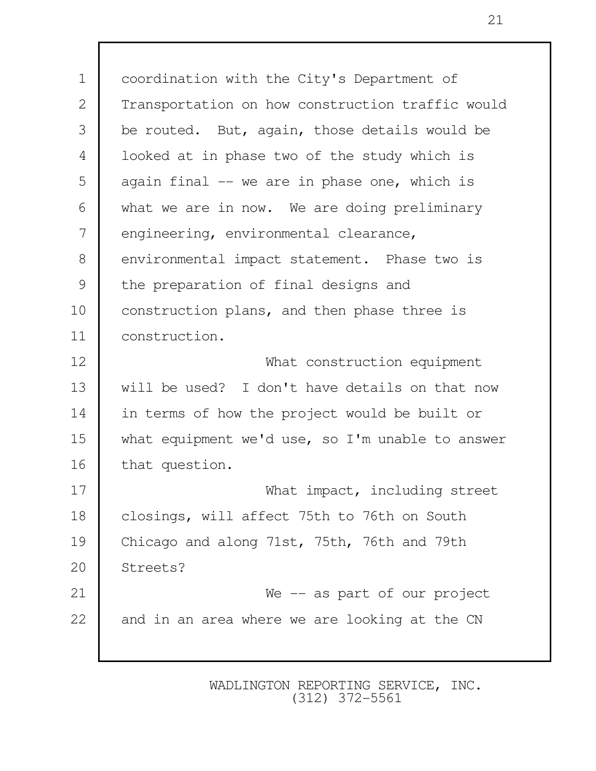coordination with the City's Department of Transportation on how construction traffic would be routed. But, again, those details would be looked at in phase two of the study which is again final -- we are in phase one, which is what we are in now. We are doing preliminary engineering, environmental clearance, environmental impact statement. Phase two is the preparation of final designs and construction plans, and then phase three is construction.

What construction equipment will be used? I don't have details on that now in terms of how the project would be built or what equipment we'd use, so I'm unable to answer that question.

What impact, including street closings, will affect 75th to 76th on South Chicago and along 71st, 75th, 76th and 79th Streets?

We -- as part of our project and in an area where we are looking at the CN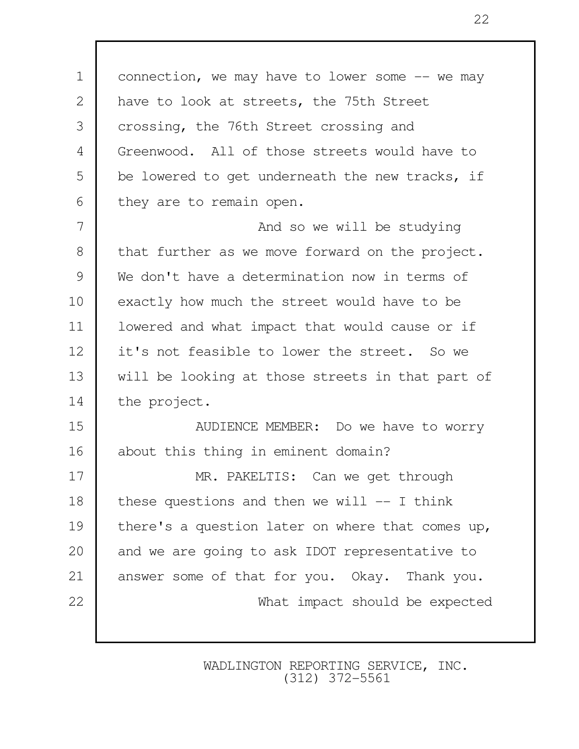connection, we may have to lower some -- we may have to look at streets, the 75th Street crossing, the 76th Street crossing and Greenwood. All of those streets would have to be lowered to get underneath the new tracks, if they are to remain open.

And so we will be studying that further as we move forward on the project. We don't have a determination now in terms of exactly how much the street would have to be lowered and what impact that would cause or if it's not feasible to lower the street. So we will be looking at those streets in that part of the project.

AUDIENCE MEMBER: Do we have to worry about this thing in eminent domain?

MR. PAKELTIS: Can we get through these questions and then we will -- I think there's a question later on where that comes up, and we are going to ask IDOT representative to answer some of that for you. Okay. Thank you.

What impact should be expected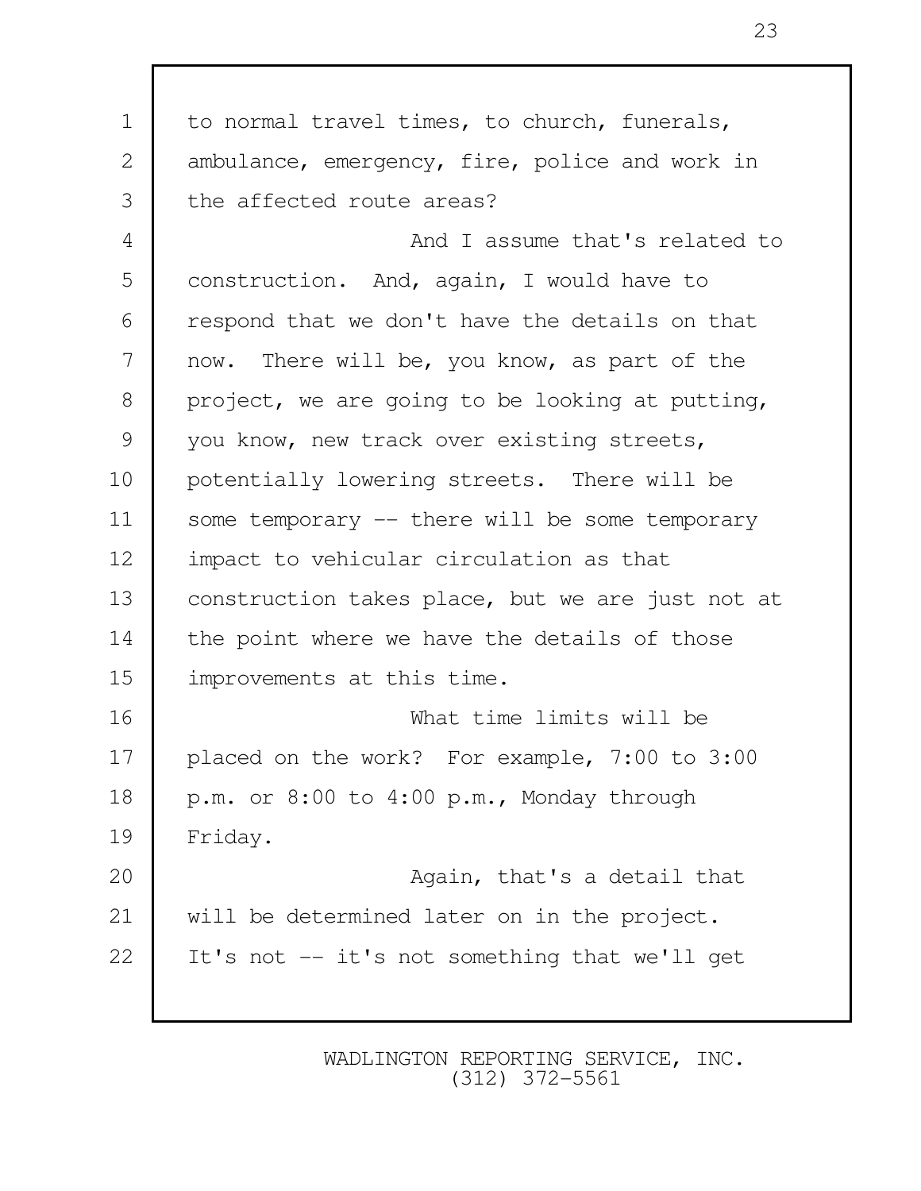to normal travel times, to church, funerals, ambulance, emergency, fire, police and work in the affected route areas?

And I assume that's related to construction. And, again, I would have to respond that we don't have the details on that now. There will be, you know, as part of the project, we are going to be looking at putting, you know, new track over existing streets, potentially lowering streets. There will be some temporary -- there will be some temporary impact to vehicular circulation as that construction takes place, but we are just not at the point where we have the details of those improvements at this time.

What time limits will be placed on the work? For example, 7:00 to 3:00 p.m. or 8:00 to 4:00 p.m., Monday through Friday.

Again, that's a detail that will be determined later on in the project. It's not -- it's not something that we'll get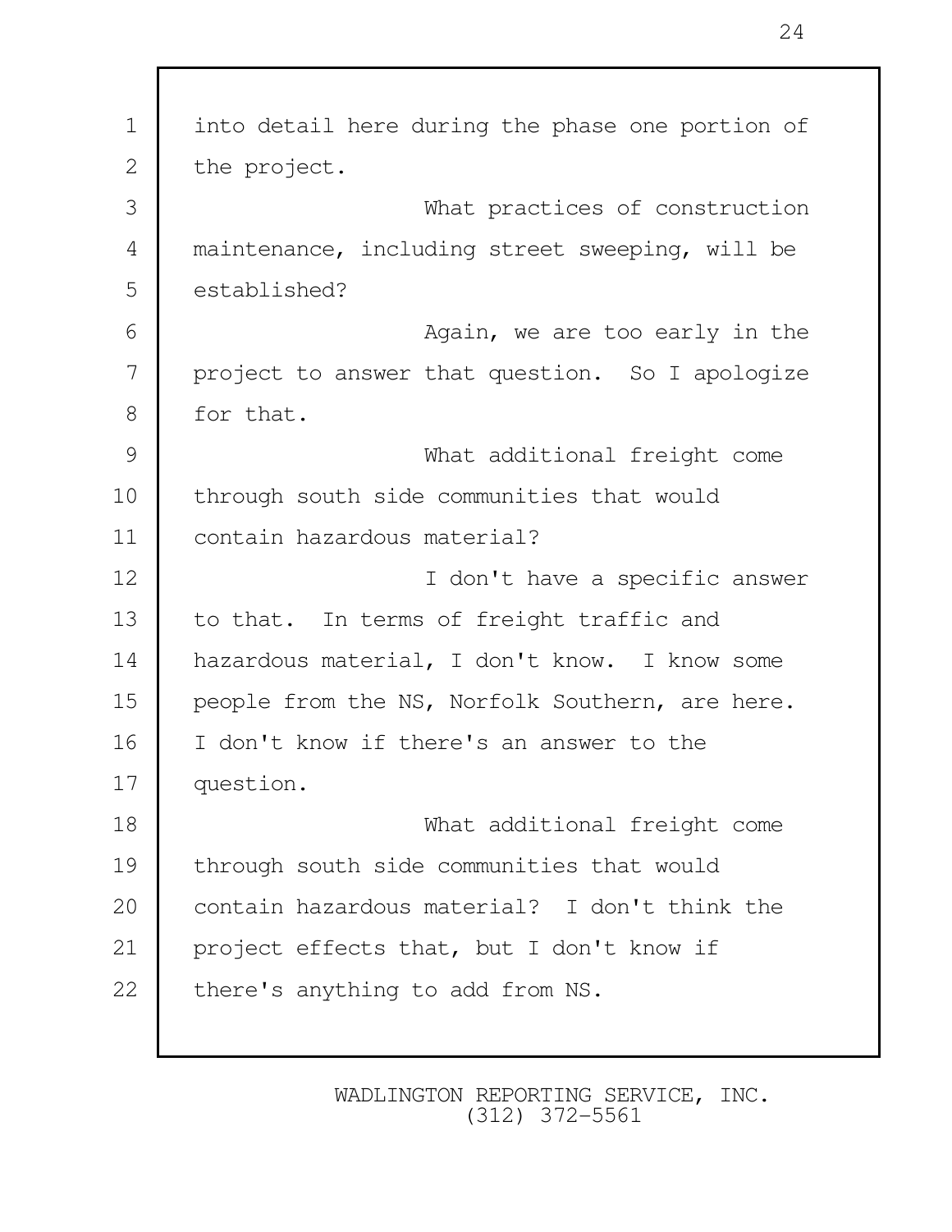into detail here during the phase one portion of the project.

What practices of construction maintenance, including street sweeping, will be established?

Again, we are too early in the project to answer that question. So I apologize for that.

What additional freight come through south side communities that would contain hazardous material?

I don't have a specific answer to that. In terms of freight traffic and hazardous material, I don't know. I know some people from the NS, Norfolk Southern, are here. I don't know if there's an answer to the question.

What additional freight come through south side communities that would contain hazardous material? I don't think the project effects that, but I don't know if there's anything to add from NS.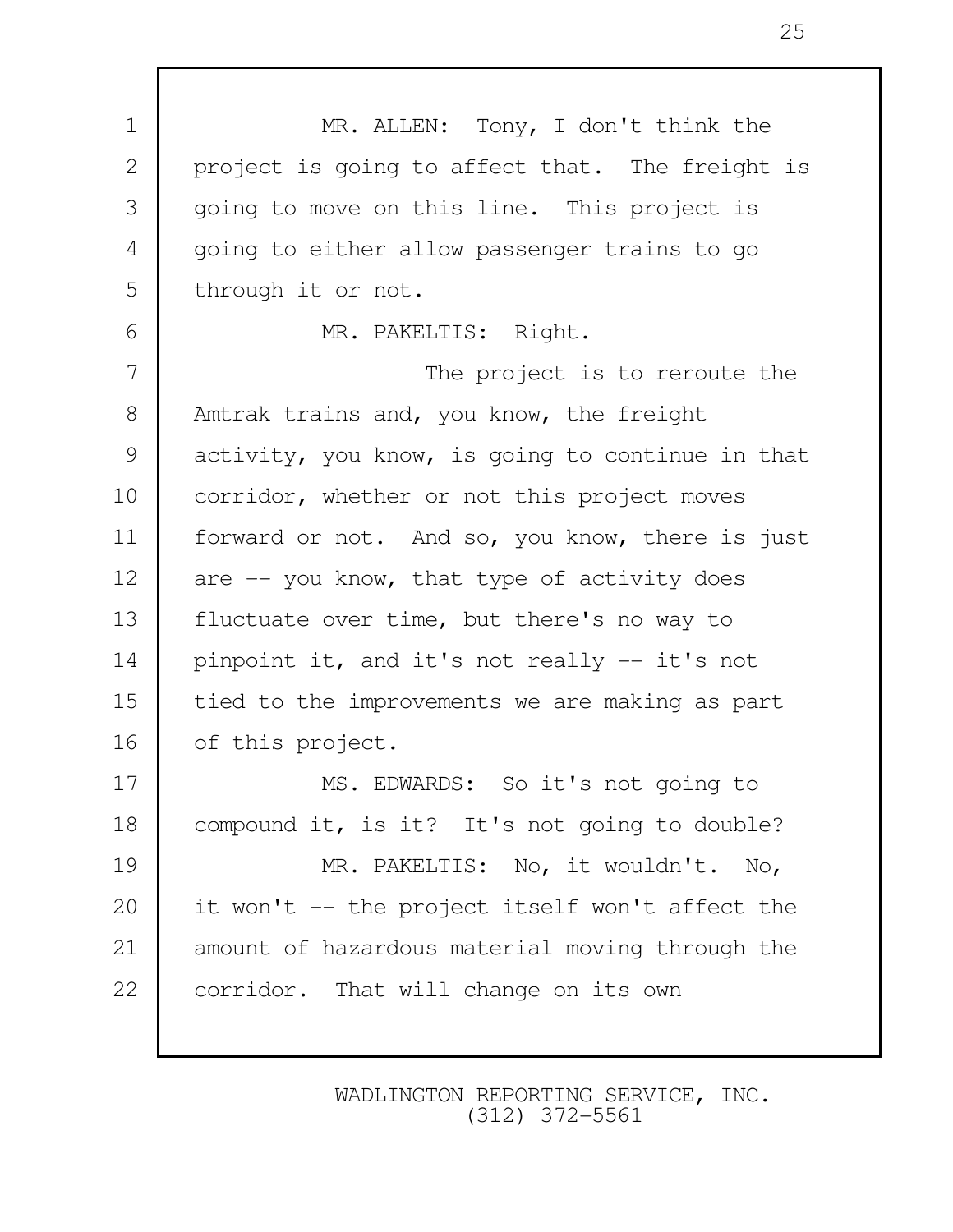MR. ALLEN: Tony, I don't think the project is going to affect that. The freight is going to move on this line. This project is going to either allow passenger trains to go through it or not.

MR. PAKELTIS: Right.

The project is to reroute the Amtrak trains and, you know, the freight activity, you know, is going to continue in that corridor, whether or not this project moves forward or not. And so, you know, there is just are -- you know, that type of activity does fluctuate over time, but there's no way to pinpoint it, and it's not really -- it's not tied to the improvements we are making as part of this project.

MS. EDWARDS: So it's not going to compound it, is it? It's not going to double?

MR. PAKELTIS: No, it wouldn't. No, it won't -- the project itself won't affect the amount of hazardous material moving through the corridor. That will change on its own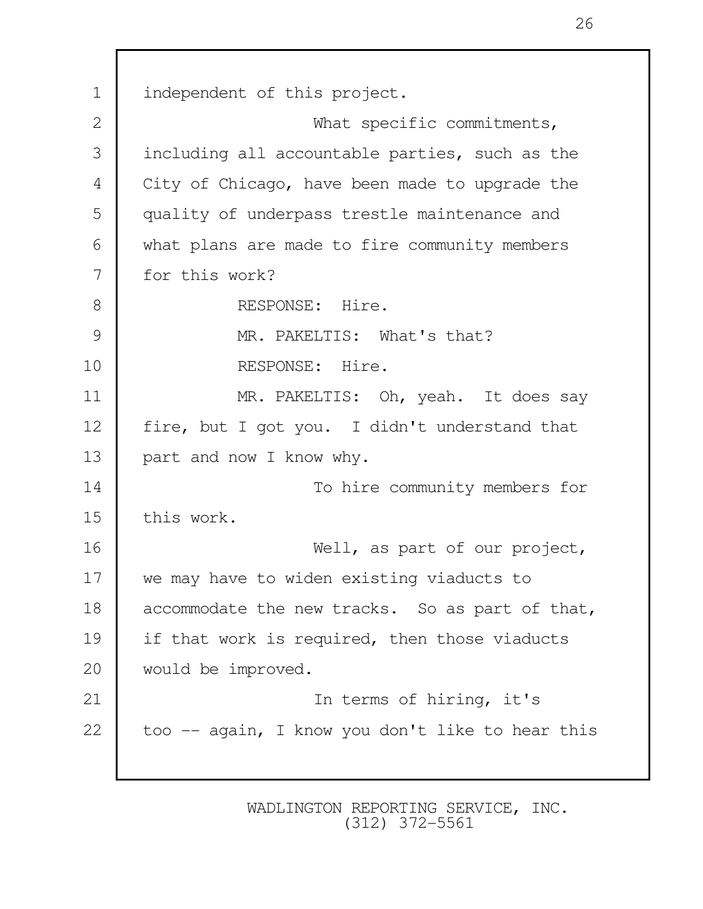independent of this project.

What specific commitments, including all accountable parties, such as the City of Chicago, have been made to upgrade the quality of underpass trestle maintenance and what plans are made to fire community members for this work?

RESPONSE: Hire.

MR. PAKELTIS: What's that?

RESPONSE: Hire.

MR. PAKELTIS: Oh, yeah. It does say fire, but I got you. I didn't understand that part and now I know why.

To hire community members for this work.

Well, as part of our project, we may have to widen existing viaducts to accommodate the new tracks. So as part of that, if that work is required, then those viaducts would be improved.

In terms of hiring, it's too -- again, I know you don't like to hear this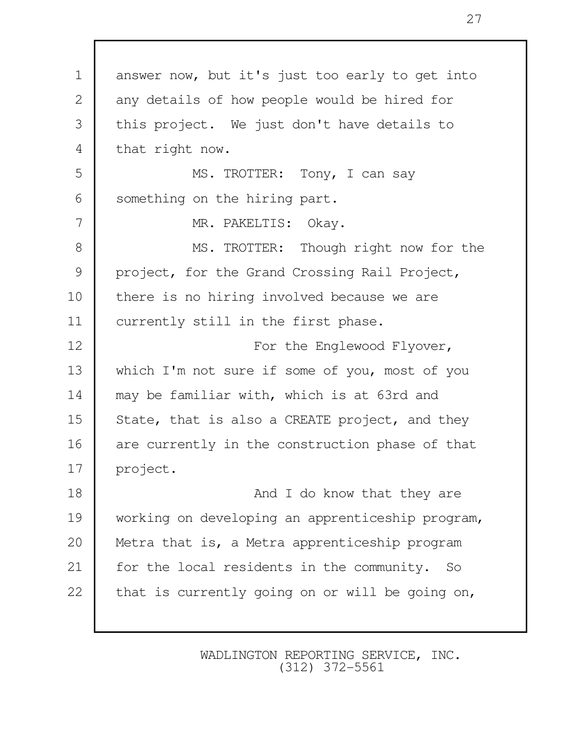answer now, but it's just too early to get into any details of how people would be hired for this project. We just don't have details to that right now.

MS. TROTTER: Tony, I can say something on the hiring part.

MR. PAKELTIS: Okay.

MS. TROTTER: Though right now for the project, for the Grand Crossing Rail Project, there is no hiring involved because we are currently still in the first phase.

For the Englewood Flyover, which I'm not sure if some of you, most of you may be familiar with, which is at 63rd and State, that is also a CREATE project, and they are currently in the construction phase of that project.

And I do know that they are working on developing an apprenticeship program, Metra that is, a Metra apprenticeship program for the local residents in the community. So that is currently going on or will be going on,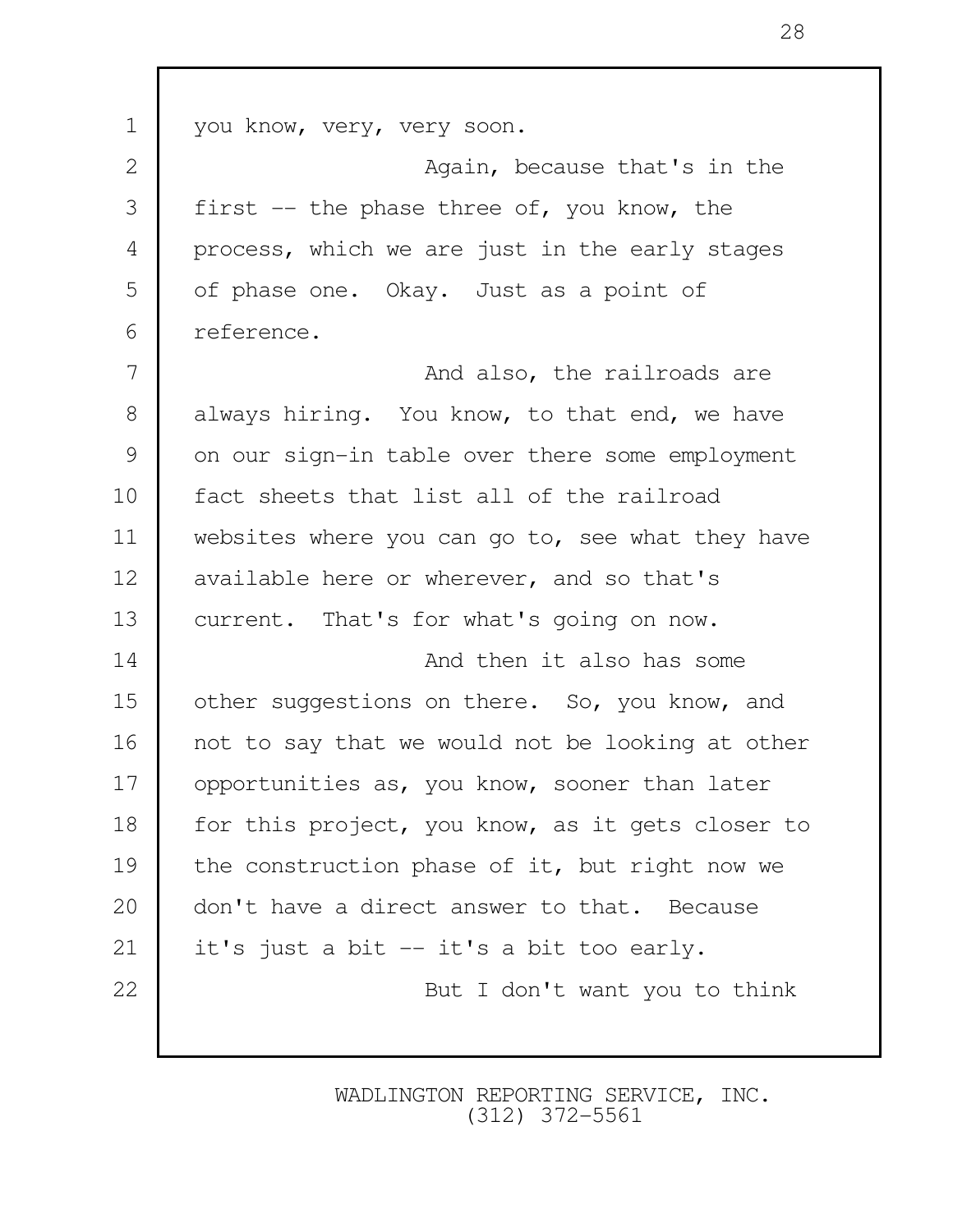you know, very, very soon.

Again, because that's in the first -- the phase three of, you know, the process, which we are just in the early stages of phase one. Okay. Just as a point of reference.

And also, the railroads are always hiring. You know, to that end, we have on our sign-in table over there some employment fact sheets that list all of the railroad websites where you can go to, see what they have available here or wherever, and so that's current. That's for what's going on now.

And then it also has some other suggestions on there. So, you know, and not to say that we would not be looking at other opportunities as, you know, sooner than later for this project, you know, as it gets closer to the construction phase of it, but right now we don't have a direct answer to that. Because it's just a bit -- it's a bit too early.

But I don't want you to think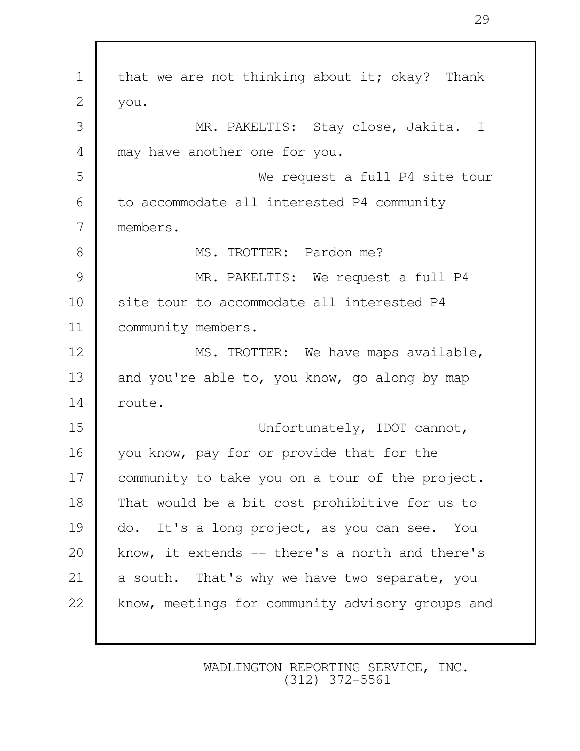that we are not thinking about it; okay? Thank you.

MR. PAKELTIS: Stay close, Jakita. I may have another one for you.

We request a full P4 site tour to accommodate all interested P4 community members.

MS. TROTTER: Pardon me?

MR. PAKELTIS: We request a full P4 site tour to accommodate all interested P4 community members.

MS. TROTTER: We have maps available, and you're able to, you know, go along by map route.

Unfortunately, IDOT cannot, you know, pay for or provide that for the community to take you on a tour of the project. That would be a bit cost prohibitive for us to do. It's a long project, as you can see. You know, it extends -- there's a north and there's a south. That's why we have two separate, you know, meetings for community advisory groups and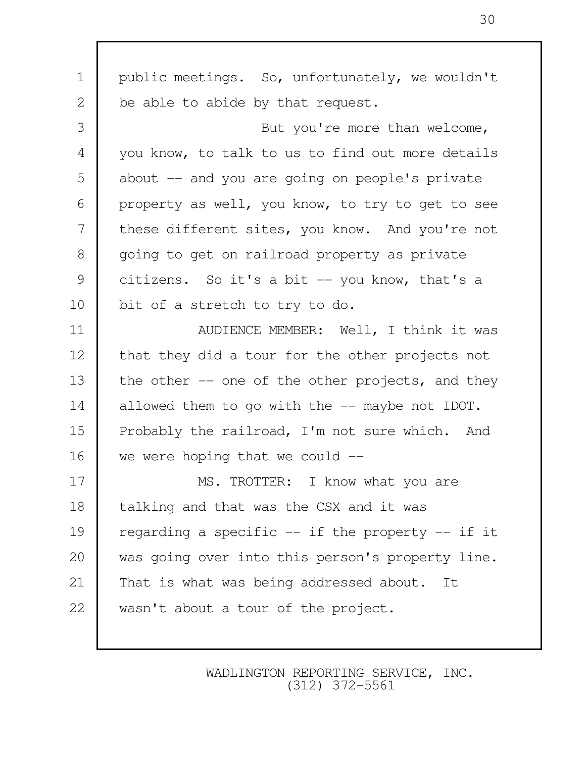public meetings. So, unfortunately, we wouldn't be able to abide by that request.

But you're more than welcome, you know, to talk to us to find out more details about -- and you are going on people's private property as well, you know, to try to get to see these different sites, you know. And you're not going to get on railroad property as private citizens. So it's a bit -- you know, that's a bit of a stretch to try to do.

AUDIENCE MEMBER: Well, I think it was that they did a tour for the other projects not the other -- one of the other projects, and they allowed them to go with the -- maybe not IDOT. Probably the railroad, I'm not sure which. And we were hoping that we could --

MS. TROTTER: I know what you are talking and that was the CSX and it was regarding a specific -- if the property -- if it was going over into this person's property line. That is what was being addressed about. It wasn't about a tour of the project.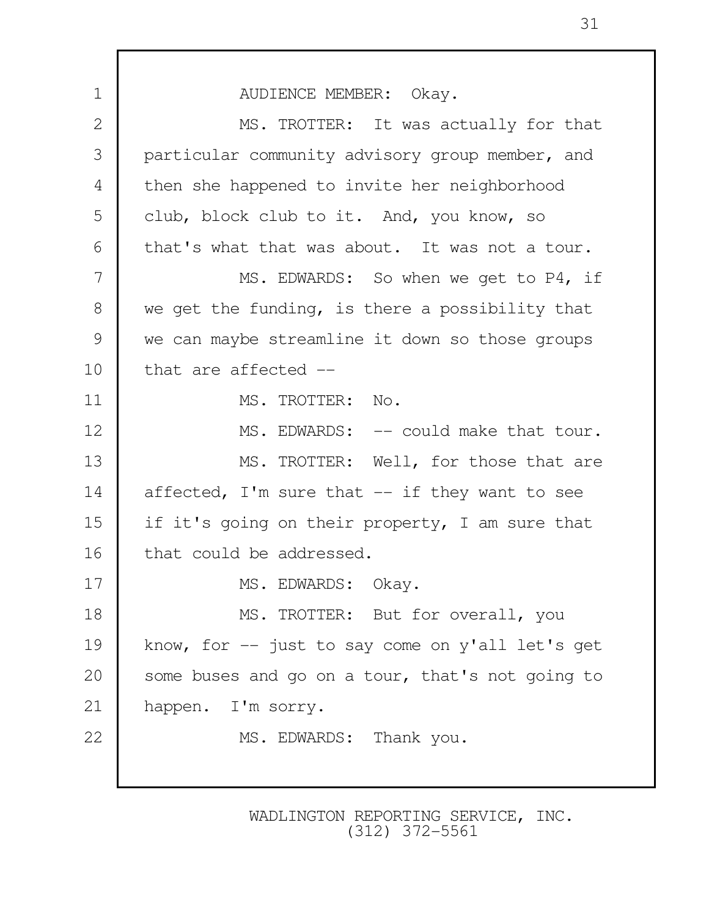AUDIENCE MEMBER: Okay.

MS. TROTTER: It was actually for that particular community advisory group member, and then she happened to invite her neighborhood club, block club to it. And, you know, so that's what that was about. It was not a tour.

MS. EDWARDS: So when we get to P4, if we get the funding, is there a possibility that we can maybe streamline it down so those groups that are affected --

MS. TROTTER: No.

MS. EDWARDS: -- could make that tour.

MS. TROTTER: Well, for those that are affected, I'm sure that -- if they want to see if it's going on their property, I am sure that that could be addressed.

MS. EDWARDS: Okay.

MS. TROTTER: But for overall, you know, for -- just to say come on y'all let's get some buses and go on a tour, that's not going to happen. I'm sorry.

MS. EDWARDS: Thank you.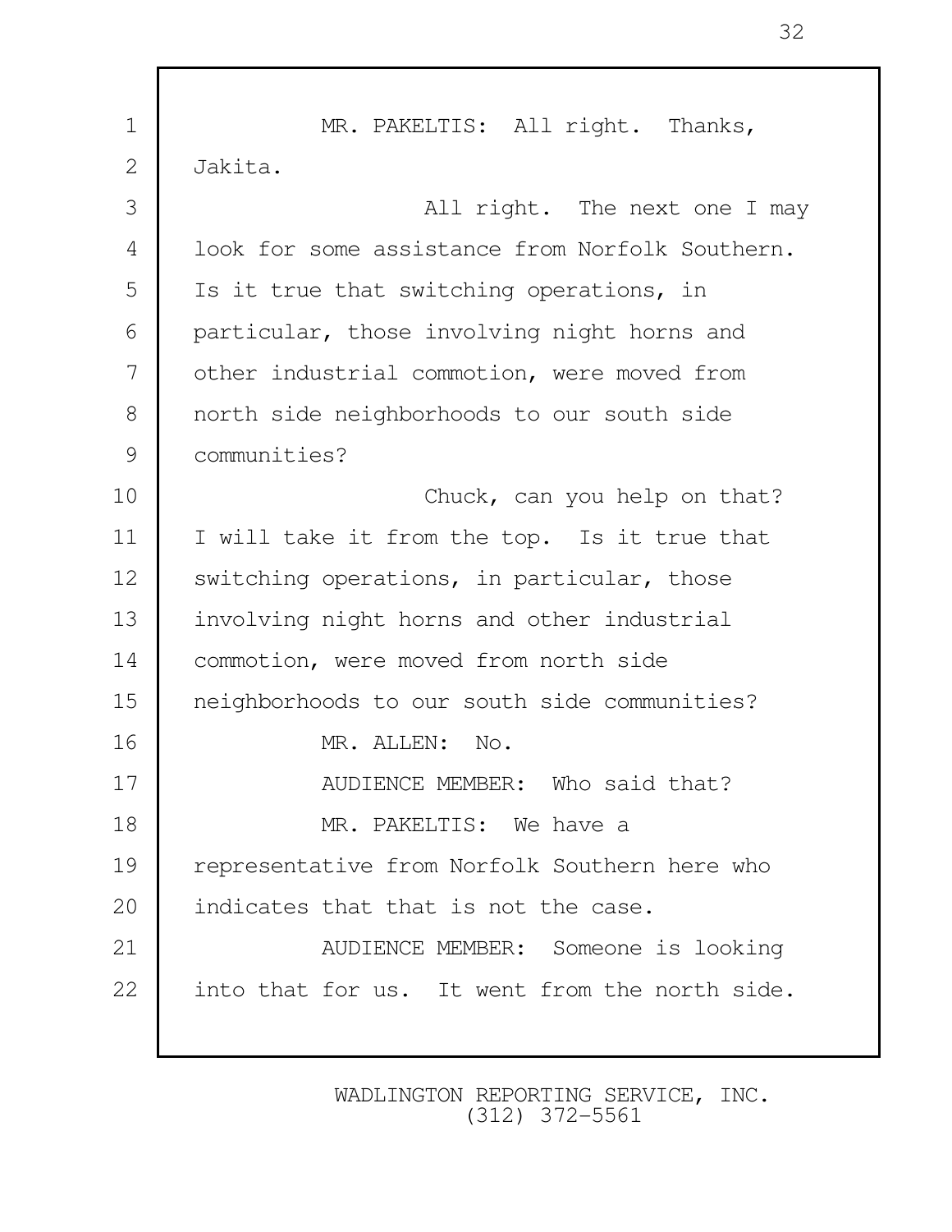MR. PAKELTIS: All right. Thanks, Jakita.

All right. The next one I may look for some assistance from Norfolk Southern. Is it true that switching operations, in particular, those involving night horns and other industrial commotion, were moved from north side neighborhoods to our south side communities?

Chuck, can you help on that? I will take it from the top. Is it true that switching operations, in particular, those involving night horns and other industrial commotion, were moved from north side neighborhoods to our south side communities?

MR. ALLEN: No.

AUDIENCE MEMBER: Who said that?

MR. PAKELTIS: We have a representative from Norfolk Southern here who indicates that that is not the case.

AUDIENCE MEMBER: Someone is looking into that for us. It went from the north side.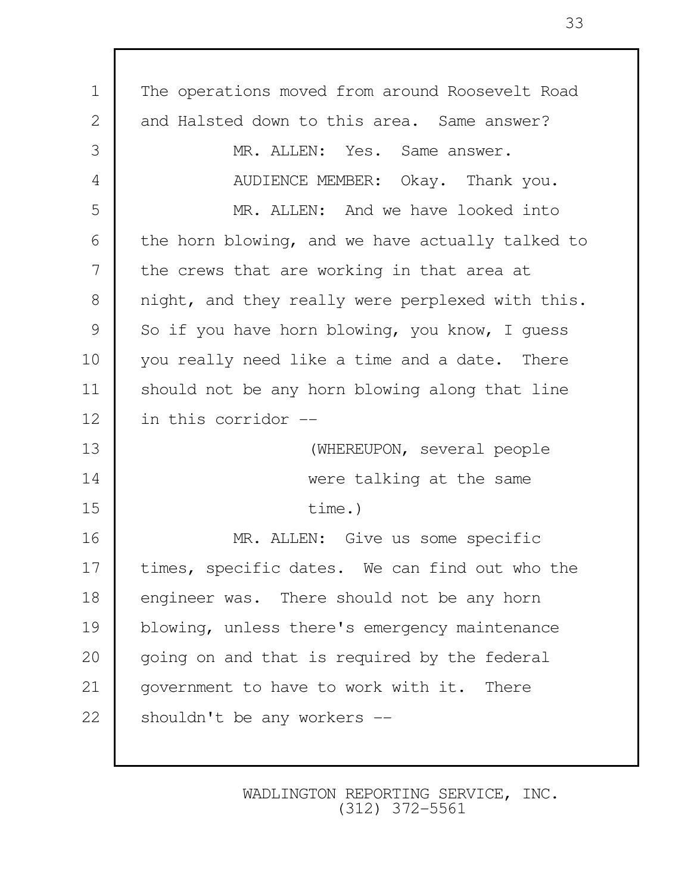The operations moved from around Roosevelt Road and Halsted down to this area. Same answer?

MR. ALLEN: Yes. Same answer.

AUDIENCE MEMBER: Okay. Thank you.

MR. ALLEN: And we have looked into the horn blowing, and we have actually talked to the crews that are working in that area at night, and they really were perplexed with this. So if you have horn blowing, you know, I guess you really need like a time and a date. There should not be any horn blowing along that line in this corridor --

(WHEREUPON, several people were talking at the same time.)

MR. ALLEN: Give us some specific times, specific dates. We can find out who the engineer was. There should not be any horn blowing, unless there's emergency maintenance going on and that is required by the federal government to have to work with it. There shouldn't be any workers --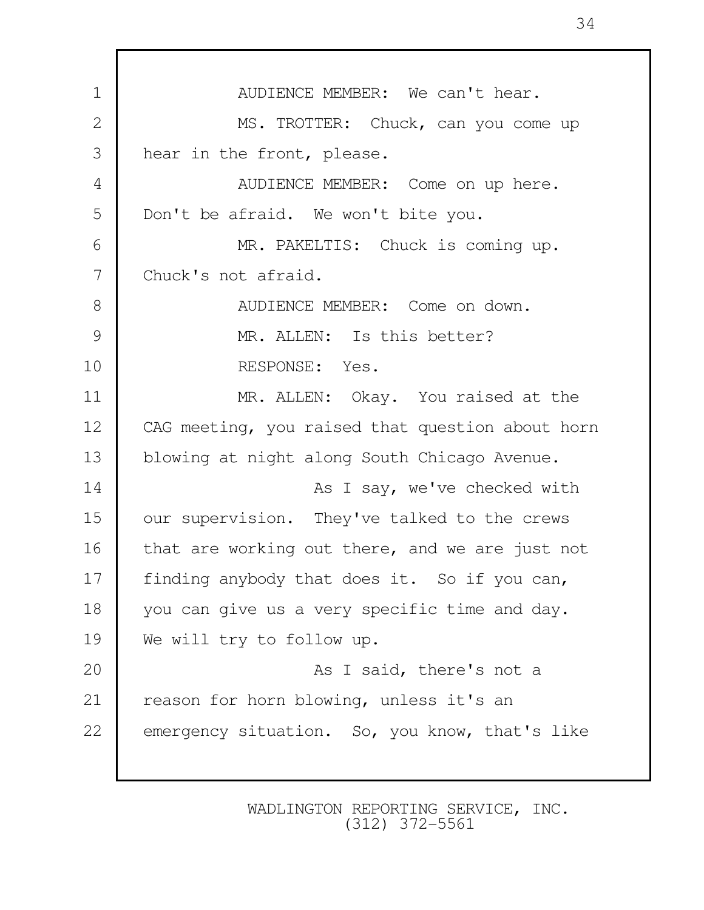AUDIENCE MEMBER: We can't hear.

MS. TROTTER: Chuck, can you come up hear in the front, please.

AUDIENCE MEMBER: Come on up here. Don't be afraid. We won't bite you.

MR. PAKELTIS: Chuck is coming up. Chuck's not afraid.

AUDIENCE MEMBER: Come on down.

MR. ALLEN: Is this better?

RESPONSE: Yes.

MR. ALLEN: Okay. You raised at the CAG meeting, you raised that question about horn blowing at night along South Chicago Avenue.

As I say, we've checked with our supervision. They've talked to the crews that are working out there, and we are just not finding anybody that does it. So if you can, you can give us a very specific time and day. We will try to follow up.

As I said, there's not a reason for horn blowing, unless it's an emergency situation. So, you know, that's like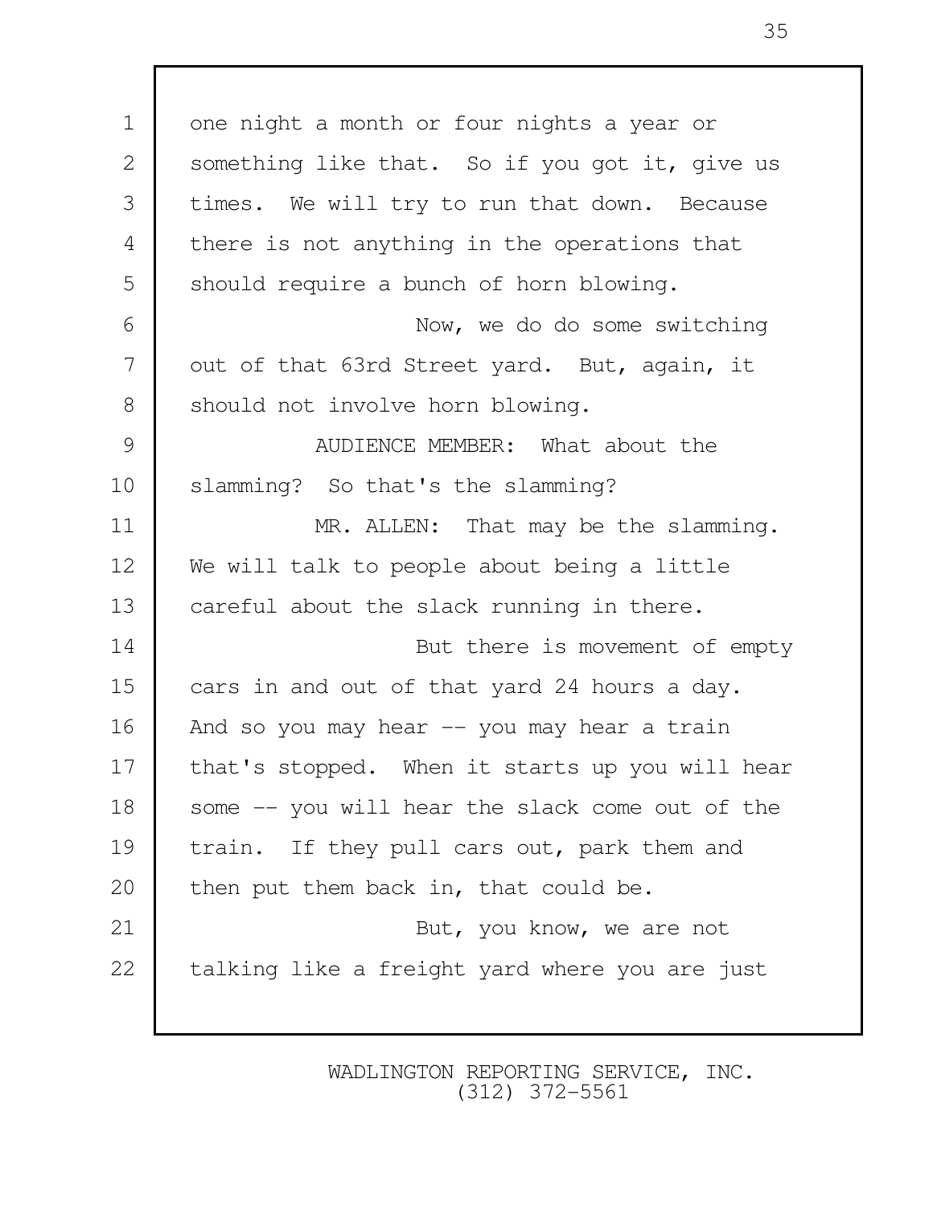one night a month or four nights a year or something like that. So if you got it, give us times. We will try to run that down. Because there is not anything in the operations that should require a bunch of horn blowing.

Now, we do do some switching out of that 63rd Street yard. But, again, it should not involve horn blowing.

AUDIENCE MEMBER: What about the slamming? So that's the slamming?

MR. ALLEN: That may be the slamming. We will talk to people about being a little careful about the slack running in there.

But there is movement of empty cars in and out of that yard 24 hours a day. And so you may hear -- you may hear a train that's stopped. When it starts up you will hear some -- you will hear the slack come out of the train. If they pull cars out, park them and then put them back in, that could be.

But, you know, we are not talking like a freight yard where you are just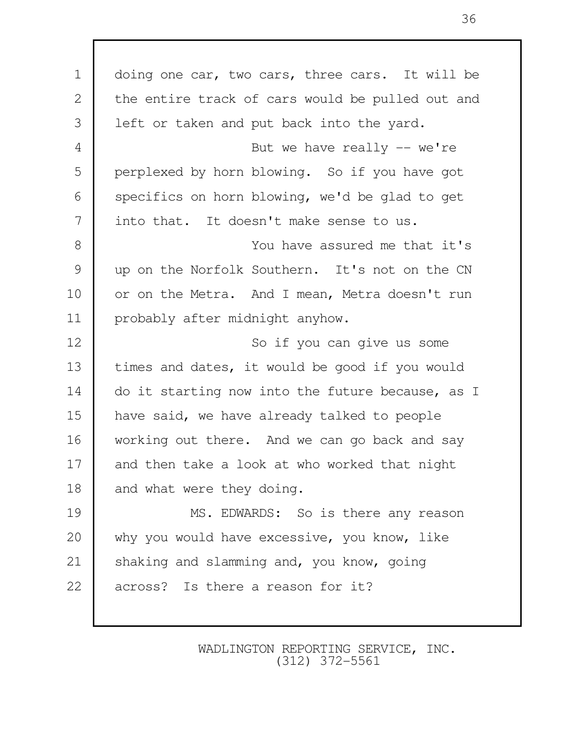doing one car, two cars, three cars. It will be the entire track of cars would be pulled out and left or taken and put back into the yard.

But we have really -- we're perplexed by horn blowing. So if you have got specifics on horn blowing, we'd be glad to get into that. It doesn't make sense to us.

You have assured me that it's up on the Norfolk Southern. It's not on the CN or on the Metra. And I mean, Metra doesn't run probably after midnight anyhow.

So if you can give us some times and dates, it would be good if you would do it starting now into the future because, as I have said, we have already talked to people working out there. And we can go back and say and then take a look at who worked that night and what were they doing.

MS. EDWARDS: So is there any reason why you would have excessive, you know, like shaking and slamming and, you know, going across? Is there a reason for it?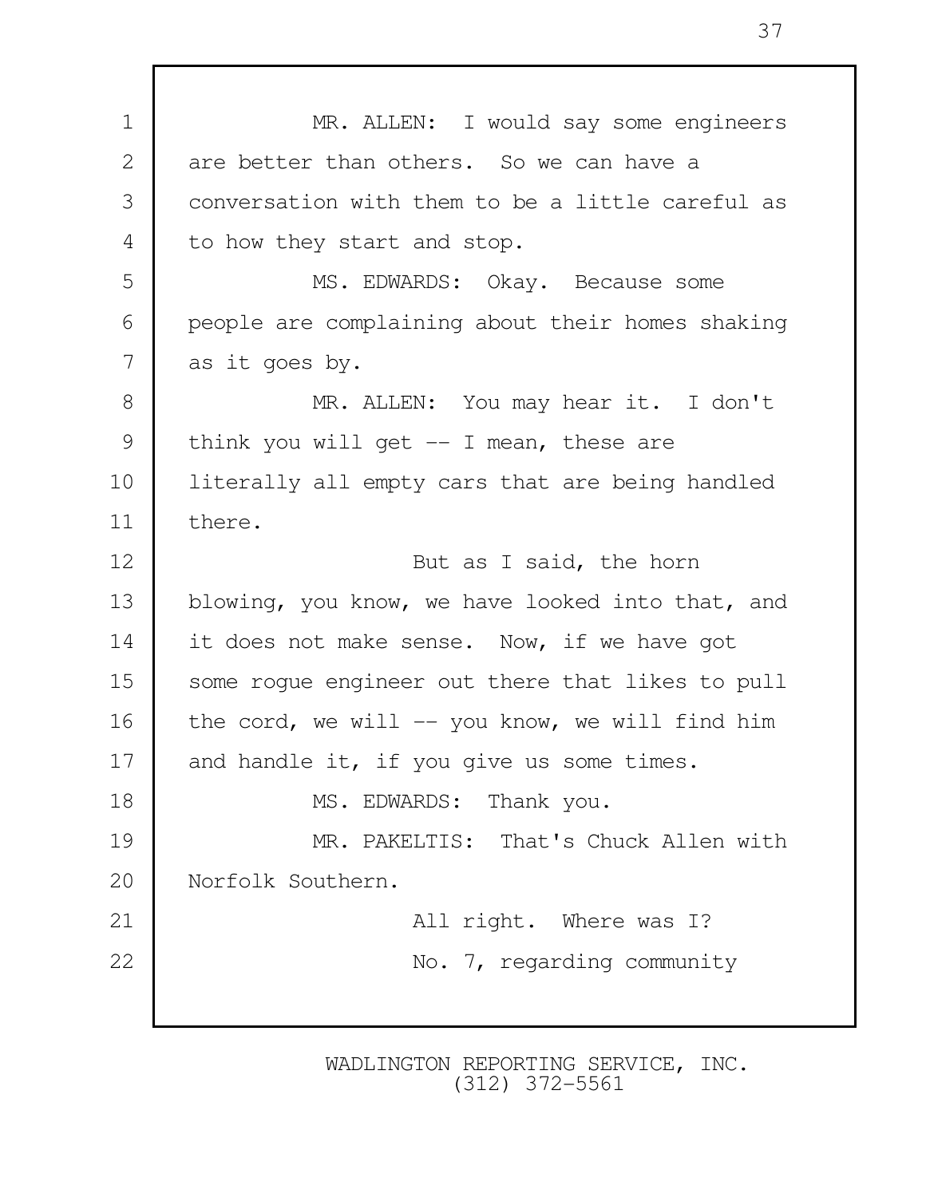MR. ALLEN: I would say some engineers are better than others. So we can have a conversation with them to be a little careful as to how they start and stop.

MS. EDWARDS: Okay. Because some people are complaining about their homes shaking as it goes by.

MR. ALLEN: You may hear it. I don't think you will get -- I mean, these are literally all empty cars that are being handled there.

But as I said, the horn blowing, you know, we have looked into that, and it does not make sense. Now, if we have got some rogue engineer out there that likes to pull the cord, we will -- you know, we will find him and handle it, if you give us some times.

MS. EDWARDS: Thank you.

MR. PAKELTIS: That's Chuck Allen with Norfolk Southern.

All right. Where was I?

No. 7, regarding community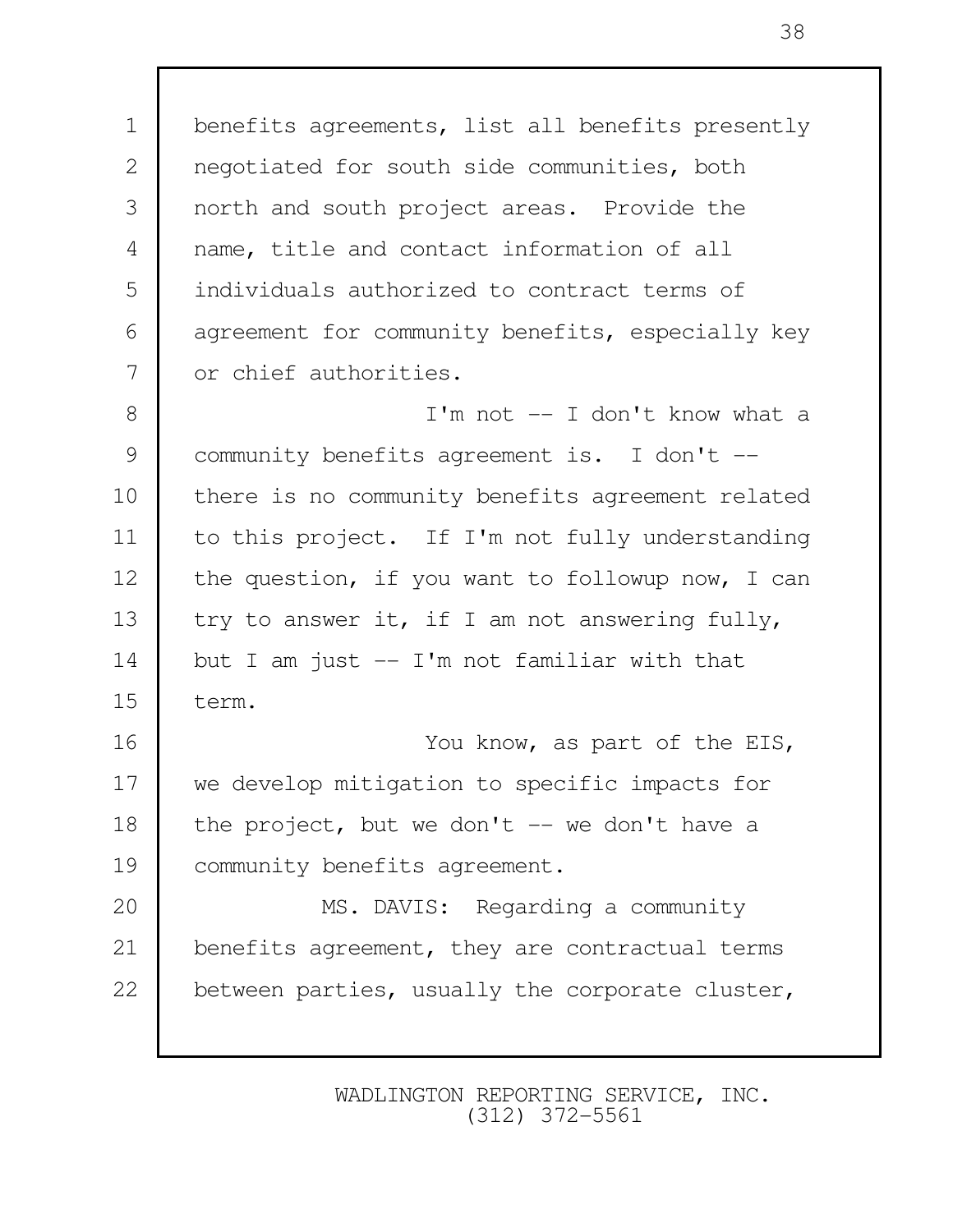benefits agreements, list all benefits presently negotiated for south side communities, both north and south project areas. Provide the name, title and contact information of all individuals authorized to contract terms of agreement for community benefits, especially key or chief authorities.

I'm not -- I don't know what a community benefits agreement is. I don't -- there is no community benefits agreement related to this project. If I'm not fully understanding the question, if you want to followup now, I can try to answer it, if I am not answering fully, but I am just -- I'm not familiar with that term.

You know, as part of the EIS, we develop mitigation to specific impacts for the project, but we don't -- we don't have a community benefits agreement.

MS. DAVIS: Regarding a community benefits agreement, they are contractual terms between parties, usually the corporate cluster,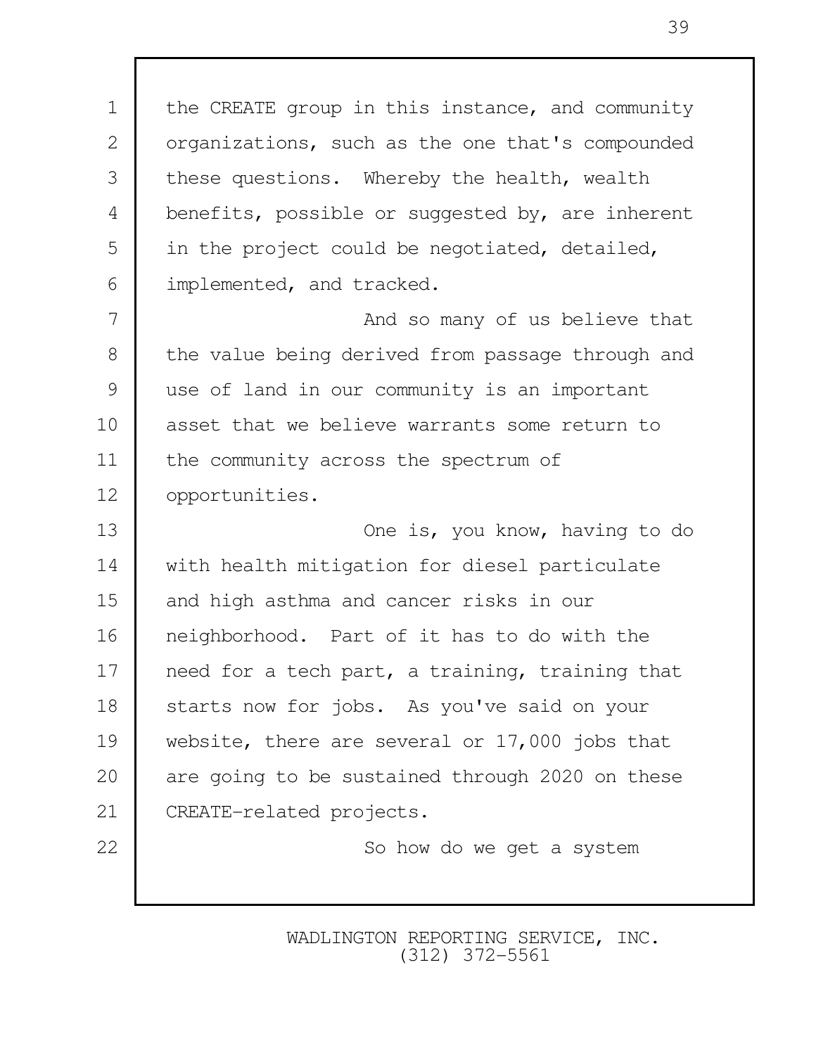the CREATE group in this instance, and community organizations, such as the one that's compounded these questions. Whereby the health, wealth benefits, possible or suggested by, are inherent in the project could be negotiated, detailed, implemented, and tracked.

And so many of us believe that the value being derived from passage through and use of land in our community is an important asset that we believe warrants some return to the community across the spectrum of opportunities.

One is, you know, having to do with health mitigation for diesel particulate and high asthma and cancer risks in our neighborhood. Part of it has to do with the need for a tech part, a training, training that starts now for jobs. As you've said on your website, there are several or 17,000 jobs that are going to be sustained through 2020 on these CREATE-related projects.

So how do we get a system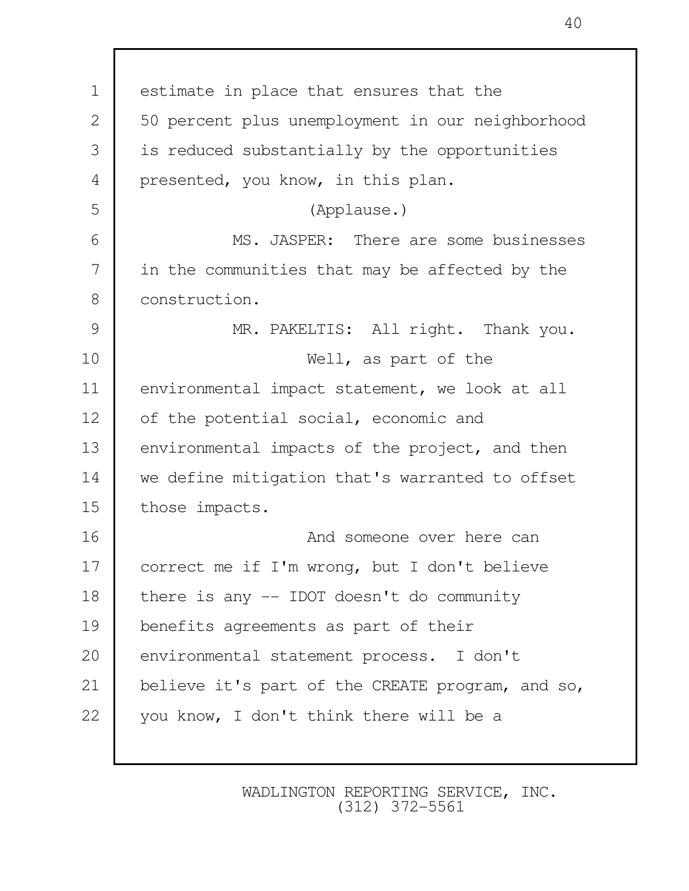estimate in place that ensures that the 50 percent plus unemployment in our neighborhood is reduced substantially by the opportunities presented, you know, in this plan.

(Applause.)

MS. JASPER: There are some businesses in the communities that may be affected by the construction.

MR. PAKELTIS: All right. Thank you.

Well, as part of the environmental impact statement, we look at all of the potential social, economic and environmental impacts of the project, and then we define mitigation that's warranted to offset those impacts.

And someone over here can correct me if I'm wrong, but I don't believe there is any -- IDOT doesn't do community benefits agreements as part of their environmental statement process. I don't believe it's part of the CREATE program, and so, you know, I don't think there will be a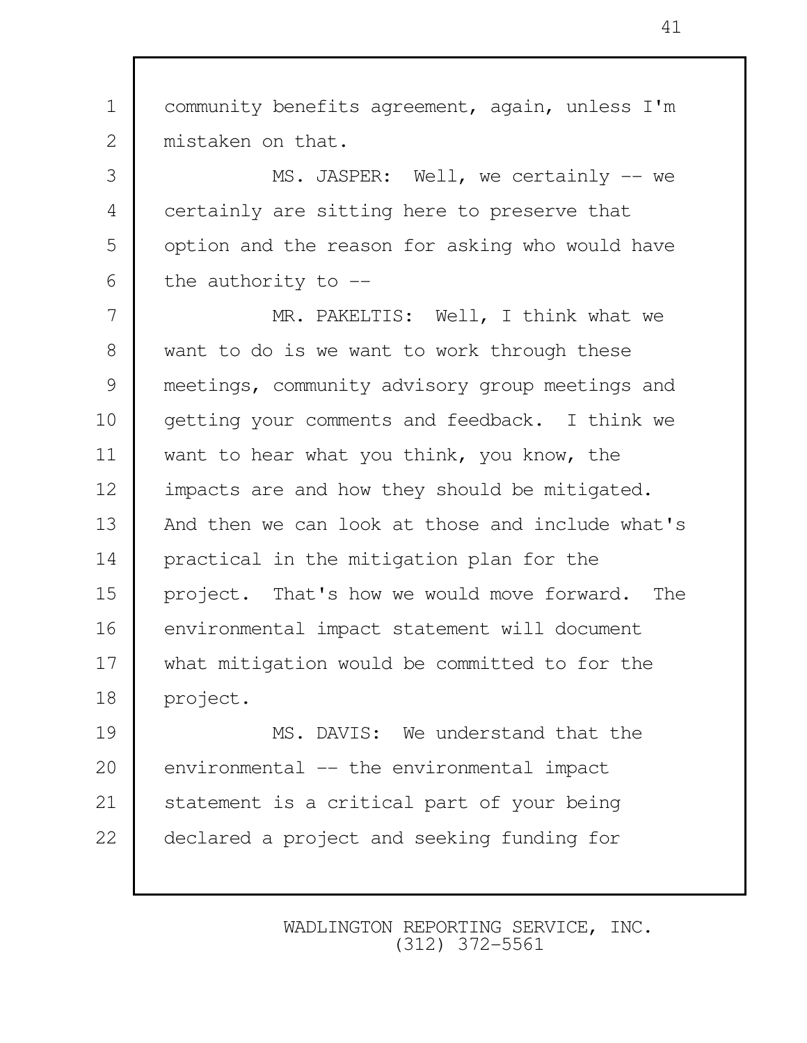community benefits agreement, again, unless I'm mistaken on that.

MS. JASPER: Well, we certainly -- we certainly are sitting here to preserve that option and the reason for asking who would have the authority to --

MR. PAKELTIS: Well, I think what we want to do is we want to work through these meetings, community advisory group meetings and getting your comments and feedback. I think we want to hear what you think, you know, the impacts are and how they should be mitigated. And then we can look at those and include what's practical in the mitigation plan for the project. That's how we would move forward. The environmental impact statement will document what mitigation would be committed to for the project.

MS. DAVIS: We understand that the environmental -- the environmental impact statement is a critical part of your being declared a project and seeking funding for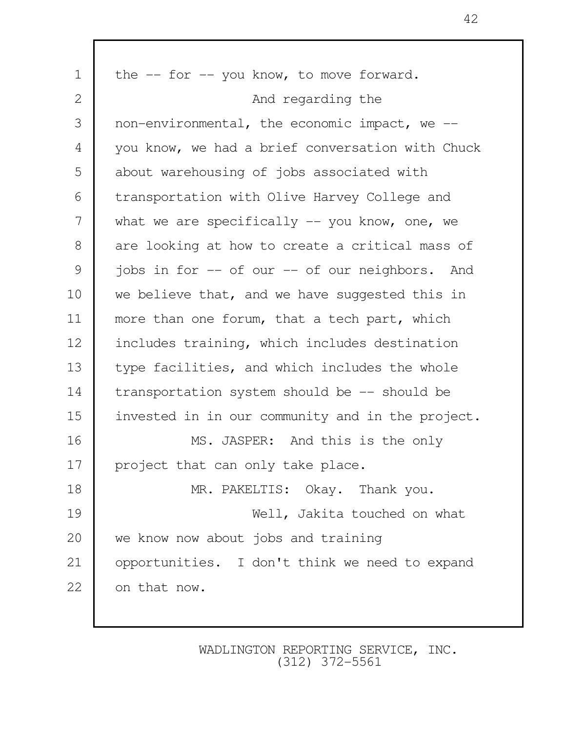the -- for -- you know, to move forward.

And regarding the non-environmental, the economic impact, we -- you know, we had a brief conversation with Chuck about warehousing of jobs associated with transportation with Olive Harvey College and what we are specifically -- you know, one, we are looking at how to create a critical mass of jobs in for -- of our -- of our neighbors. And we believe that, and we have suggested this in more than one forum, that a tech part, which includes training, which includes destination type facilities, and which includes the whole transportation system should be -- should be invested in in our community and in the project.

MS. JASPER: And this is the only project that can only take place.

MR. PAKELTIS: Okay. Thank you.

Well, Jakita touched on what we know now about jobs and training opportunities. I don't think we need to expand on that now.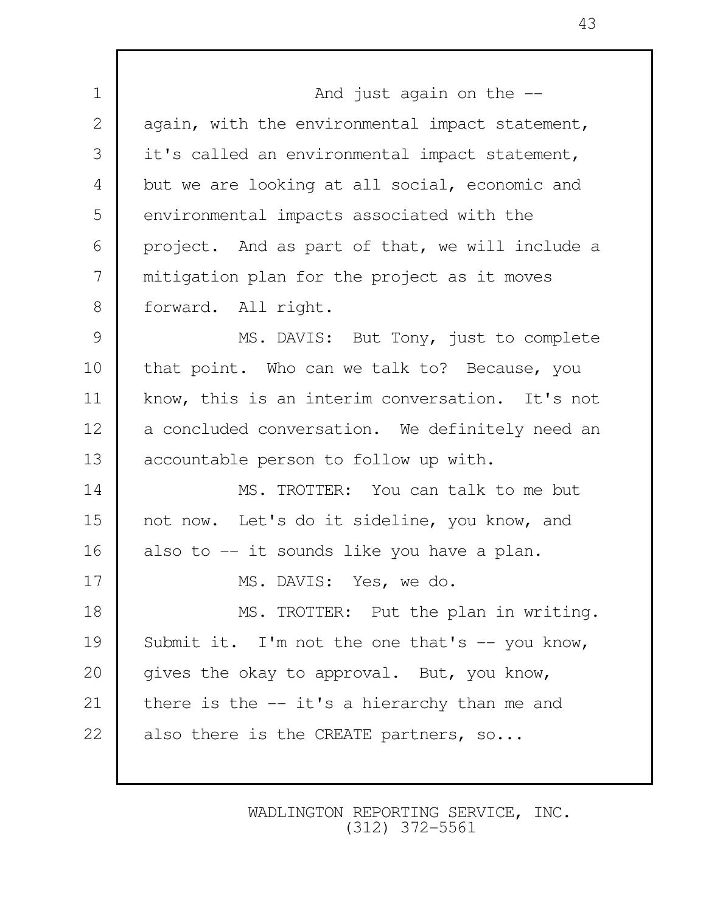And just again on the -- again, with the environmental impact statement, it's called an environmental impact statement, but we are looking at all social, economic and environmental impacts associated with the project. And as part of that, we will include a mitigation plan for the project as it moves forward. All right.

MS. DAVIS: But Tony, just to complete that point. Who can we talk to? Because, you know, this is an interim conversation. It's not a concluded conversation. We definitely need an accountable person to follow up with.

MS. TROTTER: You can talk to me but not now. Let's do it sideline, you know, and also to -- it sounds like you have a plan.

MS. DAVIS: Yes, we do.

MS. TROTTER: Put the plan in writing. Submit it. I'm not the one that's -- you know, gives the okay to approval. But, you know, there is the -- it's a hierarchy than me and also there is the CREATE partners, so...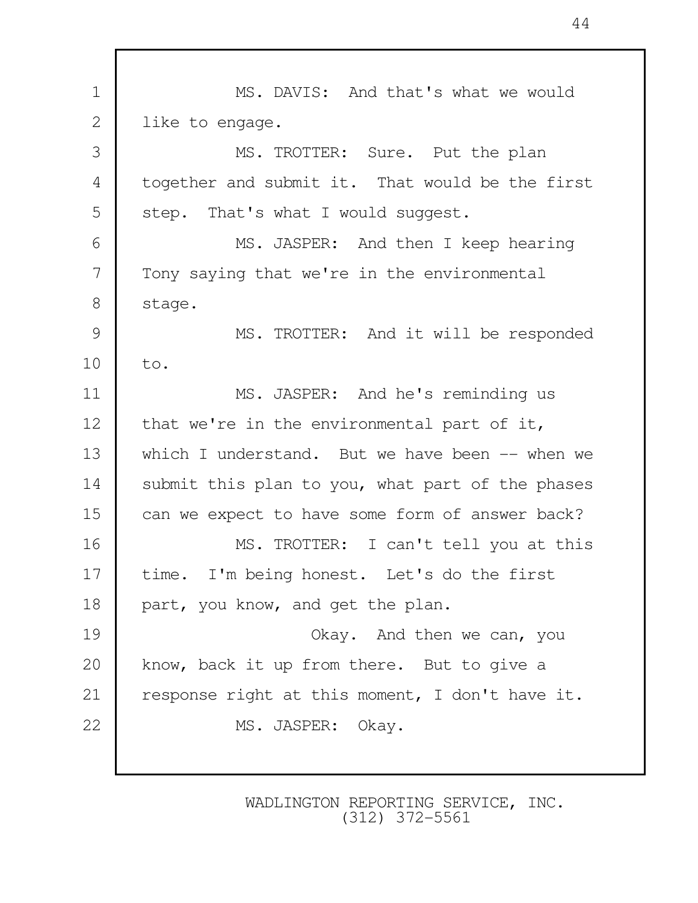MS. DAVIS: And that's what we would like to engage.

MS. TROTTER: Sure. Put the plan together and submit it. That would be the first step. That's what I would suggest.

MS. JASPER: And then I keep hearing Tony saying that we're in the environmental stage.

MS. TROTTER: And it will be responded to.

MS. JASPER: And he's reminding us that we're in the environmental part of it, which I understand. But we have been -- when we submit this plan to you, what part of the phases can we expect to have some form of answer back?

MS. TROTTER: I can't tell you at this time. I'm being honest. Let's do the first part, you know, and get the plan.

Okay. And then we can, you know, back it up from there. But to give a response right at this moment, I don't have it.

MS. JASPER: Okay.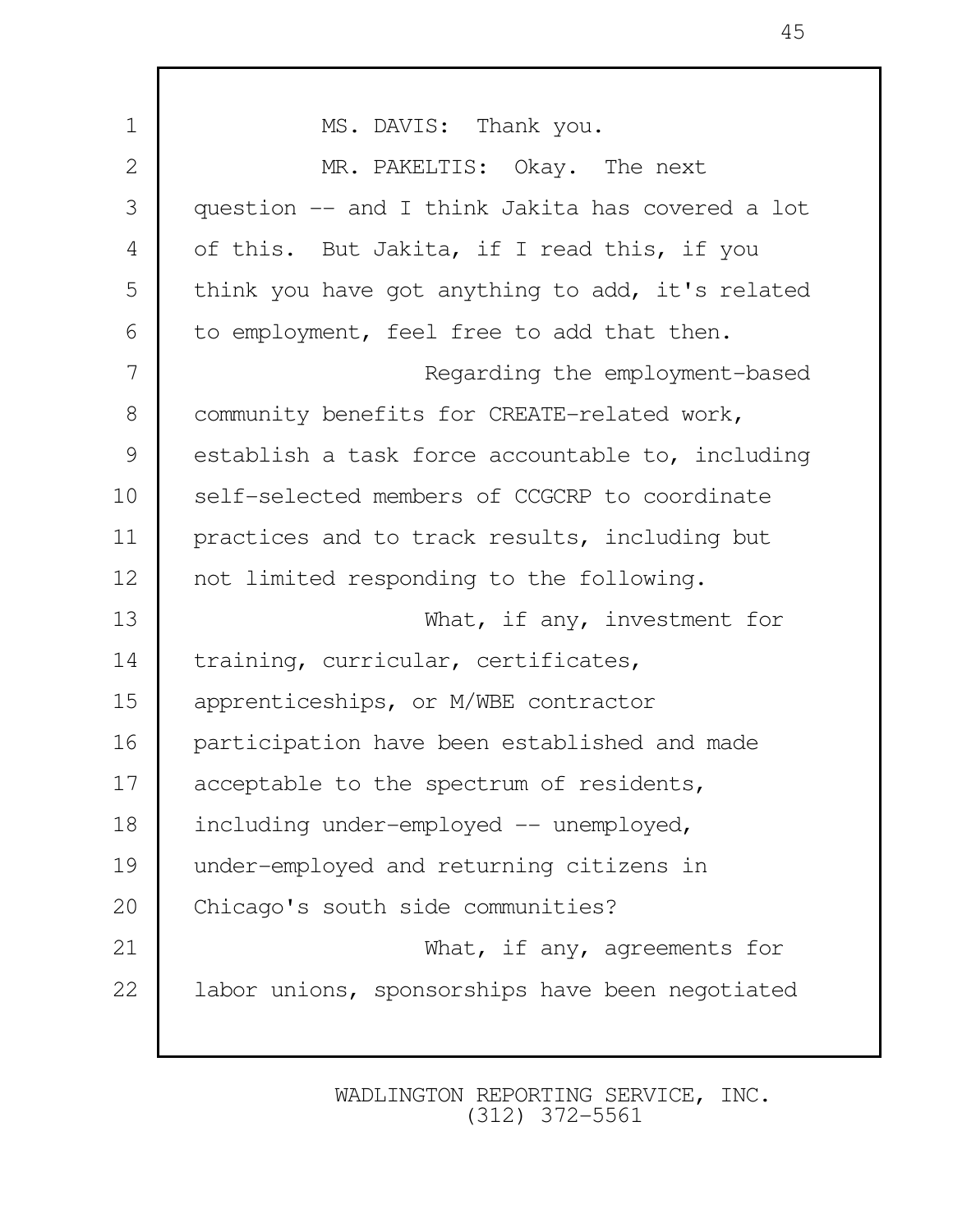MS. DAVIS: Thank you.

MR. PAKELTIS: Okay. The next question -- and I think Jakita has covered a lot of this. But Jakita, if I read this, if you think you have got anything to add, it's related to employment, feel free to add that then.

Regarding the employment-based community benefits for CREATE-related work, establish a task force accountable to, including self-selected members of CCGCRP to coordinate practices and to track results, including but not limited responding to the following.

What, if any, investment for training, curricular, certificates, apprenticeships, or M/WBE contractor participation have been established and made acceptable to the spectrum of residents, including under-employed -- unemployed, under-employed and returning citizens in Chicago's south side communities?

What, if any, agreements for labor unions, sponsorships have been negotiated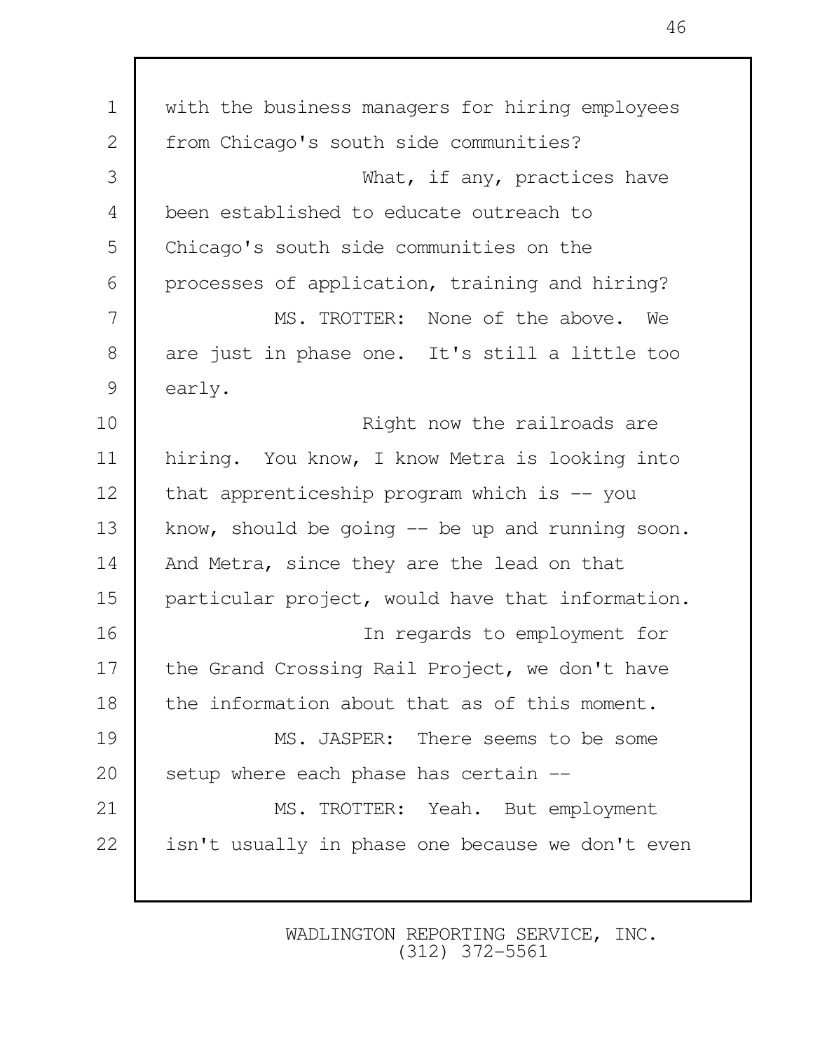with the business managers for hiring employees from Chicago's south side communities?

What, if any, practices have been established to educate outreach to Chicago's south side communities on the processes of application, training and hiring?

MS. TROTTER: None of the above. We are just in phase one. It's still a little too early.

Right now the railroads are hiring. You know, I know Metra is looking into that apprenticeship program which is -- you know, should be going -- be up and running soon. And Metra, since they are the lead on that particular project, would have that information.

In regards to employment for the Grand Crossing Rail Project, we don't have the information about that as of this moment.

MS. JASPER: There seems to be some setup where each phase has certain --

MS. TROTTER: Yeah. But employment isn't usually in phase one because we don't even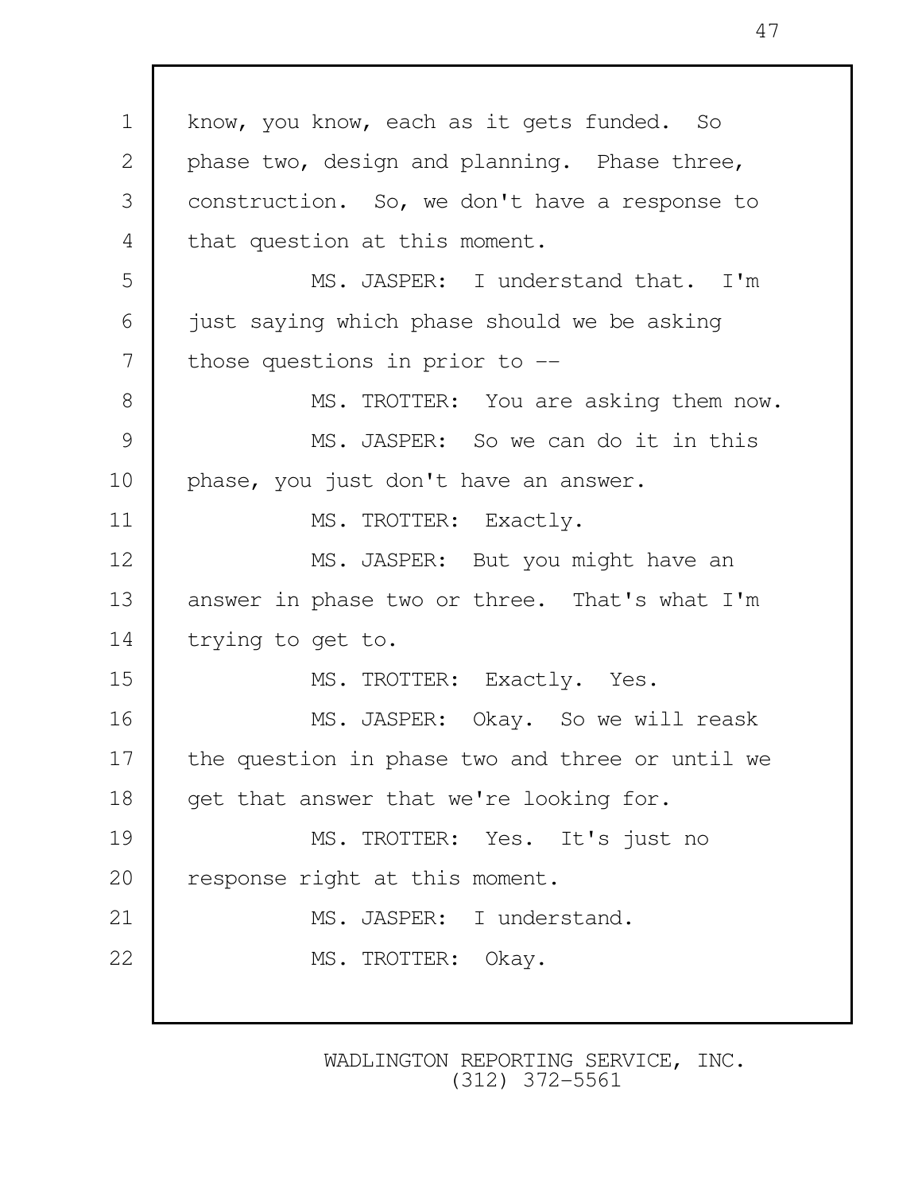know, you know, each as it gets funded. So phase two, design and planning. Phase three, construction. So, we don't have a response to that question at this moment.

MS. JASPER: I understand that. I'm just saying which phase should we be asking those questions in prior to --

MS. TROTTER: You are asking them now.

MS. JASPER: So we can do it in this phase, you just don't have an answer.

MS. TROTTER: Exactly.

MS. JASPER: But you might have an answer in phase two or three. That's what I'm trying to get to.

MS. TROTTER: Exactly. Yes.

MS. JASPER: Okay. So we will reask the question in phase two and three or until we get that answer that we're looking for.

MS. TROTTER: Yes. It's just no response right at this moment.

MS. JASPER: I understand.

MS. TROTTER: Okay.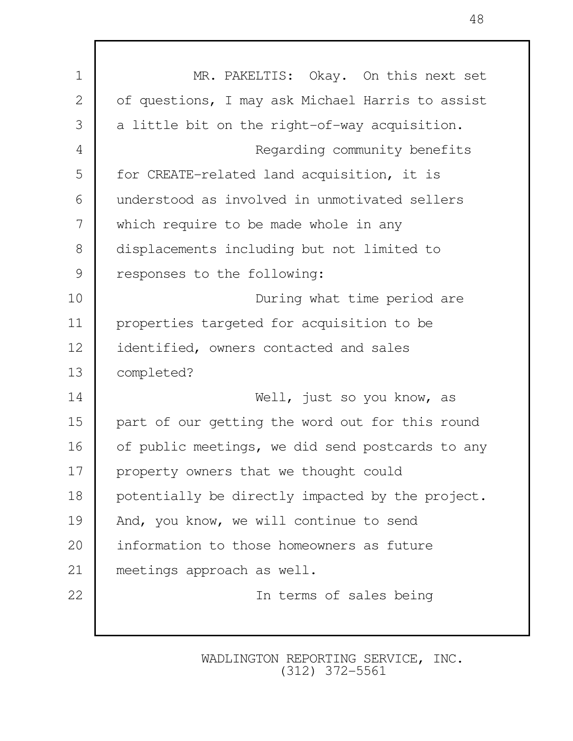MR. PAKELTIS: Okay. On this next set of questions, I may ask Michael Harris to assist a little bit on the right-of-way acquisition.

Regarding community benefits for CREATE-related land acquisition, it is understood as involved in unmotivated sellers which require to be made whole in any displacements including but not limited to responses to the following:

During what time period are properties targeted for acquisition to be identified, owners contacted and sales completed?

Well, just so you know, as part of our getting the word out for this round of public meetings, we did send postcards to any property owners that we thought could potentially be directly impacted by the project. And, you know, we will continue to send information to those homeowners as future meetings approach as well.

In terms of sales being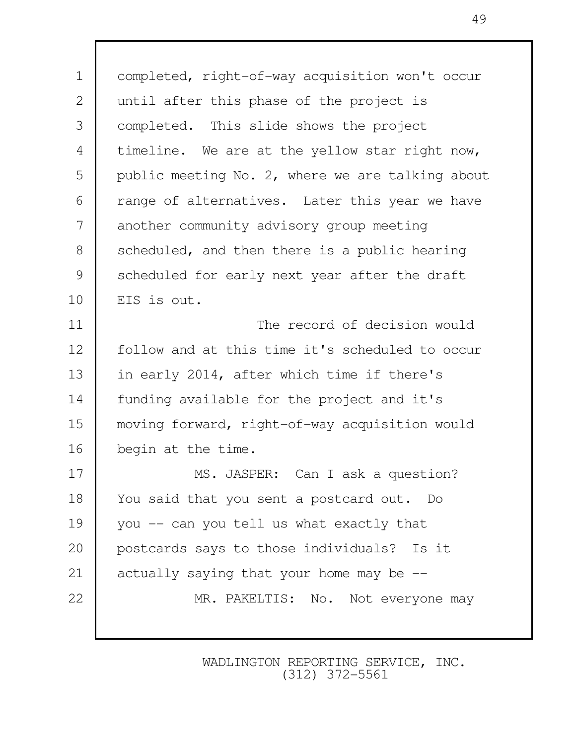completed, right-of-way acquisition won't occur until after this phase of the project is completed. This slide shows the project timeline. We are at the yellow star right now, public meeting No. 2, where we are talking about range of alternatives. Later this year we have another community advisory group meeting scheduled, and then there is a public hearing scheduled for early next year after the draft EIS is out.

The record of decision would follow and at this time it's scheduled to occur in early 2014, after which time if there's funding available for the project and it's moving forward, right-of-way acquisition would begin at the time.

MS. JASPER: Can I ask a question? You said that you sent a postcard out. Do you -- can you tell us what exactly that postcards says to those individuals? Is it actually saying that your home may be --

MR. PAKELTIS: No. Not everyone may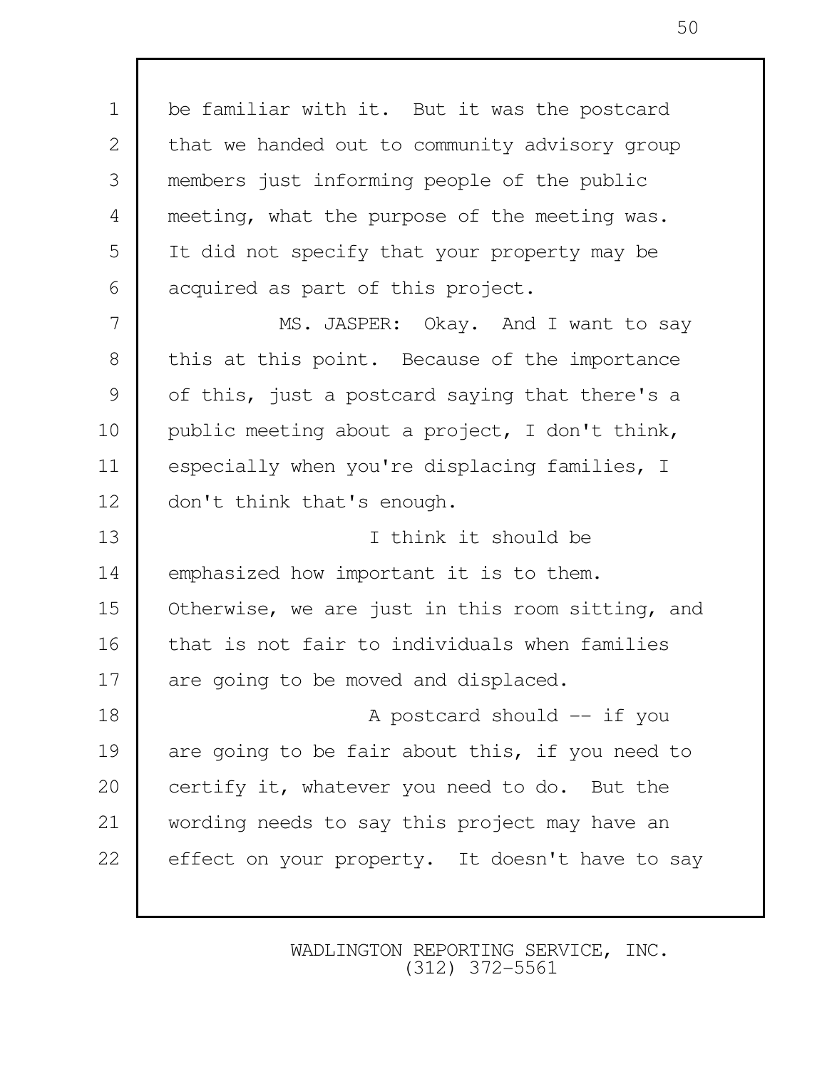be familiar with it. But it was the postcard that we handed out to community advisory group members just informing people of the public meeting, what the purpose of the meeting was. It did not specify that your property may be acquired as part of this project.

MS. JASPER: Okay. And I want to say this at this point. Because of the importance of this, just a postcard saying that there's a public meeting about a project, I don't think, especially when you're displacing families, I don't think that's enough.

I think it should be emphasized how important it is to them. Otherwise, we are just in this room sitting, and that is not fair to individuals when families are going to be moved and displaced.

A postcard should -- if you are going to be fair about this, if you need to certify it, whatever you need to do. But the wording needs to say this project may have an effect on your property. It doesn't have to say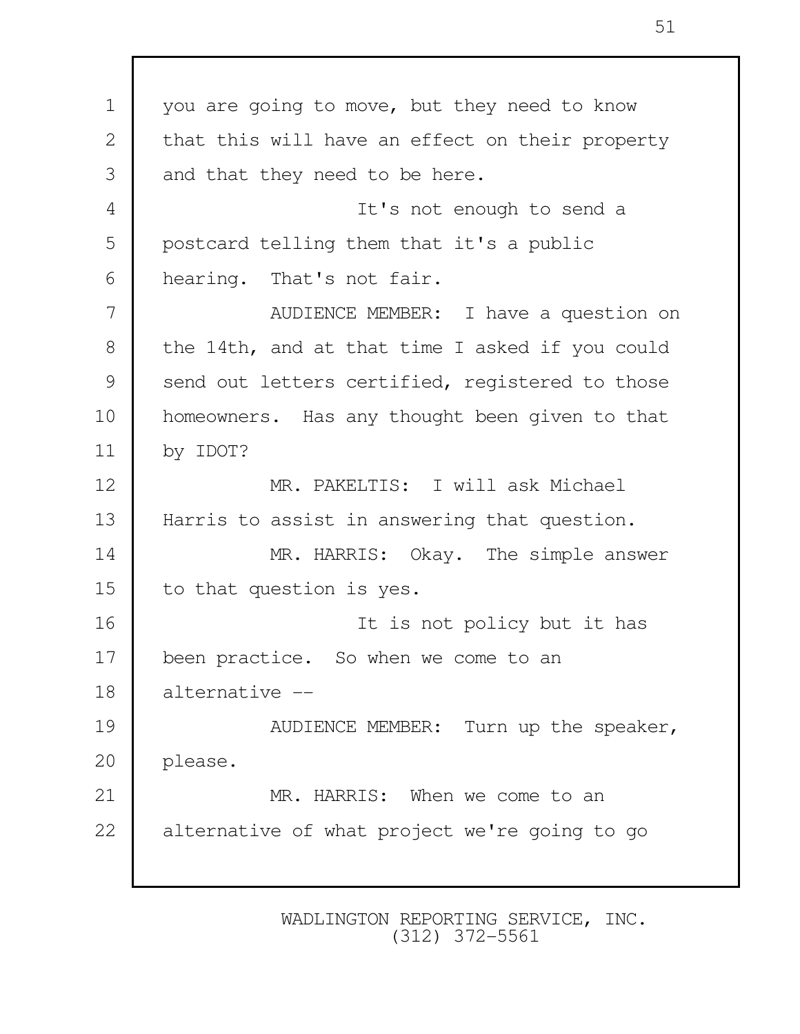you are going to move, but they need to know that this will have an effect on their property and that they need to be here.

It's not enough to send a postcard telling them that it's a public hearing. That's not fair.

AUDIENCE MEMBER: I have a question on the 14th, and at that time I asked if you could send out letters certified, registered to those homeowners. Has any thought been given to that by IDOT?

MR. PAKELTIS: I will ask Michael Harris to assist in answering that question.

MR. HARRIS: Okay. The simple answer to that question is yes.

It is not policy but it has been practice. So when we come to an alternative --

AUDIENCE MEMBER: Turn up the speaker, please.

MR. HARRIS: When we come to an alternative of what project we're going to go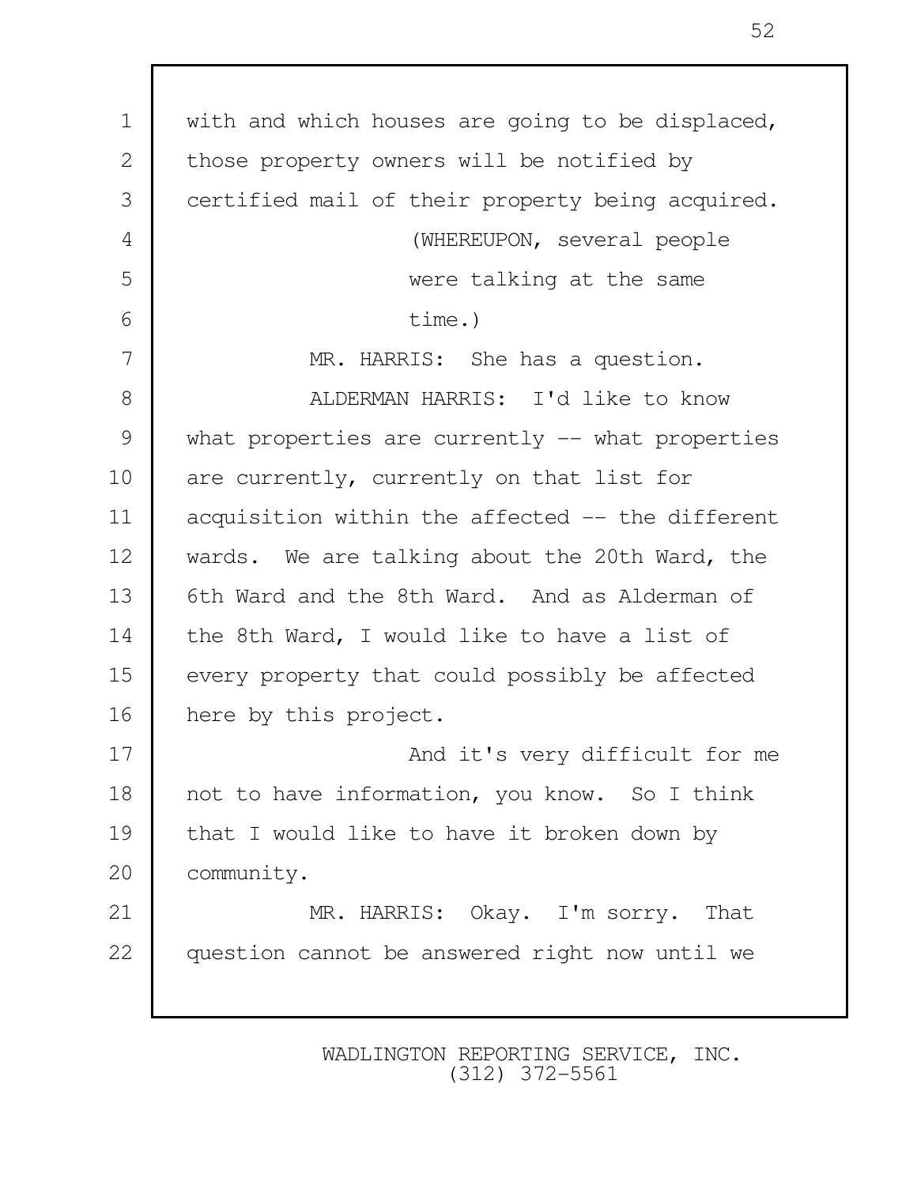with and which houses are going to be displaced, those property owners will be notified by certified mail of their property being acquired.

(WHEREUPON, several people were talking at the same time.)

MR. HARRIS: She has a question.

ALDERMAN HARRIS: I'd like to know what properties are currently -- what properties are currently, currently on that list for acquisition within the affected -- the different wards. We are talking about the 20th Ward, the 6th Ward and the 8th Ward. And as Alderman of the 8th Ward, I would like to have a list of every property that could possibly be affected here by this project.

And it's very difficult for me not to have information, you know. So I think that I would like to have it broken down by community.

MR. HARRIS: Okay. I'm sorry. That question cannot be answered right now until we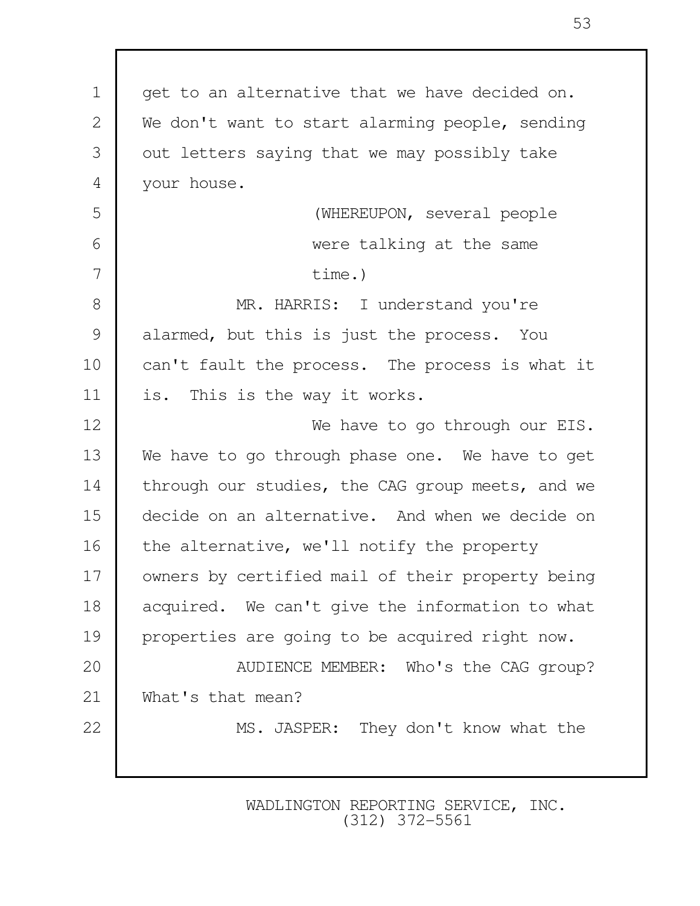get to an alternative that we have decided on. We don't want to start alarming people, sending out letters saying that we may possibly take your house.

(WHEREUPON, several people were talking at the same time.)

MR. HARRIS: I understand you're alarmed, but this is just the process. You can't fault the process. The process is what it is. This is the way it works.

We have to go through our EIS. We have to go through phase one. We have to get through our studies, the CAG group meets, and we decide on an alternative. And when we decide on the alternative, we'll notify the property owners by certified mail of their property being acquired. We can't give the information to what properties are going to be acquired right now.

AUDIENCE MEMBER: Who's the CAG group? What's that mean?

MS. JASPER: They don't know what the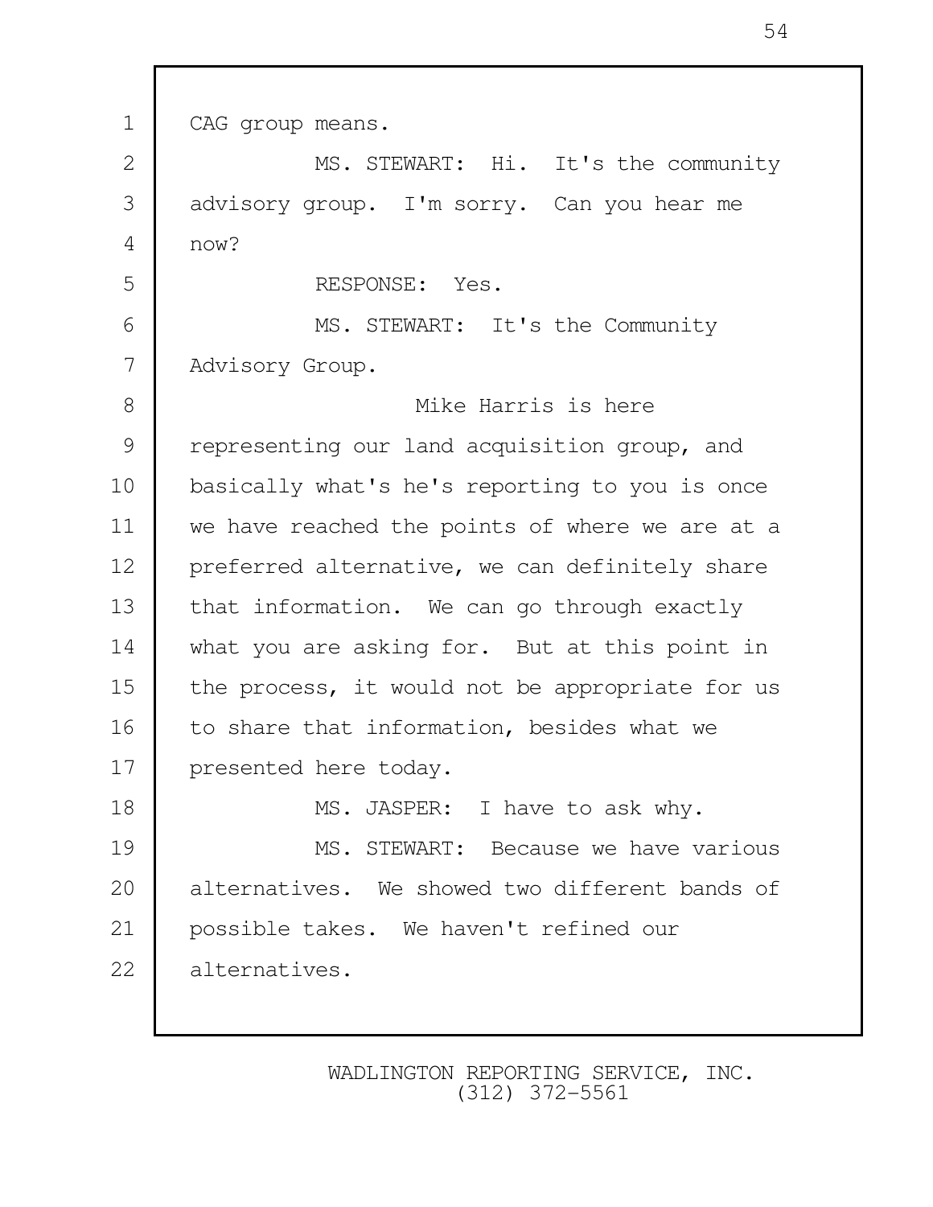CAG group means.

MS. STEWART: Hi. It's the community advisory group. I'm sorry. Can you hear me now?

RESPONSE: Yes.

MS. STEWART: It's the Community Advisory Group.

Mike Harris is here representing our land acquisition group, and basically what's he's reporting to you is once we have reached the points of where we are at a preferred alternative, we can definitely share that information. We can go through exactly what you are asking for. But at this point in the process, it would not be appropriate for us to share that information, besides what we presented here today.

MS. JASPER: I have to ask why.

MS. STEWART: Because we have various alternatives. We showed two different bands of possible takes. We haven't refined our alternatives.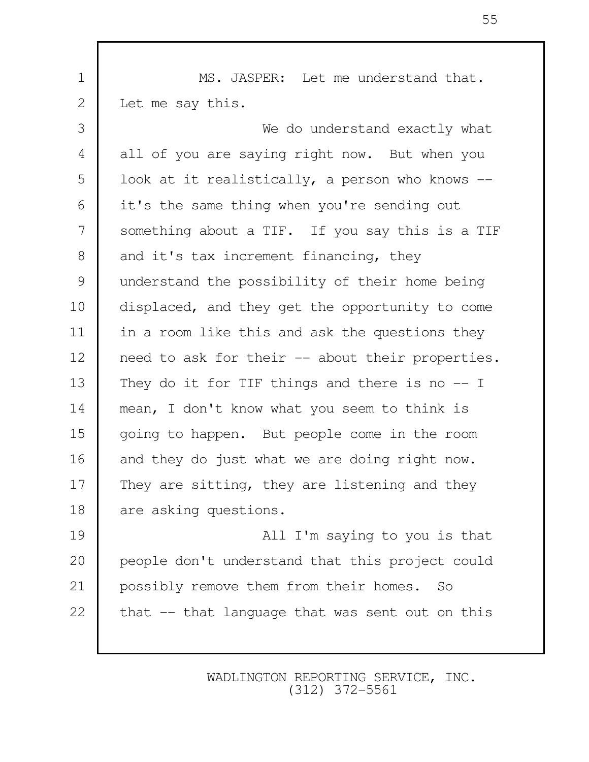MS. JASPER: Let me understand that. Let me say this.

We do understand exactly what all of you are saying right now. But when you look at it realistically, a person who knows -- it's the same thing when you're sending out something about a TIF. If you say this is a TIF and it's tax increment financing, they understand the possibility of their home being displaced, and they get the opportunity to come in a room like this and ask the questions they need to ask for their -- about their properties. They do it for TIF things and there is no -- I mean, I don't know what you seem to think is going to happen. But people come in the room and they do just what we are doing right now. They are sitting, they are listening and they are asking questions.

All I'm saying to you is that people don't understand that this project could possibly remove them from their homes. So that -- that language that was sent out on this

WADLINGTON REPORTING SERVICE, INC.
(312) 372-5561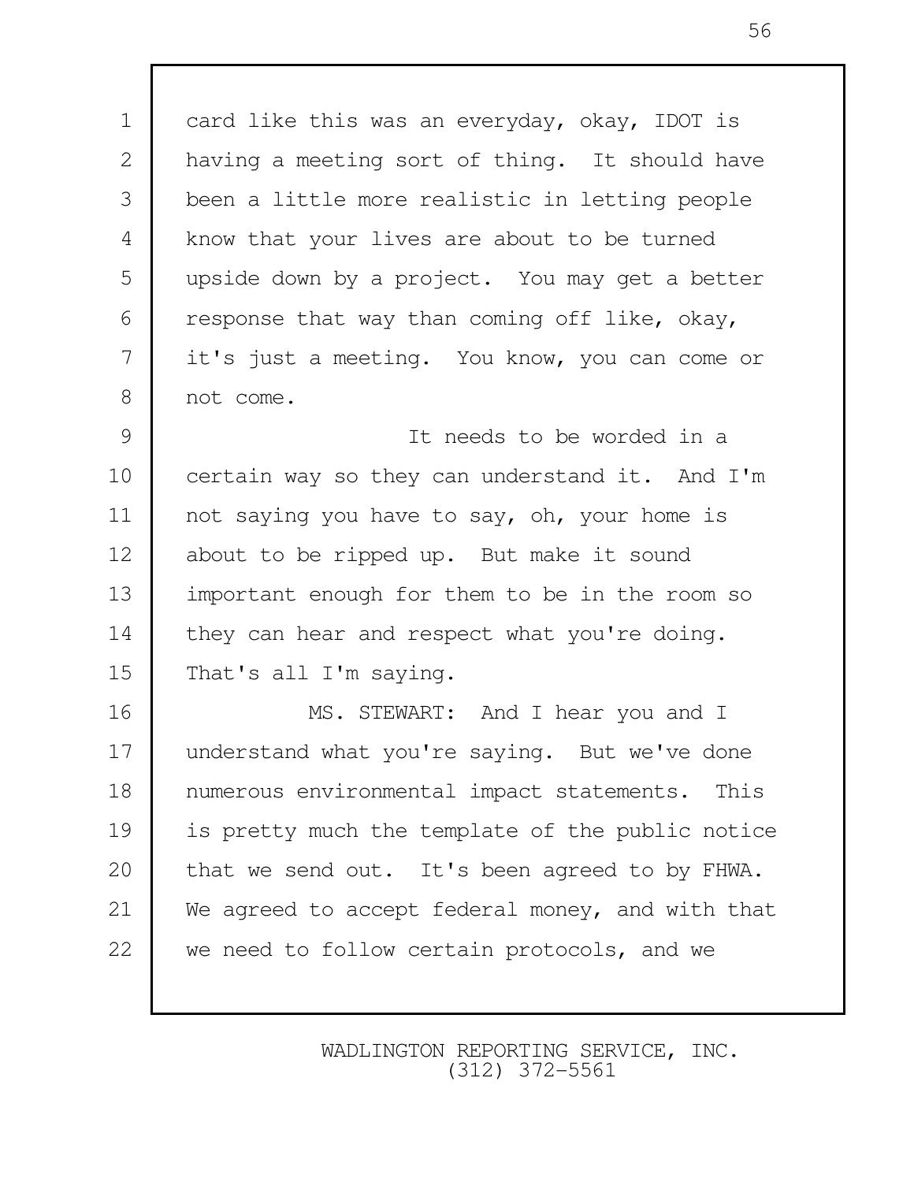card like this was an everyday, okay, IDOT is having a meeting sort of thing. It should have been a little more realistic in letting people know that your lives are about to be turned upside down by a project. You may get a better response that way than coming off like, okay, it's just a meeting. You know, you can come or not come.

It needs to be worded in a certain way so they can understand it. And I'm not saying you have to say, oh, your home is about to be ripped up. But make it sound important enough for them to be in the room so they can hear and respect what you're doing. That's all I'm saying.

MS. STEWART: And I hear you and I understand what you're saying. But we've done numerous environmental impact statements. This is pretty much the template of the public notice that we send out. It's been agreed to by FHWA. We agreed to accept federal money, and with that we need to follow certain protocols, and we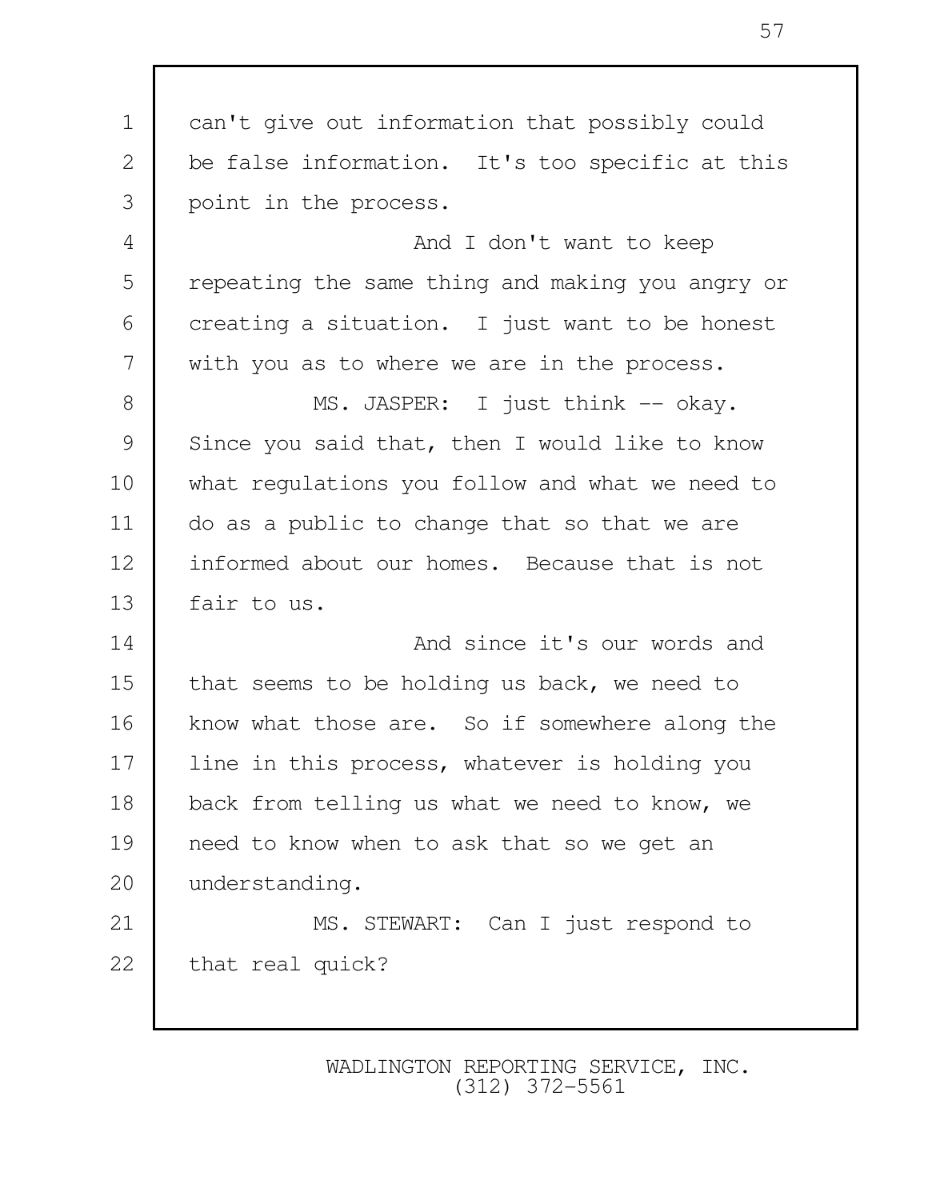can't give out information that possibly could be false information. It's too specific at this point in the process.

And I don't want to keep repeating the same thing and making you angry or creating a situation. I just want to be honest with you as to where we are in the process.

MS. JASPER: I just think -- okay. Since you said that, then I would like to know what regulations you follow and what we need to do as a public to change that so that we are informed about our homes. Because that is not fair to us.

And since it's our words and that seems to be holding us back, we need to know what those are. So if somewhere along the line in this process, whatever is holding you back from telling us what we need to know, we need to know when to ask that so we get an understanding.

MS. STEWART: Can I just respond to that real quick?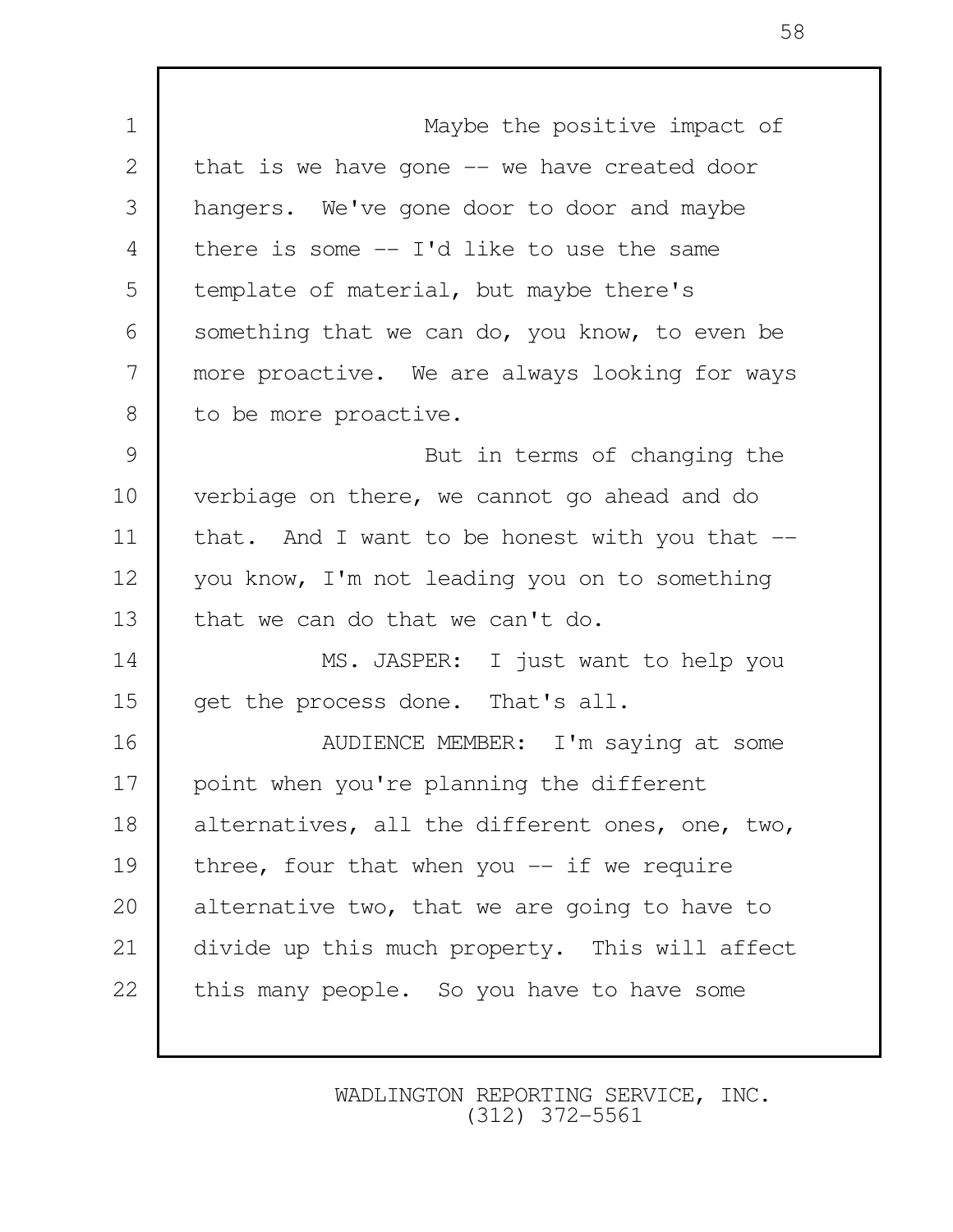Maybe the positive impact of that is we have gone -- we have created door hangers. We've gone door to door and maybe there is some -- I'd like to use the same template of material, but maybe there's something that we can do, you know, to even be more proactive. We are always looking for ways to be more proactive.

But in terms of changing the verbiage on there, we cannot go ahead and do that. And I want to be honest with you that -- you know, I'm not leading you on to something that we can do that we can't do.

MS. JASPER: I just want to help you get the process done. That's all.

AUDIENCE MEMBER: I'm saying at some point when you're planning the different alternatives, all the different ones, one, two, three, four that when you -- if we require alternative two, that we are going to have to divide up this much property. This will affect this many people. So you have to have some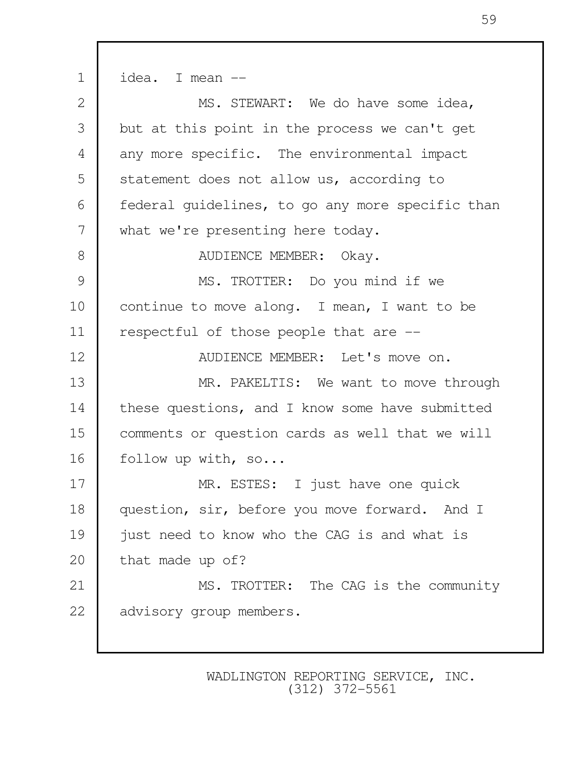idea. I mean --

MS. STEWART: We do have some idea, but at this point in the process we can't get any more specific. The environmental impact statement does not allow us, according to federal guidelines, to go any more specific than what we're presenting here today.

AUDIENCE MEMBER: Okay.

MS. TROTTER: Do you mind if we continue to move along. I mean, I want to be respectful of those people that are --

AUDIENCE MEMBER: Let's move on.

MR. PAKELTIS: We want to move through these questions, and I know some have submitted comments or question cards as well that we will follow up with, so...

MR. ESTES: I just have one quick question, sir, before you move forward. And I just need to know who the CAG is and what is that made up of?

MS. TROTTER: The CAG is the community advisory group members.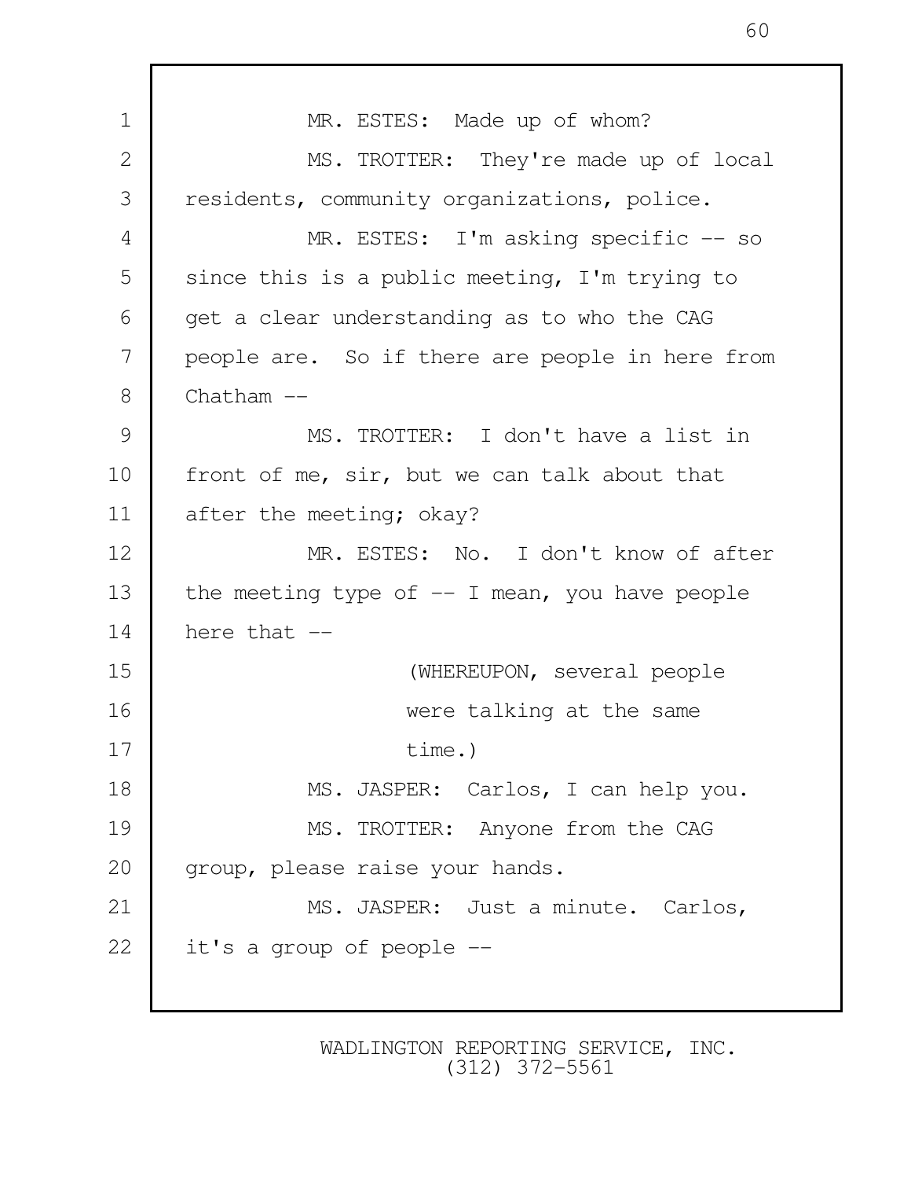MR. ESTES: Made up of whom?

MS. TROTTER: They're made up of local residents, community organizations, police.

MR. ESTES: I'm asking specific -- so since this is a public meeting, I'm trying to get a clear understanding as to who the CAG people are. So if there are people in here from Chatham --

MS. TROTTER: I don't have a list in front of me, sir, but we can talk about that after the meeting; okay?

MR. ESTES: No. I don't know of after the meeting type of -- I mean, you have people here that --

(WHEREUPON, several people were talking at the same time.)

MS. JASPER: Carlos, I can help you.

MS. TROTTER: Anyone from the CAG group, please raise your hands.

MS. JASPER: Just a minute. Carlos, it's a group of people --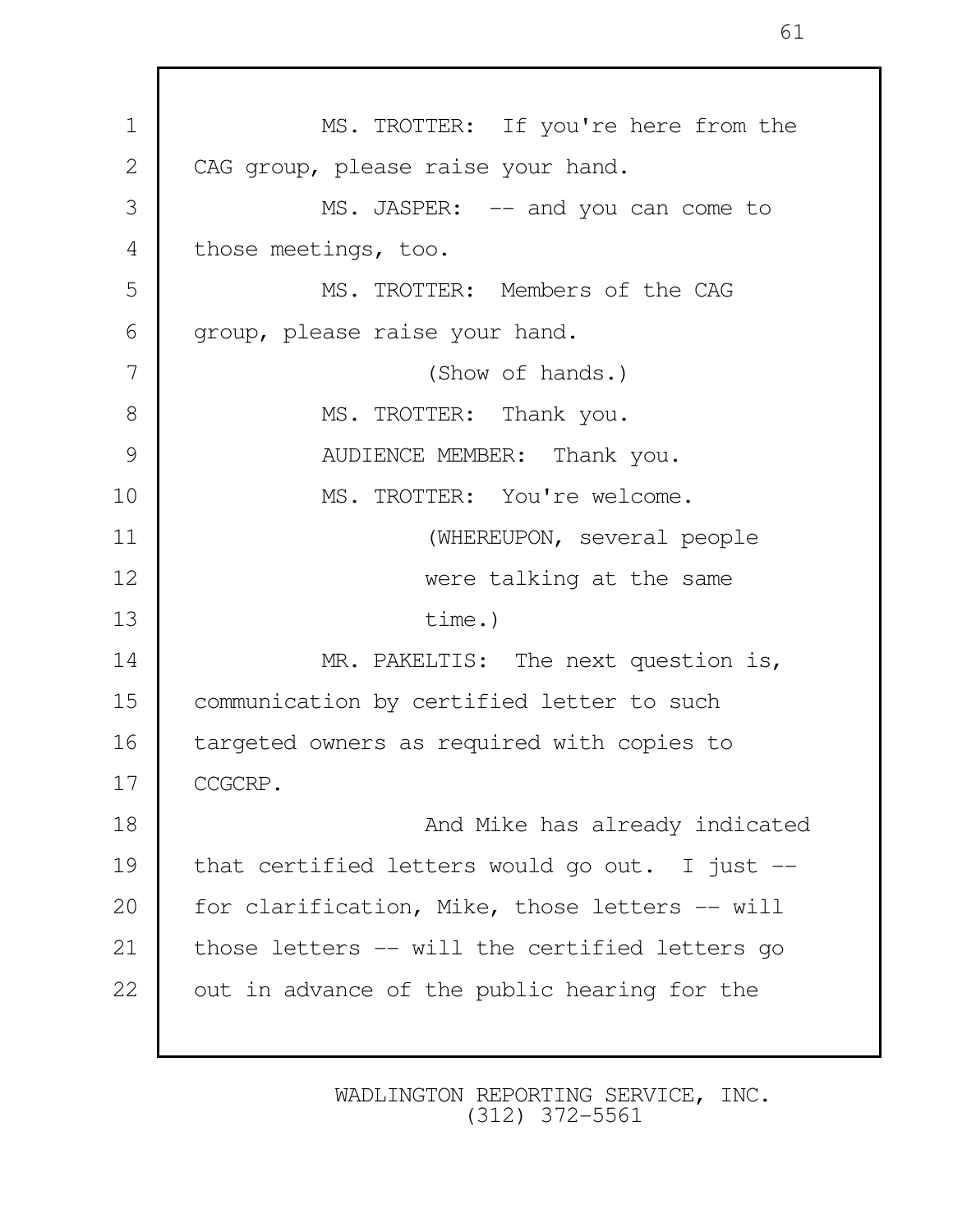MS. TROTTER: If you're here from the CAG group, please raise your hand.

MS. JASPER: -- and you can come to those meetings, too.

MS. TROTTER: Members of the CAG group, please raise your hand.

(Show of hands.)

MS. TROTTER: Thank you.

AUDIENCE MEMBER: Thank you.

MS. TROTTER: You're welcome.

(WHEREUPON, several people were talking at the same time.)

MR. PAKELTIS: The next question is, communication by certified letter to such targeted owners as required with copies to CCGCRP.

And Mike has already indicated that certified letters would go out. I just -- for clarification, Mike, those letters -- will those letters -- will the certified letters go out in advance of the public hearing for the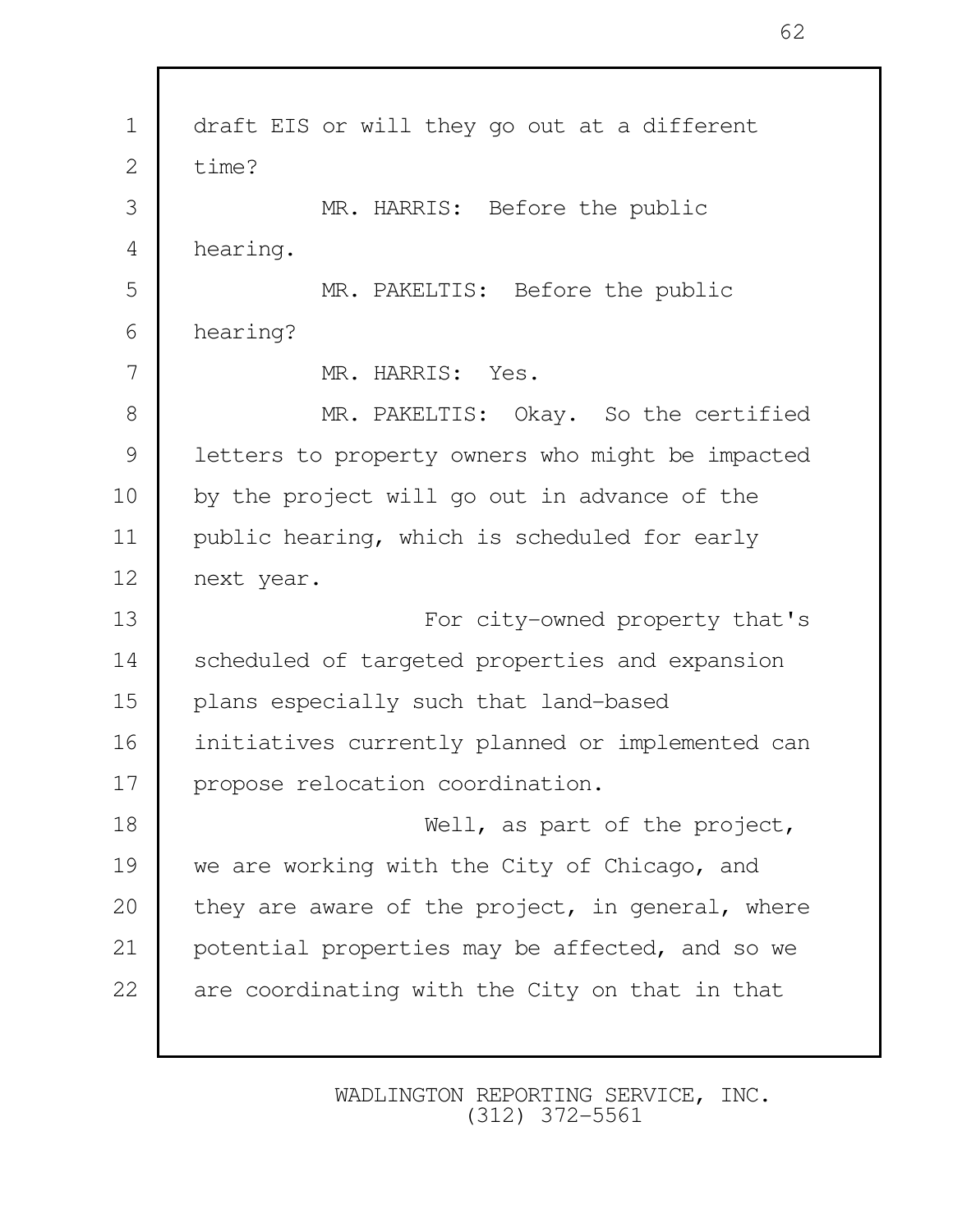draft EIS or will they go out at a different time?

MR. HARRIS: Before the public hearing.

MR. PAKELTIS: Before the public hearing?

MR. HARRIS: Yes.

MR. PAKELTIS: Okay. So the certified letters to property owners who might be impacted by the project will go out in advance of the public hearing, which is scheduled for early next year.

For city-owned property that's scheduled of targeted properties and expansion plans especially such that land-based initiatives currently planned or implemented can propose relocation coordination.

Well, as part of the project, we are working with the City of Chicago, and they are aware of the project, in general, where potential properties may be affected, and so we are coordinating with the City on that in that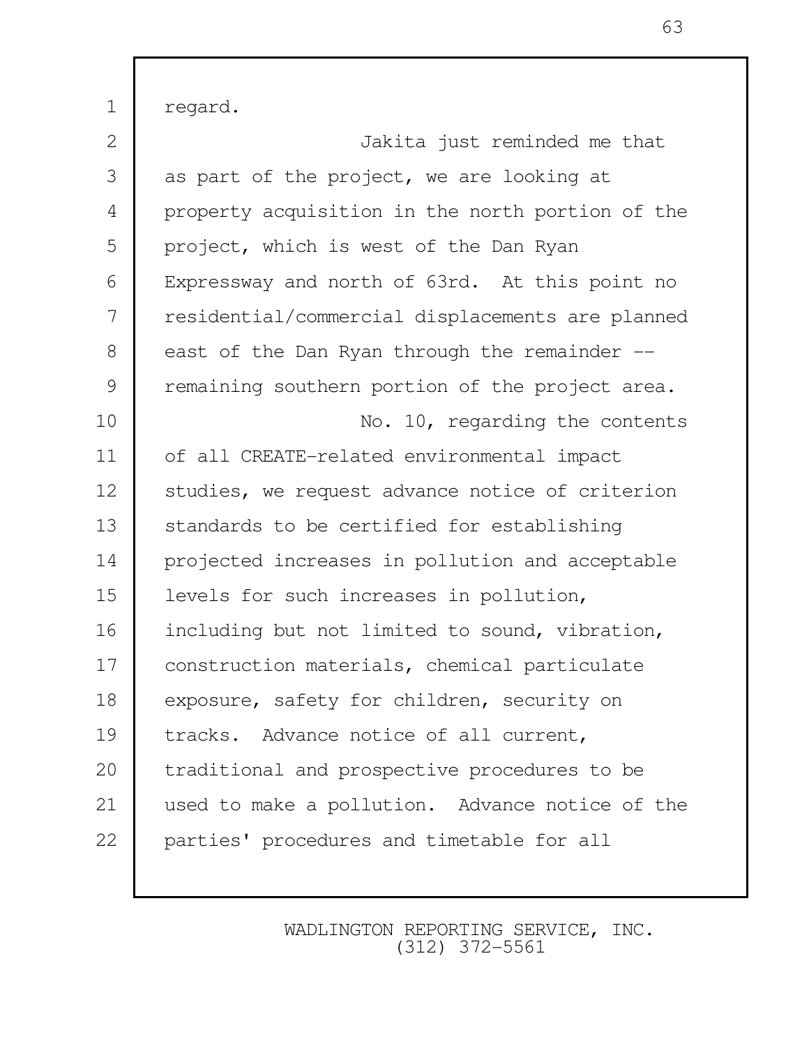regard.

Jakita just reminded me that as part of the project, we are looking at property acquisition in the north portion of the project, which is west of the Dan Ryan Expressway and north of 63rd. At this point no residential/commercial displacements are planned east of the Dan Ryan through the remainder -- remaining southern portion of the project area.

No. 10, regarding the contents of all CREATE-related environmental impact studies, we request advance notice of criterion standards to be certified for establishing projected increases in pollution and acceptable levels for such increases in pollution, including but not limited to sound, vibration, construction materials, chemical particulate exposure, safety for children, security on tracks. Advance notice of all current, traditional and prospective procedures to be used to make a pollution. Advance notice of the parties' procedures and timetable for all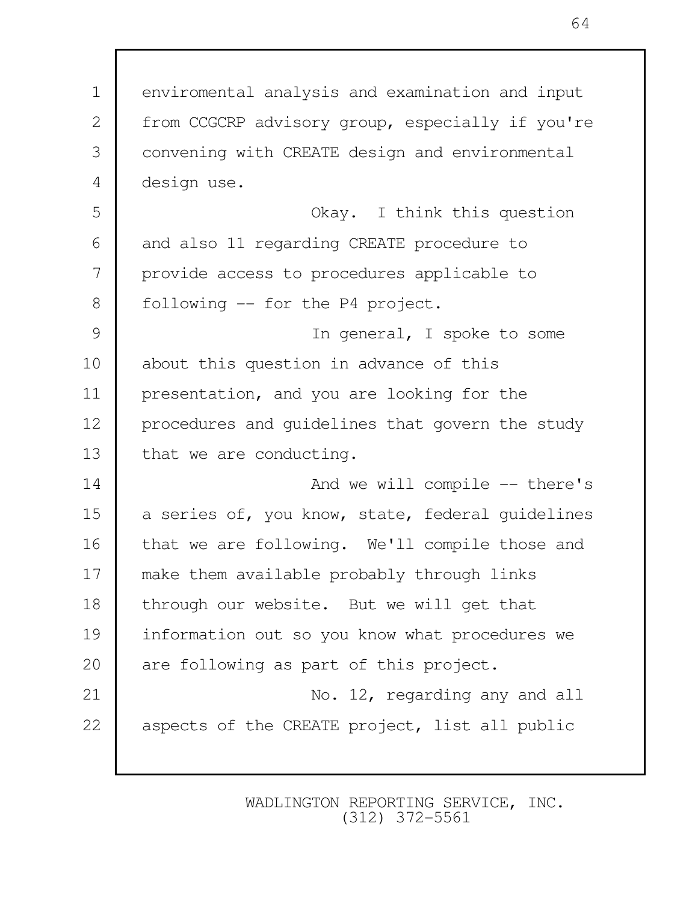enviromental analysis and examination and input from CCGCRP advisory group, especially if you're convening with CREATE design and environmental design use.

Okay. I think this question and also 11 regarding CREATE procedure to provide access to procedures applicable to following -- for the P4 project.

In general, I spoke to some about this question in advance of this presentation, and you are looking for the procedures and guidelines that govern the study that we are conducting.

And we will compile -- there's a series of, you know, state, federal guidelines that we are following. We'll compile those and make them available probably through links through our website. But we will get that information out so you know what procedures we are following as part of this project.

No. 12, regarding any and all aspects of the CREATE project, list all public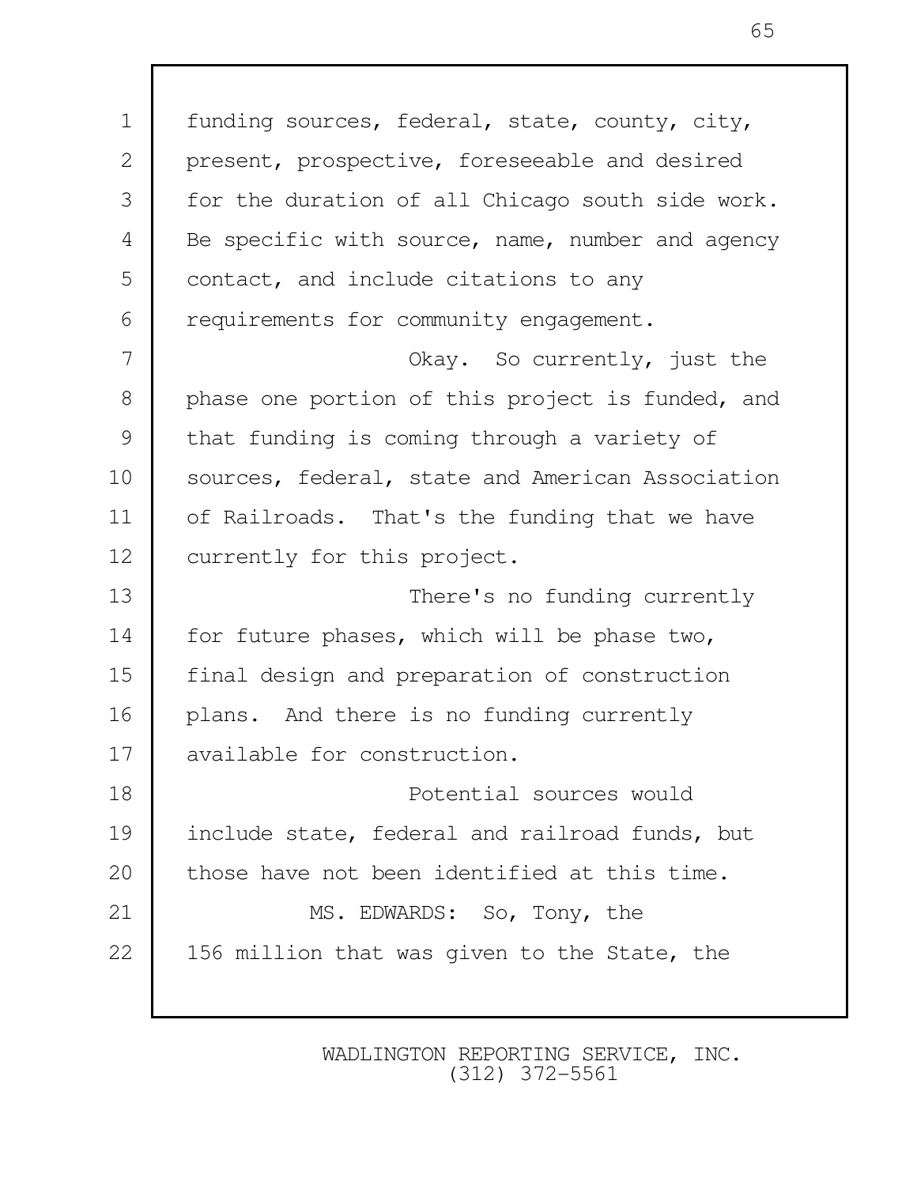funding sources, federal, state, county, city, present, prospective, foreseeable and desired for the duration of all Chicago south side work. Be specific with source, name, number and agency contact, and include citations to any requirements for community engagement.

Okay. So currently, just the phase one portion of this project is funded, and that funding is coming through a variety of sources, federal, state and American Association of Railroads. That's the funding that we have currently for this project.

There's no funding currently for future phases, which will be phase two, final design and preparation of construction plans. And there is no funding currently available for construction.

Potential sources would include state, federal and railroad funds, but those have not been identified at this time.

MS. EDWARDS: So, Tony, the 156 million that was given to the State, the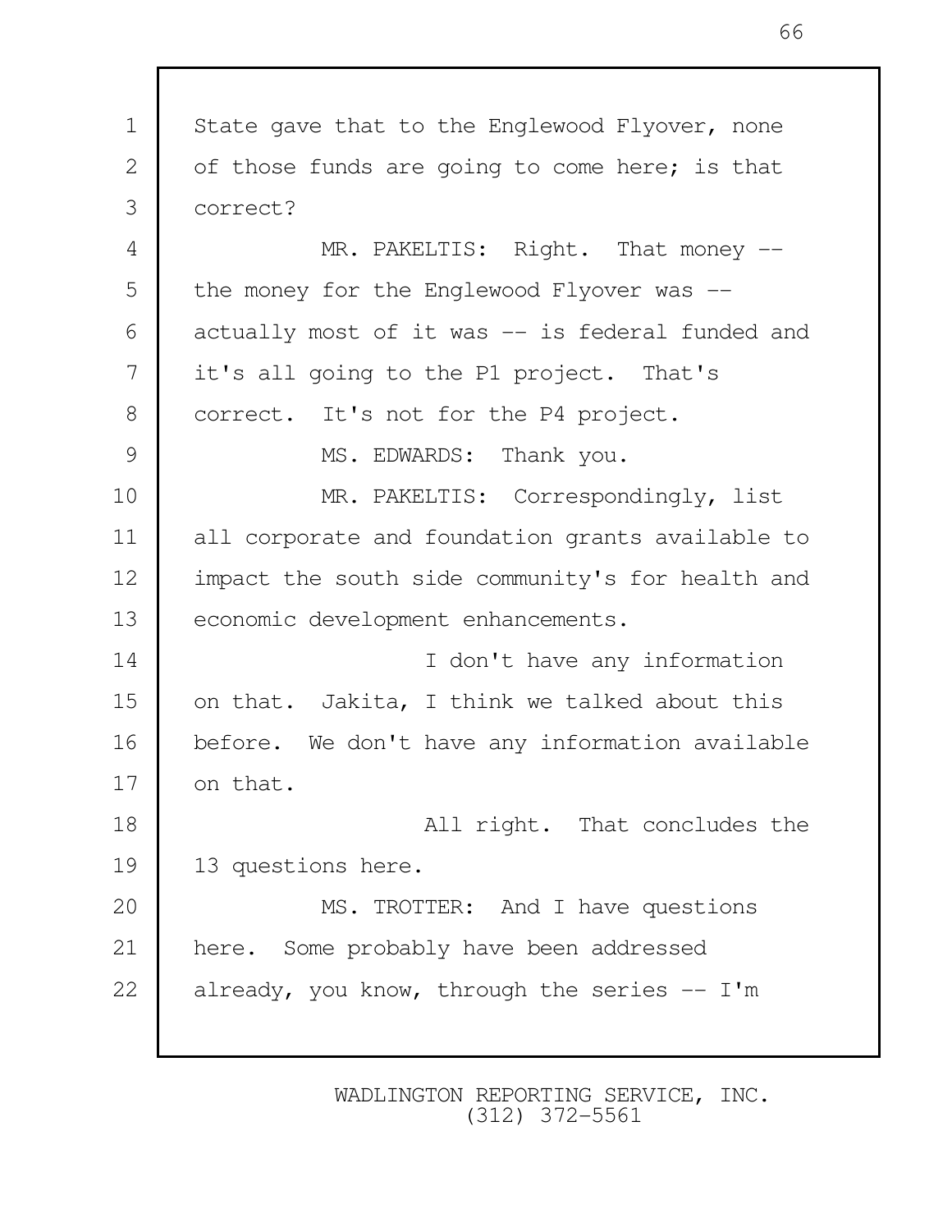State gave that to the Englewood Flyover, none of those funds are going to come here; is that correct?

MR. PAKELTIS: Right. That money -- the money for the Englewood Flyover was -- actually most of it was -- is federal funded and it's all going to the P1 project. That's correct. It's not for the P4 project.

MS. EDWARDS: Thank you.

MR. PAKELTIS: Correspondingly, list all corporate and foundation grants available to impact the south side community's for health and economic development enhancements.

I don't have any information on that. Jakita, I think we talked about this before. We don't have any information available on that.

All right. That concludes the 13 questions here.

MS. TROTTER: And I have questions here. Some probably have been addressed already, you know, through the series -- I'm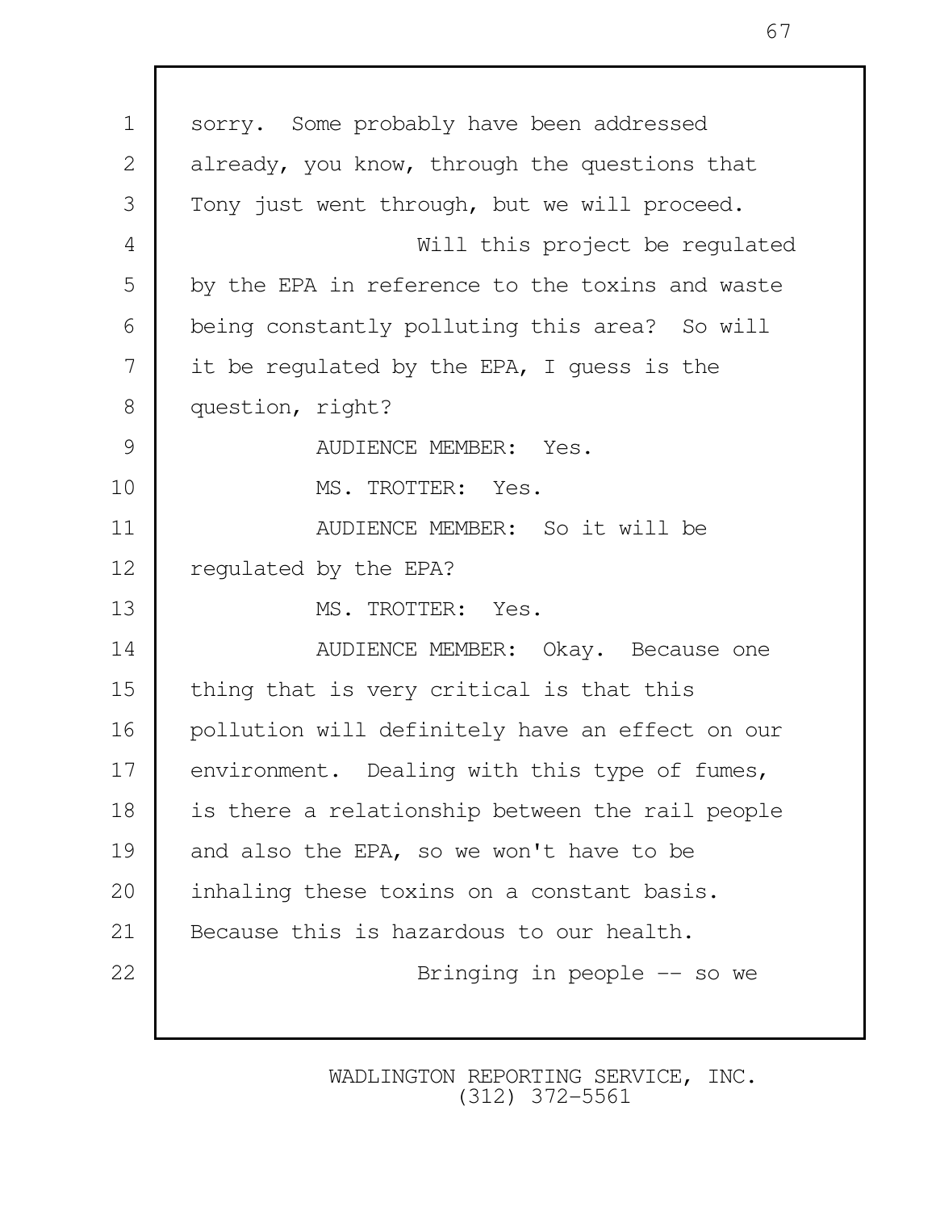1 sorry. Some probably have been addressed
2 already, you know, through the questions that
3 Tony just went through, but we will proceed.
4 Will this project be regulated
5 by the EPA in reference to the toxins and waste
6 being constantly polluting this area? So will
7 it be regulated by the EPA, I guess is the
8 question, right?
9 AUDIENCE MEMBER: Yes.
10 MS. TROTTER: Yes.
11 AUDIENCE MEMBER: So it will be
12 regulated by the EPA?
13 MS. TROTTER: Yes.
14 AUDIENCE MEMBER: Okay. Because one
15 thing that is very critical is that this
16 pollution will definitely have an effect on our
17 environment. Dealing with this type of fumes,
18 is there a relationship between the rail people
19 and also the EPA, so we won't have to be
20 inhaling these toxins on a constant basis.
21 Because this is hazardous to our health.
22 Bringing in people -- so we

WADLINGTON REPORTING SERVICE, INC.
(312) 372-5561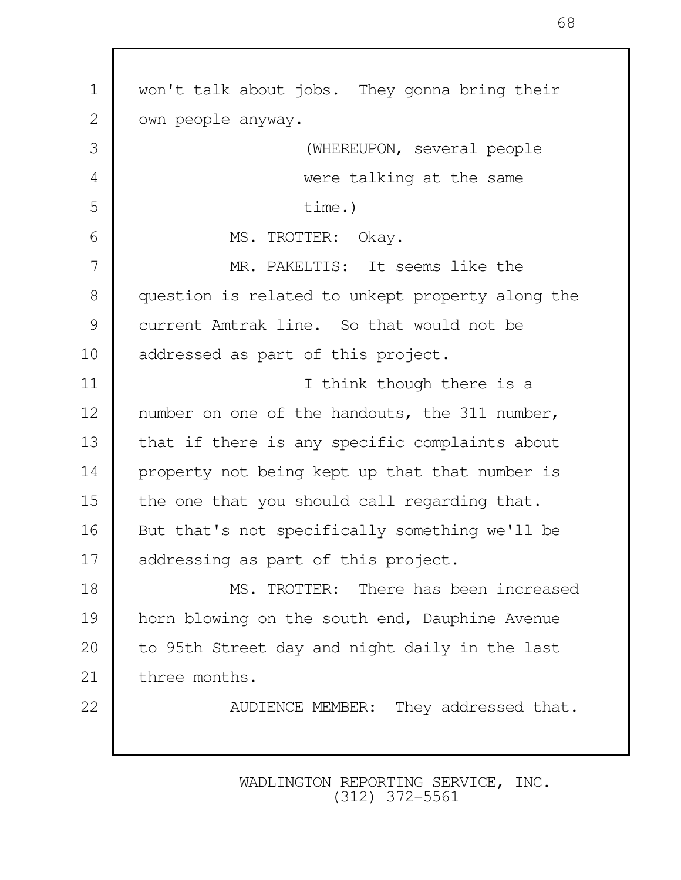won't talk about jobs. They gonna bring their own people anyway.

(WHEREUPON, several people were talking at the same time.)

MS. TROTTER: Okay.

MR. PAKELTIS: It seems like the question is related to unkept property along the current Amtrak line. So that would not be addressed as part of this project.

I think though there is a number on one of the handouts, the 311 number, that if there is any specific complaints about property not being kept up that that number is the one that you should call regarding that. But that's not specifically something we'll be addressing as part of this project.

MS. TROTTER: There has been increased horn blowing on the south end, Dauphine Avenue to 95th Street day and night daily in the last three months.

AUDIENCE MEMBER: They addressed that.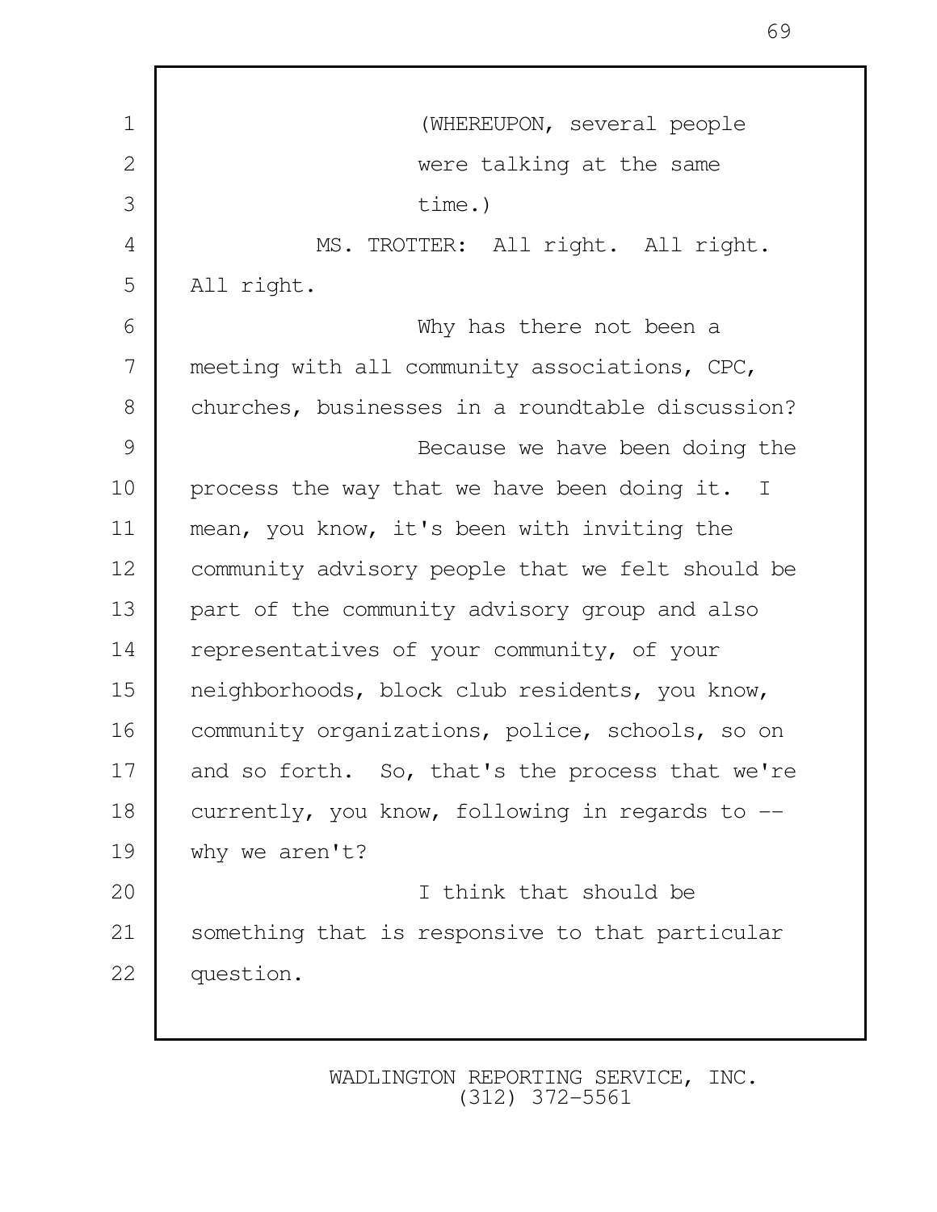(WHEREUPON, several people were talking at the same time.)

MS. TROTTER: All right. All right. All right.

Why has there not been a meeting with all community associations, CPC, churches, businesses in a roundtable discussion?

Because we have been doing the process the way that we have been doing it. I mean, you know, it's been with inviting the community advisory people that we felt should be part of the community advisory group and also representatives of your community, of your neighborhoods, block club residents, you know, community organizations, police, schools, so on and so forth. So, that's the process that we're currently, you know, following in regards to -- why we aren't?

I think that should be something that is responsive to that particular question.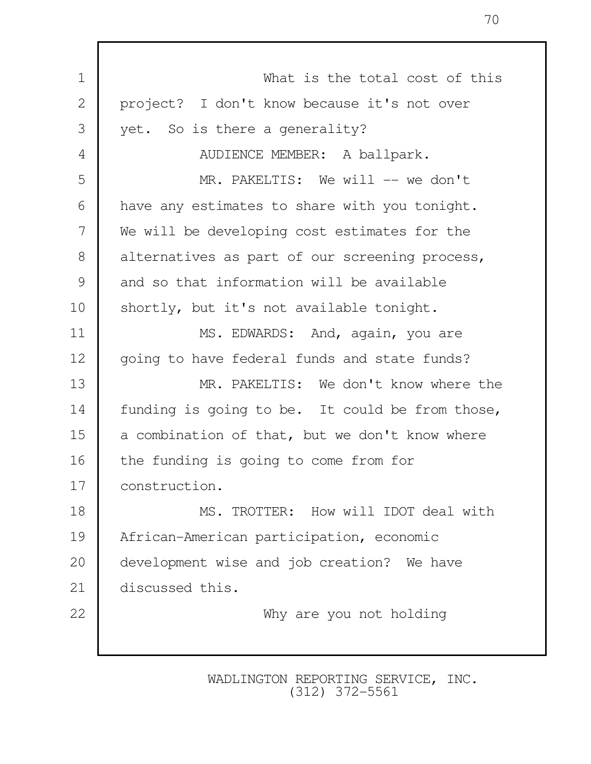What is the total cost of this project? I don't know because it's not over yet. So is there a generality?

AUDIENCE MEMBER: A ballpark.

MR. PAKELTIS: We will -- we don't have any estimates to share with you tonight. We will be developing cost estimates for the alternatives as part of our screening process, and so that information will be available shortly, but it's not available tonight.

MS. EDWARDS: And, again, you are going to have federal funds and state funds?

MR. PAKELTIS: We don't know where the funding is going to be. It could be from those, a combination of that, but we don't know where the funding is going to come from for construction.

MS. TROTTER: How will IDOT deal with African-American participation, economic development wise and job creation? We have discussed this.

Why are you not holding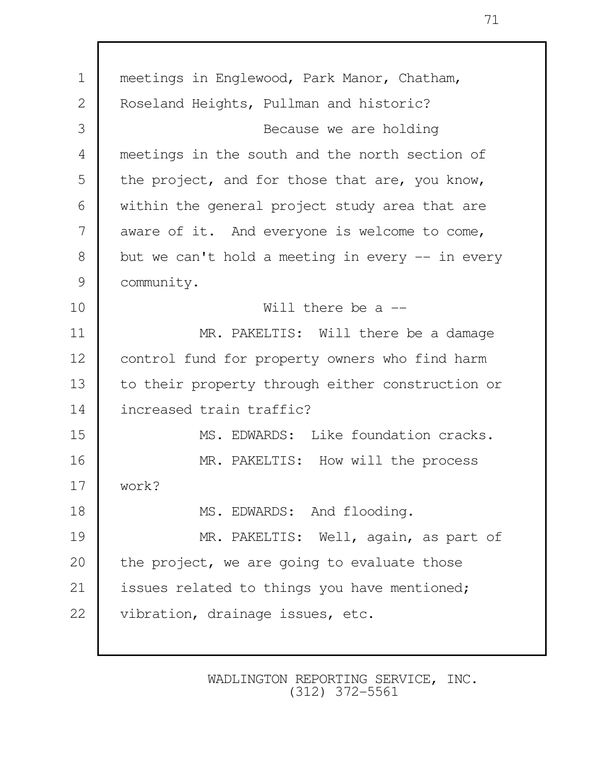meetings in Englewood, Park Manor, Chatham, Roseland Heights, Pullman and historic?

Because we are holding meetings in the south and the north section of the project, and for those that are, you know, within the general project study area that are aware of it. And everyone is welcome to come, but we can't hold a meeting in every -- in every community.

Will there be a --

MR. PAKELTIS: Will there be a damage control fund for property owners who find harm to their property through either construction or increased train traffic?

MS. EDWARDS: Like foundation cracks.

MR. PAKELTIS: How will the process work?

MS. EDWARDS: And flooding.

MR. PAKELTIS: Well, again, as part of the project, we are going to evaluate those issues related to things you have mentioned; vibration, drainage issues, etc.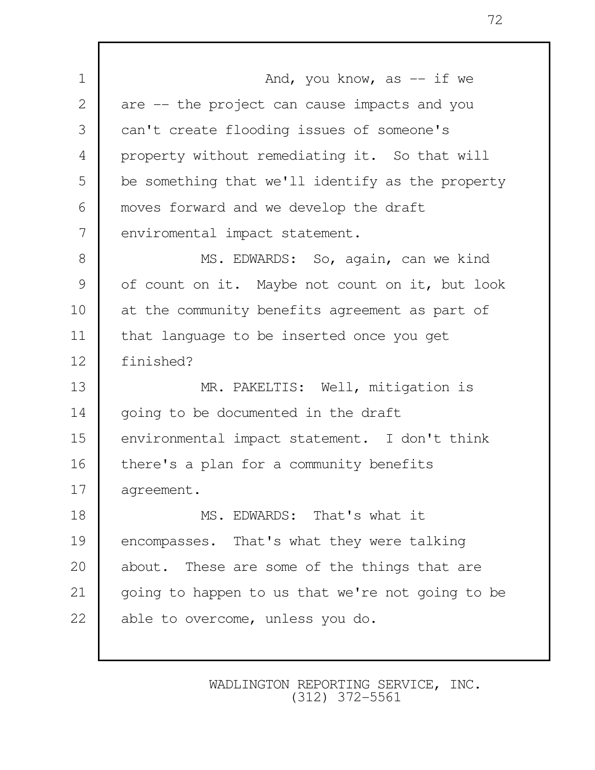And, you know, as -- if we are -- the project can cause impacts and you can't create flooding issues of someone's property without remediating it. So that will be something that we'll identify as the property moves forward and we develop the draft enviromental impact statement.

MS. EDWARDS: So, again, can we kind of count on it. Maybe not count on it, but look at the community benefits agreement as part of that language to be inserted once you get finished?

MR. PAKELTIS: Well, mitigation is going to be documented in the draft environmental impact statement. I don't think there's a plan for a community benefits agreement.

MS. EDWARDS: That's what it encompasses. That's what they were talking about. These are some of the things that are going to happen to us that we're not going to be able to overcome, unless you do.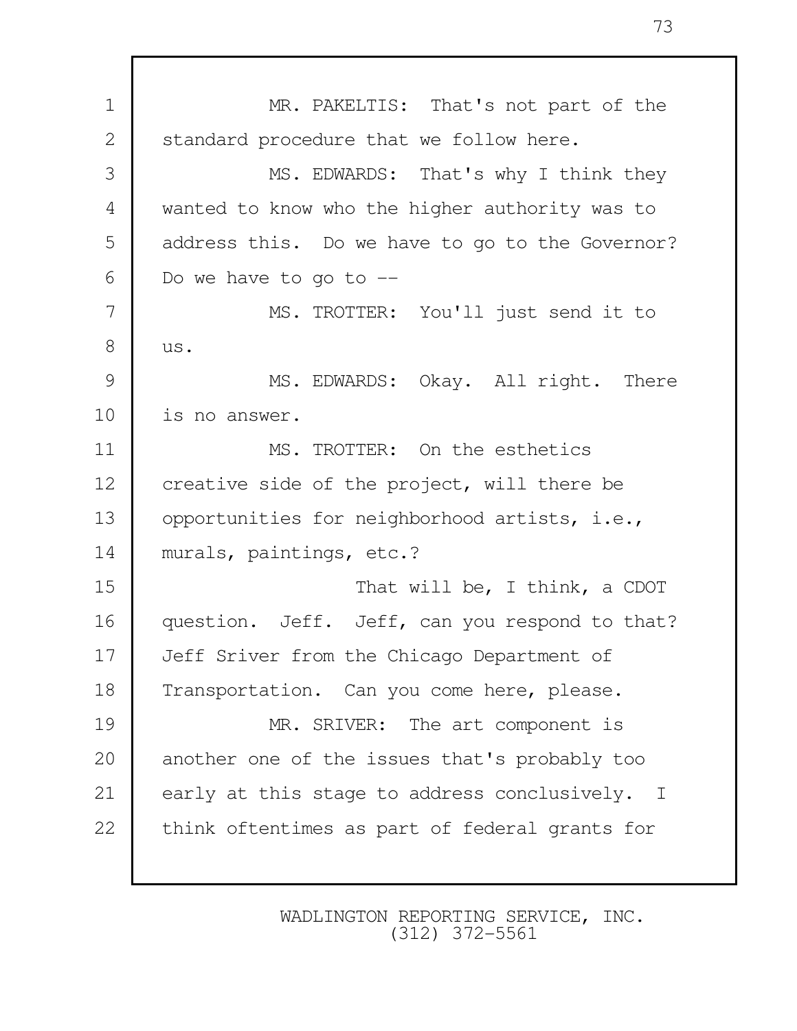MR. PAKELTIS: That's not part of the standard procedure that we follow here.

MS. EDWARDS: That's why I think they wanted to know who the higher authority was to address this. Do we have to go to the Governor? Do we have to go to --

MS. TROTTER: You'll just send it to us.

MS. EDWARDS: Okay. All right. There is no answer.

MS. TROTTER: On the esthetics creative side of the project, will there be opportunities for neighborhood artists, i.e., murals, paintings, etc.?

That will be, I think, a CDOT question. Jeff. Jeff, can you respond to that? Jeff Sriver from the Chicago Department of Transportation. Can you come here, please.

MR. SRIVER: The art component is another one of the issues that's probably too early at this stage to address conclusively. I think oftentimes as part of federal grants for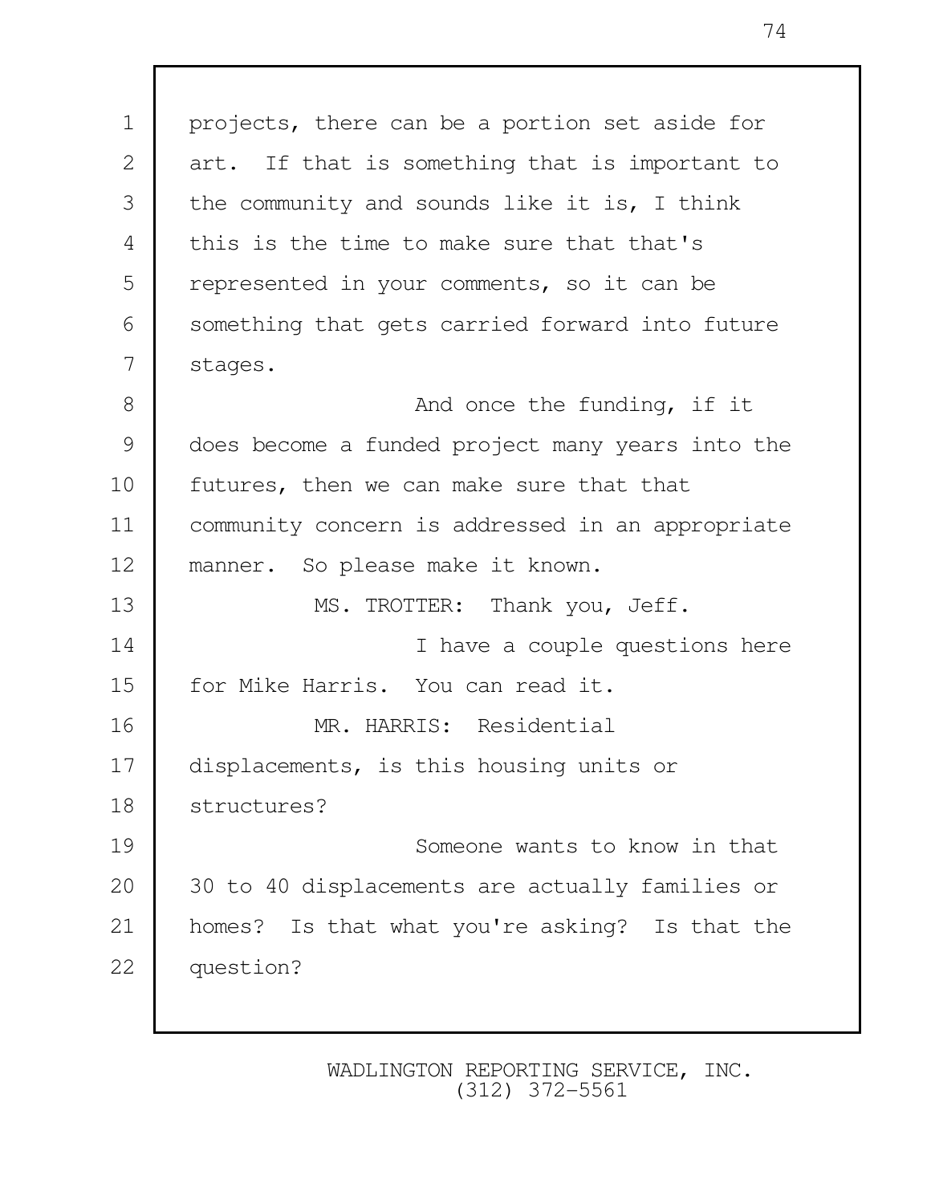projects, there can be a portion set aside for art. If that is something that is important to the community and sounds like it is, I think this is the time to make sure that that's represented in your comments, so it can be something that gets carried forward into future stages.

And once the funding, if it does become a funded project many years into the futures, then we can make sure that that community concern is addressed in an appropriate manner. So please make it known.

MS. TROTTER: Thank you, Jeff.

I have a couple questions here for Mike Harris. You can read it.

MR. HARRIS: Residential displacements, is this housing units or structures?

Someone wants to know in that 30 to 40 displacements are actually families or homes? Is that what you're asking? Is that the question?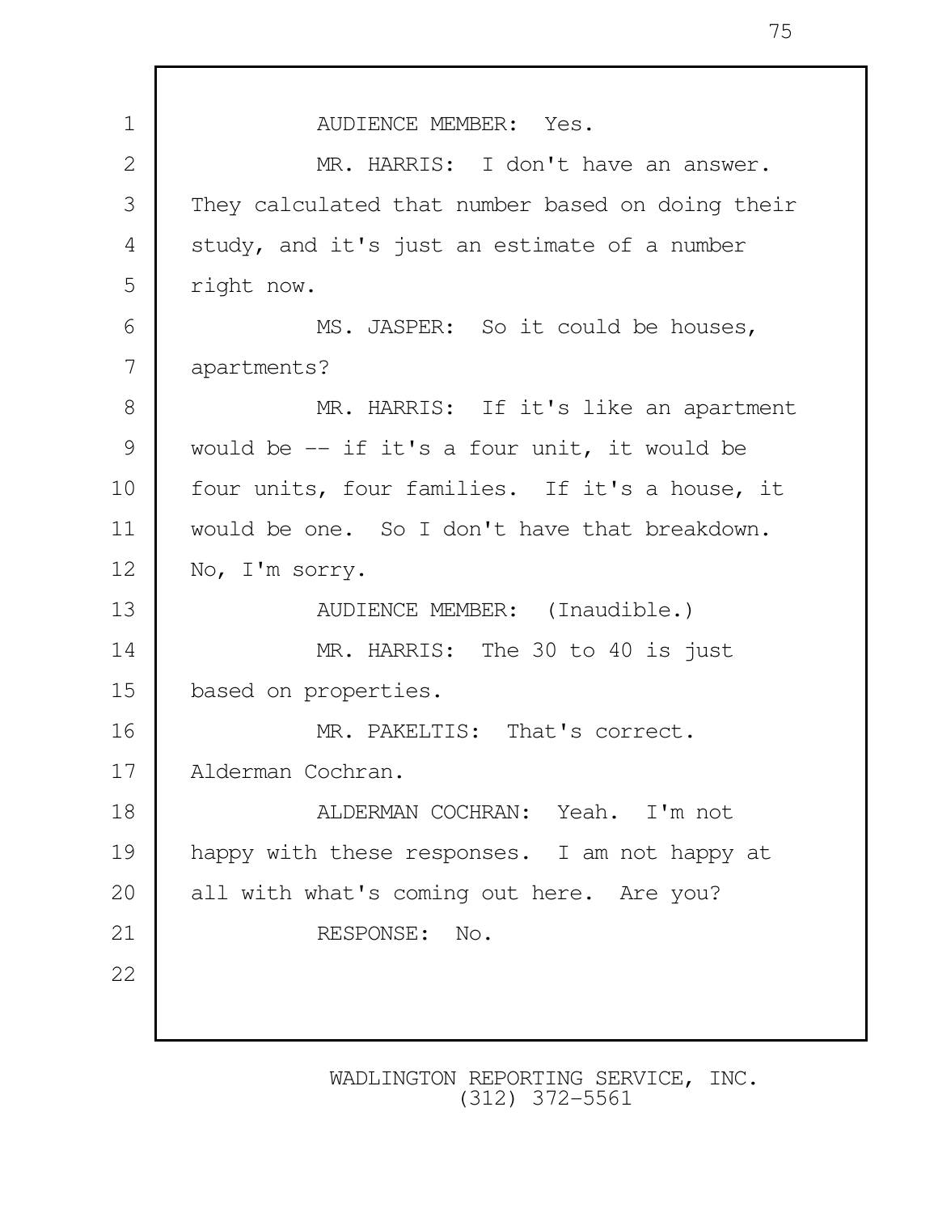AUDIENCE MEMBER: Yes.

MR. HARRIS: I don't have an answer. They calculated that number based on doing their study, and it's just an estimate of a number right now.

MS. JASPER: So it could be houses, apartments?

MR. HARRIS: If it's like an apartment would be -- if it's a four unit, it would be four units, four families. If it's a house, it would be one. So I don't have that breakdown. No, I'm sorry.

AUDIENCE MEMBER: (Inaudible.)

MR. HARRIS: The 30 to 40 is just based on properties.

MR. PAKELTIS: That's correct. Alderman Cochran.

ALDERMAN COCHRAN: Yeah. I'm not happy with these responses. I am not happy at all with what's coming out here. Are you?

RESPONSE: No.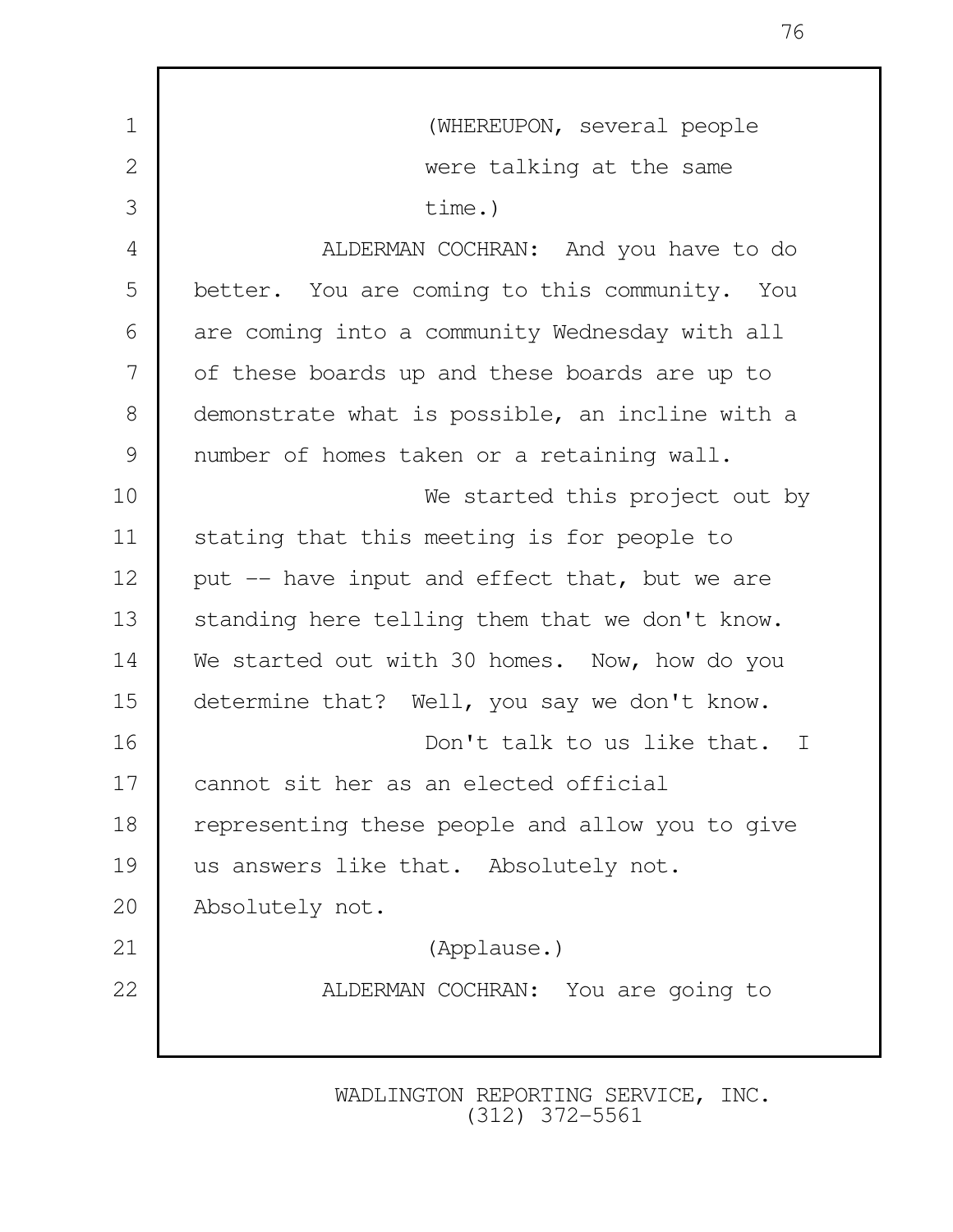(WHEREUPON, several people were talking at the same time.)

ALDERMAN COCHRAN: And you have to do better. You are coming to this community. You are coming into a community Wednesday with all of these boards up and these boards are up to demonstrate what is possible, an incline with a number of homes taken or a retaining wall.

We started this project out by stating that this meeting is for people to put -- have input and effect that, but we are standing here telling them that we don't know. We started out with 30 homes. Now, how do you determine that? Well, you say we don't know.

Don't talk to us like that. I cannot sit her as an elected official representing these people and allow you to give us answers like that. Absolutely not. Absolutely not.

(Applause.)

ALDERMAN COCHRAN: You are going to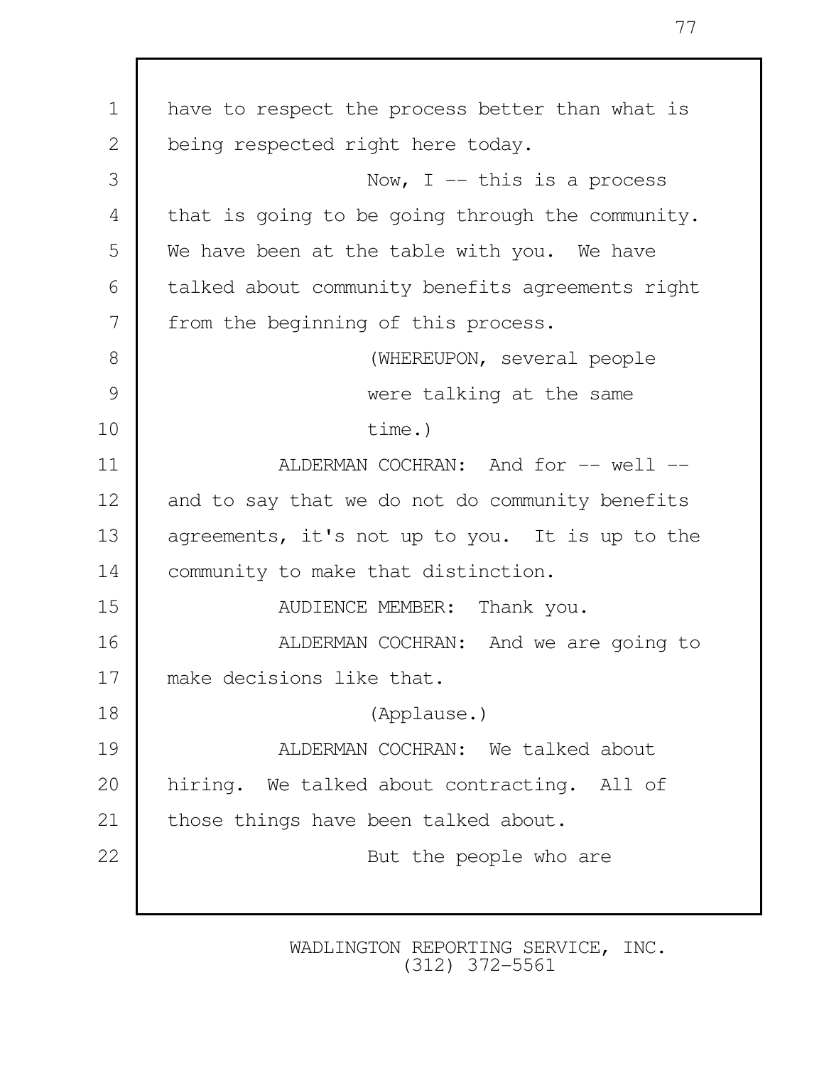have to respect the process better than what is being respected right here today.

Now, I -- this is a process that is going to be going through the community. We have been at the table with you. We have talked about community benefits agreements right from the beginning of this process.

(WHEREUPON, several people were talking at the same time.)

ALDERMAN COCHRAN: And for -- well -- and to say that we do not do community benefits agreements, it's not up to you. It is up to the community to make that distinction.

AUDIENCE MEMBER: Thank you.

ALDERMAN COCHRAN: And we are going to make decisions like that.

(Applause.)

ALDERMAN COCHRAN: We talked about hiring. We talked about contracting. All of those things have been talked about.

But the people who are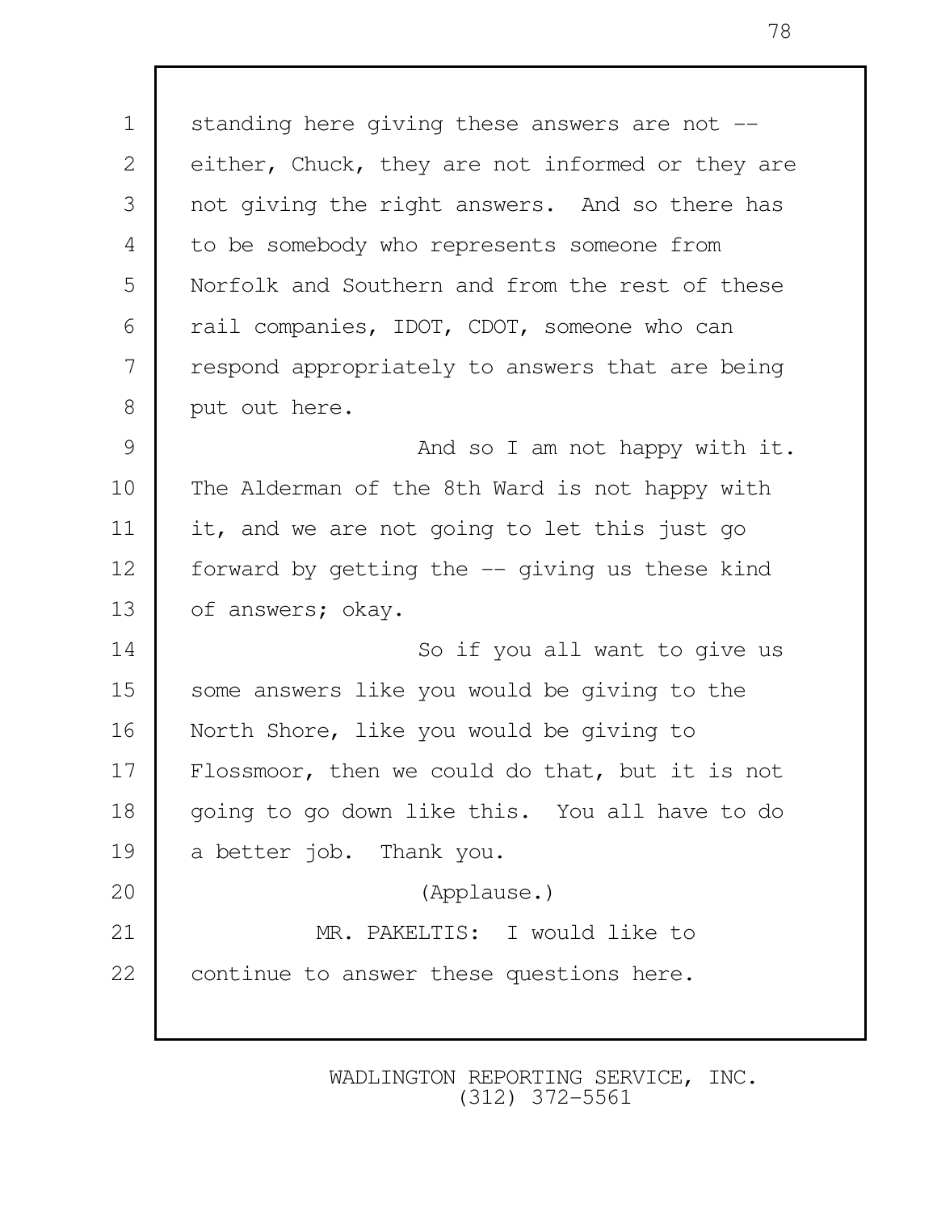standing here giving these answers are not -- either, Chuck, they are not informed or they are not giving the right answers. And so there has to be somebody who represents someone from Norfolk and Southern and from the rest of these rail companies, IDOT, CDOT, someone who can respond appropriately to answers that are being put out here.

And so I am not happy with it. The Alderman of the 8th Ward is not happy with it, and we are not going to let this just go forward by getting the -- giving us these kind of answers; okay.

So if you all want to give us some answers like you would be giving to the North Shore, like you would be giving to Flossmoor, then we could do that, but it is not going to go down like this. You all have to do a better job. Thank you.

(Applause.)

MR. PAKELTIS: I would like to continue to answer these questions here.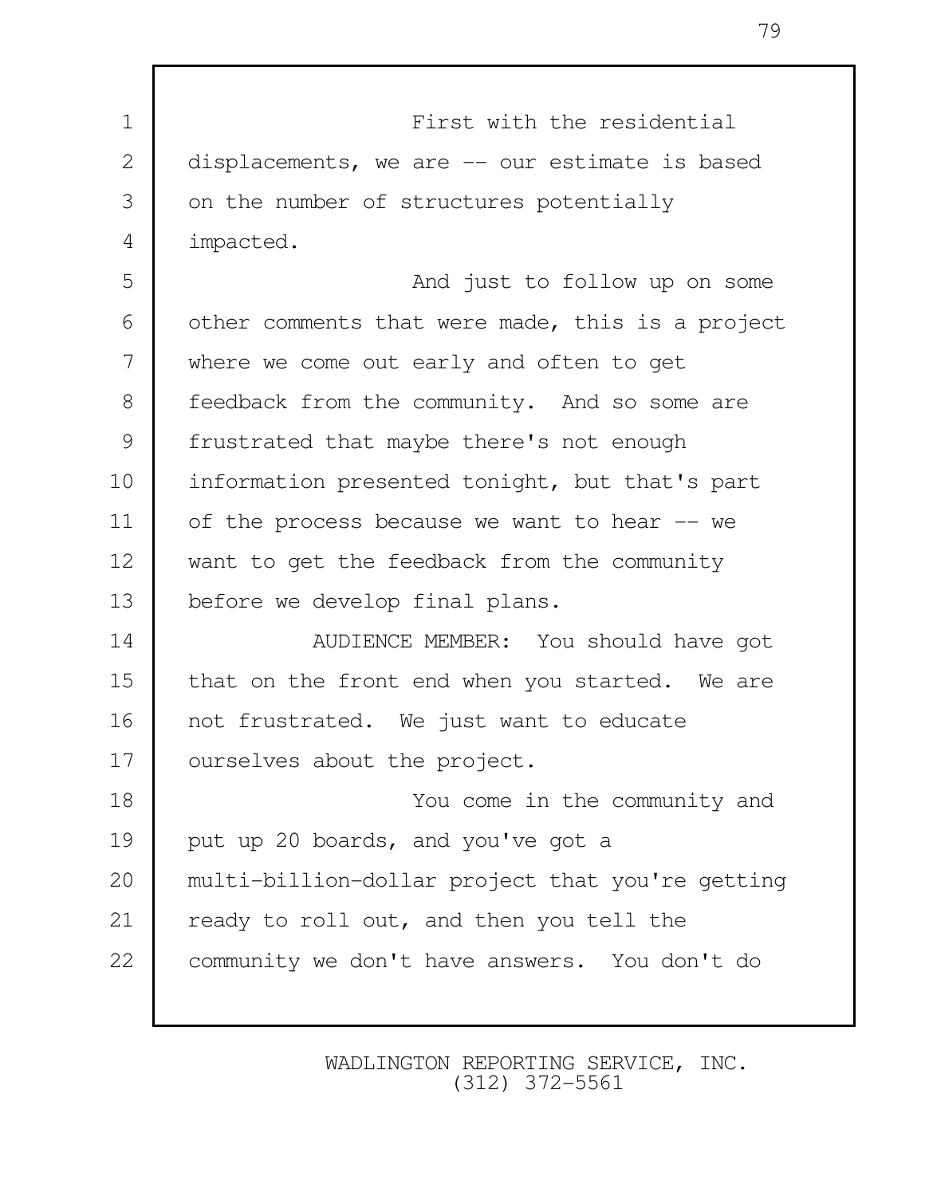First with the residential displacements, we are -- our estimate is based on the number of structures potentially impacted.

And just to follow up on some other comments that were made, this is a project where we come out early and often to get feedback from the community. And so some are frustrated that maybe there's not enough information presented tonight, but that's part of the process because we want to hear -- we want to get the feedback from the community before we develop final plans.

AUDIENCE MEMBER: You should have got that on the front end when you started. We are not frustrated. We just want to educate ourselves about the project.

You come in the community and put up 20 boards, and you've got a multi-billion-dollar project that you're getting ready to roll out, and then you tell the community we don't have answers. You don't do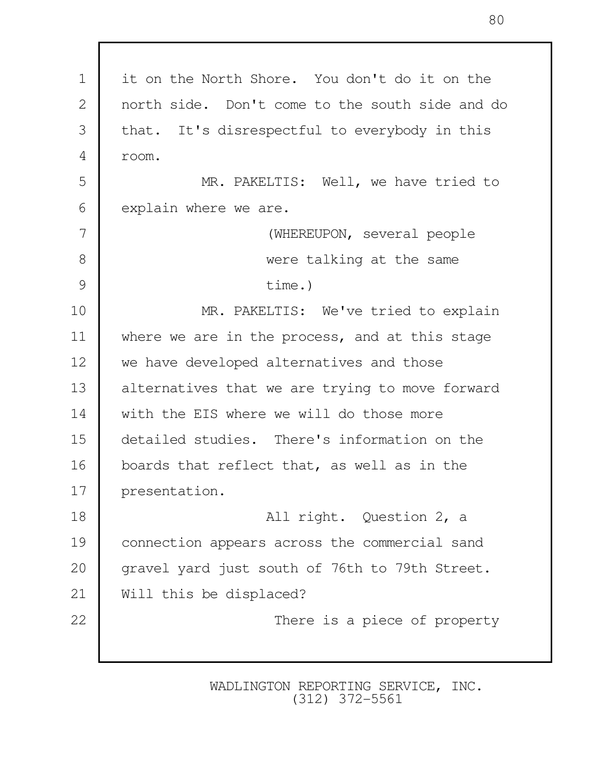it on the North Shore. You don't do it on the north side. Don't come to the south side and do that. It's disrespectful to everybody in this room.

MR. PAKELTIS: Well, we have tried to explain where we are.

(WHEREUPON, several people were talking at the same time.)

MR. PAKELTIS: We've tried to explain where we are in the process, and at this stage we have developed alternatives and those alternatives that we are trying to move forward with the EIS where we will do those more detailed studies. There's information on the boards that reflect that, as well as in the presentation.

All right. Question 2, a connection appears across the commercial sand gravel yard just south of 76th to 79th Street. Will this be displaced?

There is a piece of property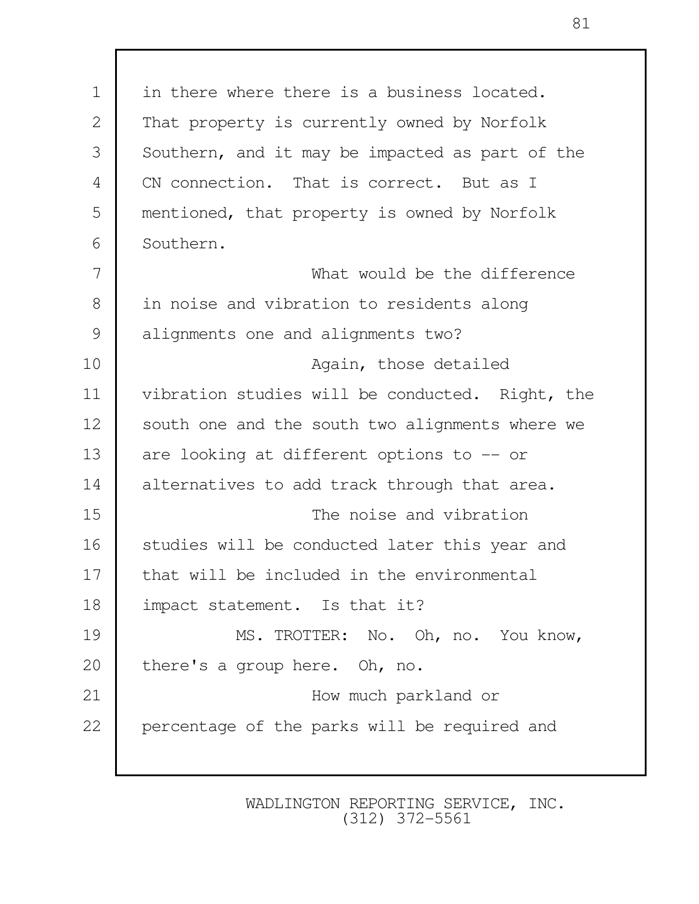in there where there is a business located. That property is currently owned by Norfolk Southern, and it may be impacted as part of the CN connection. That is correct. But as I mentioned, that property is owned by Norfolk Southern.

What would be the difference in noise and vibration to residents along alignments one and alignments two?

Again, those detailed vibration studies will be conducted. Right, the south one and the south two alignments where we are looking at different options to -- or alternatives to add track through that area.

The noise and vibration studies will be conducted later this year and that will be included in the environmental impact statement. Is that it?

MS. TROTTER: No. Oh, no. You know, there's a group here. Oh, no.

How much parkland or percentage of the parks will be required and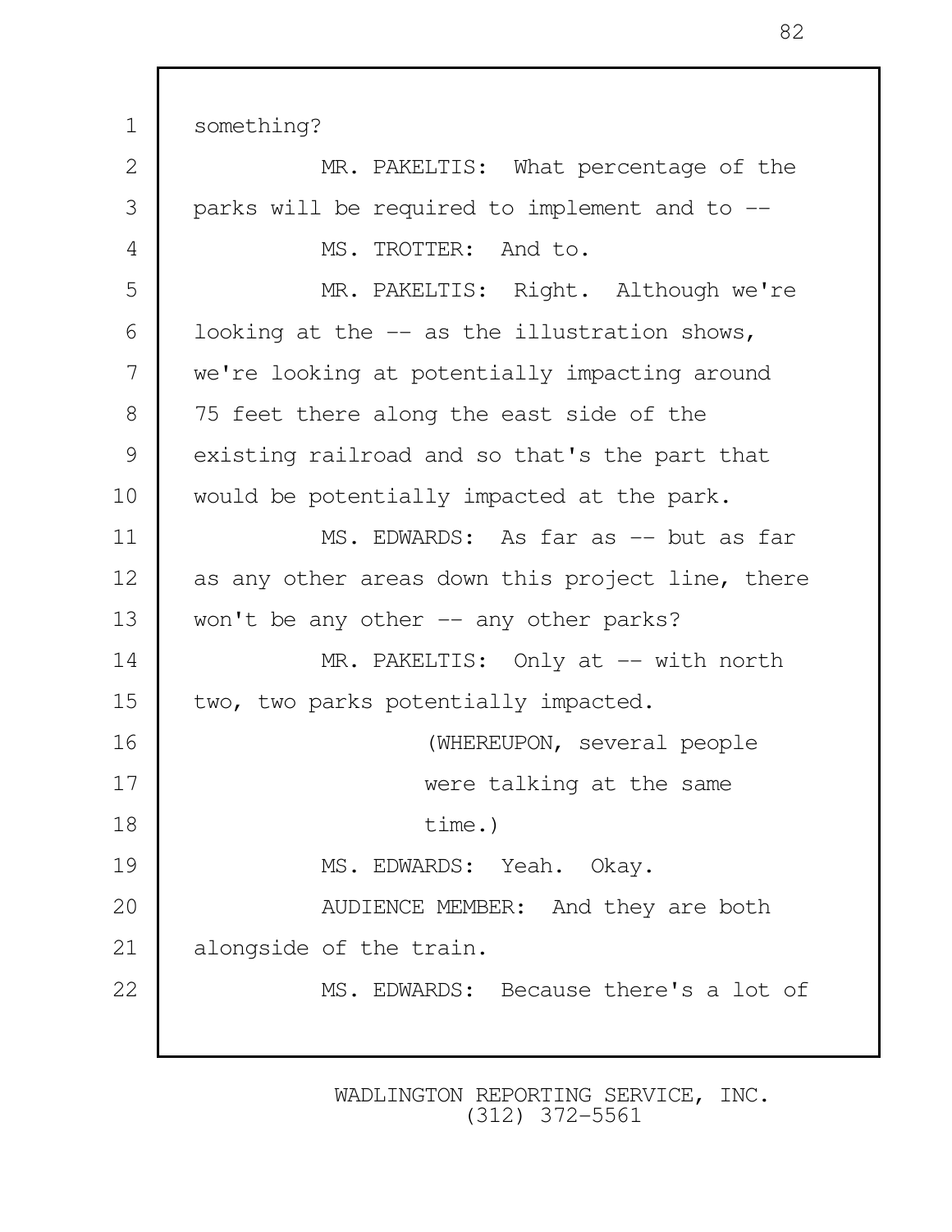something?

MR. PAKELTIS: What percentage of the parks will be required to implement and to --

MS. TROTTER: And to.

MR. PAKELTIS: Right. Although we're looking at the -- as the illustration shows, we're looking at potentially impacting around 75 feet there along the east side of the existing railroad and so that's the part that would be potentially impacted at the park.

MS. EDWARDS: As far as -- but as far as any other areas down this project line, there won't be any other -- any other parks?

MR. PAKELTIS: Only at -- with north two, two parks potentially impacted.

(WHEREUPON, several people were talking at the same time.)

MS. EDWARDS: Yeah. Okay.

AUDIENCE MEMBER: And they are both alongside of the train.

MS. EDWARDS: Because there's a lot of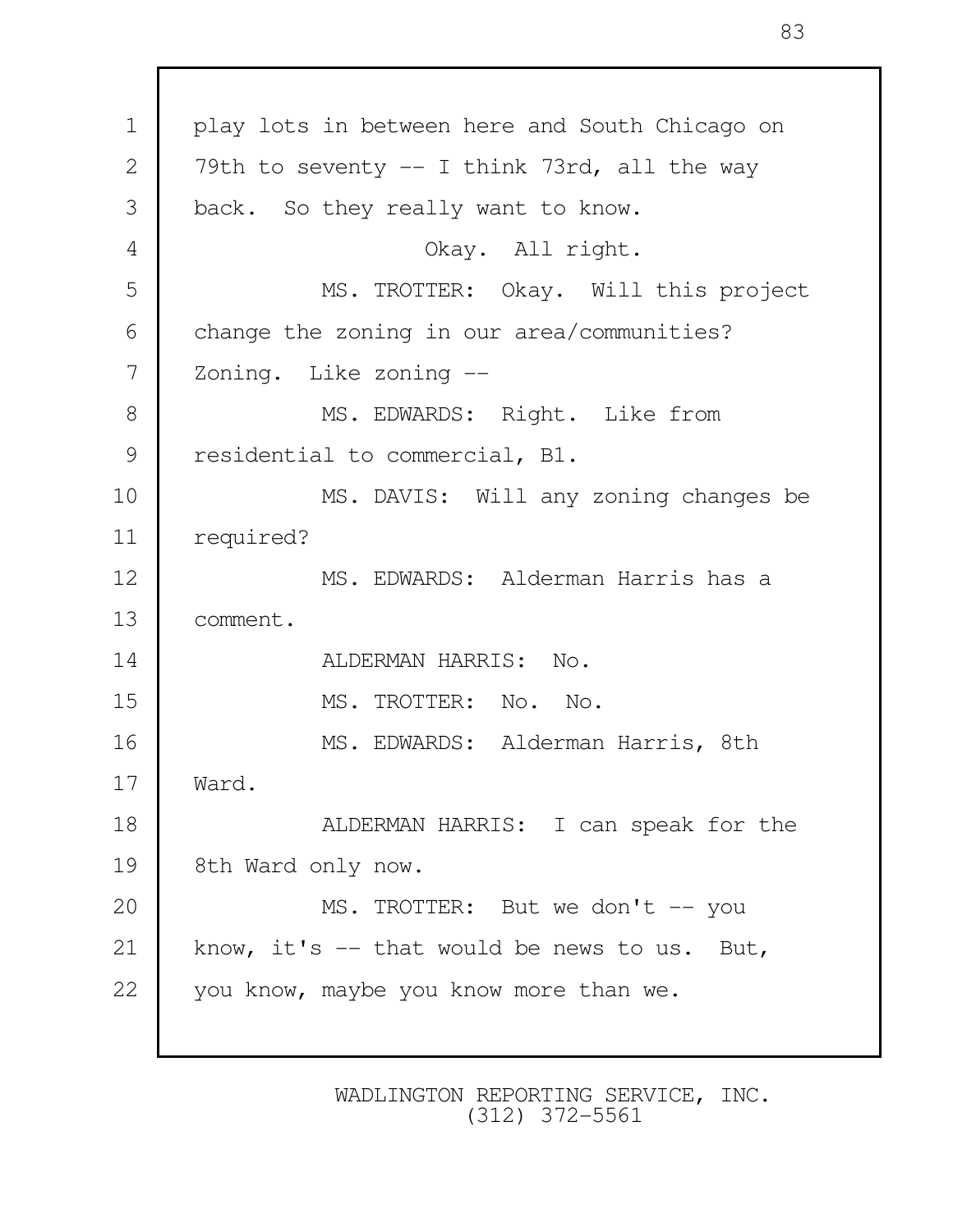play lots in between here and South Chicago on 79th to seventy -- I think 73rd, all the way back. So they really want to know.

Okay. All right.

MS. TROTTER: Okay. Will this project change the zoning in our area/communities? Zoning. Like zoning --

MS. EDWARDS: Right. Like from residential to commercial, B1.

MS. DAVIS: Will any zoning changes be required?

MS. EDWARDS: Alderman Harris has a comment.

ALDERMAN HARRIS: No.

MS. TROTTER: No. No.

MS. EDWARDS: Alderman Harris, 8th Ward.

ALDERMAN HARRIS: I can speak for the 8th Ward only now.

MS. TROTTER: But we don't -- you know, it's -- that would be news to us. But, you know, maybe you know more than we.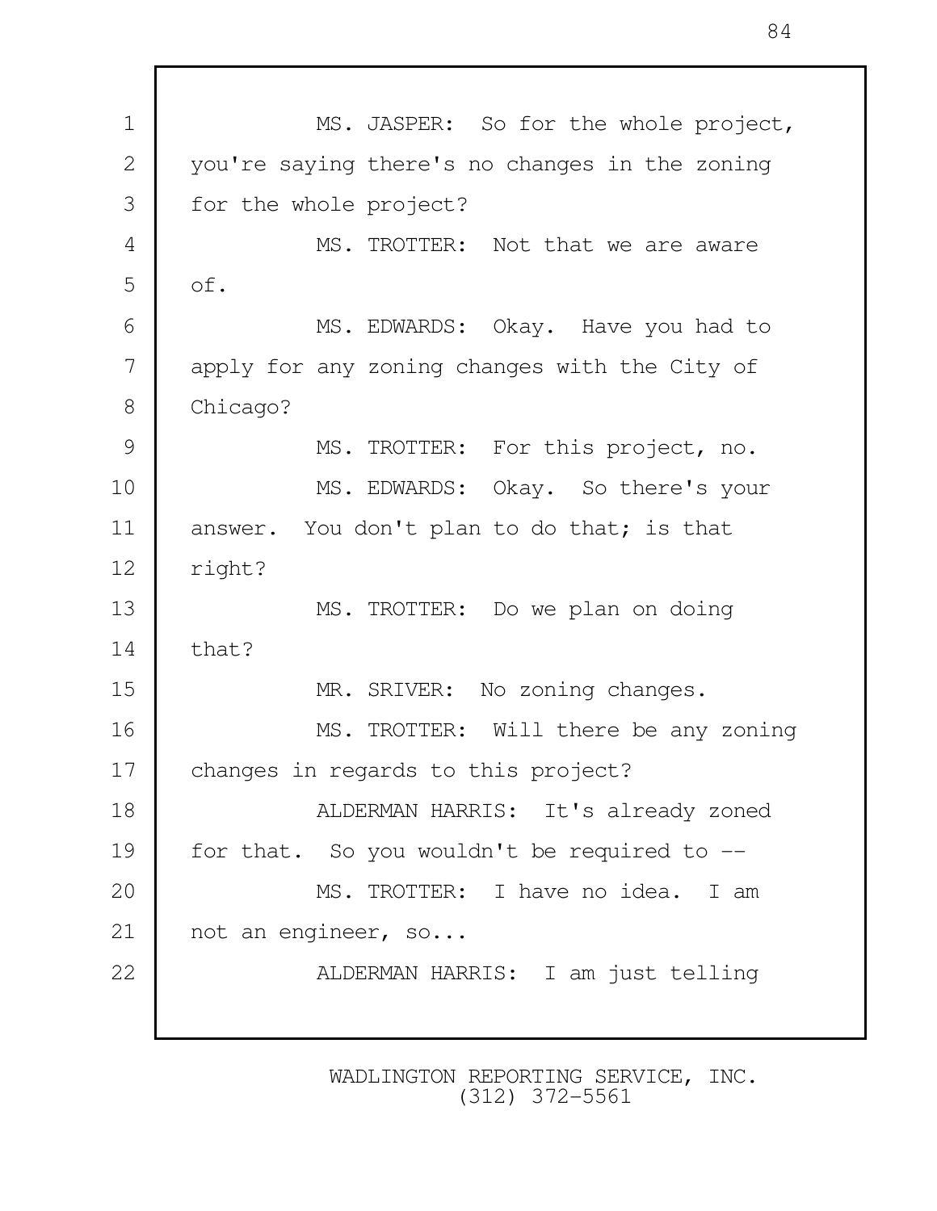MS. JASPER: So for the whole project, you're saying there's no changes in the zoning for the whole project?

MS. TROTTER: Not that we are aware of.

MS. EDWARDS: Okay. Have you had to apply for any zoning changes with the City of Chicago?

MS. TROTTER: For this project, no.

MS. EDWARDS: Okay. So there's your answer. You don't plan to do that; is that right?

MS. TROTTER: Do we plan on doing that?

MR. SRIVER: No zoning changes.

MS. TROTTER: Will there be any zoning changes in regards to this project?

ALDERMAN HARRIS: It's already zoned for that. So you wouldn't be required to --

MS. TROTTER: I have no idea. I am not an engineer, so...

ALDERMAN HARRIS: I am just telling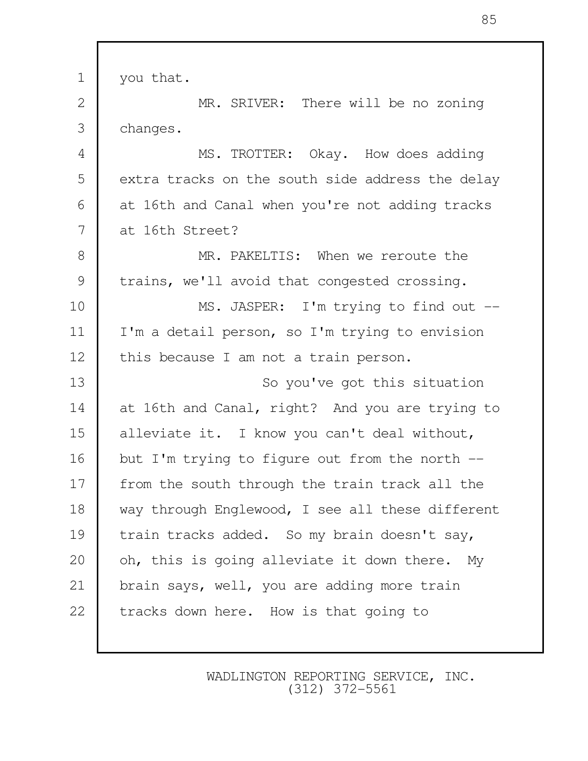you that.

MR. SRIVER: There will be no zoning changes.

MS. TROTTER: Okay. How does adding extra tracks on the south side address the delay at 16th and Canal when you're not adding tracks at 16th Street?

MR. PAKELTIS: When we reroute the trains, we'll avoid that congested crossing.

MS. JASPER: I'm trying to find out -- I'm a detail person, so I'm trying to envision this because I am not a train person.

So you've got this situation at 16th and Canal, right? And you are trying to alleviate it. I know you can't deal without, but I'm trying to figure out from the north -- from the south through the train track all the way through Englewood, I see all these different train tracks added. So my brain doesn't say, oh, this is going alleviate it down there. My brain says, well, you are adding more train tracks down here. How is that going to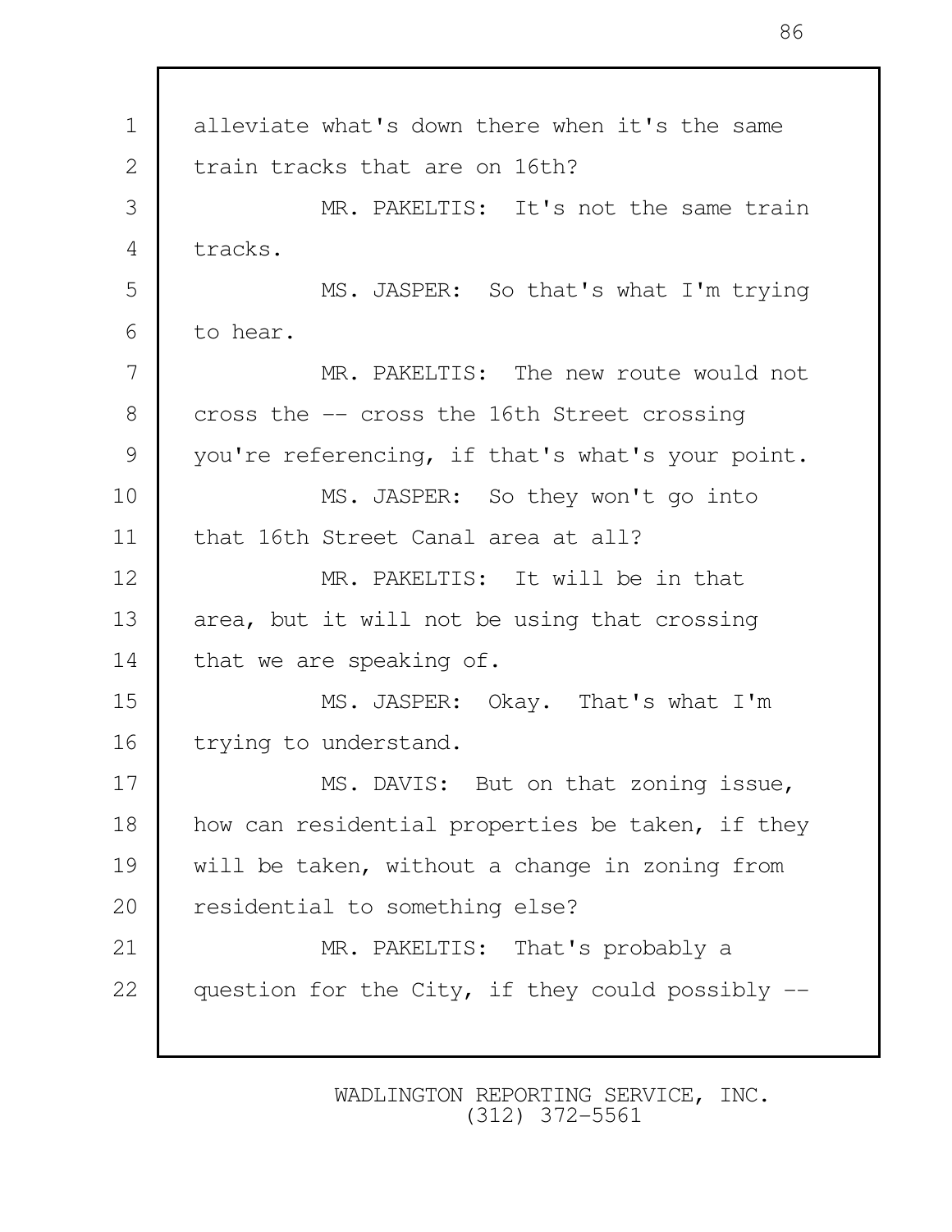alleviate what's down there when it's the same train tracks that are on 16th?

MR. PAKELTIS: It's not the same train tracks.

MS. JASPER: So that's what I'm trying to hear.

MR. PAKELTIS: The new route would not cross the -- cross the 16th Street crossing you're referencing, if that's what's your point.

MS. JASPER: So they won't go into that 16th Street Canal area at all?

MR. PAKELTIS: It will be in that area, but it will not be using that crossing that we are speaking of.

MS. JASPER: Okay. That's what I'm trying to understand.

MS. DAVIS: But on that zoning issue, how can residential properties be taken, if they will be taken, without a change in zoning from residential to something else?

MR. PAKELTIS: That's probably a question for the City, if they could possibly --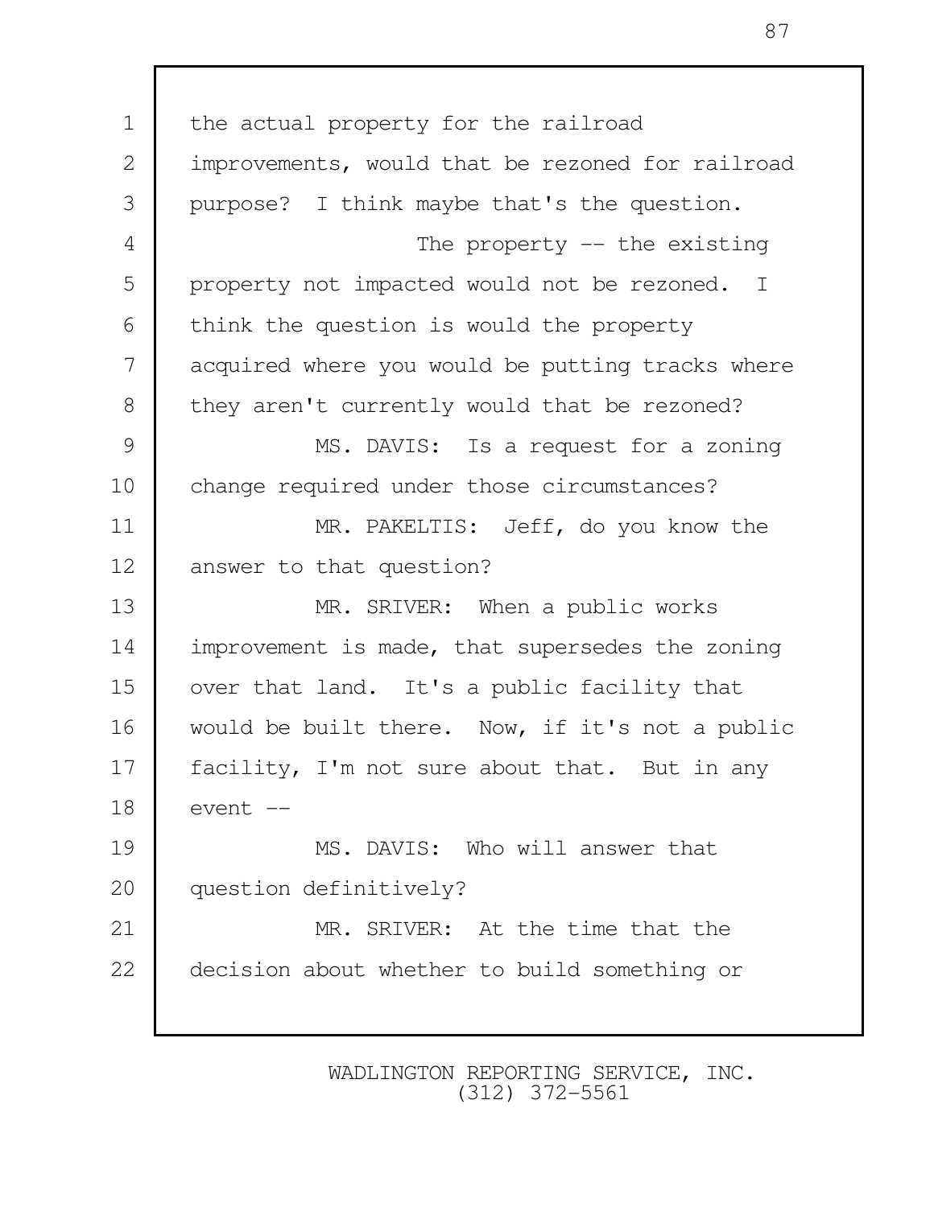the actual property for the railroad improvements, would that be rezoned for railroad purpose? I think maybe that's the question.

The property -- the existing property not impacted would not be rezoned. I think the question is would the property acquired where you would be putting tracks where they aren't currently would that be rezoned?

MS. DAVIS: Is a request for a zoning change required under those circumstances?

MR. PAKELTIS: Jeff, do you know the answer to that question?

MR. SRIVER: When a public works improvement is made, that supersedes the zoning over that land. It's a public facility that would be built there. Now, if it's not a public facility, I'm not sure about that. But in any event --

MS. DAVIS: Who will answer that question definitively?

MR. SRIVER: At the time that the decision about whether to build something or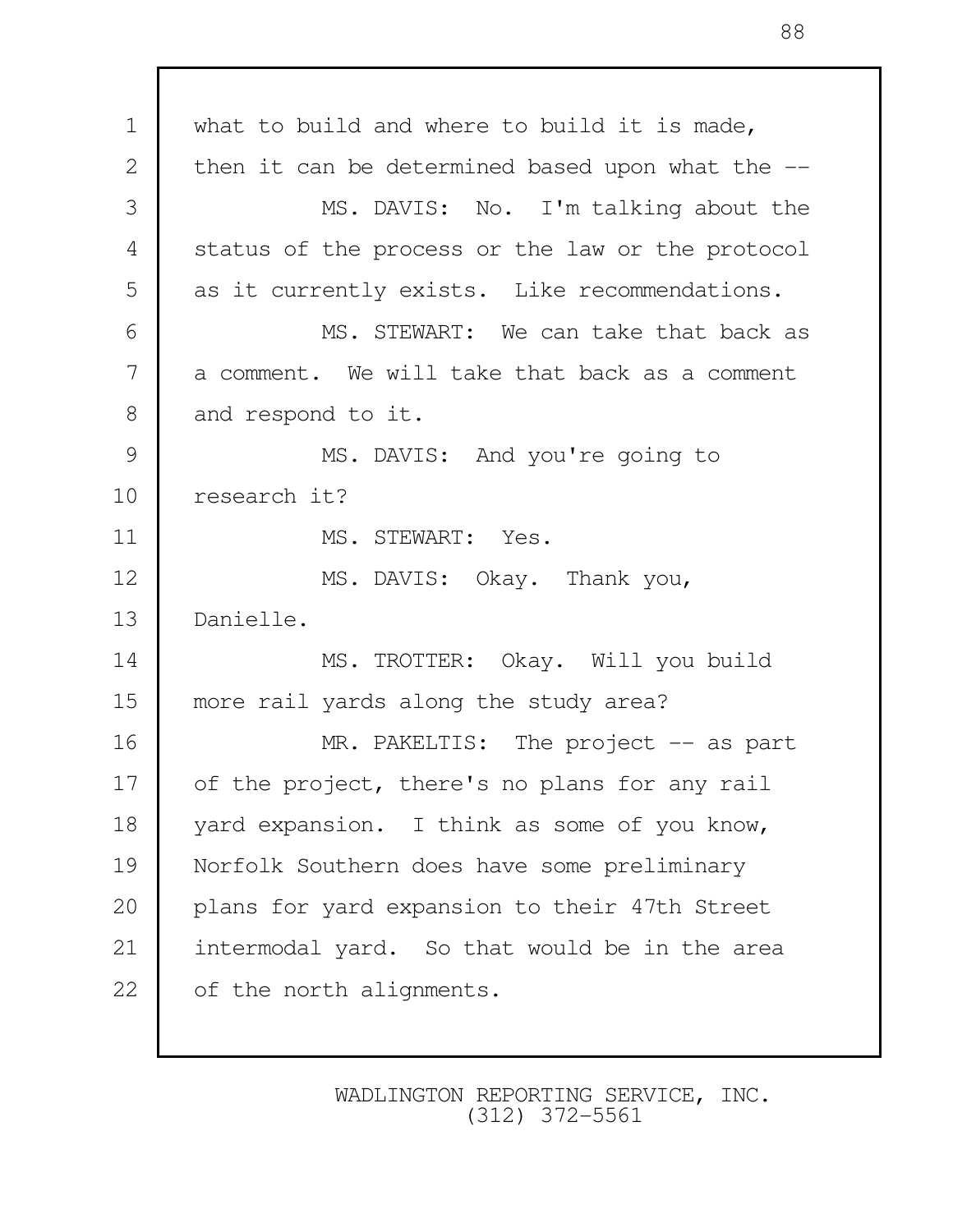what to build and where to build it is made, then it can be determined based upon what the --

MS. DAVIS: No. I'm talking about the status of the process or the law or the protocol as it currently exists. Like recommendations.

MS. STEWART: We can take that back as a comment. We will take that back as a comment and respond to it.

MS. DAVIS: And you're going to research it?

MS. STEWART: Yes.

MS. DAVIS: Okay. Thank you, Danielle.

MS. TROTTER: Okay. Will you build more rail yards along the study area?

MR. PAKELTIS: The project -- as part of the project, there's no plans for any rail yard expansion. I think as some of you know, Norfolk Southern does have some preliminary plans for yard expansion to their 47th Street intermodal yard. So that would be in the area of the north alignments.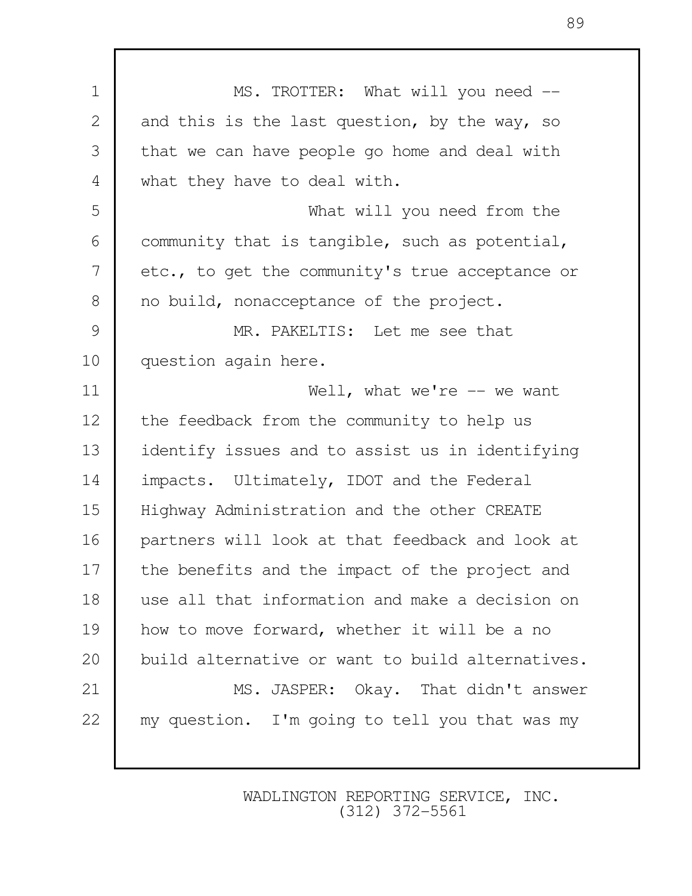MS. TROTTER: What will you need -- and this is the last question, by the way, so that we can have people go home and deal with what they have to deal with.

What will you need from the community that is tangible, such as potential, etc., to get the community's true acceptance or no build, nonacceptance of the project.

MR. PAKELTIS: Let me see that question again here.

Well, what we're -- we want the feedback from the community to help us identify issues and to assist us in identifying impacts. Ultimately, IDOT and the Federal Highway Administration and the other CREATE partners will look at that feedback and look at the benefits and the impact of the project and use all that information and make a decision on how to move forward, whether it will be a no build alternative or want to build alternatives.

MS. JASPER: Okay. That didn't answer my question. I'm going to tell you that was my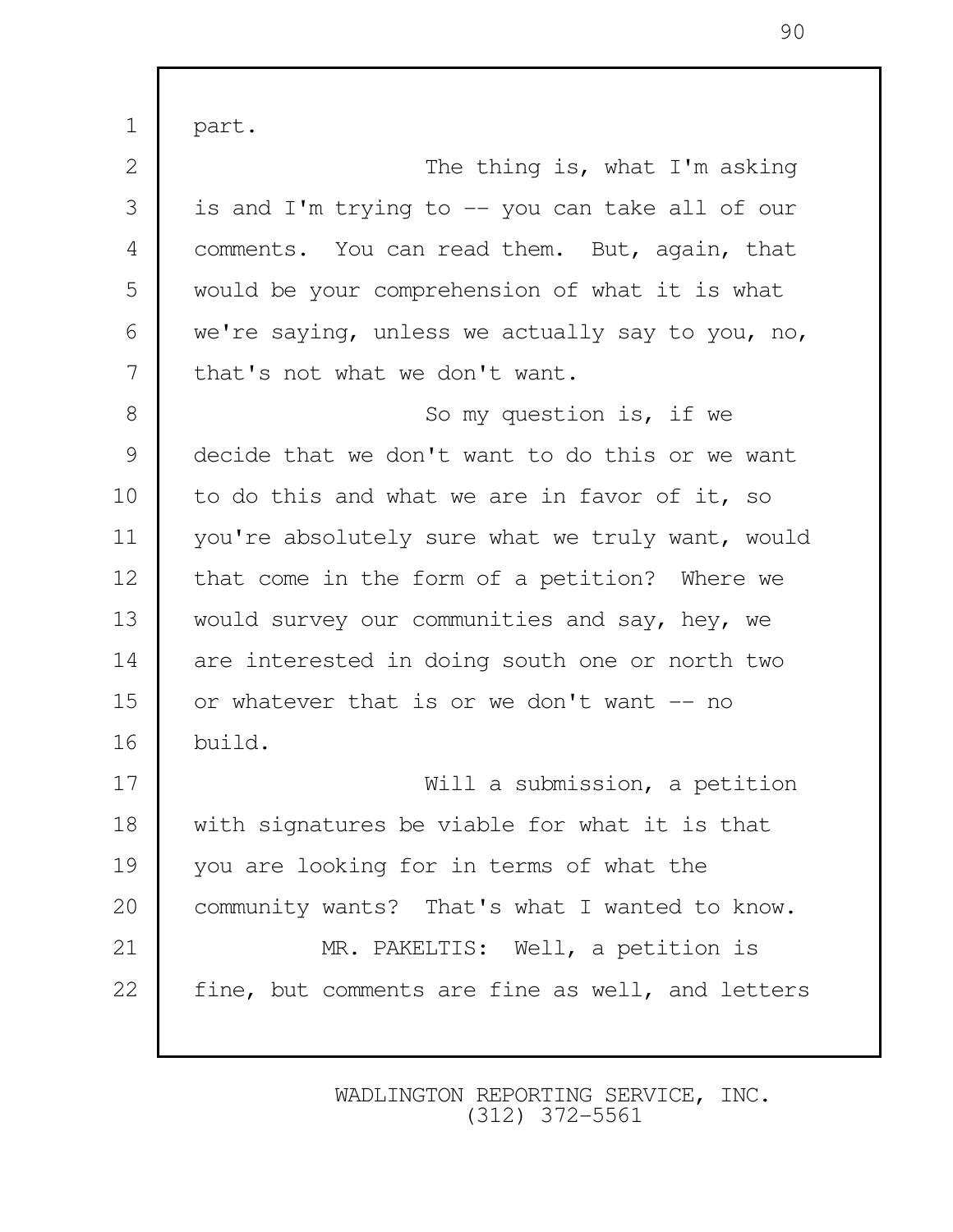part.

The thing is, what I'm asking is and I'm trying to -- you can take all of our comments. You can read them. But, again, that would be your comprehension of what it is what we're saying, unless we actually say to you, no, that's not what we don't want.

So my question is, if we decide that we don't want to do this or we want to do this and what we are in favor of it, so you're absolutely sure what we truly want, would that come in the form of a petition? Where we would survey our communities and say, hey, we are interested in doing south one or north two or whatever that is or we don't want -- no build.

Will a submission, a petition with signatures be viable for what it is that you are looking for in terms of what the community wants? That's what I wanted to know.

MR. PAKELTIS: Well, a petition is fine, but comments are fine as well, and letters

WADLINGTON REPORTING SERVICE, INC.
(312) 372-5561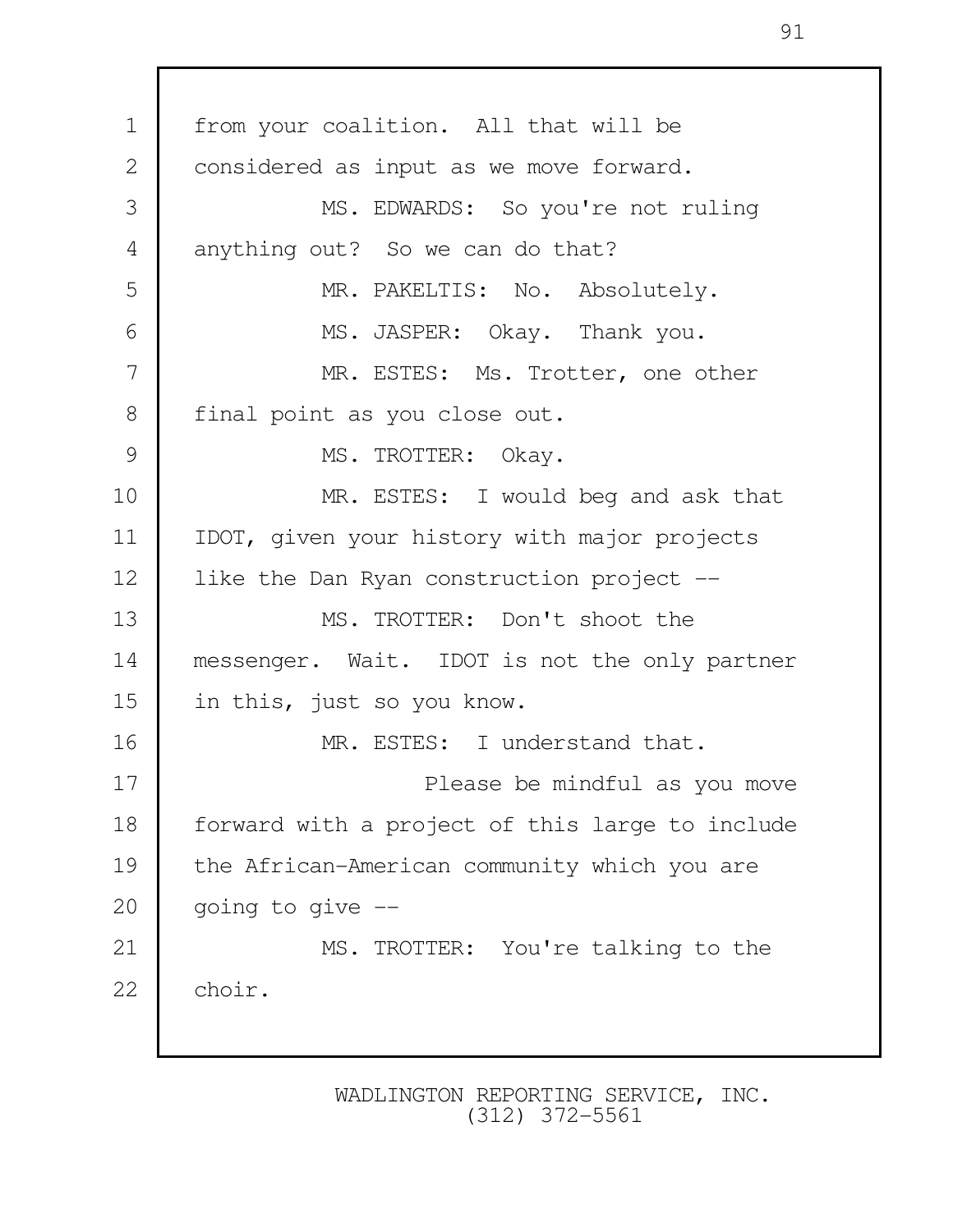from your coalition. All that will be considered as input as we move forward.

MS. EDWARDS: So you're not ruling anything out? So we can do that?

MR. PAKELTIS: No. Absolutely.

MS. JASPER: Okay. Thank you.

MR. ESTES: Ms. Trotter, one other final point as you close out.

MS. TROTTER: Okay.

MR. ESTES: I would beg and ask that IDOT, given your history with major projects like the Dan Ryan construction project --

MS. TROTTER: Don't shoot the messenger. Wait. IDOT is not the only partner in this, just so you know.

MR. ESTES: I understand that.

Please be mindful as you move forward with a project of this large to include the African-American community which you are going to give --

MS. TROTTER: You're talking to the choir.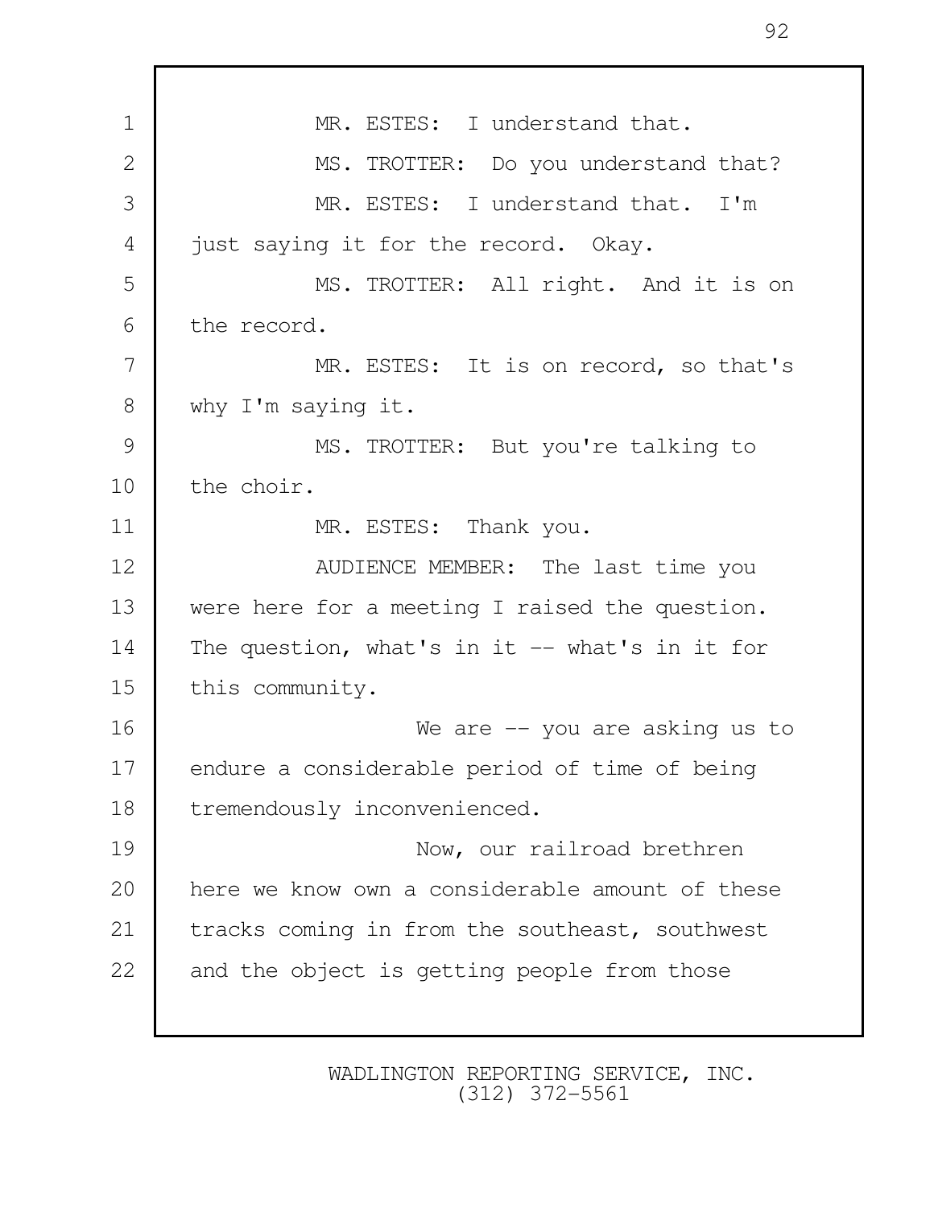MR. ESTES: I understand that.

MS. TROTTER: Do you understand that?

MR. ESTES: I understand that. I'm just saying it for the record. Okay.

MS. TROTTER: All right. And it is on the record.

MR. ESTES: It is on record, so that's why I'm saying it.

MS. TROTTER: But you're talking to the choir.

MR. ESTES: Thank you.

AUDIENCE MEMBER: The last time you were here for a meeting I raised the question. The question, what's in it -- what's in it for this community.

We are -- you are asking us to endure a considerable period of time of being tremendously inconvenienced.

Now, our railroad brethren here we know own a considerable amount of these tracks coming in from the southeast, southwest and the object is getting people from those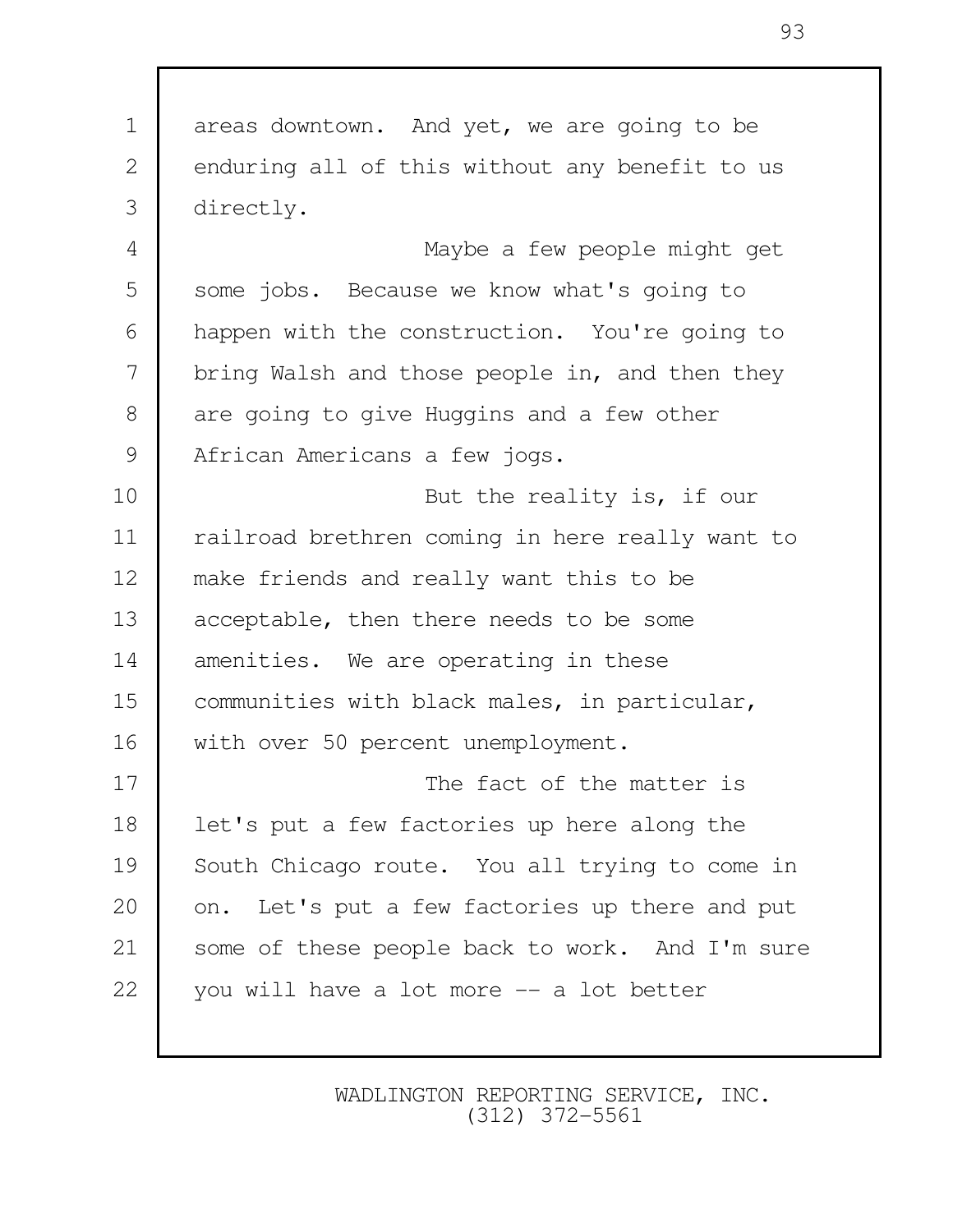areas downtown. And yet, we are going to be enduring all of this without any benefit to us directly.

Maybe a few people might get some jobs. Because we know what's going to happen with the construction. You're going to bring Walsh and those people in, and then they are going to give Huggins and a few other African Americans a few jogs.

But the reality is, if our railroad brethren coming in here really want to make friends and really want this to be acceptable, then there needs to be some amenities. We are operating in these communities with black males, in particular, with over 50 percent unemployment.

The fact of the matter is let's put a few factories up here along the South Chicago route. You all trying to come in on. Let's put a few factories up there and put some of these people back to work. And I'm sure you will have a lot more -- a lot better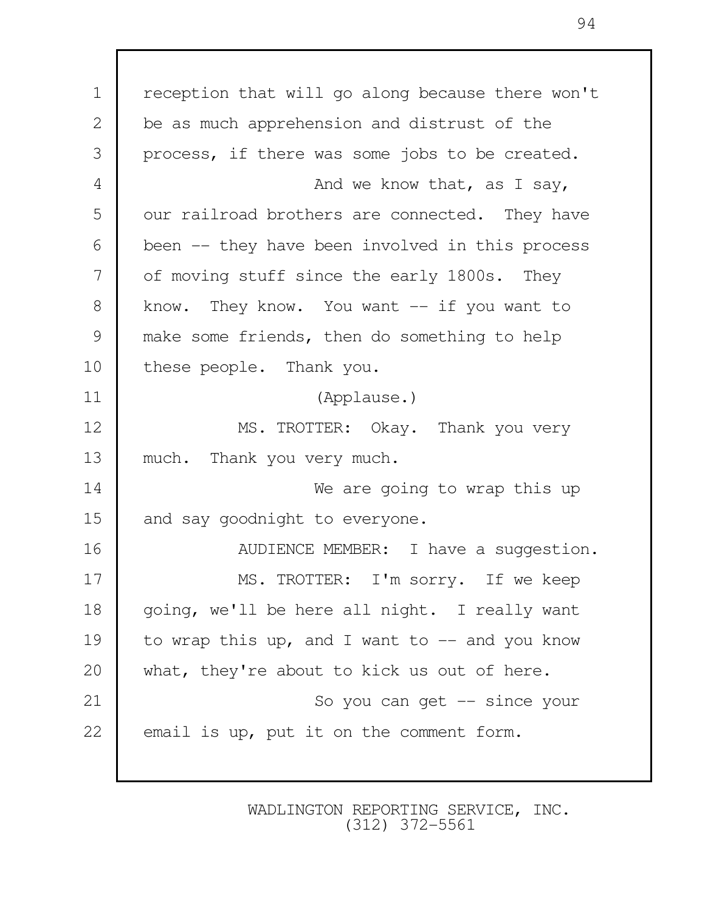reception that will go along because there won't be as much apprehension and distrust of the process, if there was some jobs to be created.

And we know that, as I say, our railroad brothers are connected. They have been -- they have been involved in this process of moving stuff since the early 1800s. They know. They know. You want -- if you want to make some friends, then do something to help these people. Thank you.

(Applause.)

MS. TROTTER: Okay. Thank you very much. Thank you very much.

We are going to wrap this up and say goodnight to everyone.

AUDIENCE MEMBER: I have a suggestion.

MS. TROTTER: I'm sorry. If we keep going, we'll be here all night. I really want to wrap this up, and I want to -- and you know what, they're about to kick us out of here.

So you can get -- since your email is up, put it on the comment form.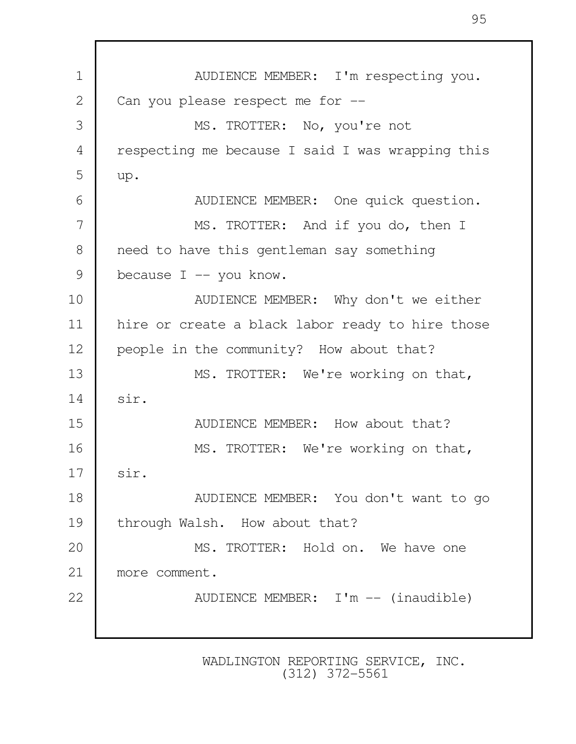AUDIENCE MEMBER: I'm respecting you. Can you please respect me for --

MS. TROTTER: No, you're not respecting me because I said I was wrapping this up.

AUDIENCE MEMBER: One quick question.

MS. TROTTER: And if you do, then I need to have this gentleman say something because I -- you know.

AUDIENCE MEMBER: Why don't we either hire or create a black labor ready to hire those people in the community? How about that?

MS. TROTTER: We're working on that, sir.

AUDIENCE MEMBER: How about that?

MS. TROTTER: We're working on that, sir.

AUDIENCE MEMBER: You don't want to go through Walsh. How about that?

MS. TROTTER: Hold on. We have one more comment.

AUDIENCE MEMBER: I'm -- (inaudible)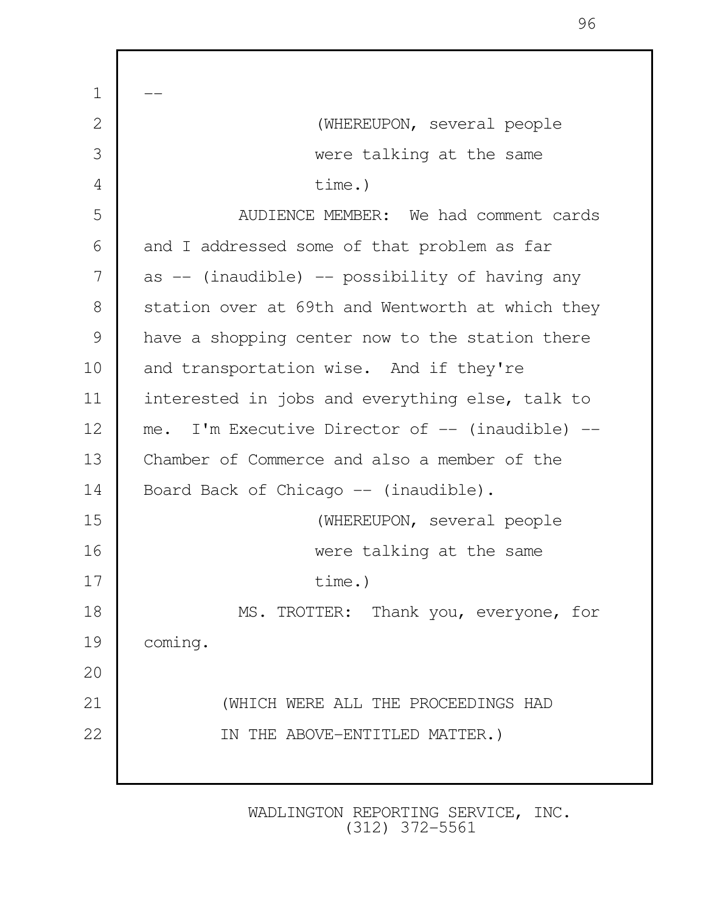--

(WHEREUPON, several people were talking at the same time.)

AUDIENCE MEMBER: We had comment cards and I addressed some of that problem as far as -- (inaudible) -- possibility of having any station over at 69th and Wentworth at which they have a shopping center now to the station there and transportation wise. And if they're interested in jobs and everything else, talk to me. I'm Executive Director of -- (inaudible) -- Chamber of Commerce and also a member of the Board Back of Chicago -- (inaudible).

(WHEREUPON, several people were talking at the same time.)

MS. TROTTER: Thank you, everyone, for coming.

(WHICH WERE ALL THE PROCEEDINGS HAD IN THE ABOVE-ENTITLED MATTER.)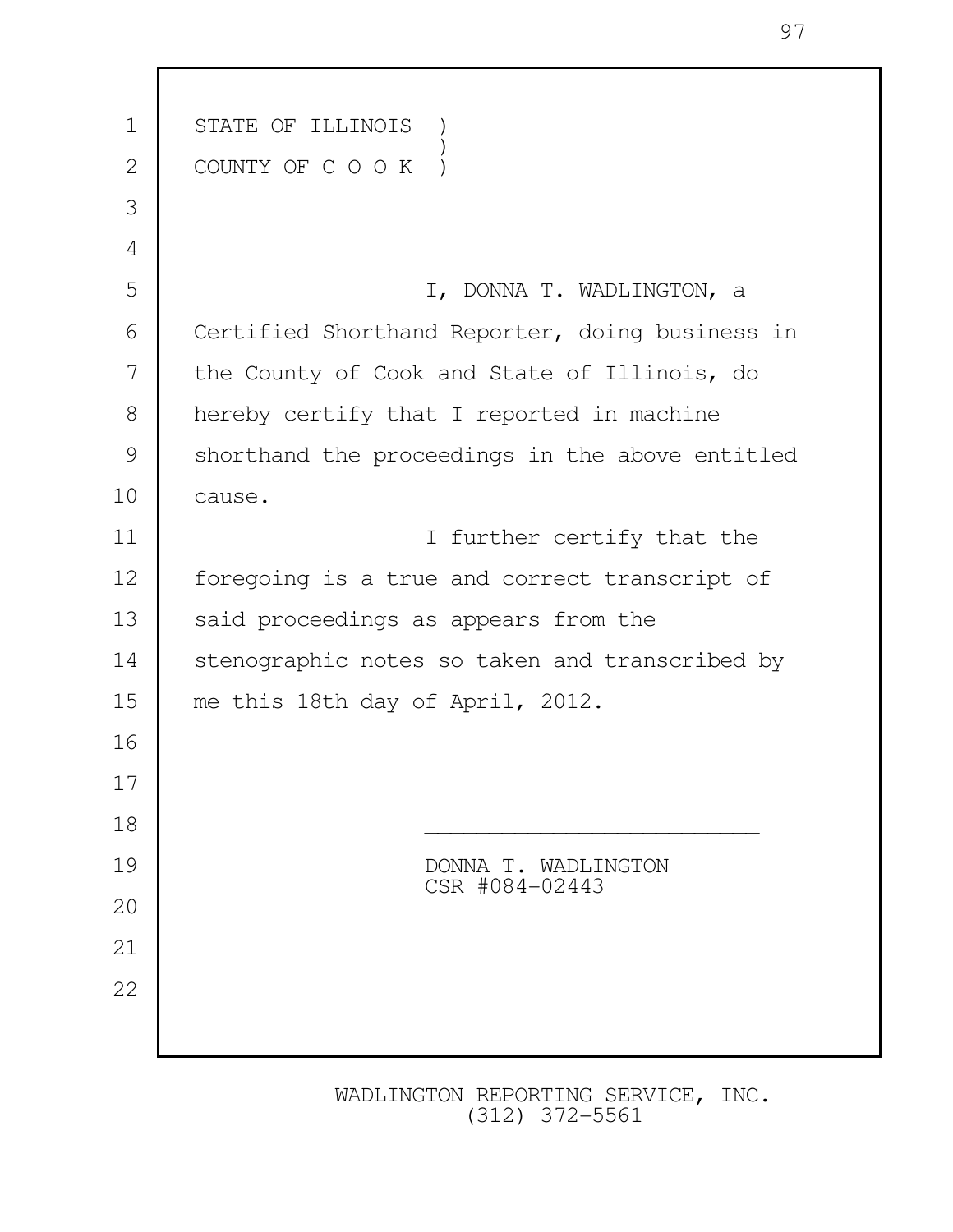STATE OF ILLINOIS )
)
COUNTY OF C O O K )

I, DONNA T. WADLINGTON, a Certified Shorthand Reporter, doing business in the County of Cook and State of Illinois, do hereby certify that I reported in machine shorthand the proceedings in the above entitled cause.

I further certify that the foregoing is a true and correct transcript of said proceedings as appears from the stenographic notes so taken and transcribed by me this 18th day of April, 2012.

\_\_\_\_\_\_\_\_\_\_\_\_\_\_\_\_\_\_\_\_\_\_\_\_\_\_

DONNA T. WADLINGTON
CSR #084-02443

WADLINGTON REPORTING SERVICE, INC.
(312) 372-5561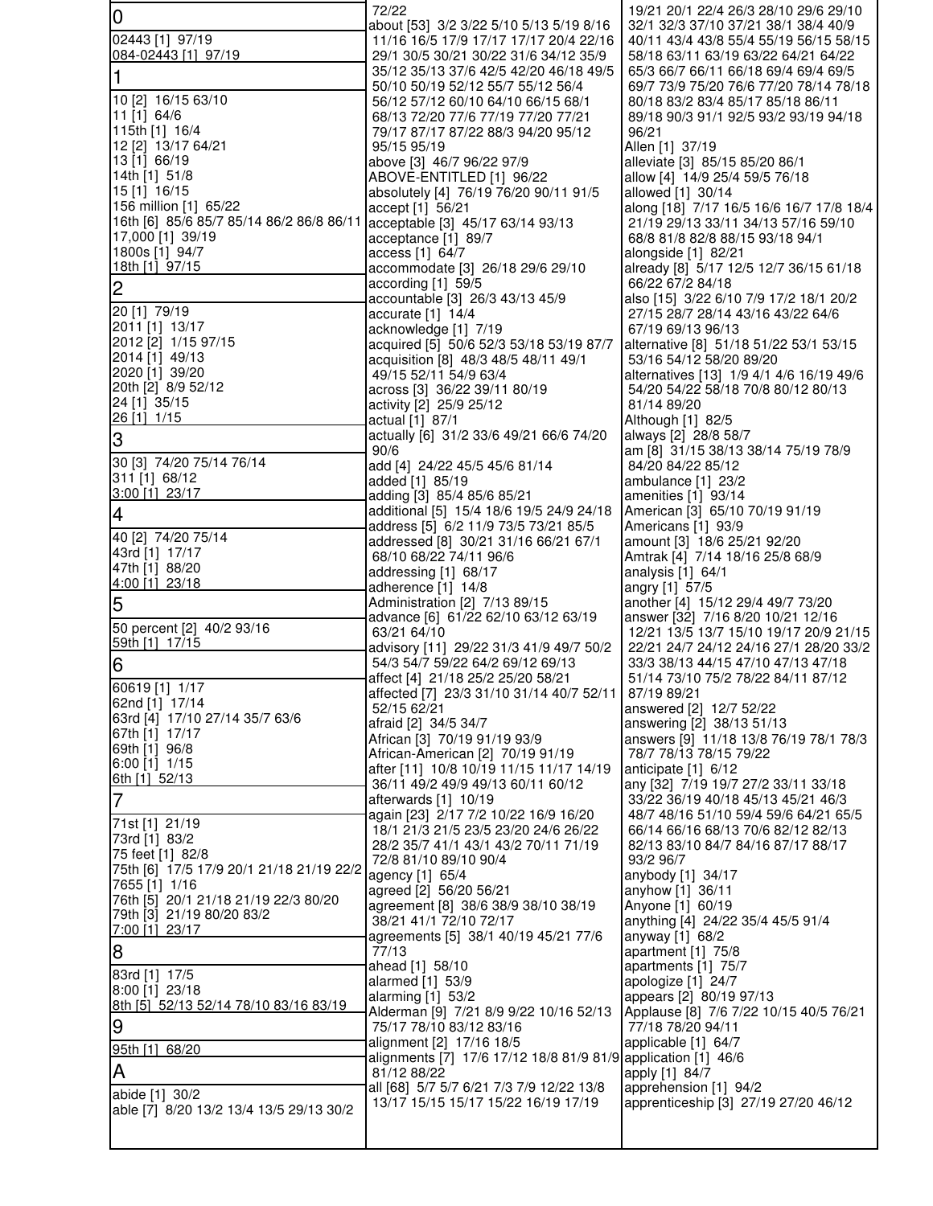## 0

02443 [1] 97/19
084-02443 [1] 97/19

## 1

10 [2] 16/15 63/10
11 [1] 64/6
115th [1] 16/4
12 [2] 13/17 64/21
13 [1] 66/19
14th [1] 51/8
15 [1] 16/15
156 million [1] 65/22
16th [6] 85/6 85/7 85/14 86/2 86/8 86/11
17,000 [1] 39/19
1800s [1] 94/7
18th [1] 97/15

## 2

20 [1] 79/19
2011 [1] 13/17
2012 [2] 1/15 97/15
2014 [1] 49/13
2020 [1] 39/20
20th [2] 8/9 52/12
24 [1] 35/15
26 [1] 1/15

## 3

30 [3] 74/20 75/14 76/14
311 [1] 68/12
3:00 [1] 23/17

## 4

40 [2] 74/20 75/14
43rd [1] 17/17
47th [1] 88/20
4:00 [1] 23/18

## 5

50 percent [2] 40/2 93/16
59th [1] 17/15

## 6

60619 [1] 1/17
62nd [1] 17/14
63rd [4] 17/10 27/14 35/7 63/6
67th [1] 17/17
69th [1] 96/8
6:00 [1] 1/15
6th [1] 52/13

## 7

71st [1] 21/19
73rd [1] 83/2
75 feet [1] 82/8
75th [6] 17/5 17/9 20/1 21/18 21/19 22/2
7655 [1] 1/16
76th [5] 20/1 21/18 21/19 22/3 80/20
79th [3] 21/19 80/20 83/2
7:00 [1] 23/17

## 8

83rd [1] 17/5
8:00 [1] 23/18
8th [5] 52/13 52/14 78/10 83/16 83/19

## 9

95th [1] 68/20

## A

abide [1] 30/2
able [7] 8/20 13/2 13/4 13/5 29/13 30/2 72/22
about [53] 3/2 3/22 5/10 5/13 5/19 8/16 11/16 16/5 17/9 17/17 17/17 20/4 22/16 29/1 30/5 30/21 30/22 31/6 34/12 35/9 35/12 35/13 37/6 42/5 42/20 46/18 49/5 50/10 50/19 52/12 55/7 55/12 56/4 56/12 57/12 60/10 64/10 66/15 68/1 68/13 72/20 77/6 77/19 77/20 77/21 79/17 87/17 87/22 88/3 94/20 95/12 95/15 95/19
above [3] 46/7 96/22 97/9
ABOVE-ENTITLED [1] 96/22
absolutely [4] 76/19 76/20 90/11 91/5
accept [1] 56/21
acceptable [3] 45/17 63/14 93/13
acceptance [1] 89/7
access [1] 64/7
accommodate [3] 26/18 29/6 29/10
according [1] 59/5
accountable [3] 26/3 43/13 45/9
accurate [1] 14/4
acknowledge [1] 7/19
acquired [5] 50/6 52/3 53/18 53/19 87/7
acquisition [8] 48/3 48/5 48/11 49/1 49/15 52/11 54/9 63/4
across [3] 36/22 39/11 80/19
activity [2] 25/9 25/12
actual [1] 87/1
actually [6] 31/2 33/6 49/21 66/6 74/20 90/6
add [4] 24/22 45/5 45/6 81/14
added [1] 85/19
adding [3] 85/4 85/6 85/21
additional [5] 15/4 18/6 19/5 24/9 24/18
address [5] 6/2 11/9 73/5 73/21 85/5
addressed [8] 30/21 31/16 66/21 67/1 68/10 68/22 74/11 96/6
addressing [1] 68/17
adherence [1] 14/8
Administration [2] 7/13 89/15
advance [6] 61/22 62/10 63/12 63/19 63/21 64/10
advisory [11] 29/22 31/3 41/9 49/7 50/2 54/3 54/7 59/22 64/2 69/12 69/13
affect [4] 21/18 25/2 25/20 58/21
affected [7] 23/3 31/10 31/14 40/7 52/11 52/15 62/21
afraid [2] 34/5 34/7
African [3] 70/19 91/19 93/9
African-American [2] 70/19 91/19
after [11] 10/8 10/19 11/15 11/17 14/19 36/11 49/2 49/9 49/13 60/11 60/12
afterwards [1] 10/19
again [23] 2/17 7/2 10/22 16/9 16/20 18/1 21/3 21/5 23/5 23/20 24/6 26/22 28/2 35/7 41/1 43/1 43/2 70/11 71/19 72/8 81/10 89/10 90/4
agency [1] 65/4
agreed [2] 56/20 56/21
agreement [8] 38/6 38/9 38/10 38/19 38/21 41/1 72/10 72/17
agreements [5] 38/1 40/19 45/21 77/6 77/13
ahead [1] 58/10
alarmed [1] 53/9
alarming [1] 53/2
Alderman [9] 7/21 8/9 9/22 10/16 52/13 75/17 78/10 83/12 83/16
alignment [2] 17/16 18/5
alignments [7] 17/6 17/12 18/8 81/9 81/9 81/12 88/22
all [68] 5/7 5/7 6/21 7/3 7/9 12/22 13/8 13/17 15/15 15/17 15/22 16/19 17/19 19/21 20/1 22/4 26/3 28/10 29/6 29/10 32/1 32/3 37/10 37/21 38/1 38/4 40/9 40/11 43/4 43/8 55/4 55/19 56/15 58/15 58/18 63/11 63/19 63/22 64/21 64/22 65/3 66/7 66/11 66/18 69/4 69/4 69/5 69/7 73/9 75/20 76/6 77/20 78/14 78/18 80/18 83/2 83/4 85/17 85/18 86/11 89/18 90/3 91/1 92/5 93/2 93/19 94/18 96/21
Allen [1] 37/19
alleviate [3] 85/15 85/20 86/1
allow [4] 14/9 25/4 59/5 76/18
allowed [1] 30/14
along [18] 7/17 16/5 16/6 16/7 17/8 18/4 21/19 29/13 33/11 34/13 57/16 59/10 68/8 81/8 82/8 88/15 93/18 94/1
alongside [1] 82/21
already [8] 5/17 12/5 12/7 36/15 61/18 66/22 67/2 84/18
also [15] 3/22 6/10 7/9 17/2 18/1 20/2 27/15 28/7 28/14 43/16 43/22 64/6 67/19 69/13 96/13
alternative [8] 51/18 51/22 53/1 53/15 53/16 54/12 58/20 89/20
alternatives [13] 1/9 4/1 4/6 16/19 49/6 54/20 54/22 58/18 70/8 80/12 80/13 81/14 89/20
Although [1] 82/5
always [2] 28/8 58/7
am [8] 31/15 38/13 38/14 75/19 78/9 84/20 84/22 85/12
ambulance [1] 23/2
amenities [1] 93/14
American [3] 65/10 70/19 91/19
Americans [1] 93/9
amount [3] 18/6 25/21 92/20
Amtrak [4] 7/14 18/16 25/8 68/9
analysis [1] 64/1
angry [1] 57/5
another [4] 15/12 29/4 49/7 73/20
answer [32] 7/16 8/20 10/21 12/16 12/21 13/5 13/7 15/10 19/17 20/9 21/15 22/21 24/7 24/12 24/16 27/1 28/20 33/2 33/3 38/13 44/15 47/10 47/13 47/18 51/14 73/10 75/2 78/22 84/11 87/12 87/19 89/21
answered [2] 12/7 52/22
answering [2] 38/13 51/13
answers [9] 11/18 13/8 76/19 78/1 78/3 78/7 78/13 78/15 79/22
anticipate [1] 6/12
any [32] 7/19 19/7 27/2 33/11 33/18 33/22 36/19 40/18 45/13 45/21 46/3 48/7 48/16 51/10 59/4 59/6 64/21 65/5 66/14 66/16 68/13 70/6 82/12 82/13 82/13 83/10 84/7 84/16 87/17 88/17 93/2 96/7
anybody [1] 34/17
anyhow [1] 36/11
Anyone [1] 60/19
anything [4] 24/22 35/4 45/5 91/4
anyway [1] 68/2
apartment [1] 75/8
apartments [1] 75/7
apologize [1] 24/7
appears [2] 80/19 97/13
Applause [8] 7/6 7/22 10/15 40/5 76/21 77/18 78/20 94/11
applicable [1] 64/7
application [1] 46/6
apply [1] 84/7
apprehension [1] 94/2
apprenticeship [3] 27/19 27/20 46/12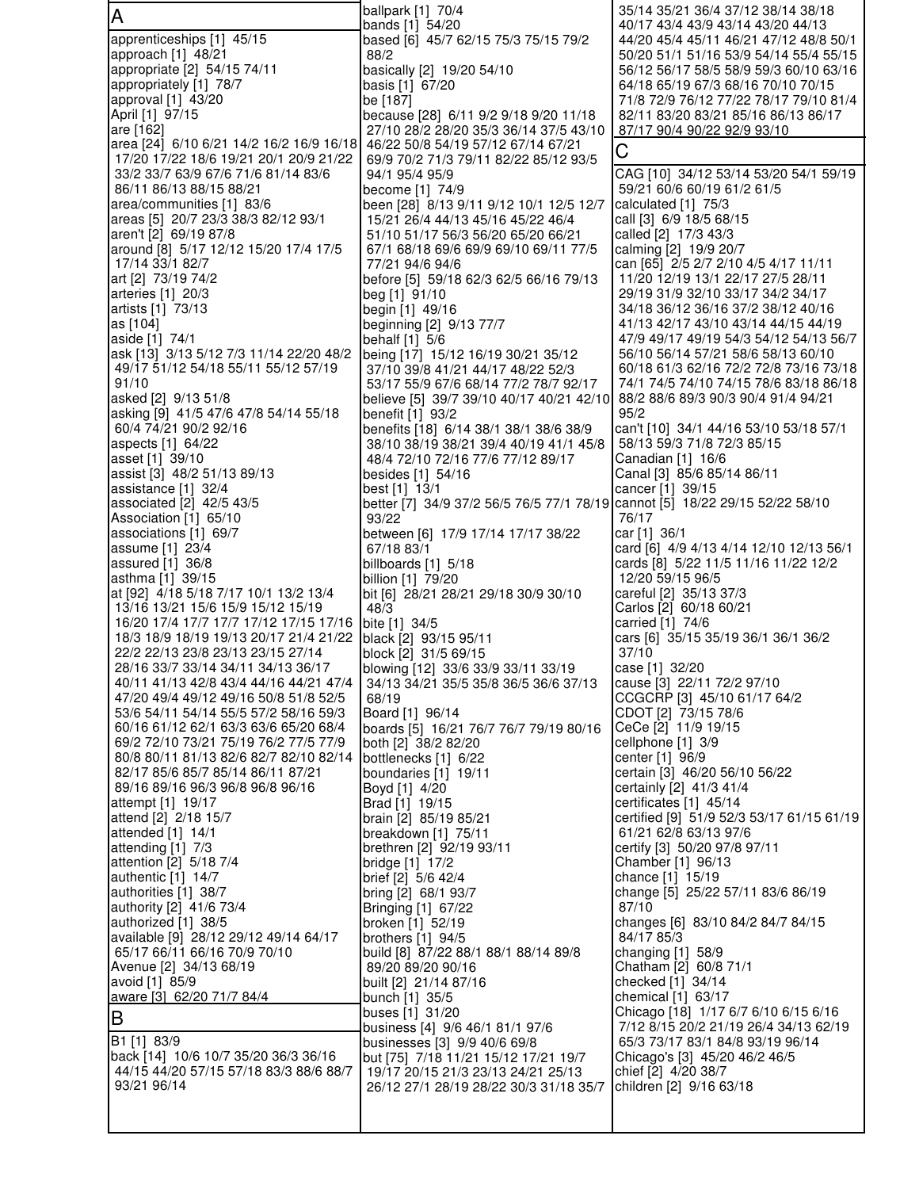## A

apprenticeships [1] 45/15
approach [1] 48/21
appropriate [2] 54/15 74/11
appropriately [1] 78/7
approval [1] 43/20
April [1] 97/15
are [162]
area [24] 6/10 6/21 14/2 16/2 16/9 16/18 17/20 17/22 18/6 19/21 20/1 20/9 21/22 33/2 33/7 63/9 67/6 71/6 81/14 83/6 86/11 86/13 88/15 88/21
area/communities [1] 83/6
areas [5] 20/7 23/3 38/3 82/12 93/1
aren't [2] 69/19 87/8
around [8] 5/17 12/12 15/20 17/4 17/5 17/14 33/1 82/7
art [2] 73/19 74/2
arteries [1] 20/3
artists [1] 73/13
as [104]
aside [1] 74/1
ask [13] 3/13 5/12 7/3 11/14 22/20 48/2 49/17 51/12 54/18 55/11 55/12 57/19 91/10
asked [2] 9/13 51/8
asking [9] 41/5 47/6 47/8 54/14 55/18 60/4 74/21 90/2 92/16
aspects [1] 64/22
asset [1] 39/10
assist [3] 48/2 51/13 89/13
assistance [1] 32/4
associated [2] 42/5 43/5
Association [1] 65/10
associations [1] 69/7
assume [1] 23/4
assured [1] 36/8
asthma [1] 39/15
at [92] 4/18 5/18 7/17 10/1 13/2 13/4 13/16 13/21 15/6 15/9 15/12 15/19 16/20 17/4 17/7 17/7 17/12 17/15 17/16 18/3 18/9 18/19 19/13 20/17 21/4 21/22 22/2 22/13 23/8 23/13 23/15 27/14 28/16 33/7 33/14 34/11 34/13 36/17 40/11 41/13 42/8 43/4 44/16 44/21 47/4 47/20 49/4 49/12 49/16 50/8 51/8 52/5 53/6 54/11 54/14 55/5 57/2 58/16 59/3 60/16 61/12 62/1 63/3 63/6 65/20 68/4 69/2 72/10 73/21 75/19 76/2 77/5 77/9 80/8 80/11 81/13 82/6 82/7 82/10 82/14 82/17 85/6 85/7 85/14 86/11 87/21 89/16 89/16 96/3 96/8 96/8 96/16
attempt [1] 19/17
attend [2] 2/18 15/7
attended [1] 14/1
attending [1] 7/3
attention [2] 5/18 7/4
authentic [1] 14/7
authorities [1] 38/7
authority [2] 41/6 73/4
authorized [1] 38/5
available [9] 28/12 29/12 49/14 64/17 65/17 66/11 66/16 70/9 70/10
Avenue [2] 34/13 68/19
avoid [1] 85/9
aware [3] 62/20 71/7 84/4

## B

B1 [1] 83/9
back [14] 10/6 10/7 35/20 36/3 36/16 44/15 44/20 57/15 57/18 83/3 88/6 88/7 93/21 96/14
ballpark [1] 70/4
bands [1] 54/20
based [6] 45/7 62/15 75/3 75/15 79/2 88/2
basically [2] 19/20 54/10
basis [1] 67/20
be [187]
because [28] 6/11 9/2 9/18 9/20 11/18 27/10 28/2 28/20 35/3 36/14 37/5 43/10 46/22 50/8 54/19 57/12 67/14 67/21 69/9 70/2 71/3 79/11 82/22 85/12 93/5 94/1 95/4 95/9
become [1] 74/9
been [28] 8/13 9/11 9/12 10/1 12/5 12/7 15/21 26/4 44/13 45/16 45/22 46/4 51/10 51/17 56/3 56/20 65/20 66/21 67/1 68/18 69/6 69/9 69/10 69/11 77/5 77/21 94/6 94/6
before [5] 59/18 62/3 62/5 66/16 79/13
beg [1] 91/10
begin [1] 49/16
beginning [2] 9/13 77/7
behalf [1] 5/6
being [17] 15/12 16/19 30/21 35/12 37/10 39/8 41/21 44/17 48/22 52/3 53/17 55/9 67/6 68/14 77/2 78/7 92/17
believe [5] 39/7 39/10 40/17 40/21 42/10
benefit [1] 93/2
benefits [18] 6/14 38/1 38/1 38/6 38/9 38/10 38/19 38/21 39/4 40/19 41/1 45/8 48/4 72/10 72/16 77/6 77/12 89/17
besides [1] 54/16
best [1] 13/1
better [7] 34/9 37/2 56/5 76/5 77/1 78/19 93/22
between [6] 17/9 17/14 17/17 38/22 67/18 83/1
billboards [1] 5/18
billion [1] 79/20
bit [6] 28/21 28/21 29/18 30/9 30/10 48/3
bite [1] 34/5
black [2] 93/15 95/11
block [2] 31/5 69/15
blowing [12] 33/6 33/9 33/11 33/19 34/13 34/21 35/5 35/8 36/5 36/6 37/13 68/19
Board [1] 96/14
boards [5] 16/21 76/7 76/7 79/19 80/16
both [2] 38/2 82/20
bottlenecks [1] 6/22
boundaries [1] 19/11
Boyd [1] 4/20
Brad [1] 19/15
brain [2] 85/19 85/21
breakdown [1] 75/11
brethren [2] 92/19 93/11
bridge [1] 17/2
brief [2] 5/6 42/4
bring [2] 68/1 93/7
Bringing [1] 67/22
broken [1] 52/19
brothers [1] 94/5
build [8] 87/22 88/1 88/1 88/14 89/8 89/20 89/20 90/16
built [2] 21/14 87/16
bunch [1] 35/5
buses [1] 31/20
business [4] 9/6 46/1 81/1 97/6
businesses [3] 9/9 40/6 69/8
but [75] 7/18 11/21 15/12 17/21 19/7 19/17 20/15 21/3 23/13 24/21 25/13 26/12 27/1 28/19 28/22 30/3 31/18 35/7 35/14 35/21 36/4 37/12 38/14 38/18 40/17 43/4 43/9 43/14 43/20 44/13 44/20 45/4 45/11 46/21 47/12 48/8 50/1 50/20 51/1 51/16 53/9 54/14 55/4 55/15 56/12 56/17 58/5 58/9 59/3 60/10 63/16 64/18 65/19 67/3 68/16 70/10 70/15 71/8 72/9 76/12 77/22 78/17 79/10 81/4 82/11 83/20 83/21 85/16 86/13 86/17 87/17 90/4 90/22 92/9 93/10

## C

CAG [10] 34/12 53/14 53/20 54/1 59/19 59/21 60/6 60/19 61/2 61/5
calculated [1] 75/3
call [3] 6/9 18/5 68/15
called [2] 17/3 43/3
calming [2] 19/9 20/7
can [65] 2/5 2/7 2/10 4/5 4/17 11/11 11/20 12/19 13/1 22/17 27/5 28/11 29/19 31/9 32/10 33/17 34/2 34/17 34/18 36/12 36/16 37/2 38/12 40/16 41/13 42/17 43/10 43/14 44/15 44/19 47/9 49/17 49/19 54/3 54/12 54/13 56/7 56/10 56/14 57/21 58/6 58/13 60/10 60/18 61/3 62/16 72/2 72/8 73/16 73/18 74/1 74/5 74/10 74/15 78/6 83/18 86/18 88/2 88/6 89/3 90/3 90/4 91/4 94/21 95/2
can't [10] 34/1 44/16 53/10 53/18 57/1 58/13 59/3 71/8 72/3 85/15
Canadian [1] 16/6
Canal [3] 85/6 85/14 86/11
cancer [1] 39/15
cannot [5] 18/22 29/15 52/22 58/10 76/17
car [1] 36/1
card [6] 4/9 4/13 4/14 12/10 12/13 56/1
cards [8] 5/22 11/5 11/16 11/22 12/2 12/20 59/15 96/5
careful [2] 35/13 37/3
Carlos [2] 60/18 60/21
carried [1] 74/6
cars [6] 35/15 35/19 36/1 36/1 36/2 37/10
case [1] 32/20
cause [3] 22/11 72/2 97/10
CCGCRP [3] 45/10 61/17 64/2
CDOT [2] 73/15 78/6
CeCe [2] 11/9 19/15
cellphone [1] 3/9
center [1] 96/9
certain [3] 46/20 56/10 56/22
certainly [2] 41/3 41/4
certificates [1] 45/14
certified [9] 51/9 52/3 53/17 61/15 61/19 61/21 62/8 63/13 97/6
certify [3] 50/20 97/8 97/11
Chamber [1] 96/13
chance [1] 15/19
change [5] 25/22 57/11 83/6 86/19 87/10
changes [6] 83/10 84/2 84/7 84/15 84/17 85/3
changing [1] 58/9
Chatham [2] 60/8 71/1
checked [1] 34/14
chemical [1] 63/17
Chicago [18] 1/17 6/7 6/10 6/15 6/16 7/12 8/15 20/2 21/19 26/4 34/13 62/19 65/3 73/17 83/1 84/8 93/19 96/14
Chicago's [3] 45/20 46/2 46/5
chief [2] 4/20 38/7
children [2] 9/16 63/18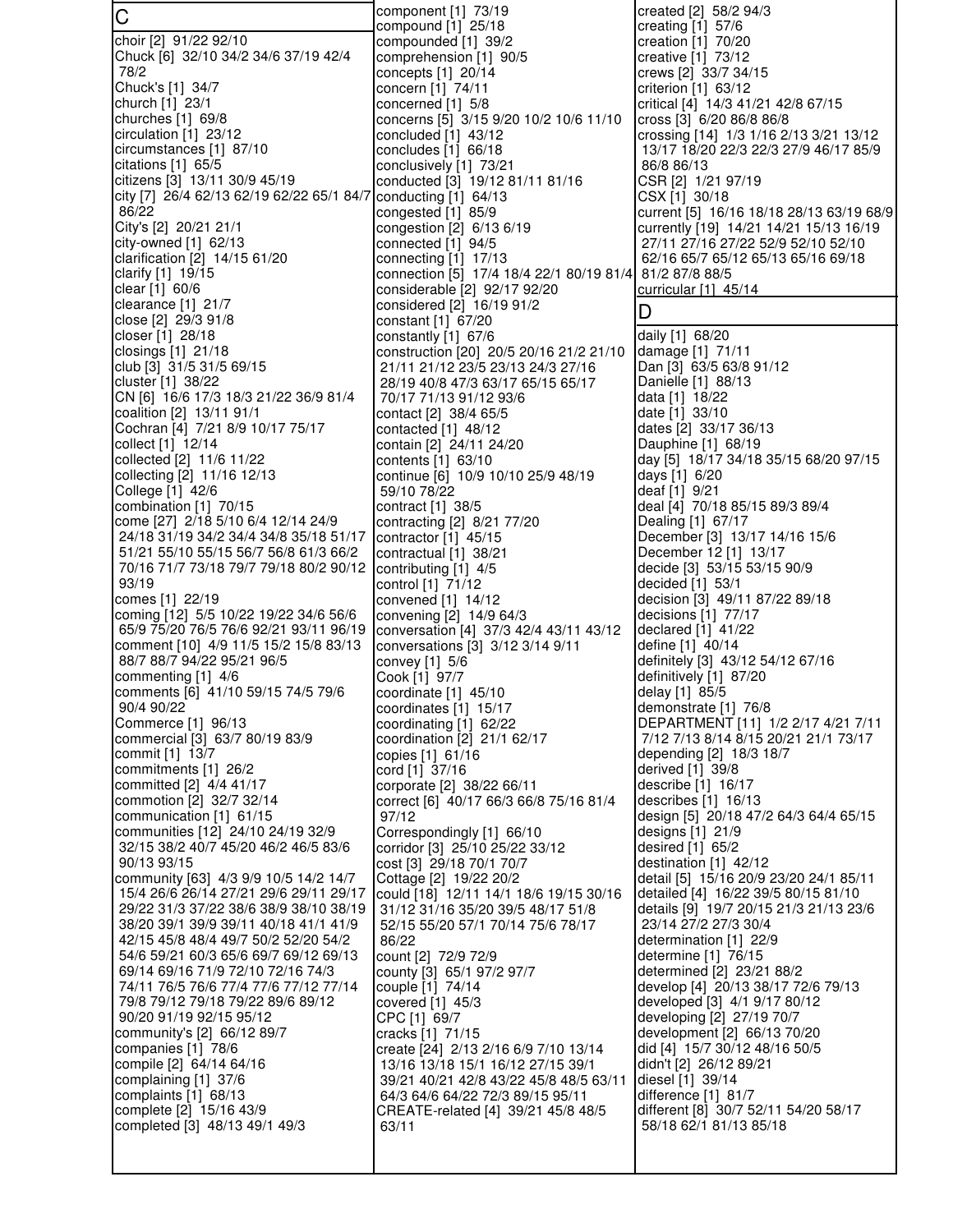## C

choir [2] 91/22 92/10
Chuck [6] 32/10 34/2 34/6 37/19 42/4 78/2
Chuck's [1] 34/7
church [1] 23/1
churches [1] 69/8
circulation [1] 23/12
circumstances [1] 87/10
citations [1] 65/5
citizens [3] 13/11 30/9 45/19
city [7] 26/4 62/13 62/19 62/22 65/1 84/7 86/22
City's [2] 20/21 21/1
city-owned [1] 62/13
clarification [2] 14/15 61/20
clarify [1] 19/15
clear [1] 60/6
clearance [1] 21/7
close [2] 29/3 91/8
closer [1] 28/18
closings [1] 21/18
club [3] 31/5 31/5 69/15
cluster [1] 38/22
CN [6] 16/6 17/3 18/3 21/22 36/9 81/4
coalition [2] 13/11 91/1
Cochran [4] 7/21 8/9 10/17 75/17
collect [1] 12/14
collected [2] 11/6 11/22
collecting [2] 11/16 12/13
College [1] 42/6
combination [1] 70/15
come [27] 2/18 5/10 6/4 12/14 24/9 24/18 31/19 34/2 34/4 34/8 35/18 51/17 51/21 55/10 55/15 56/7 56/8 61/3 66/2 70/16 71/7 73/18 79/7 79/18 80/2 90/12 93/19
comes [1] 22/19
coming [12] 5/5 10/22 19/22 34/6 56/6 65/9 75/20 76/5 76/6 92/21 93/11 96/19
comment [10] 4/9 11/5 15/2 15/8 83/13 88/7 88/7 94/22 95/21 96/5
commenting [1] 4/6
comments [6] 41/10 59/15 74/5 79/6 90/4 90/22
Commerce [1] 96/13
commercial [3] 63/7 80/19 83/9
commit [1] 13/7
commitments [1] 26/2
committed [2] 4/4 41/17
commotion [2] 32/7 32/14
communication [1] 61/15
communities [12] 24/10 24/19 32/9 32/15 38/2 40/7 45/20 46/2 46/5 83/6 90/13 93/15
community [63] 4/3 9/9 10/5 14/2 14/7 15/4 26/6 26/14 27/21 29/6 29/11 29/17 29/22 31/3 37/22 38/6 38/9 38/10 38/19 38/20 39/1 39/9 39/11 40/18 41/1 41/9 42/15 45/8 48/4 49/7 50/2 52/20 54/2 54/6 59/21 60/3 65/6 69/7 69/12 69/13 69/14 69/16 71/9 72/10 72/16 74/3 74/11 76/5 76/6 77/4 77/6 77/12 77/14 79/8 79/12 79/18 79/22 89/6 89/12 90/20 91/19 92/15 95/12
community's [2] 66/12 89/7
companies [1] 78/6
compile [2] 64/14 64/16
complaining [1] 37/6
complaints [1] 68/13
complete [2] 15/16 43/9
completed [3] 48/13 49/1 49/3
component [1] 73/19
compound [1] 25/18
compounded [1] 39/2
comprehension [1] 90/5
concepts [1] 20/14
concern [1] 74/11
concerned [1] 5/8
concerns [5] 3/15 9/20 10/2 10/6 11/10
concluded [1] 43/12
concludes [1] 66/18
conclusively [1] 73/21
conducted [3] 19/12 81/11 81/16
conducting [1] 64/13
congested [1] 85/9
congestion [2] 6/13 6/19
connected [1] 94/5
connecting [1] 17/13
connection [5] 17/4 18/4 22/1 80/19 81/4
considerable [2] 92/17 92/20
considered [2] 16/19 91/2
constant [1] 67/20
constantly [1] 67/6
construction [20] 20/5 20/16 21/2 21/10 21/11 21/12 23/5 23/13 24/3 27/16 28/19 40/8 47/3 63/17 65/15 65/17 70/17 71/13 91/12 93/6
contact [2] 38/4 65/5
contacted [1] 48/12
contain [2] 24/11 24/20
contents [1] 63/10
continue [6] 10/9 10/10 25/9 48/19 59/10 78/22
contract [1] 38/5
contracting [2] 8/21 77/20
contractor [1] 45/15
contractual [1] 38/21
contributing [1] 4/5
control [1] 71/12
convened [1] 14/12
convening [2] 14/9 64/3
conversation [4] 37/3 42/4 43/11 43/12
conversations [3] 3/12 3/14 9/11
convey [1] 5/6
Cook [1] 97/7
coordinate [1] 45/10
coordinates [1] 15/17
coordinating [1] 62/22
coordination [2] 21/1 62/17
copies [1] 61/16
cord [1] 37/16
corporate [2] 38/22 66/11
correct [6] 40/17 66/3 66/8 75/16 81/4 97/12
Correspondingly [1] 66/10
corridor [3] 25/10 25/22 33/12
cost [3] 29/18 70/1 70/7
Cottage [2] 19/22 20/2
could [18] 12/11 14/1 18/6 19/15 30/16 31/12 31/16 35/20 39/5 48/17 51/8 52/15 55/20 57/1 70/14 75/6 78/17 86/22
count [2] 72/9 72/9
county [3] 65/1 97/2 97/7
couple [1] 74/14
covered [1] 45/3
CPC [1] 69/7
cracks [1] 71/15
create [24] 2/13 2/16 6/9 7/10 13/14 13/16 13/18 15/1 16/12 27/15 39/1 39/21 40/21 42/8 43/22 45/8 48/5 63/11 64/3 64/6 64/22 72/3 89/15 95/11
CREATE-related [4] 39/21 45/8 48/5 63/11
created [2] 58/2 94/3
creating [1] 57/6
creation [1] 70/20
creative [1] 73/12
crews [2] 33/7 34/15
criterion [1] 63/12
critical [4] 14/3 41/21 42/8 67/15
cross [3] 6/20 86/8 86/8
crossing [14] 1/3 1/16 2/13 3/21 13/12 13/17 18/20 22/3 22/3 27/9 46/17 85/9 86/8 86/13
CSR [2] 1/21 97/19
CSX [1] 30/18
current [5] 16/16 18/18 28/13 63/19 68/9
currently [19] 14/21 14/21 15/13 16/19 27/11 27/16 27/22 52/9 52/10 52/10 62/16 65/7 65/12 65/13 65/16 69/18 81/2 87/8 88/5
curricular [1] 45/14

## D

daily [1] 68/20
damage [1] 71/11
Dan [3] 63/5 63/8 91/12
Danielle [1] 88/13
data [1] 18/22
date [1] 33/10
dates [2] 33/17 36/13
Dauphine [1] 68/19
day [5] 18/17 34/18 35/15 68/20 97/15
days [1] 6/20
deaf [1] 9/21
deal [4] 70/18 85/15 89/3 89/4
Dealing [1] 67/17
December [3] 13/17 14/16 15/6
December 12 [1] 13/17
decide [3] 53/15 53/15 90/9
decided [1] 53/1
decision [3] 49/11 87/22 89/18
decisions [1] 77/17
declared [1] 41/22
define [1] 40/14
definitely [3] 43/12 54/12 67/16
definitively [1] 87/20
delay [1] 85/5
demonstrate [1] 76/8
DEPARTMENT [11] 1/2 2/17 4/21 7/11 7/12 7/13 8/14 8/15 20/21 21/1 73/17
depending [2] 18/3 18/7
derived [1] 39/8
describe [1] 16/17
describes [1] 16/13
design [5] 20/18 47/2 64/3 64/4 65/15
designs [1] 21/9
desired [1] 65/2
destination [1] 42/12
detail [5] 15/16 20/9 23/20 24/1 85/11
detailed [4] 16/22 39/5 80/15 81/10
details [9] 19/7 20/15 21/3 21/13 23/6 23/14 27/2 27/3 30/4
determination [1] 22/9
determine [1] 76/15
determined [2] 23/21 88/2
develop [4] 20/13 38/17 72/6 79/13
developed [3] 4/1 9/17 80/12
developing [2] 27/19 70/7
development [2] 66/13 70/20
did [4] 15/7 30/12 48/16 50/5
didn't [2] 26/12 89/21
diesel [1] 39/14
difference [1] 81/7
different [8] 30/7 52/11 54/20 58/17 58/18 62/1 81/13 85/18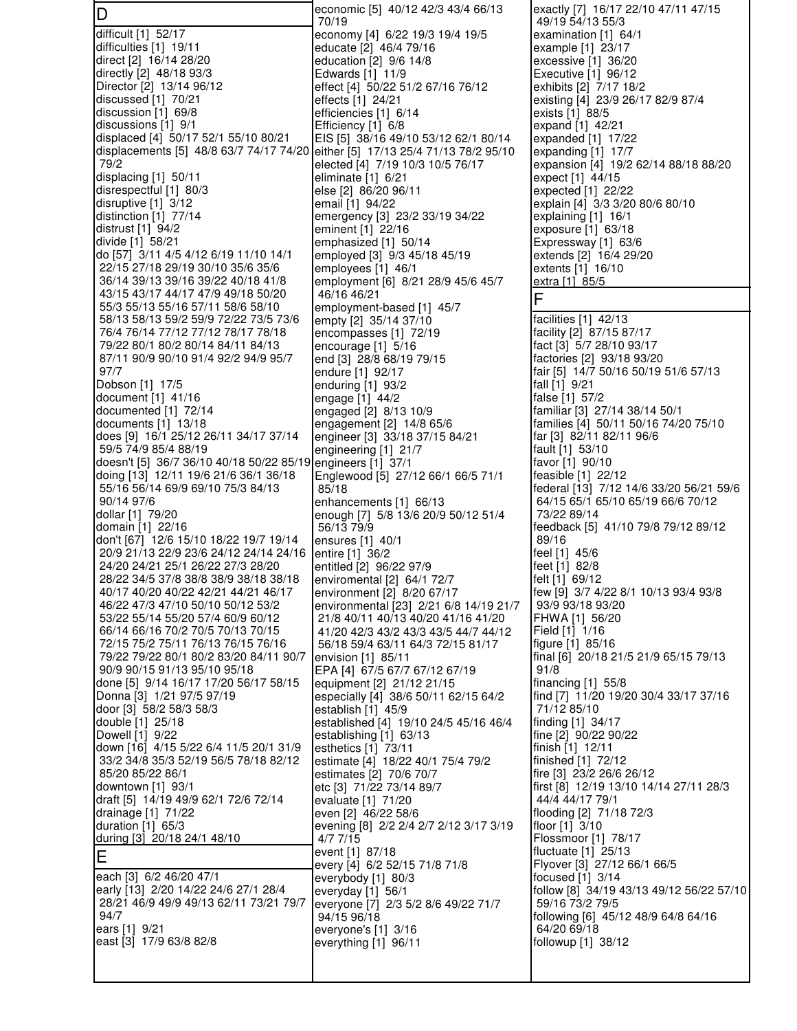## D

difficult [1] 52/17
difficulties [1] 19/11
direct [2] 16/14 28/20
directly [2] 48/18 93/3
Director [2] 13/14 96/12
discussed [1] 70/21
discussion [1] 69/8
discussions [1] 9/1
displaced [4] 50/17 52/1 55/10 80/21
displacements [5] 48/8 63/7 74/17 74/20 79/2
displacing [1] 50/11
disrespectful [1] 80/3
disruptive [1] 3/12
distinction [1] 77/14
distrust [1] 94/2
divide [1] 58/21
do [57] 3/11 4/5 4/12 6/19 11/10 14/1 22/15 27/18 29/19 30/10 35/6 35/6 36/14 39/13 39/16 39/22 40/18 41/8 43/15 43/17 44/17 47/9 49/18 50/20 55/3 55/13 55/16 57/11 58/6 58/10 58/13 58/13 59/2 59/9 72/22 73/5 73/6 76/4 76/14 77/12 77/12 78/17 78/18 79/22 80/1 80/2 80/14 84/11 84/13 87/11 90/9 90/10 91/4 92/2 94/9 95/7 97/7
Dobson [1] 17/5
document [1] 41/16
documented [1] 72/14
documents [1] 13/18
does [9] 16/1 25/12 26/11 34/17 37/14 59/5 74/9 85/4 88/19
doesn't [5] 36/7 36/10 40/18 50/22 85/19
doing [13] 12/11 19/6 21/6 36/1 36/18 55/16 56/14 69/9 69/10 75/3 84/13 90/14 97/6
dollar [1] 79/20
domain [1] 22/16
don't [67] 12/6 15/10 18/22 19/7 19/14 20/9 21/13 22/9 23/6 24/12 24/14 24/16 24/20 24/21 25/1 26/22 27/3 28/20 28/22 34/5 37/8 38/8 38/9 38/18 38/18 40/17 40/20 40/22 42/21 44/21 46/17 46/22 47/3 47/10 50/10 50/12 53/2 53/22 55/14 55/20 57/4 60/9 60/12 66/14 66/16 70/2 70/5 70/13 70/15 72/15 75/2 75/11 76/13 76/15 76/16 79/22 79/22 80/1 80/2 83/20 84/11 90/7 90/9 90/15 91/13 95/10 95/18
done [5] 9/14 16/17 17/20 56/17 58/15
Donna [3] 1/21 97/5 97/19
door [3] 58/2 58/3 58/3
double [1] 25/18
Dowell [1] 9/22
down [16] 4/15 5/22 6/4 11/5 20/1 31/9 33/2 34/8 35/3 52/19 56/5 78/18 82/12 85/20 85/22 86/1
downtown [1] 93/1
draft [5] 14/19 49/9 62/1 72/6 72/14
drainage [1] 71/22
duration [1] 65/3
during [3] 20/18 24/1 48/10

## E

each [3] 6/2 46/20 47/1
early [13] 2/20 14/22 24/6 27/1 28/4 28/21 46/9 49/9 49/13 62/11 73/21 79/7 94/7
ears [1] 9/21
east [3] 17/9 63/8 82/8
economic [5] 40/12 42/3 43/4 66/13 70/19
economy [4] 6/22 19/3 19/4 19/5
educate [2] 46/4 79/16
education [2] 9/6 14/8
Edwards [1] 11/9
effect [4] 50/22 51/2 67/16 76/12
effects [1] 24/21
efficiencies [1] 6/14
Efficiency [1] 6/8
EIS [5] 38/16 49/10 53/12 62/1 80/14
either [5] 17/13 25/4 71/13 78/2 95/10
elected [4] 7/19 10/3 10/5 76/17
eliminate [1] 6/21
else [2] 86/20 96/11
email [1] 94/22
emergency [3] 23/2 33/19 34/22
eminent [1] 22/16
emphasized [1] 50/14
employed [3] 9/3 45/18 45/19
employees [1] 46/1
employment [6] 8/21 28/9 45/6 45/7 46/16 46/21
employment-based [1] 45/7
empty [2] 35/14 37/10
encompasses [1] 72/19
encourage [1] 5/16
end [3] 28/8 68/19 79/15
endure [1] 92/17
enduring [1] 93/2
engage [1] 44/2
engaged [2] 8/13 10/9
engagement [2] 14/8 65/6
engineer [3] 33/18 37/15 84/21
engineering [1] 21/7
engineers [1] 37/1
Englewood [5] 27/12 66/1 66/5 71/1 85/18
enhancements [1] 66/13
enough [7] 5/8 13/6 20/9 50/12 51/4 56/13 79/9
ensures [1] 40/1
entire [1] 36/2
entitled [2] 96/22 97/9
enviromental [2] 64/1 72/7
environment [2] 8/20 67/17
environmental [23] 2/21 6/8 14/19 21/7 21/8 40/11 40/13 40/20 41/16 41/20 41/20 42/3 43/2 43/3 43/5 44/7 44/12 56/18 59/4 63/11 64/3 72/15 81/17
envision [1] 85/11
EPA [4] 67/5 67/7 67/12 67/19
equipment [2] 21/12 21/15
especially [4] 38/6 50/11 62/15 64/2
establish [1] 45/9
established [4] 19/10 24/5 45/16 46/4
establishing [1] 63/13
esthetics [1] 73/11
estimate [4] 18/22 40/1 75/4 79/2
estimates [2] 70/6 70/7
etc [3] 71/22 73/14 89/7
evaluate [1] 71/20
even [2] 46/22 58/6
evening [8] 2/2 2/4 2/7 2/12 3/17 3/19 4/7 7/15
event [1] 87/18
every [4] 6/2 52/15 71/8 71/8
everybody [1] 80/3
everyday [1] 56/1
everyone [7] 2/3 5/2 8/6 49/22 71/7 94/15 96/18
everyone's [1] 3/16
everything [1] 96/11
exactly [7] 16/17 22/10 47/11 47/15 49/19 54/13 55/3
examination [1] 64/1
example [1] 23/17
excessive [1] 36/20
Executive [1] 96/12
exhibits [2] 7/17 18/2
existing [4] 23/9 26/17 82/9 87/4
exists [1] 88/5
expand [1] 42/21
expanded [1] 17/22
expanding [1] 17/7
expansion [4] 19/2 62/14 88/18 88/20
expect [1] 44/15
expected [1] 22/22
explain [4] 3/3 3/20 80/6 80/10
explaining [1] 16/1
exposure [1] 63/18
Expressway [1] 63/6
extends [2] 16/4 29/20
extents [1] 16/10
extra [1] 85/5

## F

facilities [1] 42/13
facility [2] 87/15 87/17
fact [3] 5/7 28/10 93/17
factories [2] 93/18 93/20
fair [5] 14/7 50/16 50/19 51/6 57/13
fall [1] 9/21
false [1] 57/2
familiar [3] 27/14 38/14 50/1
families [4] 50/11 50/16 74/20 75/10
far [3] 82/11 82/11 96/6
fault [1] 53/10
favor [1] 90/10
feasible [1] 22/12
federal [13] 7/12 14/6 33/20 56/21 59/6 64/15 65/1 65/10 65/19 66/6 70/12 73/22 89/14
feedback [5] 41/10 79/8 79/12 89/12 89/16
feel [1] 45/6
feet [1] 82/8
felt [1] 69/12
few [9] 3/7 4/22 8/1 10/13 93/4 93/8 93/9 93/18 93/20
FHWA [1] 56/20
Field [1] 1/16
figure [1] 85/16
final [6] 20/18 21/5 21/9 65/15 79/13 91/8
financing [1] 55/8
find [7] 11/20 19/20 30/4 33/17 37/16 71/12 85/10
finding [1] 34/17
fine [2] 90/22 90/22
finish [1] 12/11
finished [1] 72/12
fire [3] 23/2 26/6 26/12
first [8] 12/19 13/10 14/14 27/11 28/3 44/4 44/17 79/1
flooding [2] 71/18 72/3
floor [1] 3/10
Flossmoor [1] 78/17
fluctuate [1] 25/13
Flyover [3] 27/12 66/1 66/5
focused [1] 3/14
follow [8] 34/19 43/13 49/12 56/22 57/10 59/16 73/2 79/5
following [6] 45/12 48/9 64/8 64/16 64/20 69/18
followup [1] 38/12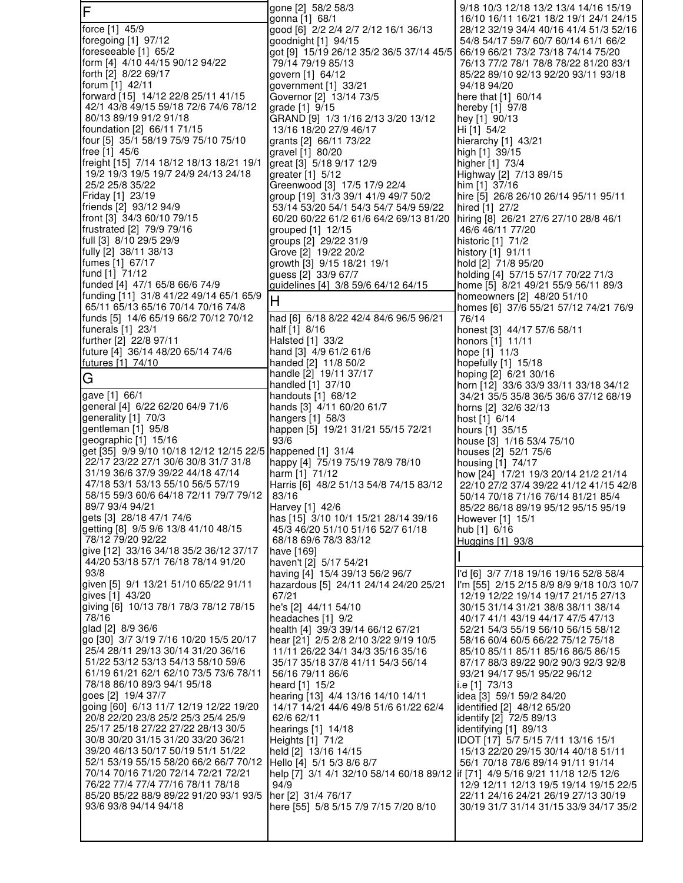## F

force [1] 45/9
foregoing [1] 97/12
foreseeable [1] 65/2
form [4] 4/10 44/15 90/12 94/22
forth [2] 8/22 69/17
forum [1] 42/11
forward [15] 14/12 22/8 25/11 41/15 42/1 43/8 49/15 59/18 72/6 74/6 78/12 80/13 89/19 91/2 91/18
foundation [2] 66/11 71/15
four [5] 35/1 58/19 75/9 75/10 75/10
free [1] 45/6
freight [15] 7/14 18/12 18/13 18/21 19/1 19/2 19/3 19/5 19/7 24/9 24/13 24/18 25/2 25/8 35/22
Friday [1] 23/19
friends [2] 93/12 94/9
front [3] 34/3 60/10 79/15
frustrated [2] 79/9 79/16
full [3] 8/10 29/5 29/9
fully [2] 38/11 38/13
fumes [1] 67/17
fund [1] 71/12
funded [4] 47/1 65/8 66/6 74/9
funding [11] 31/8 41/22 49/14 65/1 65/9 65/11 65/13 65/16 70/14 70/16 74/8
funds [5] 14/6 65/19 66/2 70/12 70/12
funerals [1] 23/1
further [2] 22/8 97/11
future [4] 36/14 48/20 65/14 74/6
futures [1] 74/10

## G

gave [1] 66/1
general [4] 6/22 62/20 64/9 71/6
generality [1] 70/3
gentleman [1] 95/8
geographic [1] 15/16
get [35] 9/9 9/10 10/18 12/12 12/15 22/5 22/17 23/22 27/1 30/6 30/8 31/7 31/8 31/19 36/6 37/9 39/22 44/18 47/14 47/18 53/1 53/13 55/10 56/5 57/19 58/15 59/3 60/6 64/18 72/11 79/7 79/12 89/7 93/4 94/21
gets [3] 28/18 47/1 74/6
getting [8] 9/5 9/6 13/8 41/10 48/15 78/12 79/20 92/22
give [12] 33/16 34/18 35/2 36/12 37/17 44/20 53/18 57/1 76/18 78/14 91/20 93/8
given [5] 9/1 13/21 51/10 65/22 91/11
gives [1] 43/20
giving [6] 10/13 78/1 78/3 78/12 78/15 78/16
glad [2] 8/9 36/6
go [30] 3/7 3/19 7/16 10/20 15/5 20/17 25/4 28/11 29/13 30/14 31/20 36/16 51/22 53/12 53/13 54/13 58/10 59/6 61/19 61/21 62/1 62/10 73/5 73/6 78/11 78/18 86/10 89/3 94/1 95/18
goes [2] 19/4 37/7
going [60] 6/13 11/7 12/19 12/22 19/20 20/8 22/20 23/8 25/2 25/3 25/4 25/9 25/17 25/18 27/22 27/22 28/13 30/5 30/8 30/20 31/15 31/20 33/20 36/21 39/20 46/13 50/17 50/19 51/1 51/22 52/1 53/19 55/15 58/20 66/2 66/7 70/12 70/14 70/16 71/20 72/14 72/21 72/21 76/22 77/4 77/4 77/16 78/11 78/18 85/20 85/22 88/9 89/22 91/20 93/1 93/5 93/6 93/8 94/14 94/18
gone [2] 58/2 58/3
gonna [1] 68/1
good [6] 2/2 2/4 2/7 2/12 16/1 36/13
goodnight [1] 94/15
got [9] 15/19 26/12 35/2 36/5 37/14 45/5 79/14 79/19 85/13
govern [1] 64/12
government [1] 33/21
Governor [2] 13/14 73/5
grade [1] 9/15
GRAND [9] 1/3 1/16 2/13 3/20 13/12 13/16 18/20 27/9 46/17
grants [2] 66/11 73/22
gravel [1] 80/20
great [3] 5/18 9/17 12/9
greater [1] 5/12
Greenwood [3] 17/5 17/9 22/4
group [19] 31/3 39/1 41/9 49/7 50/2 53/14 53/20 54/1 54/3 54/7 54/9 59/22 60/20 60/22 61/2 61/6 64/2 69/13 81/20
grouped [1] 12/15
groups [2] 29/22 31/9
Grove [2] 19/22 20/2
growth [3] 9/15 18/21 19/1
guess [2] 33/9 67/7
guidelines [4] 3/8 59/6 64/12 64/15

## H

had [6] 6/18 8/22 42/4 84/6 96/5 96/21
half [1] 8/16
Halsted [1] 33/2
hand [3] 4/9 61/2 61/6
handed [2] 11/8 50/2
handle [2] 19/11 37/17
handled [1] 37/10
handouts [1] 68/12
hands [3] 4/11 60/20 61/7
hangers [1] 58/3
happen [5] 19/21 31/21 55/15 72/21 93/6
happened [1] 31/4
happy [4] 75/19 75/19 78/9 78/10
harm [1] 71/12
Harris [6] 48/2 51/13 54/8 74/15 83/12 83/16
Harvey [1] 42/6
has [15] 3/10 10/1 15/21 28/14 39/16 45/3 46/20 51/10 51/16 52/7 61/18 68/18 69/6 78/3 83/12
have [169]
haven't [2] 5/17 54/21
having [4] 15/4 39/13 56/2 96/7
hazardous [5] 24/11 24/14 24/20 25/21 67/21
he's [2] 44/11 54/10
headaches [1] 9/2
health [4] 39/3 39/14 66/12 67/21
hear [21] 2/5 2/8 2/10 3/22 9/19 10/5 11/11 26/22 34/1 34/3 35/16 35/16 35/17 35/18 37/8 41/11 54/3 56/14 56/16 79/11 86/6
heard [1] 15/2
hearing [13] 4/4 13/16 14/10 14/11 14/17 14/21 44/6 49/8 51/6 61/22 62/4 62/6 62/11
hearings [1] 14/18
Heights [1] 71/2
held [2] 13/16 14/15
Hello [4] 5/1 5/3 8/6 8/7
help [7] 3/1 4/1 32/10 58/14 60/18 89/12 94/9
her [2] 31/4 76/17
here [55] 5/8 5/15 7/9 7/15 7/20 8/10 9/18 10/3 12/18 13/2 13/4 14/16 15/19 16/10 16/11 16/21 18/2 19/1 24/1 24/15 28/12 32/19 34/4 40/16 41/4 51/3 52/16 54/8 54/17 59/7 60/7 60/14 61/1 66/2 66/19 66/21 73/2 73/18 74/14 75/20 76/13 77/2 78/1 78/8 78/22 81/20 83/1 85/22 89/10 92/13 92/20 93/11 93/18 94/18 94/20
here that [1] 60/14
hereby [1] 97/8
hey [1] 90/13
Hi [1] 54/2
hierarchy [1] 43/21
high [1] 39/15
higher [1] 73/4
Highway [2] 7/13 89/15
him [1] 37/16
hire [5] 26/8 26/10 26/14 95/11 95/11
hired [1] 27/2
hiring [8] 26/21 27/6 27/10 28/8 46/1 46/6 46/11 77/20
historic [1] 71/2
history [1] 91/11
hold [2] 71/8 95/20
holding [4] 57/15 57/17 70/22 71/3
home [5] 8/21 49/21 55/9 56/11 89/3
homeowners [2] 48/20 51/10
homes [6] 37/6 55/21 57/12 74/21 76/9 76/14
honest [3] 44/17 57/6 58/11
honors [1] 11/11
hope [1] 11/3
hopefully [1] 15/18
hoping [2] 6/21 30/16
horn [12] 33/6 33/9 33/11 33/18 34/12 34/21 35/5 35/8 36/5 36/6 37/12 68/19
horns [2] 32/6 32/13
host [1] 6/14
hours [1] 35/15
house [3] 1/16 53/4 75/10
houses [2] 52/1 75/6
housing [1] 74/17
how [24] 17/21 19/3 20/14 21/2 21/14 22/10 27/2 37/4 39/22 41/12 41/15 42/8 50/14 70/18 71/16 76/14 81/21 85/4 85/22 86/18 89/19 95/12 95/15 95/19
However [1] 15/1
hub [1] 6/16
Huggins [1] 93/8

## I

I'd [6] 3/7 7/18 19/16 19/16 52/8 58/4
I'm [55] 2/15 2/15 8/9 8/9 9/18 10/3 10/7 12/19 12/22 19/14 19/17 21/15 27/13 30/15 31/14 31/21 38/8 38/11 38/14 40/17 41/1 43/19 44/17 47/5 47/13 52/21 54/3 55/19 56/10 56/15 58/12 58/16 60/4 60/5 66/22 75/12 75/18 85/10 85/11 85/16 86/5 86/15 87/17 88/3 89/22 90/2 90/3 92/3 92/8 93/21 94/17 95/1 95/22 96/12
i.e [1] 73/13
idea [3] 59/1 59/2 84/20
identified [2] 48/12 65/20
identify [2] 72/5 89/13
identifying [1] 89/13
IDOT [17] 5/7 5/15 7/11 13/16 15/1 15/13 22/20 29/15 30/14 40/18 51/11 56/1 70/18 78/6 89/14 91/11 91/14
if [71] 4/9 5/16 9/21 11/18 12/5 12/6 12/9 12/11 12/13 19/5 19/14 19/15 22/5 22/11 24/16 24/21 26/19 27/13 30/19 30/19 31/7 31/14 31/15 33/9 34/17 35/2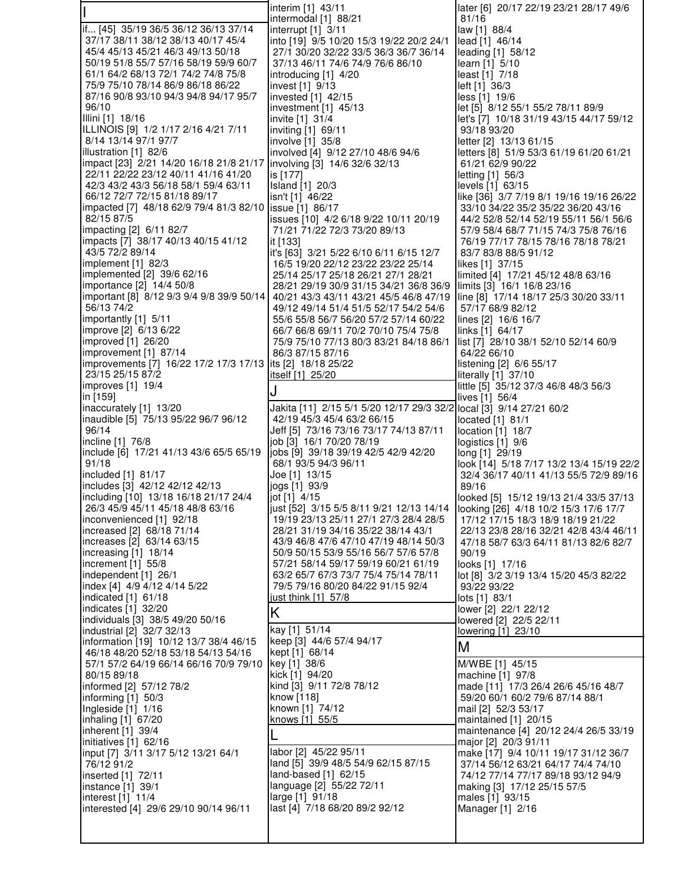## I

if... [45] 35/19 36/5 36/12 36/13 37/14 37/17 38/11 38/12 38/13 40/17 45/4 45/13 45/21 46/3 49/13 50/18 50/19 51/8 55/7 57/16 58/19 59/9 60/7 61/1 64/2 68/13 72/1 74/2 74/8 75/8 75/9 75/10 78/14 86/9 86/18 86/22 87/16 90/8 93/10 94/3 94/8 94/17 95/7 96/10
Illini [1] 18/16
ILLINOIS [9] 1/2 1/17 2/16 4/21 7/11 8/14 13/14 97/1 97/7
illustration [1] 82/6
impact [23] 2/21 14/20 16/18 21/8 21/17 22/11 22/22 23/12 40/11 41/16 41/20 42/3 43/2 43/3 56/18 58/1 59/4 63/11 66/12 72/7 72/15 81/18 89/17
impacted [7] 48/18 62/9 79/4 81/3 82/10 82/15 87/5
impacting [2] 6/11 82/7
impacts [7] 38/17 40/13 40/15 41/12 43/5 72/2 89/14
implement [1] 82/3
implemented [2] 39/6 62/16
importance [2] 14/4 50/8
important [8] 8/12 9/3 9/4 9/8 39/9 50/14 56/13 74/2
importantly [1] 5/11
improve [2] 6/13 6/22
improved [1] 26/20
improvement [1] 87/14
improvements [7] 16/22 17/2 17/3 17/13 23/15 25/15 87/2
improves [1] 19/4
in [159]
inaccurately [1] 13/20
inaudible [5] 75/13 95/22 96/7 96/12 96/14
incline [1] 76/8
include [6] 17/21 41/13 43/6 65/5 65/19 91/18
included [1] 81/17
includes [3] 42/12 42/12 42/13
including [10] 13/18 16/18 21/17 24/4 26/3 45/9 45/11 45/18 48/8 63/16
inconvenienced [1] 92/18
increased [2] 68/18 71/14
increases [2] 63/14 63/15
increasing [1] 18/14
increment [1] 55/8
independent [1] 26/1
index [4] 4/9 4/12 4/14 5/22
indicated [1] 61/18
indicates [1] 32/20
individuals [3] 38/5 49/20 50/16
industrial [2] 32/7 32/13
information [19] 10/12 13/7 38/4 46/15 46/18 48/20 52/18 53/18 54/13 54/16 57/1 57/2 64/19 66/14 66/16 70/9 79/10 80/15 89/18
informed [2] 57/12 78/2
informing [1] 50/3
Ingleside [1] 1/16
inhaling [1] 67/20
inherent [1] 39/4
initiatives [1] 62/16
input [7] 3/11 3/17 5/12 13/21 64/1 76/12 91/2
inserted [1] 72/11
instance [1] 39/1
interest [1] 11/4
interested [4] 29/6 29/10 90/14 96/11
interim [1] 43/11
intermodal [1] 88/21
interrupt [1] 3/11
into [19] 9/5 10/20 15/3 19/22 20/2 24/1 27/1 30/20 32/22 33/5 36/3 36/7 36/14 37/13 46/11 74/6 74/9 76/6 86/10
introducing [1] 4/20
invest [1] 9/13
invested [1] 42/15
investment [1] 45/13
invite [1] 31/4
inviting [1] 69/11
involve [1] 35/8
involved [4] 9/12 27/10 48/6 94/6
involving [3] 14/6 32/6 32/13
is [177]
Island [1] 20/3
isn't [1] 46/22
issue [1] 86/17
issues [10] 4/2 6/18 9/22 10/11 20/19 71/21 71/22 72/3 73/20 89/13
it [133]
it's [63] 3/21 5/22 6/10 6/11 6/15 12/7 16/5 19/20 22/12 23/22 23/22 25/14 25/14 25/17 25/18 26/21 27/1 28/21 28/21 29/19 30/9 31/15 34/21 36/8 36/9 40/21 43/3 43/11 43/21 45/5 46/8 47/19 49/12 49/14 51/4 51/5 52/17 54/2 54/6 55/6 55/8 56/7 56/20 57/2 57/14 60/22 66/7 66/8 69/11 70/2 70/10 75/4 75/8 75/9 75/10 77/13 80/3 83/21 84/18 86/1 86/3 87/15 87/16
its [2] 18/18 25/22
itself [1] 25/20

## J

Jakita [11] 2/15 5/1 5/20 12/17 29/3 32/2 42/19 45/3 45/4 63/2 66/15
Jeff [5] 73/16 73/16 73/17 74/13 87/11
job [3] 16/1 70/20 78/19
jobs [9] 39/18 39/19 42/5 42/9 42/20 68/1 93/5 94/3 96/11
Joe [1] 13/15
jogs [1] 93/9
jot [1] 4/15
just [52] 3/15 5/5 8/11 9/21 12/13 14/14 19/19 23/13 25/11 27/1 27/3 28/4 28/5 28/21 31/19 34/16 35/22 38/14 43/1 43/9 46/8 47/6 47/10 47/19 48/14 50/3 50/9 50/15 53/9 55/16 56/7 57/6 57/8 57/21 58/14 59/17 59/19 60/21 61/19 63/2 65/7 67/3 73/7 75/4 75/14 78/11 79/5 79/16 80/20 84/22 91/15 92/4
just think [1] 57/8

## K

kay [1] 51/14
keep [3] 44/6 57/4 94/17
kept [1] 68/14
key [1] 38/6
kick [1] 94/20
kind [3] 9/11 72/8 78/12
know [118]
known [1] 74/12
knows [1] 55/5

## L

labor [2] 45/22 95/11
land [5] 39/9 48/5 54/9 62/15 87/15
land-based [1] 62/15
language [2] 55/22 72/11
large [1] 91/18
last [4] 7/18 68/20 89/2 92/12
later [6] 20/17 22/19 23/21 28/17 49/6 81/16
law [1] 88/4
lead [1] 46/14
leading [1] 58/12
learn [1] 5/10
least [1] 7/18
left [1] 36/3
less [1] 19/6
let [5] 8/12 55/1 55/2 78/11 89/9
let's [7] 10/18 31/19 43/15 44/17 59/12 93/18 93/20
letter [2] 13/13 61/15
letters [8] 51/9 53/3 61/19 61/20 61/21 61/21 62/9 90/22
letting [1] 56/3
levels [1] 63/15
like [36] 3/7 7/19 8/1 19/16 19/16 26/22 33/10 34/22 35/2 35/22 36/20 43/16 44/2 52/8 52/14 52/19 55/11 56/1 56/6 57/9 58/4 68/7 71/15 74/3 75/8 76/16 76/19 77/17 78/15 78/16 78/18 78/21 83/7 83/8 88/5 91/12
likes [1] 37/15
limited [4] 17/21 45/12 48/8 63/16
limits [3] 16/1 16/8 23/16
line [8] 17/14 18/17 25/3 30/20 33/11 57/17 68/9 82/12
lines [2] 16/6 16/7
links [1] 64/17
list [7] 28/10 38/1 52/10 52/14 60/9 64/22 66/10
listening [2] 6/6 55/17
literally [1] 37/10
little [5] 35/12 37/3 46/8 48/3 56/3
lives [1] 56/4
local [3] 9/14 27/21 60/2
located [1] 81/1
location [1] 18/7
logistics [1] 9/6
long [1] 29/19
look [14] 5/18 7/17 13/2 13/4 15/19 22/2 32/4 36/17 40/11 41/13 55/5 72/9 89/16 89/16
looked [5] 15/12 19/13 21/4 33/5 37/13
looking [26] 4/18 10/2 15/3 17/6 17/7 17/12 17/15 18/3 18/9 18/19 21/22 22/13 23/8 28/16 32/21 42/8 43/4 46/11 47/18 58/7 63/7 64/11 81/13 82/6 82/7 90/19
looks [1] 17/16
lot [8] 3/2 3/19 13/4 15/20 45/3 82/22 93/22 93/22
lots [1] 83/1
lower [2] 22/1 22/12
lowered [2] 22/5 22/11
lowering [1] 23/10

## M

M/WBE [1] 45/15
machine [1] 97/8
made [11] 17/3 26/4 26/6 45/16 48/7 59/20 60/1 60/2 79/6 87/14 88/1
mail [2] 52/3 53/17
maintained [1] 20/15
maintenance [4] 20/12 24/4 26/5 33/19
major [2] 20/3 91/11
make [17] 9/4 10/11 19/17 31/12 36/7 37/14 56/12 63/21 64/17 74/4 74/10 74/12 77/14 77/17 89/18 93/12 94/9
making [3] 17/12 25/15 57/5
males [1] 93/15
Manager [1] 2/16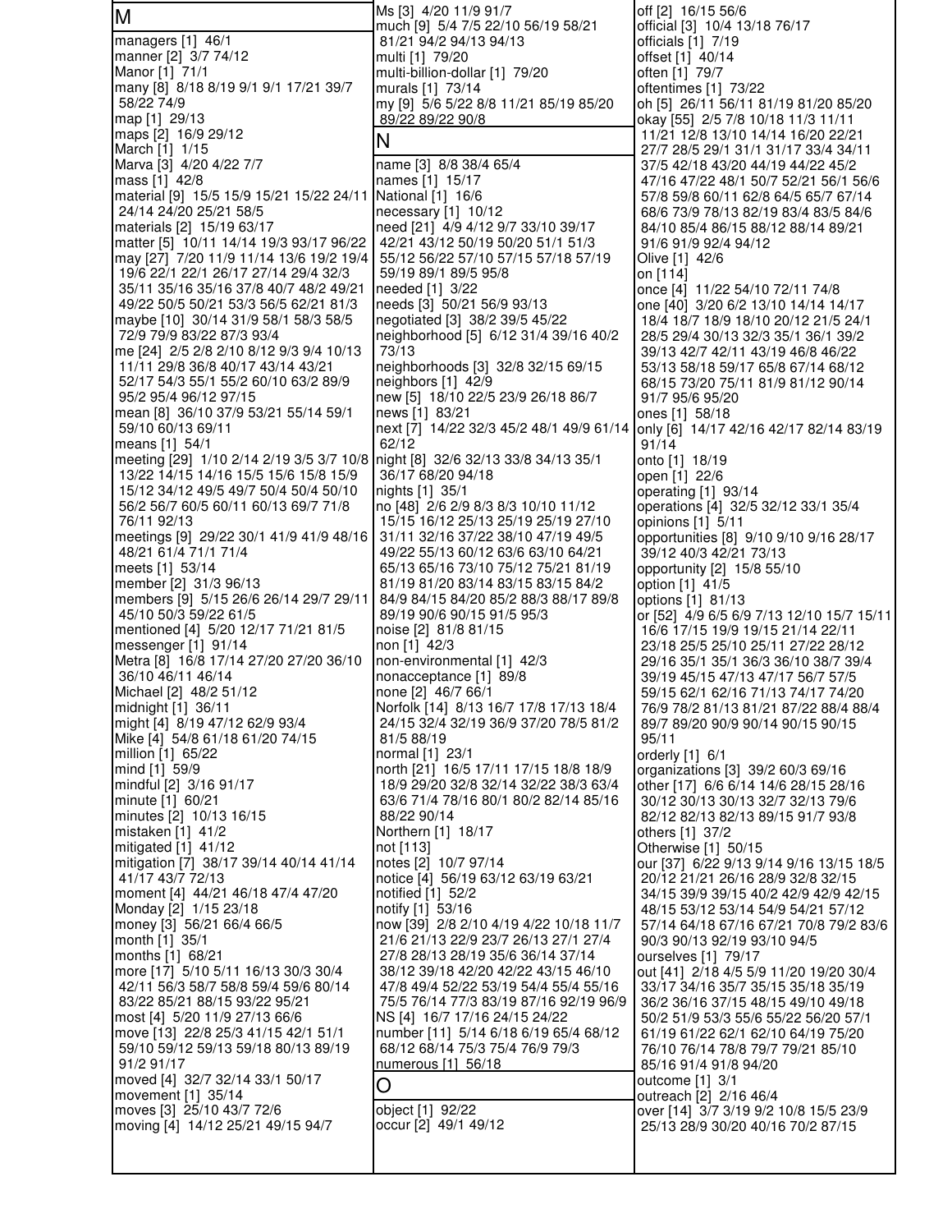## M

managers [1] 46/1
manner [2] 3/7 74/12
Manor [1] 71/1
many [8] 8/18 8/19 9/1 9/1 17/21 39/7 58/22 74/9
map [1] 29/13
maps [2] 16/9 29/12
March [1] 1/15
Marva [3] 4/20 4/22 7/7
mass [1] 42/8
material [9] 15/5 15/9 15/21 15/22 24/11 24/14 24/20 25/21 58/5
materials [2] 15/19 63/17
matter [5] 10/11 14/14 19/3 93/17 96/22
may [27] 7/20 11/9 11/14 13/6 19/2 19/4 19/6 22/1 22/1 26/17 27/14 29/4 32/3 35/11 35/16 35/16 37/8 40/7 48/2 49/21 49/22 50/5 50/21 53/3 56/5 62/21 81/3
maybe [10] 30/14 31/9 58/1 58/3 58/5 72/9 79/9 83/22 87/3 93/4
me [24] 2/5 2/8 2/10 8/12 9/3 9/4 10/13 11/11 29/8 36/8 40/17 43/14 43/21 52/17 54/3 55/1 55/2 60/10 63/2 89/9 95/2 95/4 96/12 97/15
mean [8] 36/10 37/9 53/21 55/14 59/1 59/10 60/13 69/11
means [1] 54/1
meeting [29] 1/10 2/14 2/19 3/5 3/7 10/8 13/22 14/15 14/16 15/5 15/6 15/8 15/9 15/12 34/12 49/5 49/7 50/4 50/4 50/10 56/2 56/7 60/5 60/11 60/13 69/7 71/8 76/11 92/13
meetings [9] 29/22 30/1 41/9 41/9 48/16 48/21 61/4 71/1 71/4
meets [1] 53/14
member [2] 31/3 96/13
members [9] 5/15 26/6 26/14 29/7 29/11 45/10 50/3 59/22 61/5
mentioned [4] 5/20 12/17 71/21 81/5
messenger [1] 91/14
Metra [8] 16/8 17/14 27/20 27/20 36/10 36/10 46/11 46/14
Michael [2] 48/2 51/12
midnight [1] 36/11
might [4] 8/19 47/12 62/9 93/4
Mike [4] 54/8 61/18 61/20 74/15
million [1] 65/22
mind [1] 59/9
mindful [2] 3/16 91/17
minute [1] 60/21
minutes [2] 10/13 16/15
mistaken [1] 41/2
mitigated [1] 41/12
mitigation [7] 38/17 39/14 40/14 41/14 41/17 43/7 72/13
moment [4] 44/21 46/18 47/4 47/20
Monday [2] 1/15 23/18
money [3] 56/21 66/4 66/5
month [1] 35/1
months [1] 68/21
more [17] 5/10 5/11 16/13 30/3 30/4 42/11 56/3 58/7 58/8 59/4 59/6 80/14 83/22 85/21 88/15 93/22 95/21
most [4] 5/20 11/9 27/13 66/6
move [13] 22/8 25/3 41/15 42/1 51/1 59/10 59/12 59/13 59/18 80/13 89/19 91/2 91/17
moved [4] 32/7 32/14 33/1 50/17
movement [1] 35/14
moves [3] 25/10 43/7 72/6
moving [4] 14/12 25/21 49/15 94/7
Ms [3] 4/20 11/9 91/7
much [9] 5/4 7/5 22/10 56/19 58/21 81/21 94/2 94/13 94/13
multi [1] 79/20
multi-billion-dollar [1] 79/20
murals [1] 73/14
my [9] 5/6 5/22 8/8 11/21 85/19 85/20 89/22 89/22 90/8

## N

name [3] 8/8 38/4 65/4
names [1] 15/17
National [1] 16/6
necessary [1] 10/12
need [21] 4/9 4/12 9/7 33/10 39/17 42/21 43/12 50/19 50/20 51/1 51/3 55/12 56/22 57/10 57/15 57/18 57/19 59/19 89/1 89/5 95/8
needed [1] 3/22
needs [3] 50/21 56/9 93/13
negotiated [3] 38/2 39/5 45/22
neighborhood [5] 6/12 31/4 39/16 40/2 73/13
neighborhoods [3] 32/8 32/15 69/15
neighbors [1] 42/9
new [5] 18/10 22/5 23/9 26/18 86/7
news [1] 83/21
next [7] 14/22 32/3 45/2 48/1 49/9 61/14 62/12
night [8] 32/6 32/13 33/8 34/13 35/1 36/17 68/20 94/18
nights [1] 35/1
no [48] 2/6 2/9 8/3 8/3 10/10 11/12 15/15 16/12 25/13 25/19 25/19 27/10 31/11 32/16 37/22 38/10 47/19 49/5 49/22 55/13 60/12 63/6 63/10 64/21 65/13 65/16 73/10 75/12 75/21 81/19 81/19 81/20 83/14 83/15 83/15 84/2 84/9 84/15 84/20 85/2 88/3 88/17 89/8 89/19 90/6 90/15 91/5 95/3
noise [2] 81/8 81/15
non [1] 42/3
non-environmental [1] 42/3
nonacceptance [1] 89/8
none [2] 46/7 66/1
Norfolk [14] 8/13 16/7 17/8 17/13 18/4 24/15 32/4 32/19 36/9 37/20 78/5 81/2 81/5 88/19
normal [1] 23/1
north [21] 16/5 17/11 17/15 18/8 18/9 18/9 29/20 32/8 32/14 32/22 38/3 63/4 63/6 71/4 78/16 80/1 80/2 82/14 85/16 88/22 90/14
Northern [1] 18/17
not [113]
notes [2] 10/7 97/14
notice [4] 56/19 63/12 63/19 63/21
notified [1] 52/2
notify [1] 53/16
now [39] 2/8 2/10 4/19 4/22 10/18 11/7 21/6 21/13 22/9 23/7 26/13 27/1 27/4 27/8 28/13 28/19 35/6 36/14 37/14 38/12 39/12 42/20 42/22 43/15 46/10 47/8 49/4 52/22 53/19 54/4 55/4 55/16 75/5 76/14 77/3 83/19 87/16 92/19 96/9
NS [4] 16/7 17/16 24/15 24/22
number [11] 5/14 6/18 6/19 65/4 68/12 68/12 68/14 75/3 75/4 76/9 79/3
numerous [1] 56/18

## O

object [1] 92/22
occur [2] 49/1 49/12
off [2] 16/15 56/6
official [3] 10/4 13/18 76/17
officials [1] 7/19
offset [1] 40/14
often [1] 79/7
oftentimes [1] 73/22
oh [5] 26/11 56/11 81/19 81/20 85/20
okay [55] 2/5 7/8 10/18 11/3 11/11 11/21 12/8 13/10 14/14 16/20 22/21 27/7 28/5 29/1 31/1 31/17 33/4 34/11 37/5 42/18 43/20 44/19 44/22 45/2 47/16 47/22 48/1 50/7 52/21 56/1 56/6 57/8 59/8 60/11 62/8 64/5 65/7 67/14 68/6 73/9 78/13 82/19 83/4 83/5 84/6 84/10 85/4 86/15 88/12 88/14 89/21 91/6 91/9 92/4 94/12
Olive [1] 42/6
on [114]
once [4] 11/22 54/10 72/11 74/8
one [40] 3/20 6/2 13/10 14/14 14/17 18/4 18/7 18/9 18/10 20/12 21/5 24/1 28/5 29/4 30/13 32/3 35/1 36/1 39/2 39/13 42/7 42/11 43/19 46/8 46/22 53/13 58/18 59/17 65/8 67/14 68/12 68/15 73/20 75/11 81/9 81/12 90/14 91/7 95/6 95/20
ones [1] 58/18
only [6] 14/17 42/16 42/17 82/14 83/19 91/14
onto [1] 18/19
open [1] 22/6
operating [1] 93/14
operations [4] 32/5 32/12 33/1 35/4
opinions [1] 5/11
opportunities [8] 9/10 9/10 9/16 28/17 39/12 40/3 42/21 73/13
opportunity [2] 15/8 55/10
option [1] 41/5
options [1] 81/13
or [52] 4/9 6/5 6/9 7/13 12/10 15/7 15/11 16/6 17/15 19/9 19/15 21/14 22/11 23/18 25/5 25/10 25/11 27/22 28/12 29/16 35/1 35/1 36/3 36/10 38/7 39/4 39/19 45/15 47/13 47/15 56/7 57/5 59/15 62/1 62/16 71/13 74/17 74/20 76/9 78/2 81/13 81/21 87/22 88/4 88/4 89/7 89/20 90/9 90/14 90/15 90/15 95/11
orderly [1] 6/1
organizations [3] 39/2 60/3 69/16
other [17] 6/6 6/14 14/6 28/15 28/16 30/12 30/13 30/13 32/7 32/13 79/6 82/12 82/13 82/13 89/15 91/7 93/8
others [1] 37/2
Otherwise [1] 50/15
our [37] 6/22 9/13 9/14 9/16 13/15 18/5 20/12 21/21 26/16 28/9 32/8 32/15 34/15 39/9 39/15 40/2 42/9 42/9 42/15 48/15 53/12 53/14 54/9 54/21 57/12 57/14 64/18 67/16 67/21 70/8 79/2 83/6 90/3 90/13 92/19 93/10 94/5
ourselves [1] 79/17
out [41] 2/18 4/5 5/9 11/20 19/20 30/4 33/17 34/16 35/7 35/15 35/18 35/19 36/2 36/16 37/15 48/15 49/10 49/18 50/2 51/9 53/3 55/6 55/22 56/20 57/1 61/19 61/22 62/1 62/10 64/19 75/20 76/10 76/14 78/8 79/7 79/21 85/10 85/16 91/4 91/8 94/20
outcome [1] 3/1
outreach [2] 2/16 46/4
over [14] 3/7 3/19 9/2 10/8 15/5 23/9 25/13 28/9 30/20 40/16 70/2 87/15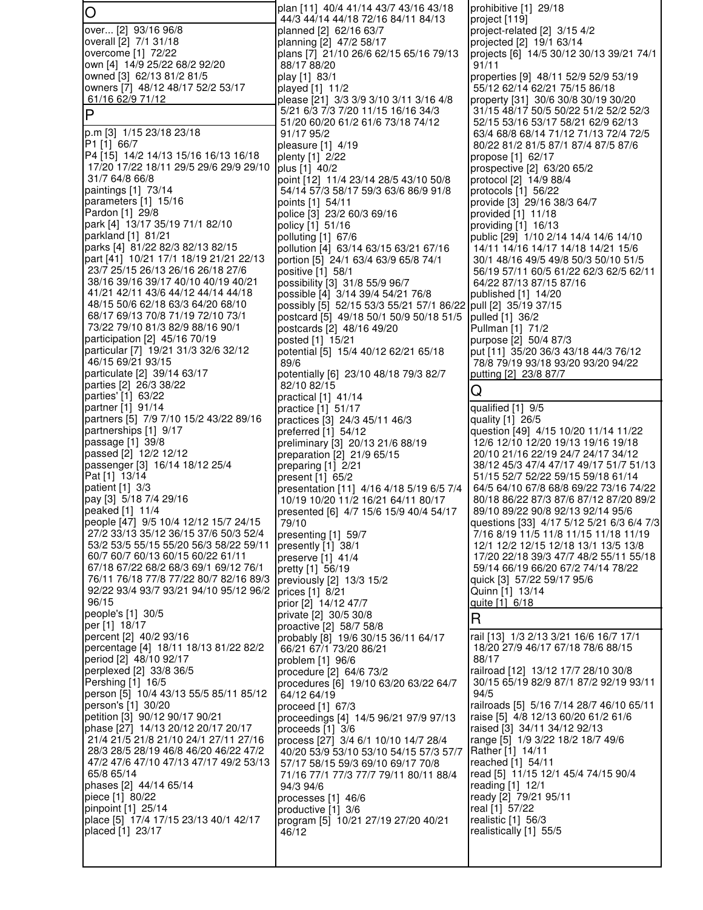## O

over... [2] 93/16 96/8
overall [2] 7/1 31/18
overcome [1] 72/22
own [4] 14/9 25/22 68/2 92/20
owned [3] 62/13 81/2 81/5
owners [7] 48/12 48/17 52/2 53/17 61/16 62/9 71/12

## P

p.m [3] 1/15 23/18 23/18
P1 [1] 66/7
P4 [15] 14/2 14/13 15/16 16/13 16/18 17/20 17/22 18/11 29/5 29/6 29/9 29/10 31/7 64/8 66/8
paintings [1] 73/14
parameters [1] 15/16
Pardon [1] 29/8
park [4] 13/17 35/19 71/1 82/10
parkland [1] 81/21
parks [4] 81/22 82/3 82/13 82/15
part [41] 10/21 17/1 18/19 21/21 22/13 23/7 25/15 26/13 26/16 26/18 27/6 38/16 39/16 39/17 40/10 40/19 40/21 41/21 42/11 43/6 44/12 44/14 44/18 48/15 50/6 62/18 63/3 64/20 68/10 68/17 69/13 70/8 71/19 72/10 73/1 73/22 79/10 81/3 82/9 88/16 90/1
participation [2] 45/16 70/19
particular [7] 19/21 31/3 32/6 32/12 46/15 69/21 93/15
particulate [2] 39/14 63/17
parties [2] 26/3 38/22
parties' [1] 63/22
partner [1] 91/14
partners [5] 7/9 7/10 15/2 43/22 89/16
partnerships [1] 9/17
passage [1] 39/8
passed [2] 12/2 12/12
passenger [3] 16/14 18/12 25/4
Pat [1] 13/14
patient [1] 3/3
pay [3] 5/18 7/4 29/16
peaked [1] 11/4
people [47] 9/5 10/4 12/12 15/7 24/15 27/2 33/13 35/12 36/15 37/6 50/3 52/4 53/2 53/5 55/15 55/20 56/3 58/22 59/11 60/7 60/7 60/13 60/15 60/22 61/11 67/18 67/22 68/2 68/3 69/1 69/12 76/1 76/11 76/18 77/8 77/22 80/7 82/16 89/3 92/22 93/4 93/7 93/21 94/10 95/12 96/2 96/15
people's [1] 30/5
per [1] 18/17
percent [2] 40/2 93/16
percentage [4] 18/11 18/13 81/22 82/2
period [2] 48/10 92/17
perplexed [2] 33/8 36/5
Pershing [1] 16/5
person [5] 10/4 43/13 55/5 85/11 85/12
person's [1] 30/20
petition [3] 90/12 90/17 90/21
phase [27] 14/13 20/12 20/17 20/17 21/4 21/5 21/8 21/10 24/1 27/11 27/16 28/3 28/5 28/19 46/8 46/20 46/22 47/2 47/2 47/6 47/10 47/13 47/17 49/2 53/13 65/8 65/14
phases [2] 44/14 65/14
piece [1] 80/22
pinpoint [1] 25/14
place [5] 17/4 17/15 23/13 40/1 42/17
placed [1] 23/17
plan [11] 40/4 41/14 43/7 43/16 43/18 44/3 44/14 44/18 72/16 84/11 84/13
planned [2] 62/16 63/7
planning [2] 47/2 58/17
plans [7] 21/10 26/6 62/15 65/16 79/13 88/17 88/20
play [1] 83/1
played [1] 11/2
please [21] 3/3 3/9 3/10 3/11 3/16 4/8 5/21 6/3 7/3 7/20 11/15 16/16 34/3 51/20 60/20 61/2 61/6 73/18 74/12 91/17 95/2
pleasure [1] 4/19
plenty [1] 2/22
plus [1] 40/2
point [12] 11/4 23/14 28/5 43/10 50/8 54/14 57/3 58/17 59/3 63/6 86/9 91/8
points [1] 54/11
police [3] 23/2 60/3 69/16
policy [1] 51/16
polluting [1] 67/6
pollution [4] 63/14 63/15 63/21 67/16
portion [5] 24/1 63/4 63/9 65/8 74/1
positive [1] 58/1
possibility [3] 31/8 55/9 96/7
possible [4] 3/14 39/4 54/21 76/8
possibly [5] 52/15 53/3 55/21 57/1 86/22
postcard [5] 49/18 50/1 50/9 50/18 51/5
postcards [2] 48/16 49/20
posted [1] 15/21
potential [5] 15/4 40/12 62/21 65/18 89/6
potentially [6] 23/10 48/18 79/3 82/7 82/10 82/15
practical [1] 41/14
practice [1] 51/17
practices [3] 24/3 45/11 46/3
preferred [1] 54/12
preliminary [3] 20/13 21/6 88/19
preparation [2] 21/9 65/15
preparing [1] 2/21
present [1] 65/2
presentation [11] 4/16 4/18 5/19 6/5 7/4 10/19 10/20 11/2 16/21 64/11 80/17
presented [6] 4/7 15/6 15/9 40/4 54/17 79/10
presenting [1] 59/7
presently [1] 38/1
preserve [1] 41/4
pretty [1] 56/19
previously [2] 13/3 15/2
prices [1] 8/21
prior [2] 14/12 47/7
private [2] 30/5 30/8
proactive [2] 58/7 58/8
probably [8] 19/6 30/15 36/11 64/17 66/21 67/1 73/20 86/21
problem [1] 96/6
procedure [2] 64/6 73/2
procedures [6] 19/10 63/20 63/22 64/7 64/12 64/19
proceed [1] 67/3
proceedings [4] 14/5 96/21 97/9 97/13
proceeds [1] 3/6
process [27] 3/4 6/1 10/10 14/7 28/4 40/20 53/9 53/10 53/10 54/15 57/3 57/7 57/17 58/15 59/3 69/10 69/17 70/8 71/16 77/1 77/3 77/7 79/11 80/11 88/4 94/3 94/6
processes [1] 46/6
productive [1] 3/6
program [5] 10/21 27/19 27/20 40/21 46/12
prohibitive [1] 29/18
project [119]
project-related [2] 3/15 4/2
projected [2] 19/1 63/14
projects [6] 14/5 30/12 30/13 39/21 74/1 91/11
properties [9] 48/11 52/9 52/9 53/19 55/12 62/14 62/21 75/15 86/18
property [31] 30/6 30/8 30/19 30/20 31/15 48/17 50/5 50/22 51/2 52/2 52/3 52/15 53/16 53/17 58/21 62/9 62/13 63/4 68/8 68/14 71/12 71/13 72/4 72/5 80/22 81/2 81/5 87/1 87/4 87/5 87/6
propose [1] 62/17
prospective [2] 63/20 65/2
protocol [2] 14/9 88/4
protocols [1] 56/22
provide [3] 29/16 38/3 64/7
provided [1] 11/18
providing [1] 16/13
public [29] 1/10 2/14 14/4 14/6 14/10 14/11 14/16 14/17 14/18 14/21 15/6 30/1 48/16 49/5 49/8 50/3 50/10 51/5 56/19 57/11 60/5 61/22 62/3 62/5 62/11 64/22 87/13 87/15 87/16
published [1] 14/20
pull [2] 35/19 37/15
pulled [1] 36/2
Pullman [1] 71/2
purpose [2] 50/4 87/3
put [11] 35/20 36/3 43/18 44/3 76/12 78/8 79/19 93/18 93/20 93/20 94/22
putting [2] 23/8 87/7

## Q

qualified [1] 9/5
quality [1] 26/5
question [49] 4/15 10/20 11/14 11/22 12/6 12/10 12/20 19/13 19/16 19/18 20/10 21/16 22/19 24/7 24/17 34/12 38/12 45/3 47/4 47/17 49/17 51/7 51/13 51/15 52/7 52/22 59/15 59/18 61/14 64/5 64/10 67/8 68/8 69/22 73/16 74/22 80/18 86/22 87/3 87/6 87/12 87/20 89/2 89/10 89/22 90/8 92/13 92/14 95/6
questions [33] 4/17 5/12 5/21 6/3 6/4 7/3 7/16 8/19 11/5 11/8 11/15 11/18 11/19 12/1 12/2 12/15 12/18 13/1 13/5 13/8 17/20 22/18 39/3 47/3 48/2 55/11 55/18 59/14 66/19 66/20 67/2 74/14 78/22
quick [3] 57/22 59/17 95/6
Quinn [1] 13/14
quite [1] 6/18

## R

rail [13] 1/3 2/13 3/21 16/6 16/7 17/1 18/20 27/9 46/17 67/18 78/6 88/15 88/17
railroad [12] 13/12 17/7 28/10 30/8 30/15 65/19 82/9 87/1 87/2 92/19 93/11 94/5
railroads [5] 5/16 7/14 28/7 46/10 65/11
raise [5] 4/8 12/13 60/20 61/2 61/6
raised [3] 34/11 34/12 92/13
range [5] 1/9 3/22 18/2 18/7 49/6
Rather [1] 14/11
reached [1] 54/11
read [5] 11/15 12/1 45/4 74/15 90/4
reading [1] 12/1
ready [2] 79/21 95/11
real [1] 57/22
realistic [1] 56/3
realistically [1] 55/5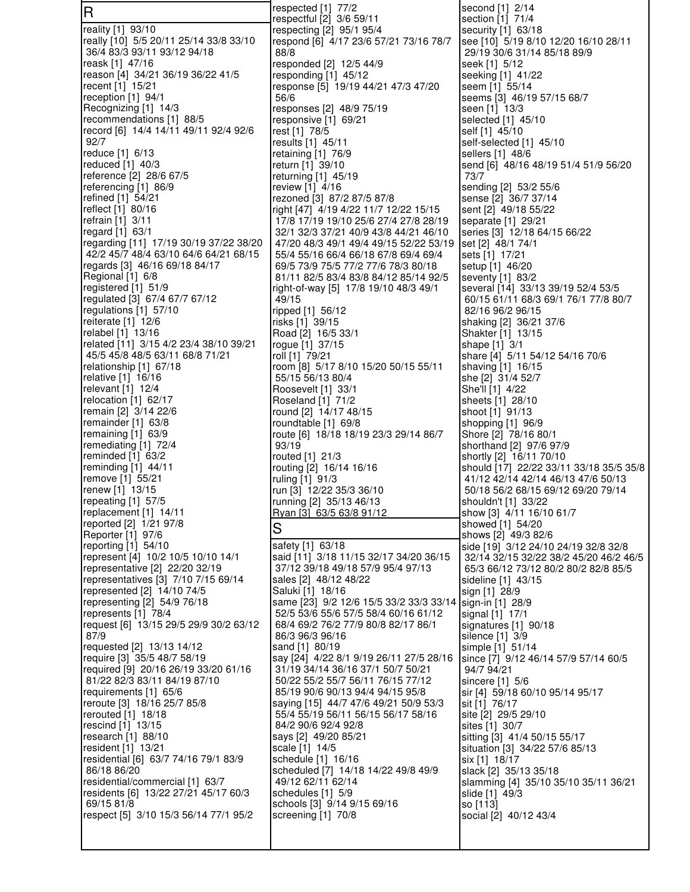## R

reality [1] 93/10
really [10] 5/5 20/11 25/14 33/8 33/10 36/4 83/3 93/11 93/12 94/18
reask [1] 47/16
reason [4] 34/21 36/19 36/22 41/5
recent [1] 15/21
reception [1] 94/1
Recognizing [1] 14/3
recommendations [1] 88/5
record [6] 14/4 14/11 49/11 92/4 92/6 92/7
reduce [1] 6/13
reduced [1] 40/3
reference [2] 28/6 67/5
referencing [1] 86/9
refined [1] 54/21
reflect [1] 80/16
refrain [1] 3/11
regard [1] 63/1
regarding [11] 17/19 30/19 37/22 38/20 42/2 45/7 48/4 63/10 64/6 64/21 68/15
regards [3] 46/16 69/18 84/17
Regional [1] 6/8
registered [1] 51/9
regulated [3] 67/4 67/7 67/12
regulations [1] 57/10
reiterate [1] 12/6
relabel [1] 13/16
related [11] 3/15 4/2 23/4 38/10 39/21 45/5 45/8 48/5 63/11 68/8 71/21
relationship [1] 67/18
relative [1] 16/16
relevant [1] 12/4
relocation [1] 62/17
remain [2] 3/14 22/6
remainder [1] 63/8
remaining [1] 63/9
remediating [1] 72/4
reminded [1] 63/2
reminding [1] 44/11
remove [1] 55/21
renew [1] 13/15
repeating [1] 57/5
replacement [1] 14/11
reported [2] 1/21 97/8
Reporter [1] 97/6
reporting [1] 54/10
represent [4] 10/2 10/5 10/10 14/1
representative [2] 22/20 32/19
representatives [3] 7/10 7/15 69/14
represented [2] 14/10 74/5
representing [2] 54/9 76/18
represents [1] 78/4
request [6] 13/15 29/5 29/9 30/2 63/12 87/9
requested [2] 13/13 14/12
require [3] 35/5 48/7 58/19
required [9] 20/16 26/19 33/20 61/16 81/22 82/3 83/11 84/19 87/10
requirements [1] 65/6
reroute [3] 18/16 25/7 85/8
rerouted [1] 18/18
rescind [1] 13/15
research [1] 88/10
resident [1] 13/21
residential [6] 63/7 74/16 79/1 83/9 86/18 86/20
residential/commercial [1] 63/7
residents [6] 13/22 27/21 45/17 60/3 69/15 81/8
respect [5] 3/10 15/3 56/14 77/1 95/2
respected [1] 77/2
respectful [2] 3/6 59/11
respecting [2] 95/1 95/4
respond [6] 4/17 23/6 57/21 73/16 78/7 88/8
responded [2] 12/5 44/9
responding [1] 45/12
response [5] 19/19 44/21 47/3 47/20 56/6
responses [2] 48/9 75/19
responsive [1] 69/21
rest [1] 78/5
results [1] 45/11
retaining [1] 76/9
return [1] 39/10
returning [1] 45/19
review [1] 4/16
rezoned [3] 87/2 87/5 87/8
right [47] 4/19 4/22 11/7 12/22 15/15 17/8 17/19 19/10 25/6 27/4 27/8 28/19 32/1 32/3 37/21 40/9 43/8 44/21 46/10 47/20 48/3 49/1 49/4 49/15 52/22 53/19 55/4 55/16 66/4 66/18 67/8 69/4 69/4 69/5 73/9 75/5 77/2 77/6 78/3 80/18 81/11 82/5 83/4 83/8 84/12 85/14 92/5
right-of-way [5] 17/8 19/10 48/3 49/1 49/15
ripped [1] 56/12
risks [1] 39/15
Road [2] 16/5 33/1
rogue [1] 37/15
roll [1] 79/21
room [8] 5/17 8/10 15/20 50/15 55/11 55/15 56/13 80/4
Roosevelt [1] 33/1
Roseland [1] 71/2
round [2] 14/17 48/15
roundtable [1] 69/8
route [6] 18/18 18/19 23/3 29/14 86/7 93/19
routed [1] 21/3
routing [2] 16/14 16/16
ruling [1] 91/3
run [3] 12/22 35/3 36/10
running [2] 35/13 46/13
Ryan [3] 63/5 63/8 91/12

## S

safety [1] 63/18
said [11] 3/18 11/15 32/17 34/20 36/15 37/12 39/18 49/18 57/9 95/4 97/13
sales [2] 48/12 48/22
Saluki [1] 18/16
same [23] 9/2 12/6 15/5 33/2 33/3 33/14 52/5 53/6 55/6 57/5 58/4 60/16 61/12 68/4 69/2 76/2 77/9 80/8 82/17 86/1 86/3 96/3 96/16
sand [1] 80/19
say [24] 4/22 8/1 9/19 26/11 27/5 28/16 31/19 34/14 36/16 37/1 50/7 50/21 50/22 55/2 55/7 56/11 76/15 77/12 85/19 90/6 90/13 94/4 94/15 95/8
saying [15] 44/7 47/6 49/21 50/9 53/3 55/4 55/19 56/11 56/15 56/17 58/16 84/2 90/6 92/4 92/8
says [2] 49/20 85/21
scale [1] 14/5
schedule [1] 16/16
scheduled [7] 14/18 14/22 49/8 49/9 49/12 62/11 62/14
schedules [1] 5/9
schools [3] 9/14 9/15 69/16
screening [1] 70/8
second [1] 2/14
section [1] 71/4
security [1] 63/18
see [10] 5/19 8/10 12/20 16/10 28/11 29/19 30/6 31/14 85/18 89/9
seek [1] 5/12
seeking [1] 41/22
seem [1] 55/14
seems [3] 46/19 57/15 68/7
seen [1] 13/3
selected [1] 45/10
self [1] 45/10
self-selected [1] 45/10
sellers [1] 48/6
send [6] 48/16 48/19 51/4 51/9 56/20 73/7
sending [2] 53/2 55/6
sense [2] 36/7 37/14
sent [2] 49/18 55/22
separate [1] 29/21
series [3] 12/18 64/15 66/22
set [2] 48/1 74/1
sets [1] 17/21
setup [1] 46/20
seventy [1] 83/2
several [14] 33/13 39/19 52/4 53/5 60/15 61/11 68/3 69/1 76/1 77/8 80/7 82/16 96/2 96/15
shaking [2] 36/21 37/6
Shakter [1] 13/15
shape [1] 3/1
share [4] 5/11 54/12 54/16 70/6
shaving [1] 16/15
she [2] 31/4 52/7
She'll [1] 4/22
sheets [1] 28/10
shoot [1] 91/13
shopping [1] 96/9
Shore [2] 78/16 80/1
shorthand [2] 97/6 97/9
shortly [2] 16/11 70/10
should [17] 22/22 33/11 33/18 35/5 35/8 41/12 42/14 42/14 46/13 47/6 50/13 50/18 56/2 68/15 69/12 69/20 79/14
shouldn't [1] 33/22
show [3] 4/11 16/10 61/7
showed [1] 54/20
shows [2] 49/3 82/6
side [19] 3/12 24/10 24/19 32/8 32/8 32/14 32/15 32/22 38/2 45/20 46/2 46/5 65/3 66/12 73/12 80/2 80/2 82/8 85/5
sideline [1] 43/15
sign [1] 28/9
sign-in [1] 28/9
signal [1] 17/1
signatures [1] 90/18
silence [1] 3/9
simple [1] 51/14
since [7] 9/12 46/14 57/9 57/14 60/5 94/7 94/21
sincere [1] 5/6
sir [4] 59/18 60/10 95/14 95/17
sit [1] 76/17
site [2] 29/5 29/10
sites [1] 30/7
sitting [3] 41/4 50/15 55/17
situation [3] 34/22 57/6 85/13
six [1] 18/17
slack [2] 35/13 35/18
slamming [4] 35/10 35/10 35/11 36/21
slide [1] 49/3
so [113]
social [2] 40/12 43/4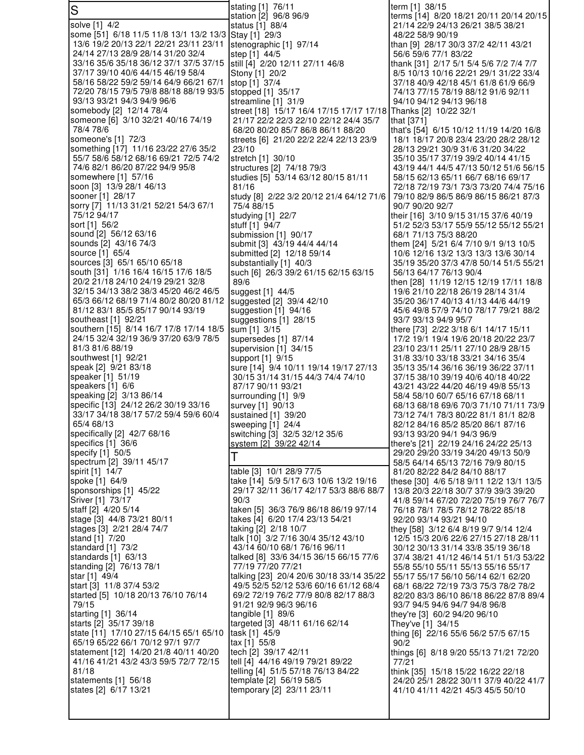## S

solve [1] 4/2
some [51] 6/18 11/5 11/8 13/1 13/2 13/3 13/6 19/2 20/13 22/1 22/21 23/11 23/11 24/14 27/13 28/9 28/14 31/20 32/4 33/16 35/6 35/18 36/12 37/1 37/5 37/15 37/17 39/10 40/6 44/15 46/19 58/4 58/16 58/22 59/2 59/14 64/9 66/21 67/1 72/20 78/15 79/5 79/8 88/18 88/19 93/5 93/13 93/21 94/3 94/9 96/6
somebody [2] 12/14 78/4
someone [6] 3/10 32/21 40/16 74/19 78/4 78/6
someone's [1] 72/3
something [17] 11/16 23/22 27/6 35/2 55/7 58/6 58/12 68/16 69/21 72/5 74/2 74/6 82/1 86/20 87/22 94/9 95/8
somewhere [1] 57/16
soon [3] 13/9 28/1 46/13
sooner [1] 28/17
sorry [7] 11/13 31/21 52/21 54/3 67/1 75/12 94/17
sort [1] 56/2
sound [2] 56/12 63/16
sounds [2] 43/16 74/3
source [1] 65/4
sources [3] 65/1 65/10 65/18
south [31] 1/16 16/4 16/15 17/6 18/5 20/2 21/18 24/10 24/19 29/21 32/8 32/15 34/13 38/2 38/3 45/20 46/2 46/5 65/3 66/12 68/19 71/4 80/2 80/20 81/12 81/12 83/1 85/5 85/17 90/14 93/19
southeast [1] 92/21
southern [15] 8/14 16/7 17/8 17/14 18/5 24/15 32/4 32/19 36/9 37/20 63/9 78/5 81/3 81/6 88/19
southwest [1] 92/21
speak [2] 9/21 83/18
speaker [1] 51/19
speakers [1] 6/6
speaking [2] 3/13 86/14
specific [13] 24/12 26/2 30/19 33/16 33/17 34/18 38/17 57/2 59/4 59/6 60/4 65/4 68/13
specifically [2] 42/7 68/16
specifics [1] 36/6
specify [1] 50/5
spectrum [2] 39/11 45/17
spirit [1] 14/7
spoke [1] 64/9
sponsorships [1] 45/22
Sriver [1] 73/17
staff [2] 4/20 5/14
stage [3] 44/8 73/21 80/11
stages [3] 2/21 28/4 74/7
stand [1] 7/20
standard [1] 73/2
standards [1] 63/13
standing [2] 76/13 78/1
star [1] 49/4
start [3] 11/8 37/4 53/2
started [5] 10/18 20/13 76/10 76/14 79/15
starting [1] 36/14
starts [2] 35/17 39/18
state [11] 17/10 27/15 64/15 65/1 65/10 65/19 65/22 66/1 70/12 97/1 97/7
statement [12] 14/20 21/8 40/11 40/20 41/16 41/21 43/2 43/3 59/5 72/7 72/15 81/18
statements [1] 56/18
states [2] 6/17 13/21
stating [1] 76/11
station [2] 96/8 96/9
status [1] 88/4
Stay [1] 29/3
stenographic [1] 97/14
step [1] 44/5
still [4] 2/20 12/11 27/11 46/8
Stony [1] 20/2
stop [1] 37/4
stopped [1] 35/17
streamline [1] 31/9
street [18] 15/17 16/4 17/15 17/17 17/18 21/17 22/2 22/3 22/10 22/12 24/4 35/7 68/20 80/20 85/7 86/8 86/11 88/20
streets [6] 21/20 22/2 22/4 22/13 23/9 23/10
stretch [1] 30/10
structures [2] 74/18 79/3
studies [5] 53/14 63/12 80/15 81/11 81/16
study [8] 2/22 3/2 20/12 21/4 64/12 71/6 75/4 88/15
studying [1] 22/7
stuff [1] 94/7
submission [1] 90/17
submit [3] 43/19 44/4 44/14
submitted [2] 12/18 59/14
substantially [1] 40/3
such [6] 26/3 39/2 61/15 62/15 63/15 89/6
suggest [1] 44/5
suggested [2] 39/4 42/10
suggestion [1] 94/16
suggestions [1] 28/15
sum [1] 3/15
supersedes [1] 87/14
supervision [1] 34/15
support [1] 9/15
sure [14] 9/4 10/11 19/14 19/17 27/13 30/15 31/14 31/15 44/3 74/4 74/10 87/17 90/11 93/21
surrounding [1] 9/9
survey [1] 90/13
sustained [1] 39/20
sweeping [1] 24/4
switching [3] 32/5 32/12 35/6
system [2] 39/22 42/14

## T

table [3] 10/1 28/9 77/5
take [14] 5/9 5/17 6/3 10/6 13/2 19/16 29/17 32/11 36/17 42/17 53/3 88/6 88/7 90/3
taken [5] 36/3 76/9 86/18 86/19 97/14
takes [4] 6/20 17/4 23/13 54/21
taking [2] 2/18 10/7
talk [10] 3/2 7/16 30/4 35/12 43/10 43/14 60/10 68/1 76/16 96/11
talked [8] 33/6 34/15 36/15 66/15 77/6 77/19 77/20 77/21
talking [23] 20/4 20/6 30/18 33/14 35/22 49/5 52/5 52/12 53/6 60/16 61/12 68/4 69/2 72/19 76/2 77/9 80/8 82/17 88/3 91/21 92/9 96/3 96/16
tangible [1] 89/6
targeted [3] 48/11 61/16 62/14
task [1] 45/9
tax [1] 55/8
tech [2] 39/17 42/11
tell [4] 44/16 49/19 79/21 89/22
telling [4] 51/5 57/18 76/13 84/22
template [2] 56/19 58/5
temporary [2] 23/11 23/11
term [1] 38/15
terms [14] 8/20 18/21 20/11 20/14 20/15 21/14 22/9 24/13 26/21 38/5 38/21 48/22 58/9 90/19
than [9] 28/17 30/3 37/2 42/11 43/21 56/5 59/6 77/1 83/22
thank [31] 2/17 5/1 5/4 5/6 7/2 7/4 7/7 8/5 10/13 10/16 22/21 29/1 31/22 33/4 37/18 40/9 42/18 45/1 61/8 61/9 66/9 74/13 77/15 78/19 88/12 91/6 92/11 94/10 94/12 94/13 96/18
Thanks [2] 10/22 32/1
that [371]
that's [54] 6/15 10/12 11/19 14/20 16/8 18/1 18/17 20/8 23/4 23/20 28/2 28/12 28/13 29/21 30/9 31/6 31/20 34/22 35/10 35/17 37/19 39/2 40/14 41/15 43/19 44/1 44/5 47/13 50/12 51/6 56/15 58/15 62/13 65/11 66/7 68/16 69/17 72/18 72/19 73/1 73/3 73/20 74/4 75/16 79/10 82/9 86/5 86/9 86/15 86/21 87/3 90/7 90/20 92/7
their [16] 3/10 9/15 31/15 37/6 40/19 51/2 52/3 53/17 55/9 55/12 55/12 55/21 68/1 71/13 75/3 88/20
them [24] 5/21 6/4 7/10 9/1 9/13 10/5 10/6 12/16 13/2 13/3 13/3 13/6 30/14 35/19 35/20 37/3 47/8 50/14 51/5 55/21 56/13 64/17 76/13 90/4
then [28] 11/19 12/15 12/19 17/11 18/8 19/6 21/10 22/18 26/19 28/14 31/4 35/20 36/17 40/13 41/13 44/6 44/19 45/6 49/8 57/9 74/10 78/17 79/21 88/2 93/7 93/13 94/9 95/7
there [73] 2/22 3/18 6/1 14/17 15/11 17/2 19/1 19/4 19/6 20/18 20/22 23/7 23/10 23/11 25/11 27/10 28/9 28/15 31/8 33/10 33/18 33/21 34/16 35/4 35/13 35/14 36/16 36/19 36/22 37/11 37/15 38/10 39/19 40/6 40/18 40/22 43/21 43/22 44/20 46/19 49/8 55/13 58/4 58/10 60/7 65/16 67/18 68/11 68/13 68/18 69/6 70/3 71/10 71/11 73/9 73/12 74/1 78/3 80/22 81/1 81/1 82/8 82/12 84/16 85/2 85/20 86/1 87/16 93/13 93/20 94/1 94/3 96/9
there's [21] 22/19 24/16 24/22 25/13 29/20 29/20 33/19 34/20 49/13 50/9 58/5 64/14 65/13 72/16 79/9 80/15 81/20 82/22 84/2 84/10 88/17
these [30] 4/6 5/18 9/11 12/2 13/1 13/5 13/8 20/3 22/18 30/7 37/9 39/3 39/20 41/8 59/14 67/20 72/20 75/19 76/7 76/7 76/18 78/1 78/5 78/12 78/22 85/18 92/20 93/14 93/21 94/10
they [58] 3/12 6/4 8/19 9/7 9/14 12/4 12/5 15/3 20/6 22/6 27/15 27/18 28/11 30/12 30/13 31/14 33/8 35/19 36/18 37/4 38/21 41/12 46/14 51/1 51/3 53/22 55/8 55/10 55/11 55/13 55/16 55/17 55/17 55/17 56/10 56/14 62/1 62/20 68/1 68/22 72/19 73/3 75/3 78/2 78/2 82/20 83/3 86/10 86/18 86/22 87/8 89/4 93/7 94/5 94/6 94/7 94/8 96/8
they're [3] 60/2 94/20 96/10
They've [1] 34/15
thing [6] 22/16 55/6 56/2 57/5 67/15 90/2
things [6] 8/18 9/20 55/13 71/21 72/20 77/21
think [35] 15/18 15/22 16/22 22/18 24/20 25/1 28/22 30/11 37/9 40/22 41/7 41/10 41/11 42/21 45/3 45/5 50/10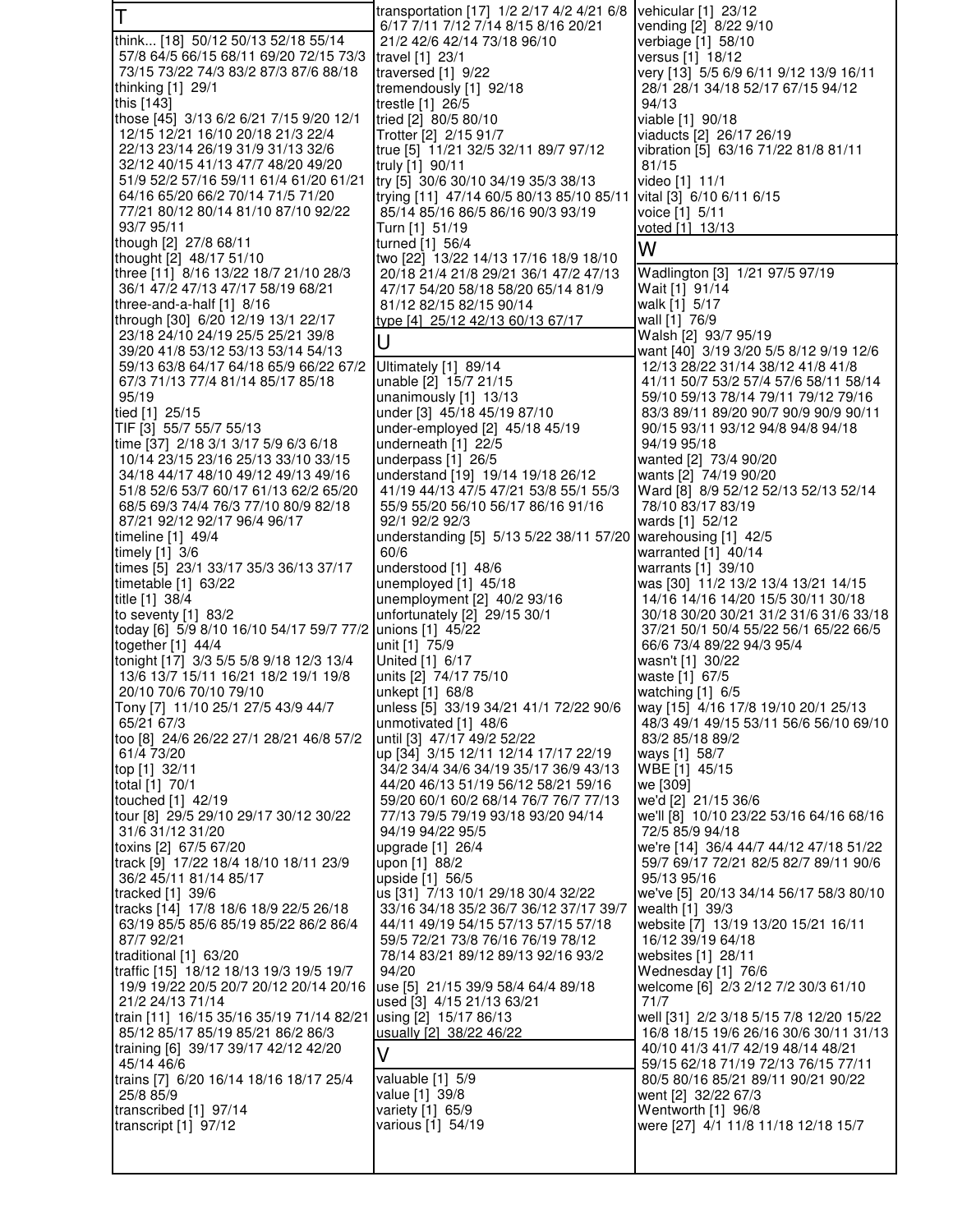## T

think... [18] 50/12 50/13 52/18 55/14 57/8 64/5 66/15 68/11 69/20 72/15 73/3 73/15 73/22 74/3 83/2 87/3 87/6 88/18
thinking [1] 29/1
this [143]
those [45] 3/13 6/2 6/21 7/15 9/20 12/1 12/15 12/21 16/10 20/18 21/3 22/4 22/13 23/14 26/19 31/9 31/13 32/6 32/12 40/15 41/13 47/7 48/20 49/20 51/9 52/2 57/16 59/11 61/4 61/20 61/21 64/16 65/20 66/2 70/14 71/5 71/20 77/21 80/12 80/14 81/10 87/10 92/22 93/7 95/11
though [2] 27/8 68/11
thought [2] 48/17 51/10
three [11] 8/16 13/22 18/7 21/10 28/3 36/1 47/2 47/13 47/17 58/19 68/21
three-and-a-half [1] 8/16
through [30] 6/20 12/19 13/1 22/17 23/18 24/10 24/19 25/5 25/21 39/8 39/20 41/8 53/12 53/13 53/14 54/13 59/13 63/8 64/17 64/18 65/9 66/22 67/2 67/3 71/13 77/4 81/14 85/17 85/18 95/19
tied [1] 25/15
TIF [3] 55/7 55/7 55/13
time [37] 2/18 3/1 3/17 5/9 6/3 6/18 10/14 23/15 23/16 25/13 33/10 33/15 34/18 44/17 48/10 49/12 49/13 49/16 51/8 52/6 53/7 60/17 61/13 62/2 65/20 68/5 69/3 74/4 76/3 77/10 80/9 82/18 87/21 92/12 92/17 96/4 96/17
timeline [1] 49/4
timely [1] 3/6
times [5] 23/1 33/17 35/3 36/13 37/17
timetable [1] 63/22
title [1] 38/4
to seventy [1] 83/2
today [6] 5/9 8/10 16/10 54/17 59/7 77/2
together [1] 44/4
tonight [17] 3/3 5/5 5/8 9/18 12/3 13/4 13/6 13/7 15/11 16/21 18/2 19/1 19/8 20/10 70/6 70/10 79/10
Tony [7] 11/10 25/1 27/5 43/9 44/7 65/21 67/3
too [8] 24/6 26/22 27/1 28/21 46/8 57/2 61/4 73/20
top [1] 32/11
total [1] 70/1
touched [1] 42/19
tour [8] 29/5 29/10 29/17 30/12 30/22 31/6 31/12 31/20
toxins [2] 67/5 67/20
track [9] 17/22 18/4 18/10 18/11 23/9 36/2 45/11 81/14 85/17
tracked [1] 39/6
tracks [14] 17/8 18/6 18/9 22/5 26/18 63/19 85/5 85/6 85/19 85/22 86/2 86/4 87/7 92/21
traditional [1] 63/20
traffic [15] 18/12 18/13 19/3 19/5 19/7 19/9 19/22 20/5 20/7 20/12 20/14 20/16 21/2 24/13 71/14
train [11] 16/15 35/16 35/19 71/14 82/21 85/12 85/17 85/19 85/21 86/2 86/3
training [6] 39/17 39/17 42/12 42/20 45/14 46/6
trains [7] 6/20 16/14 18/16 18/17 25/4 25/8 85/9
transcribed [1] 97/14
transcript [1] 97/12
transportation [17] 1/2 2/17 4/2 4/21 6/8 6/17 7/11 7/12 7/14 8/15 8/16 20/21 21/2 42/6 42/14 73/18 96/10
travel [1] 23/1
traversed [1] 9/22
tremendously [1] 92/18
trestle [1] 26/5
tried [2] 80/5 80/10
Trotter [2] 2/15 91/7
true [5] 11/21 32/5 32/11 89/7 97/12
truly [1] 90/11
try [5] 30/6 30/10 34/19 35/3 38/13
trying [11] 47/14 60/5 80/13 85/10 85/11 85/14 85/16 86/5 86/16 90/3 93/19
Turn [1] 51/19
turned [1] 56/4
two [22] 13/22 14/13 17/16 18/9 18/10 20/18 21/4 21/8 29/21 36/1 47/2 47/13 47/17 54/20 58/18 58/20 65/14 81/9 81/12 82/15 82/15 90/14
type [4] 25/12 42/13 60/13 67/17

## U

Ultimately [1] 89/14
unable [2] 15/7 21/15
unanimously [1] 13/13
under [3] 45/18 45/19 87/10
under-employed [2] 45/18 45/19
underneath [1] 22/5
underpass [1] 26/5
understand [19] 19/14 19/18 26/12 41/19 44/13 47/5 47/21 53/8 55/1 55/3 55/9 55/20 56/10 56/17 86/16 91/16 92/1 92/2 92/3
understanding [5] 5/13 5/22 38/11 57/20 60/6
understood [1] 48/6
unemployed [1] 45/18
unemployment [2] 40/2 93/16
unfortunately [2] 29/15 30/1
unions [1] 45/22
unit [1] 75/9
United [1] 6/17
units [2] 74/17 75/10
unkept [1] 68/8
unless [5] 33/19 34/21 41/1 72/22 90/6
unmotivated [1] 48/6
until [3] 47/17 49/2 52/22
up [34] 3/15 12/11 12/14 17/17 22/19 34/2 34/4 34/6 34/19 35/17 36/9 43/13 44/20 46/13 51/19 56/12 58/21 59/16 59/20 60/1 60/2 68/14 76/7 76/7 77/13 77/13 79/5 79/19 93/18 93/20 94/14 94/19 94/22 95/5
upgrade [1] 26/4
upon [1] 88/2
upside [1] 56/5
us [31] 7/13 10/1 29/18 30/4 32/22 33/16 34/18 35/2 36/7 36/12 37/17 39/7 44/11 49/19 54/15 57/13 57/15 57/18 59/5 72/21 73/8 76/16 76/19 78/12 78/14 83/21 89/12 89/13 92/16 93/2 94/20
use [5] 21/15 39/9 58/4 64/4 89/18
used [3] 4/15 21/13 63/21
using [2] 15/17 86/13
usually [2] 38/22 46/22

## V

valuable [1] 5/9
value [1] 39/8
variety [1] 65/9
various [1] 54/19
vehicular [1] 23/12
vending [2] 8/22 9/10
verbiage [1] 58/10
versus [1] 18/12
very [13] 5/5 6/9 6/11 9/12 13/9 16/11 28/1 28/1 34/18 52/17 67/15 94/12 94/13
viable [1] 90/18
viaducts [2] 26/17 26/19
vibration [5] 63/16 71/22 81/8 81/11 81/15
video [1] 11/1
vital [3] 6/10 6/11 6/15
voice [1] 5/11
voted [1] 13/13

## W

Wadlington [3] 1/21 97/5 97/19
Wait [1] 91/14
walk [1] 5/17
wall [1] 76/9
Walsh [2] 93/7 95/19
want [40] 3/19 3/20 5/5 8/12 9/19 12/6 12/13 28/12 31/14 38/12 41/8 41/8 41/11 50/7 53/2 57/4 57/6 58/11 58/14 59/10 59/13 78/14 79/11 79/12 79/16 83/3 89/11 89/20 90/7 90/9 90/9 90/11 90/15 93/11 93/12 94/8 94/8 94/18 94/19 95/18
wanted [2] 73/4 90/20
wants [2] 74/19 90/20
Ward [8] 8/9 52/12 52/13 52/13 52/14 78/10 83/17 83/19
wards [1] 52/12
warehousing [1] 42/5
warranted [1] 40/14
warrants [1] 39/10
was [30] 11/2 13/2 13/4 13/21 14/15 14/16 14/16 14/20 15/5 30/11 30/18 30/18 30/20 30/21 31/2 31/6 31/6 33/18 37/21 50/1 50/4 55/22 56/1 65/22 66/5 66/6 73/4 89/22 94/3 95/4
wasn't [1] 30/22
waste [1] 67/5
watching [1] 6/5
way [15] 4/16 17/8 19/10 20/1 25/13 48/3 49/1 49/15 53/11 56/6 56/10 69/10 83/2 85/18 89/2
ways [1] 58/7
WBE [1] 45/15
we [309]
we'd [2] 21/15 36/6
we'll [8] 10/10 23/22 53/16 64/16 68/16 72/5 85/9 94/18
we're [14] 36/4 44/7 44/12 47/18 51/22 59/7 69/17 72/21 82/5 82/7 89/11 90/6 95/13 95/16
we've [5] 20/13 34/14 56/17 58/3 80/10
wealth [1] 39/3
website [7] 13/19 13/20 15/21 16/11 16/12 39/19 64/18
websites [1] 28/11
Wednesday [1] 76/6
welcome [6] 2/3 2/12 7/2 30/3 61/10 71/7
well [31] 2/2 3/18 5/15 7/8 12/20 15/22 16/8 18/15 19/6 26/16 30/6 30/11 31/13 40/10 41/3 41/7 42/19 48/14 48/21 59/15 62/18 71/19 72/13 76/15 77/11 80/5 80/16 85/21 89/11 90/21 90/22
went [2] 32/22 67/3
Wentworth [1] 96/8
were [27] 4/1 11/8 11/18 12/18 15/7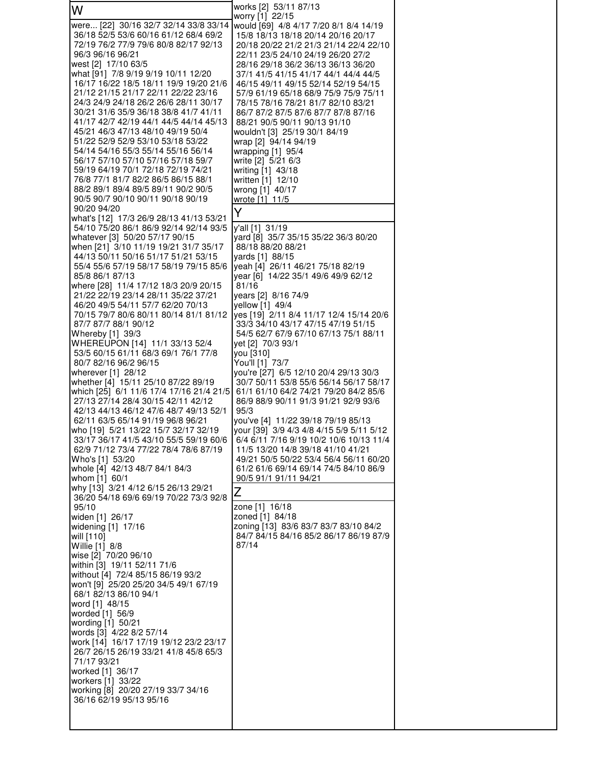## W

were... [22] 30/16 32/7 32/14 33/8 33/14 36/18 52/5 53/6 60/16 61/12 68/4 69/2 72/19 76/2 77/9 79/6 80/8 82/17 92/13 96/3 96/16 96/21
west [2] 17/10 63/5
what [91] 7/8 9/19 9/19 10/11 12/20 16/17 16/22 18/5 18/11 19/9 19/20 21/6 21/12 21/15 21/17 22/11 22/22 23/16 24/3 24/9 24/18 26/2 26/6 28/11 30/17 30/21 31/6 35/9 36/18 38/8 41/7 41/11 41/17 42/7 42/19 44/1 44/5 44/14 45/13 45/21 46/3 47/13 48/10 49/19 50/4 51/22 52/9 52/9 53/10 53/18 53/22 54/14 54/16 55/3 55/14 55/16 56/14 56/17 57/10 57/16 57/18 59/7 59/19 64/19 70/1 72/18 72/19 74/21 76/8 77/1 81/7 82/2 86/5 86/15 88/1 88/2 89/1 89/4 89/5 89/11 90/2 90/5 90/5 90/7 90/10 90/11 90/18 90/19 90/20 94/20
what's [12] 17/3 26/9 28/13 41/13 53/21 54/10 75/20 86/1 86/9 92/14 92/14 93/5
whatever [3] 50/20 57/17 90/15
when [21] 3/10 11/19 19/21 31/7 35/17 44/13 50/11 50/16 51/17 51/21 53/15 55/4 55/6 57/19 58/17 58/19 79/15 85/6 85/8 86/1 87/13
where [28] 11/4 17/12 18/3 20/9 20/15 21/22 22/19 23/14 28/11 35/22 37/21 46/20 49/5 54/11 57/7 62/20 70/13 70/15 79/7 80/6 80/11 80/14 81/1 81/12 87/7 87/7 88/1 90/12
Whereby [1] 39/3
WHEREUPON [14] 11/1 33/13 52/4 53/5 60/15 61/11 68/3 69/1 76/1 77/8 80/7 82/16 96/2 96/15
wherever [1] 28/12
whether [4] 15/11 25/10 87/22 89/19
which [25] 6/1 11/6 17/4 17/16 21/4 21/5 27/13 27/14 28/4 30/15 42/11 42/12 42/13 44/13 46/12 47/6 48/7 49/13 52/1 62/11 63/5 65/14 91/19 96/8 96/21
who [19] 5/21 13/22 15/7 32/17 32/19 33/17 36/17 41/5 43/10 55/5 59/19 60/6 62/9 71/12 73/4 77/22 78/4 78/6 87/19
Who's [1] 53/20
whole [4] 42/13 48/7 84/1 84/3
whom [1] 60/1
why [13] 3/21 4/12 6/15 26/13 29/21 36/20 54/18 69/6 69/19 70/22 73/3 92/8 95/10
widen [1] 26/17
widening [1] 17/16
will [110]
Willie [1] 8/8
wise [2] 70/20 96/10
within [3] 19/11 52/11 71/6
without [4] 72/4 85/15 86/19 93/2
won't [9] 25/20 25/20 34/5 49/1 67/19 68/1 82/13 86/10 94/1
word [1] 48/15
worded [1] 56/9
wording [1] 50/21
words [3] 4/22 8/2 57/14
work [14] 16/17 17/19 19/12 23/2 23/17 26/7 26/15 26/19 33/21 41/8 45/8 65/3 71/17 93/21
worked [1] 36/17
workers [1] 33/22
working [8] 20/20 27/19 33/7 34/16 36/16 62/19 95/13 95/16
works [2] 53/11 87/13
worry [1] 22/15
would [69] 4/8 4/17 7/20 8/1 8/4 14/19 15/8 18/13 18/18 20/14 20/16 20/17 20/18 20/22 21/2 21/3 21/14 22/4 22/10 22/11 23/5 24/10 24/19 26/20 27/2 28/16 29/18 36/2 36/13 36/13 36/20 37/1 41/5 41/15 41/17 44/1 44/4 44/5 46/15 49/11 49/15 52/14 52/19 54/15 57/9 61/19 65/18 68/9 75/9 75/9 75/11 78/15 78/16 78/21 81/7 82/10 83/21 86/7 87/2 87/5 87/6 87/7 87/8 87/16 88/21 90/5 90/11 90/13 91/10
wouldn't [3] 25/19 30/1 84/19
wrap [2] 94/14 94/19
wrapping [1] 95/4
write [2] 5/21 6/3
writing [1] 43/18
written [1] 12/10
wrong [1] 40/17
wrote [1] 11/5

## Y

y'all [1] 31/19
yard [8] 35/7 35/15 35/22 36/3 80/20 88/18 88/20 88/21
yards [1] 88/15
yeah [4] 26/11 46/21 75/18 82/19
year [6] 14/22 35/1 49/6 49/9 62/12 81/16
years [2] 8/16 74/9
yellow [1] 49/4
yes [19] 2/11 8/4 11/17 12/4 15/14 20/6 33/3 34/10 43/17 47/15 47/19 51/15 54/5 62/7 67/9 67/10 67/13 75/1 88/11
yet [2] 70/3 93/1
you [310]
You'll [1] 73/7
you're [27] 6/5 12/10 20/4 29/13 30/3 30/7 50/11 53/8 55/6 56/14 56/17 58/17 61/1 61/10 64/2 74/21 79/20 84/2 85/6 86/9 88/9 90/11 91/3 91/21 92/9 93/6 95/3
you've [4] 11/22 39/18 79/19 85/13
your [39] 3/9 4/3 4/8 4/15 5/9 5/11 5/12 6/4 6/11 7/16 9/19 10/2 10/6 10/13 11/4 11/5 13/20 14/8 39/18 41/10 41/21 49/21 50/5 50/22 53/4 56/4 56/11 60/20 61/2 61/6 69/14 69/14 74/5 84/10 86/9 90/5 91/1 91/11 94/21

## Z

zone [1] 16/18
zoned [1] 84/18
zoning [13] 83/6 83/7 83/7 83/10 84/2 84/7 84/15 84/16 85/2 86/17 86/19 87/9 87/14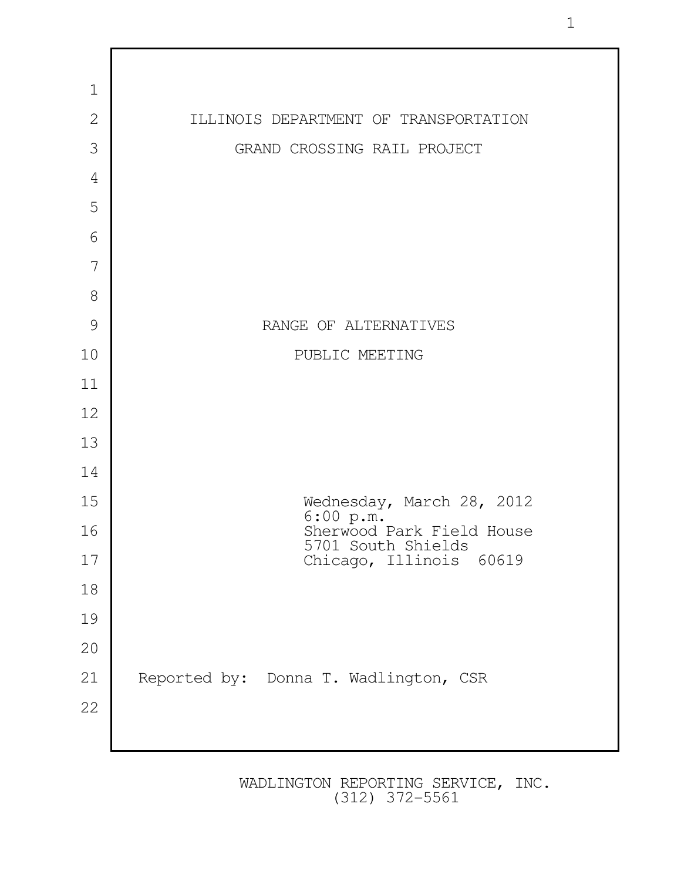ILLINOIS DEPARTMENT OF TRANSPORTATION

GRAND CROSSING RAIL PROJECT

RANGE OF ALTERNATIVES

PUBLIC MEETING

Wednesday, March 28, 2012
6:00 p.m.
Sherwood Park Field House
5701 South Shields
Chicago, Illinois 60619

Reported by: Donna T. Wadlington, CSR

WADLINGTON REPORTING SERVICE, INC.
(312) 372-5561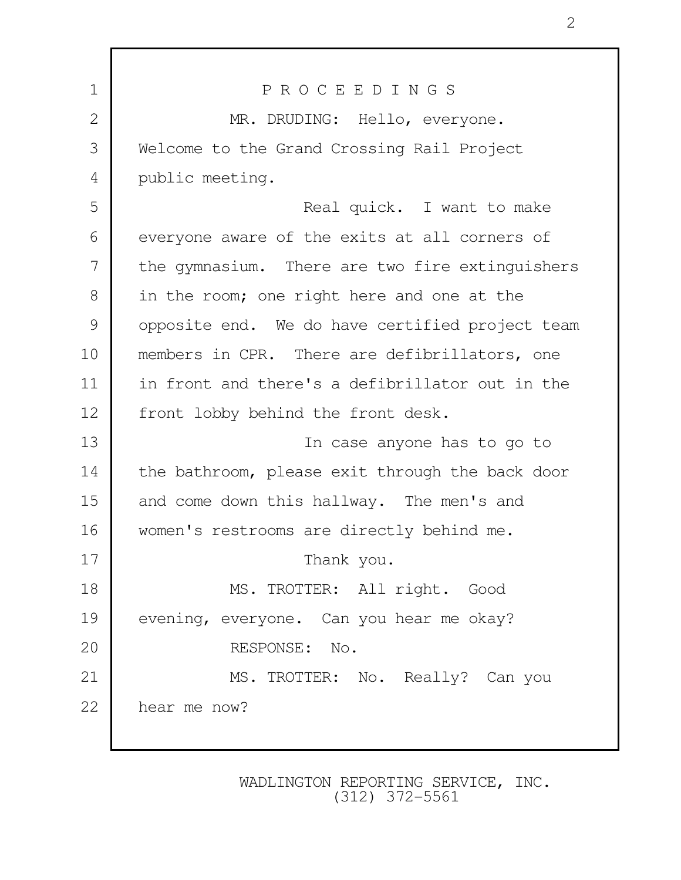PROCEEDINGS

MR. DRUDING: Hello, everyone. Welcome to the Grand Crossing Rail Project public meeting.

Real quick. I want to make everyone aware of the exits at all corners of the gymnasium. There are two fire extinguishers in the room; one right here and one at the opposite end. We do have certified project team members in CPR. There are defibrillators, one in front and there's a defibrillator out in the front lobby behind the front desk.

In case anyone has to go to the bathroom, please exit through the back door and come down this hallway. The men's and women's restrooms are directly behind me.

Thank you.

MS. TROTTER: All right. Good evening, everyone. Can you hear me okay?

RESPONSE: No.

MS. TROTTER: No. Really? Can you hear me now?

WADLINGTON REPORTING SERVICE, INC.
(312) 372-5561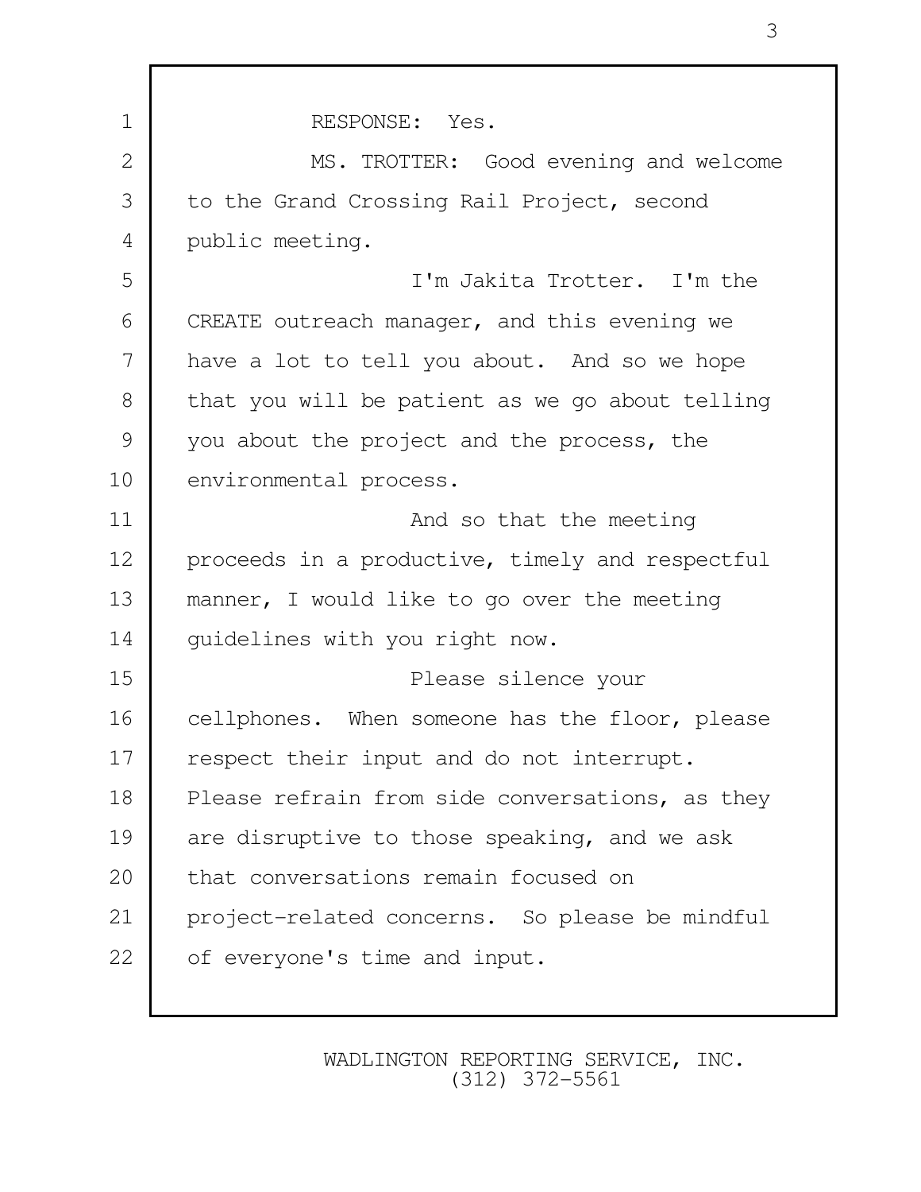RESPONSE: Yes.

MS. TROTTER: Good evening and welcome to the Grand Crossing Rail Project, second public meeting.

I'm Jakita Trotter. I'm the CREATE outreach manager, and this evening we have a lot to tell you about. And so we hope that you will be patient as we go about telling you about the project and the process, the environmental process.

And so that the meeting proceeds in a productive, timely and respectful manner, I would like to go over the meeting guidelines with you right now.

Please silence your cellphones. When someone has the floor, please respect their input and do not interrupt. Please refrain from side conversations, as they are disruptive to those speaking, and we ask that conversations remain focused on project-related concerns. So please be mindful of everyone's time and input.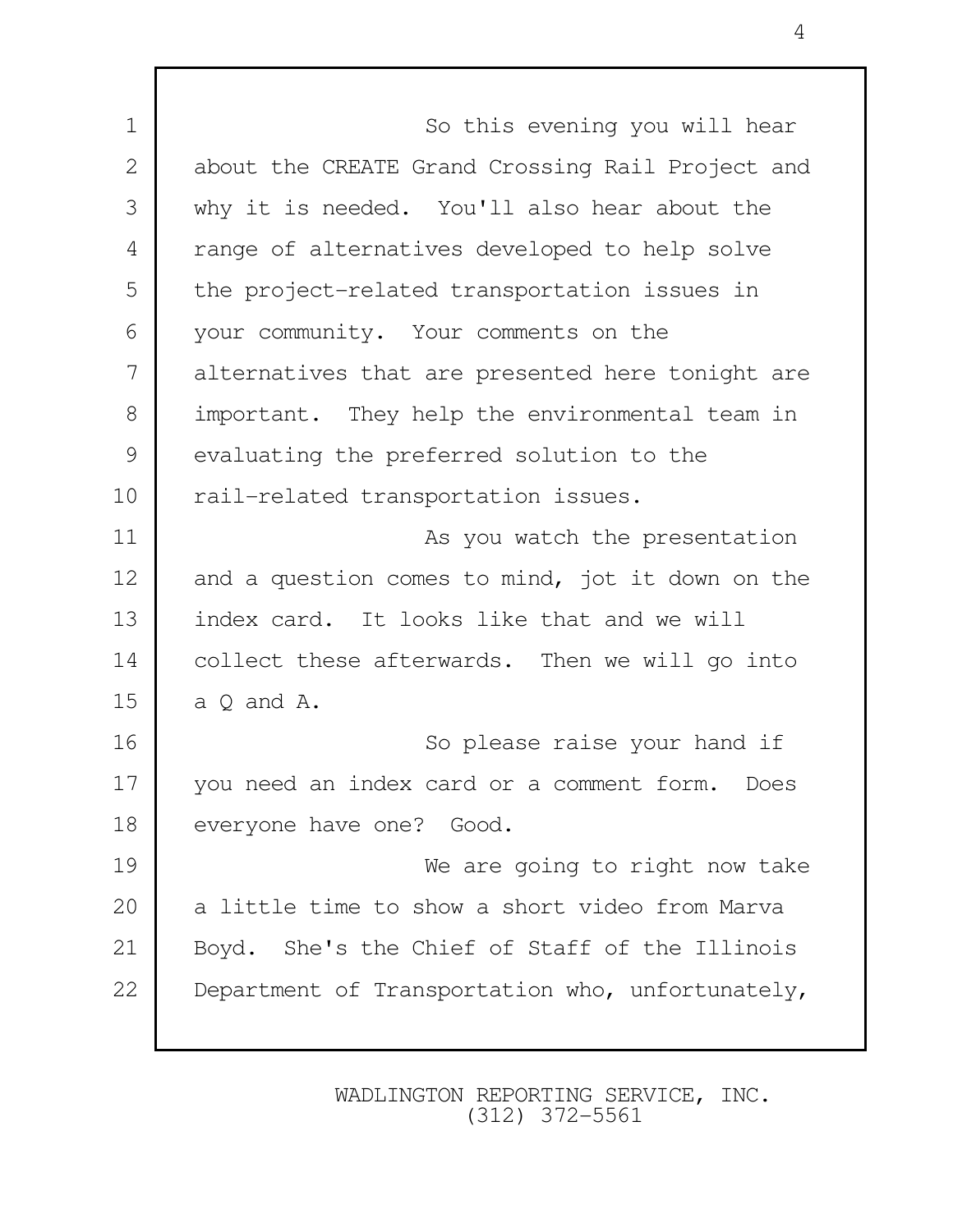So this evening you will hear about the CREATE Grand Crossing Rail Project and why it is needed. You'll also hear about the range of alternatives developed to help solve the project-related transportation issues in your community. Your comments on the alternatives that are presented here tonight are important. They help the environmental team in evaluating the preferred solution to the rail-related transportation issues.

As you watch the presentation and a question comes to mind, jot it down on the index card. It looks like that and we will collect these afterwards. Then we will go into a Q and A.

So please raise your hand if you need an index card or a comment form. Does everyone have one? Good.

We are going to right now take a little time to show a short video from Marva Boyd. She's the Chief of Staff of the Illinois Department of Transportation who, unfortunately,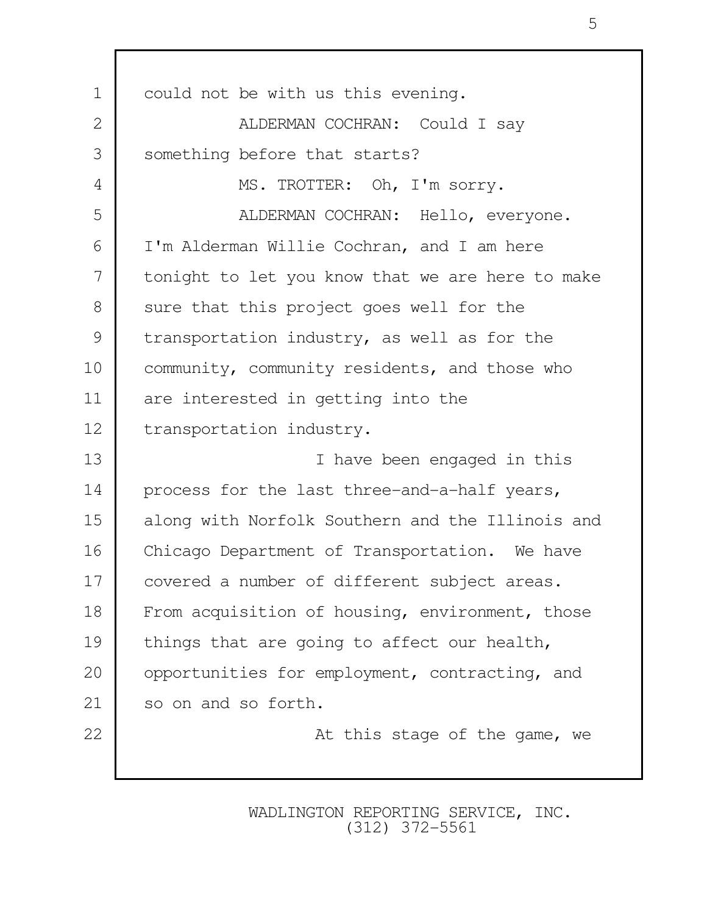could not be with us this evening.

ALDERMAN COCHRAN: Could I say something before that starts?

MS. TROTTER: Oh, I'm sorry.

ALDERMAN COCHRAN: Hello, everyone. I'm Alderman Willie Cochran, and I am here tonight to let you know that we are here to make sure that this project goes well for the transportation industry, as well as for the community, community residents, and those who are interested in getting into the transportation industry.

I have been engaged in this process for the last three-and-a-half years, along with Norfolk Southern and the Illinois and Chicago Department of Transportation. We have covered a number of different subject areas. From acquisition of housing, environment, those things that are going to affect our health, opportunities for employment, contracting, and so on and so forth.

At this stage of the game, we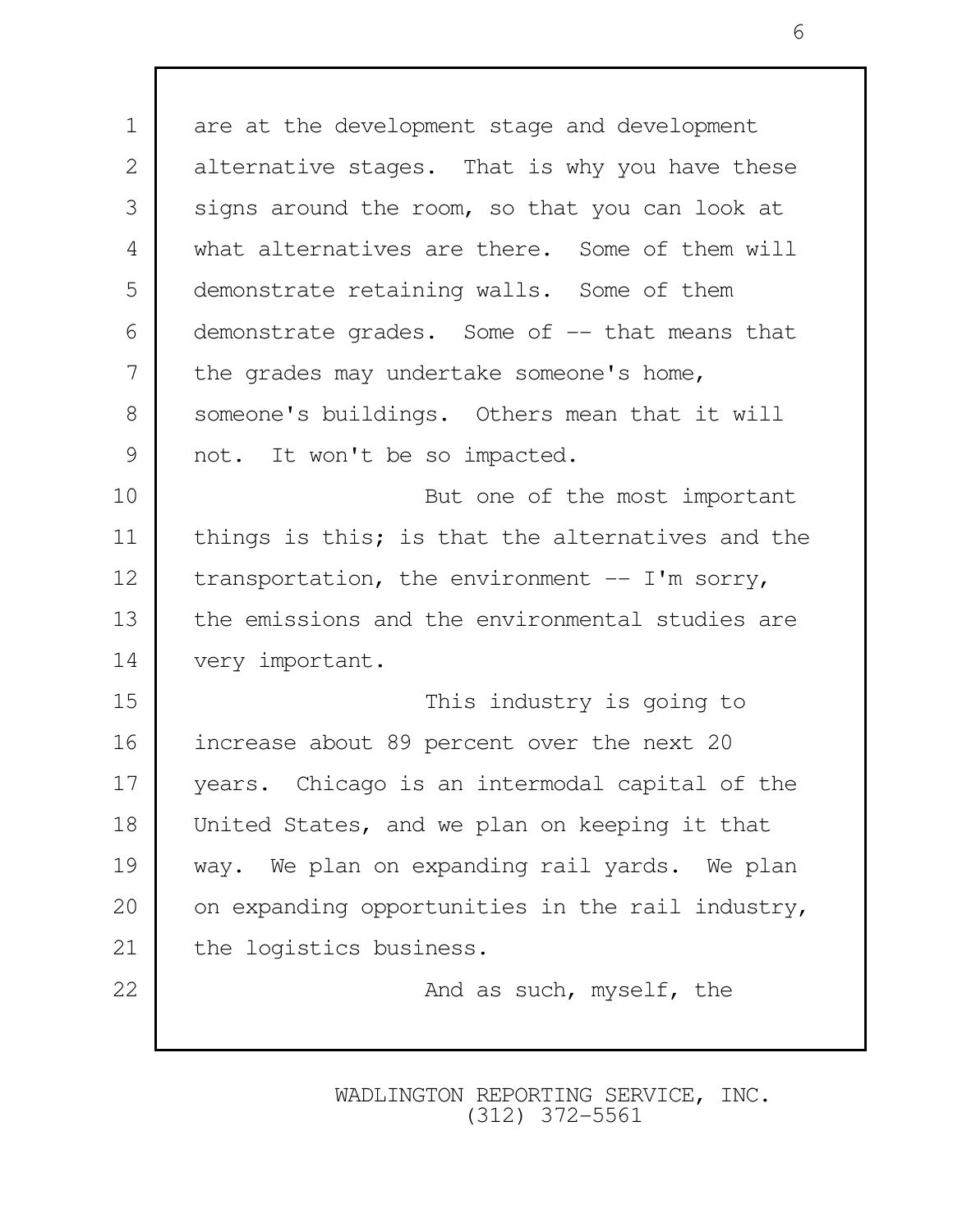are at the development stage and development alternative stages. That is why you have these signs around the room, so that you can look at what alternatives are there. Some of them will demonstrate retaining walls. Some of them demonstrate grades. Some of -- that means that the grades may undertake someone's home, someone's buildings. Others mean that it will not. It won't be so impacted.

But one of the most important things is this; is that the alternatives and the transportation, the environment -- I'm sorry, the emissions and the environmental studies are very important.

This industry is going to increase about 89 percent over the next 20 years. Chicago is an intermodal capital of the United States, and we plan on keeping it that way. We plan on expanding rail yards. We plan on expanding opportunities in the rail industry, the logistics business.

And as such, myself, the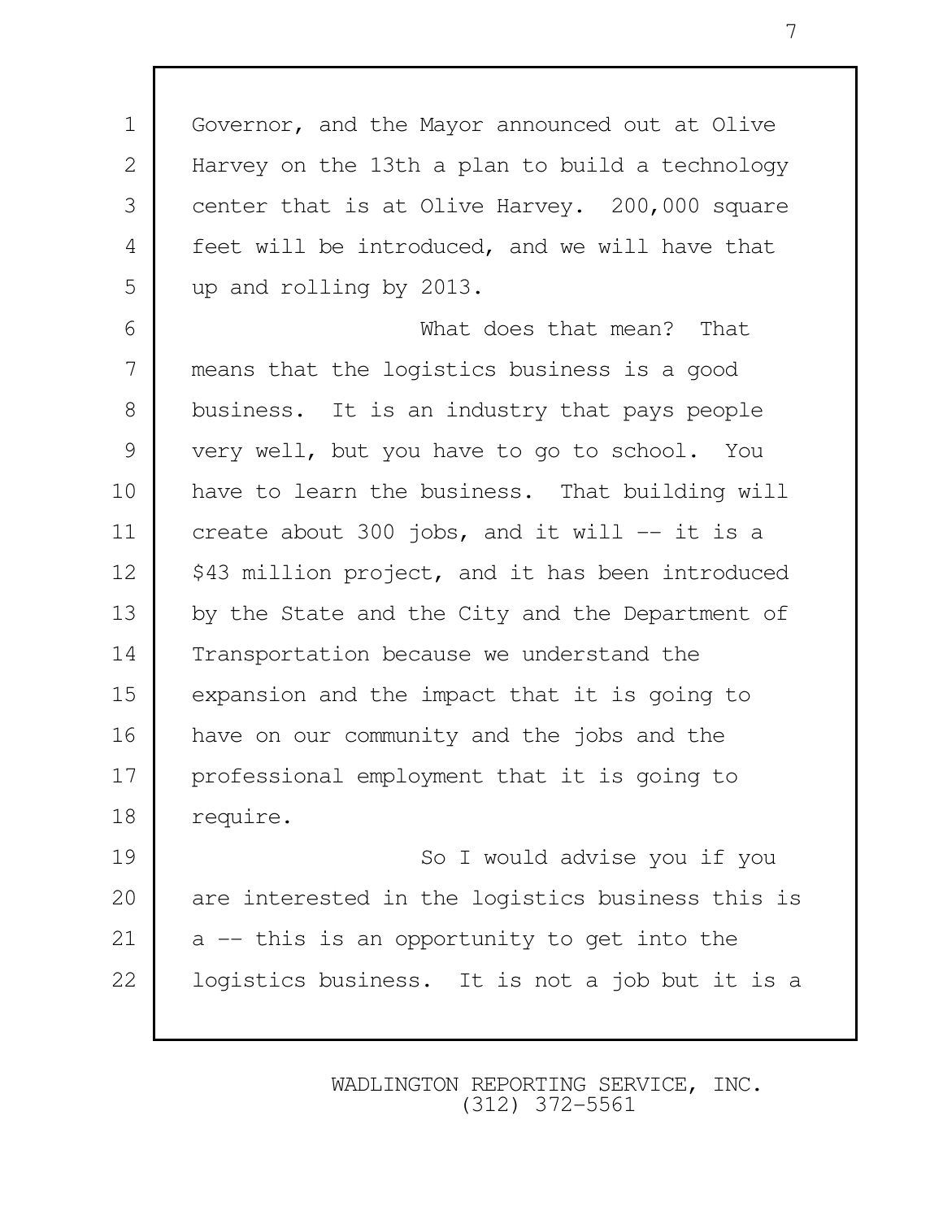Governor, and the Mayor announced out at Olive Harvey on the 13th a plan to build a technology center that is at Olive Harvey. 200,000 square feet will be introduced, and we will have that up and rolling by 2013.

What does that mean? That means that the logistics business is a good business. It is an industry that pays people very well, but you have to go to school. You have to learn the business. That building will create about 300 jobs, and it will -- it is a $43 million project, and it has been introduced by the State and the City and the Department of Transportation because we understand the expansion and the impact that it is going to have on our community and the jobs and the professional employment that it is going to require.

So I would advise you if you are interested in the logistics business this is a -- this is an opportunity to get into the logistics business. It is not a job but it is a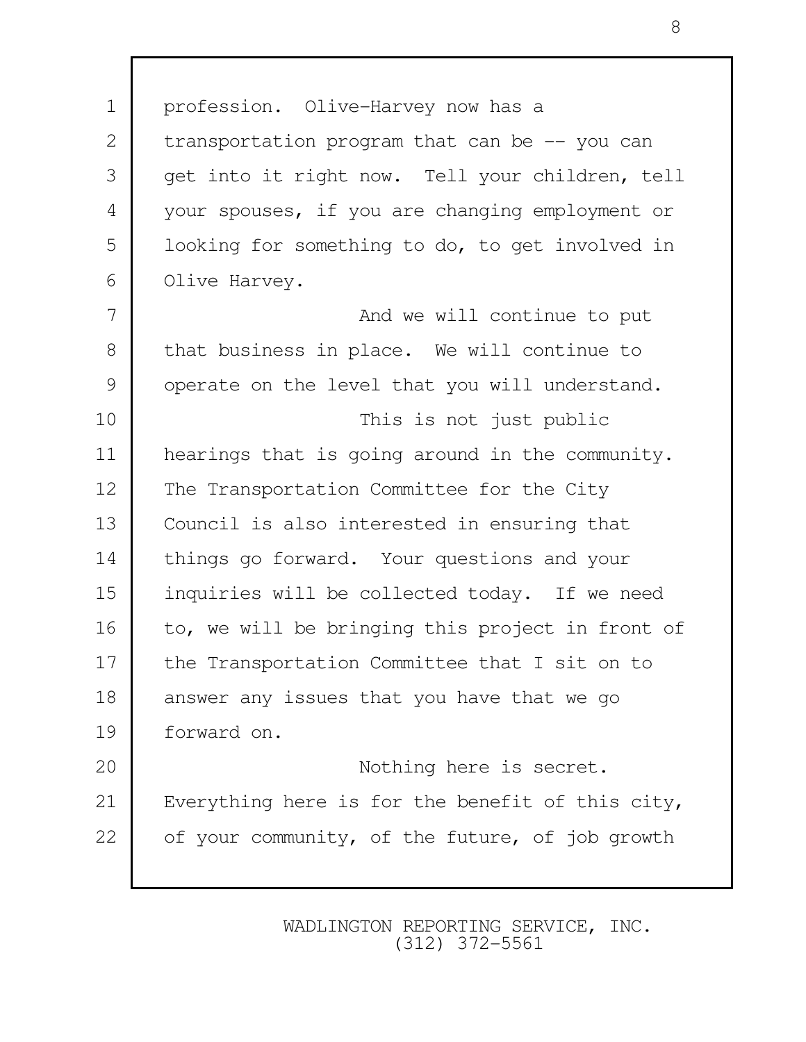profession. Olive-Harvey now has a transportation program that can be -- you can get into it right now. Tell your children, tell your spouses, if you are changing employment or looking for something to do, to get involved in Olive Harvey.

And we will continue to put that business in place. We will continue to operate on the level that you will understand.

This is not just public hearings that is going around in the community. The Transportation Committee for the City Council is also interested in ensuring that things go forward. Your questions and your inquiries will be collected today. If we need to, we will be bringing this project in front of the Transportation Committee that I sit on to answer any issues that you have that we go forward on.

Nothing here is secret. Everything here is for the benefit of this city, of your community, of the future, of job growth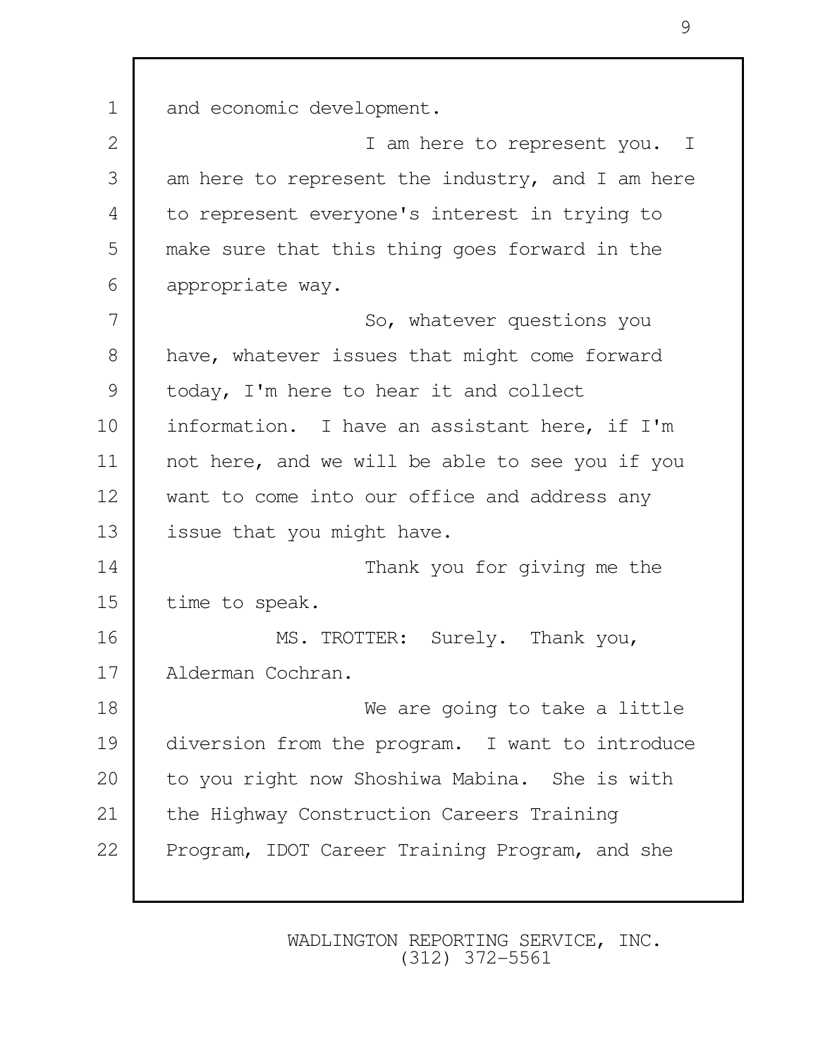and economic development.

I am here to represent you. I am here to represent the industry, and I am here to represent everyone's interest in trying to make sure that this thing goes forward in the appropriate way.

So, whatever questions you have, whatever issues that might come forward today, I'm here to hear it and collect information. I have an assistant here, if I'm not here, and we will be able to see you if you want to come into our office and address any issue that you might have.

Thank you for giving me the time to speak.

MS. TROTTER: Surely. Thank you, Alderman Cochran.

We are going to take a little diversion from the program. I want to introduce to you right now Shoshiwa Mabina. She is with the Highway Construction Careers Training Program, IDOT Career Training Program, and she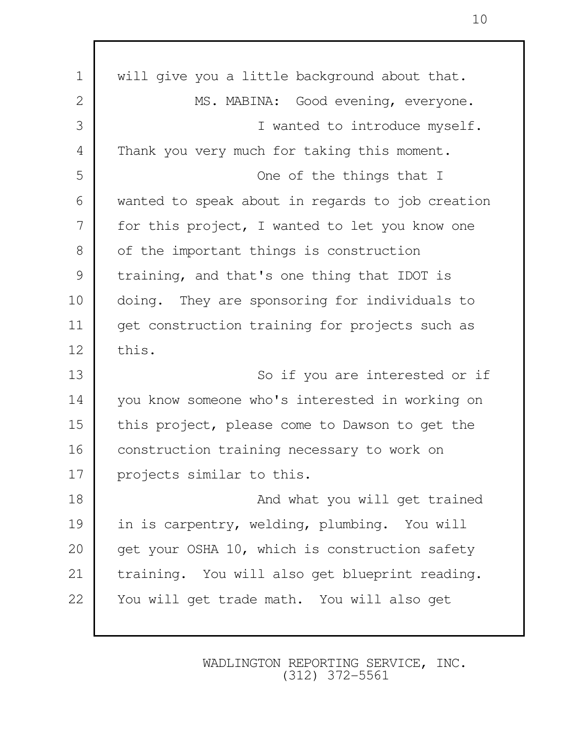will give you a little background about that.

MS. MABINA: Good evening, everyone.

I wanted to introduce myself. Thank you very much for taking this moment.

One of the things that I wanted to speak about in regards to job creation for this project, I wanted to let you know one of the important things is construction training, and that's one thing that IDOT is doing. They are sponsoring for individuals to get construction training for projects such as this.

So if you are interested or if you know someone who's interested in working on this project, please come to Dawson to get the construction training necessary to work on projects similar to this.

And what you will get trained in is carpentry, welding, plumbing. You will get your OSHA 10, which is construction safety training. You will also get blueprint reading. You will get trade math. You will also get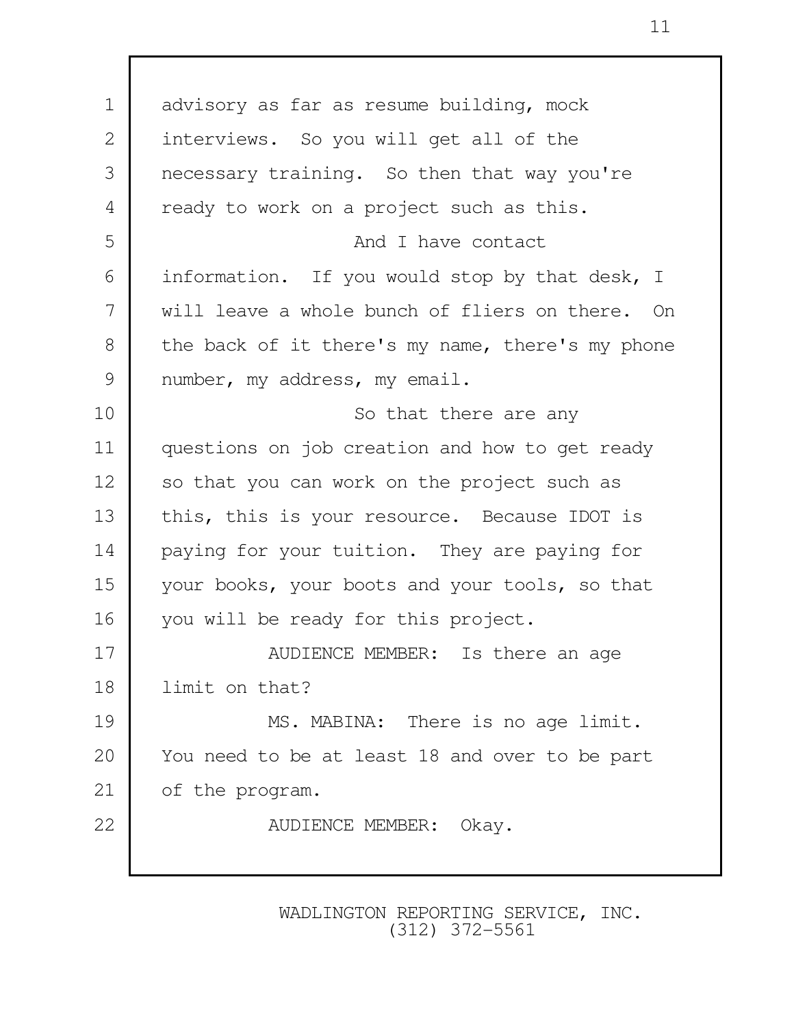advisory as far as resume building, mock interviews. So you will get all of the necessary training. So then that way you're ready to work on a project such as this.

And I have contact information. If you would stop by that desk, I will leave a whole bunch of fliers on there. On the back of it there's my name, there's my phone number, my address, my email.

So that there are any questions on job creation and how to get ready so that you can work on the project such as this, this is your resource. Because IDOT is paying for your tuition. They are paying for your books, your boots and your tools, so that you will be ready for this project.

AUDIENCE MEMBER: Is there an age limit on that?

MS. MABINA: There is no age limit. You need to be at least 18 and over to be part of the program.

AUDIENCE MEMBER: Okay.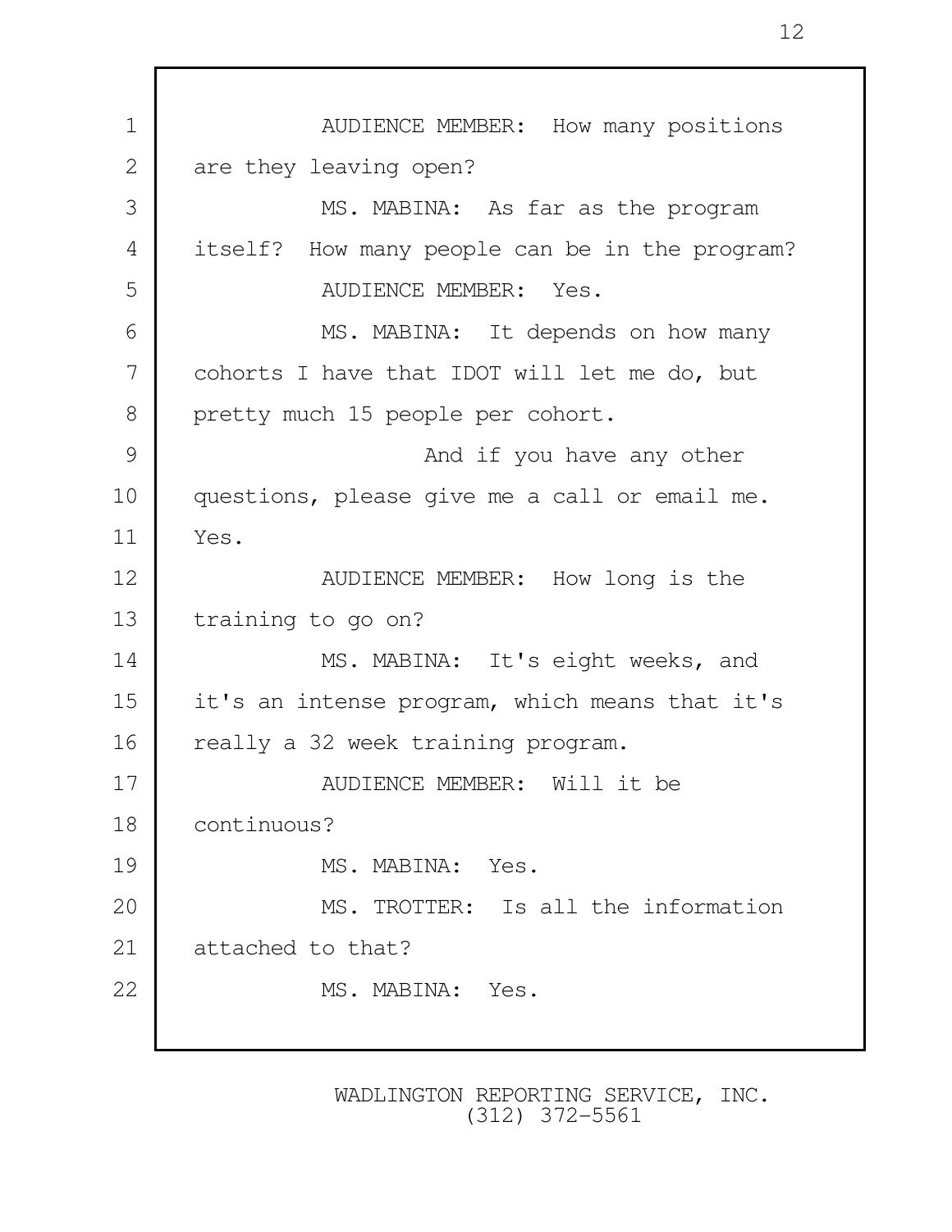AUDIENCE MEMBER: How many positions are they leaving open?

MS. MABINA: As far as the program itself? How many people can be in the program?

AUDIENCE MEMBER: Yes.

MS. MABINA: It depends on how many cohorts I have that IDOT will let me do, but pretty much 15 people per cohort.

And if you have any other questions, please give me a call or email me. Yes.

AUDIENCE MEMBER: How long is the training to go on?

MS. MABINA: It's eight weeks, and it's an intense program, which means that it's really a 32 week training program.

AUDIENCE MEMBER: Will it be continuous?

MS. MABINA: Yes.

MS. TROTTER: Is all the information attached to that?

MS. MABINA: Yes.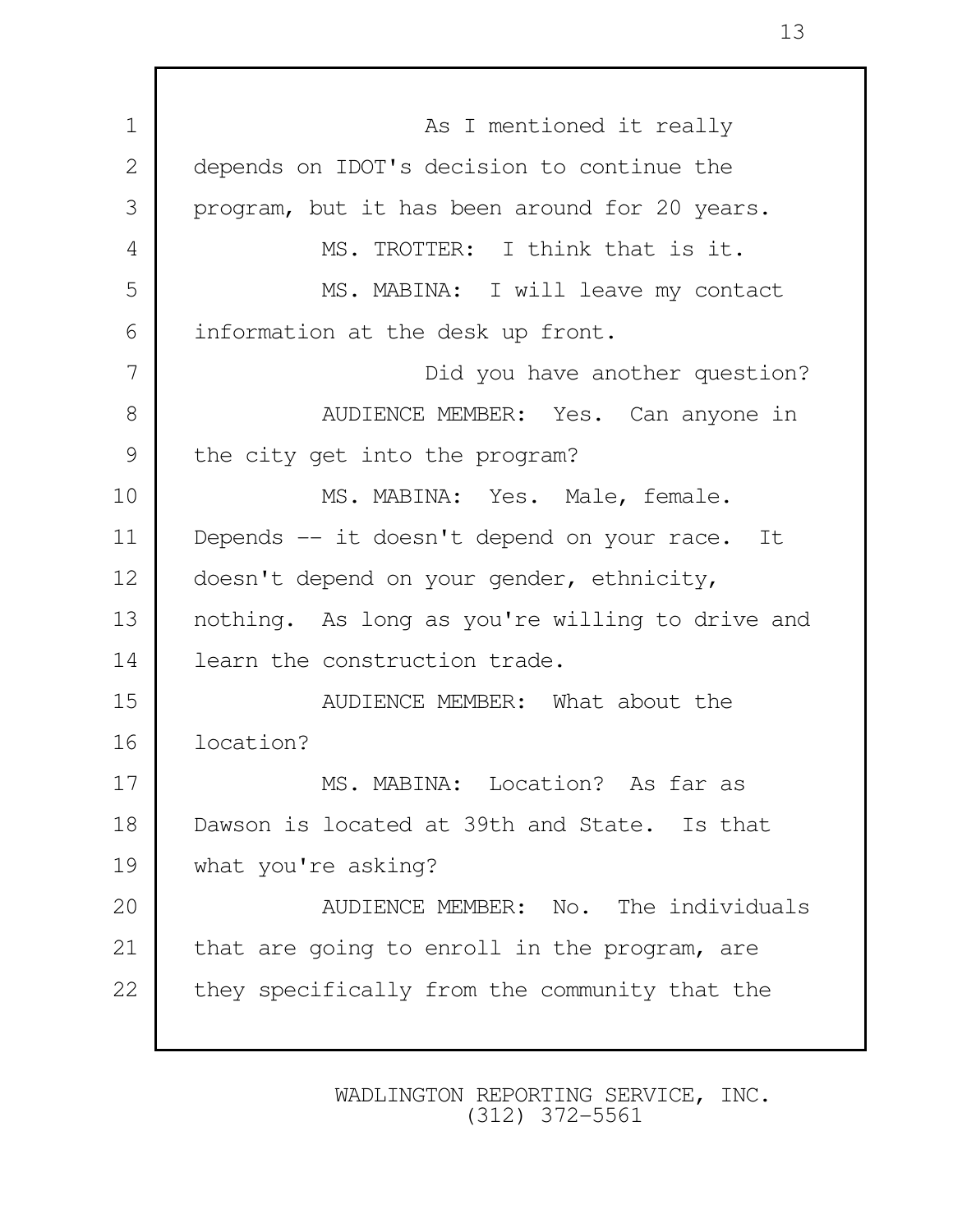As I mentioned it really depends on IDOT's decision to continue the program, but it has been around for 20 years.

MS. TROTTER: I think that is it.

MS. MABINA: I will leave my contact information at the desk up front.

Did you have another question?

AUDIENCE MEMBER: Yes. Can anyone in the city get into the program?

MS. MABINA: Yes. Male, female. Depends -- it doesn't depend on your race. It doesn't depend on your gender, ethnicity, nothing. As long as you're willing to drive and learn the construction trade.

AUDIENCE MEMBER: What about the location?

MS. MABINA: Location? As far as Dawson is located at 39th and State. Is that what you're asking?

AUDIENCE MEMBER: No. The individuals that are going to enroll in the program, are they specifically from the community that the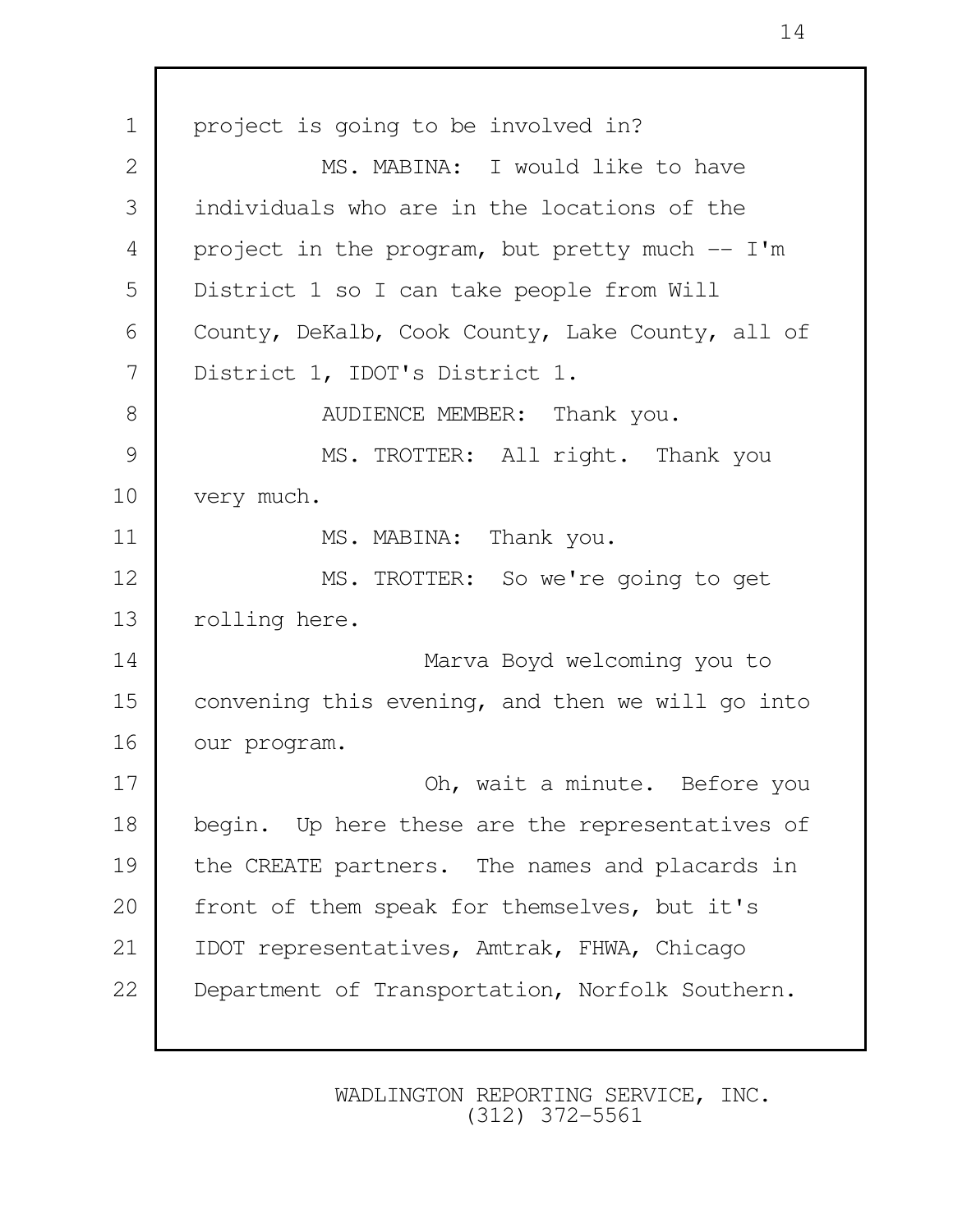project is going to be involved in?

MS. MABINA: I would like to have individuals who are in the locations of the project in the program, but pretty much -- I'm District 1 so I can take people from Will County, DeKalb, Cook County, Lake County, all of District 1, IDOT's District 1.

AUDIENCE MEMBER: Thank you.

MS. TROTTER: All right. Thank you very much.

MS. MABINA: Thank you.

MS. TROTTER: So we're going to get rolling here.

Marva Boyd welcoming you to convening this evening, and then we will go into our program.

Oh, wait a minute. Before you begin. Up here these are the representatives of the CREATE partners. The names and placards in front of them speak for themselves, but it's IDOT representatives, Amtrak, FHWA, Chicago Department of Transportation, Norfolk Southern.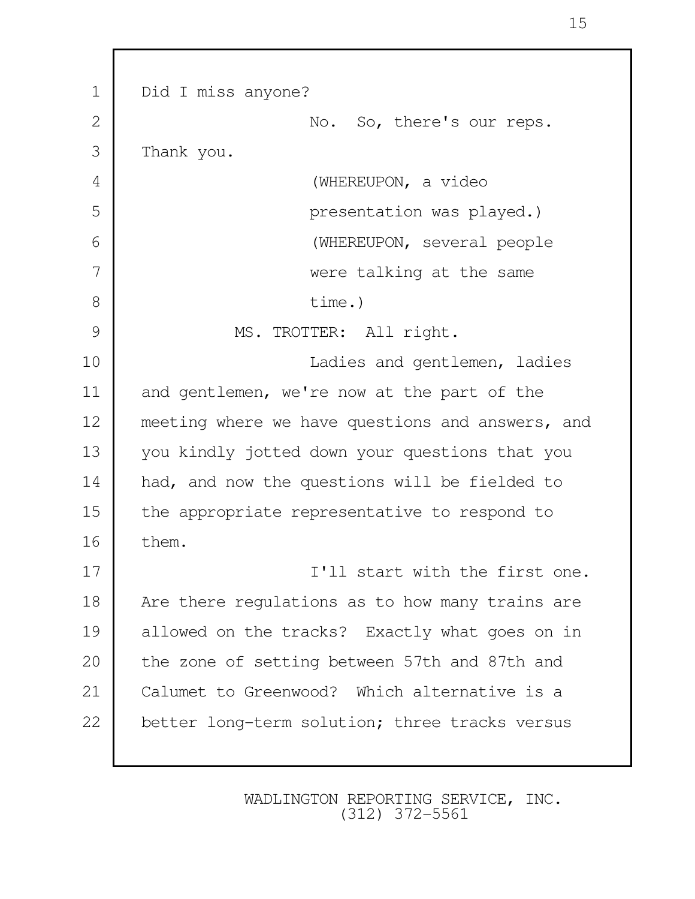Did I miss anyone?

No. So, there's our reps. Thank you.

(WHEREUPON, a video presentation was played.)

(WHEREUPON, several people were talking at the same time.)

MS. TROTTER: All right.

Ladies and gentlemen, ladies and gentlemen, we're now at the part of the meeting where we have questions and answers, and you kindly jotted down your questions that you had, and now the questions will be fielded to the appropriate representative to respond to them.

I'll start with the first one. Are there regulations as to how many trains are allowed on the tracks? Exactly what goes on in the zone of setting between 57th and 87th and Calumet to Greenwood? Which alternative is a better long-term solution; three tracks versus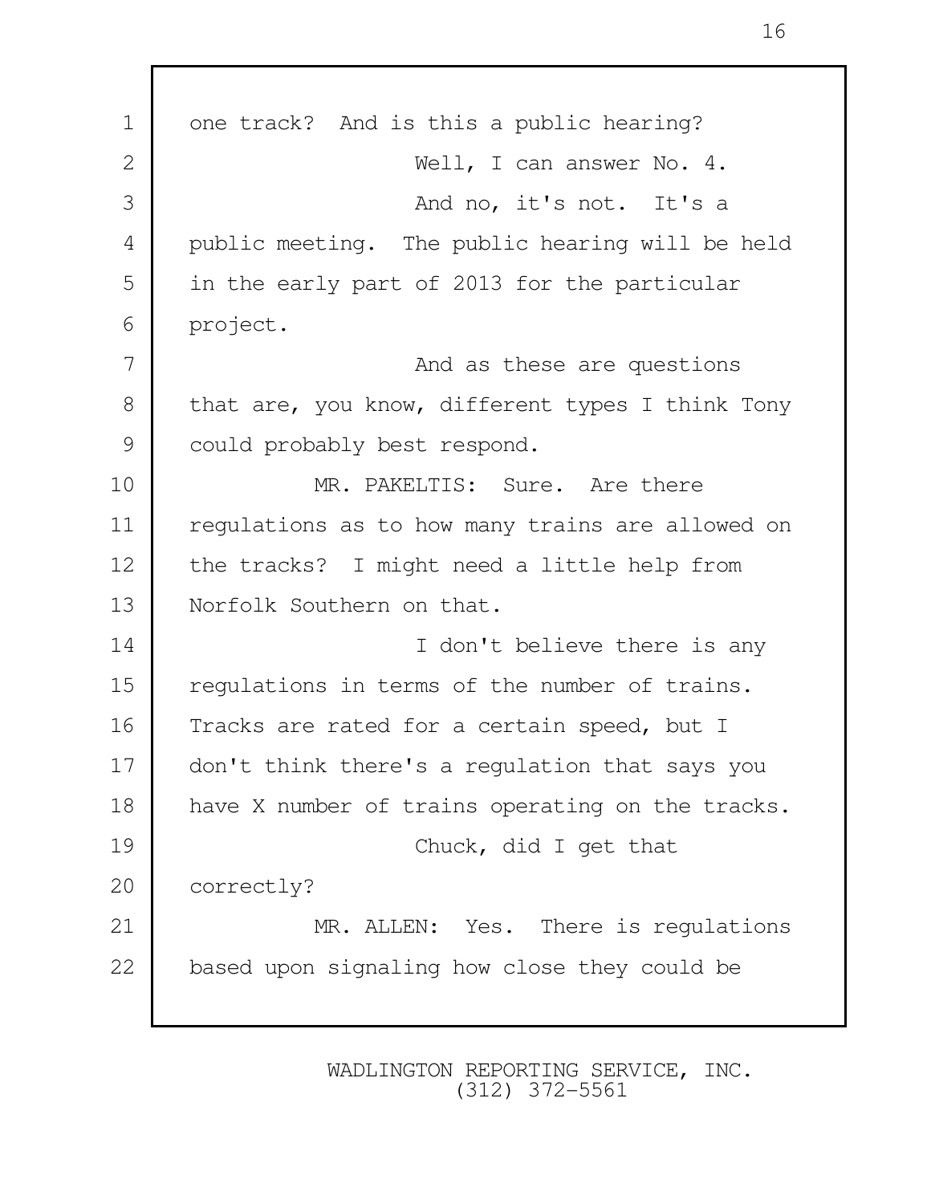one track? And is this a public hearing?

Well, I can answer No. 4.

And no, it's not. It's a public meeting. The public hearing will be held in the early part of 2013 for the particular project.

And as these are questions that are, you know, different types I think Tony could probably best respond.

MR. PAKELTIS: Sure. Are there regulations as to how many trains are allowed on the tracks? I might need a little help from Norfolk Southern on that.

I don't believe there is any regulations in terms of the number of trains. Tracks are rated for a certain speed, but I don't think there's a regulation that says you have X number of trains operating on the tracks.

Chuck, did I get that correctly?

MR. ALLEN: Yes. There is regulations based upon signaling how close they could be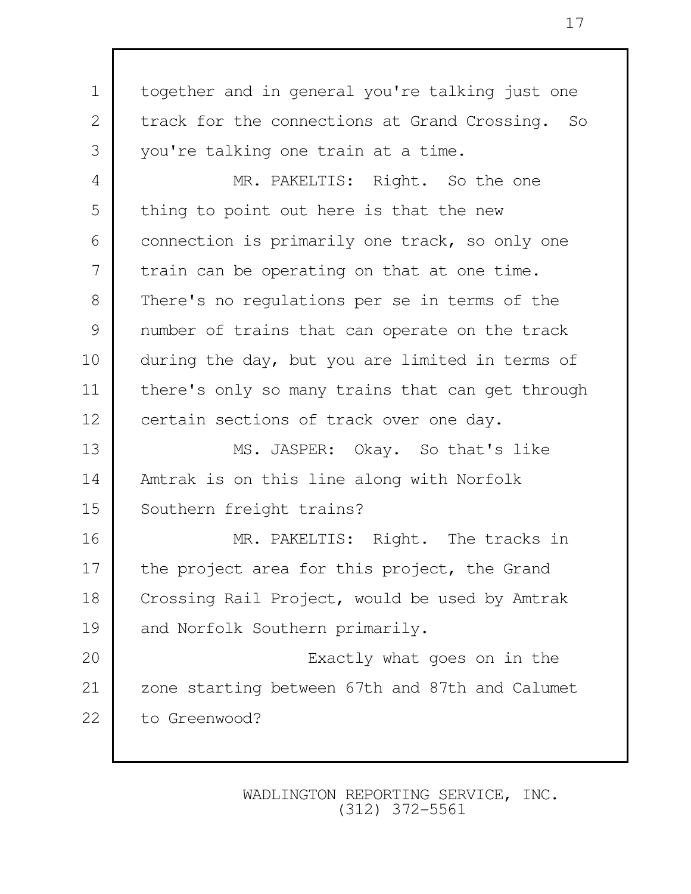together and in general you're talking just one track for the connections at Grand Crossing. So you're talking one train at a time.

MR. PAKELTIS: Right. So the one thing to point out here is that the new connection is primarily one track, so only one train can be operating on that at one time. There's no regulations per se in terms of the number of trains that can operate on the track during the day, but you are limited in terms of there's only so many trains that can get through certain sections of track over one day.

MS. JASPER: Okay. So that's like Amtrak is on this line along with Norfolk Southern freight trains?

MR. PAKELTIS: Right. The tracks in the project area for this project, the Grand Crossing Rail Project, would be used by Amtrak and Norfolk Southern primarily.

Exactly what goes on in the zone starting between 67th and 87th and Calumet to Greenwood?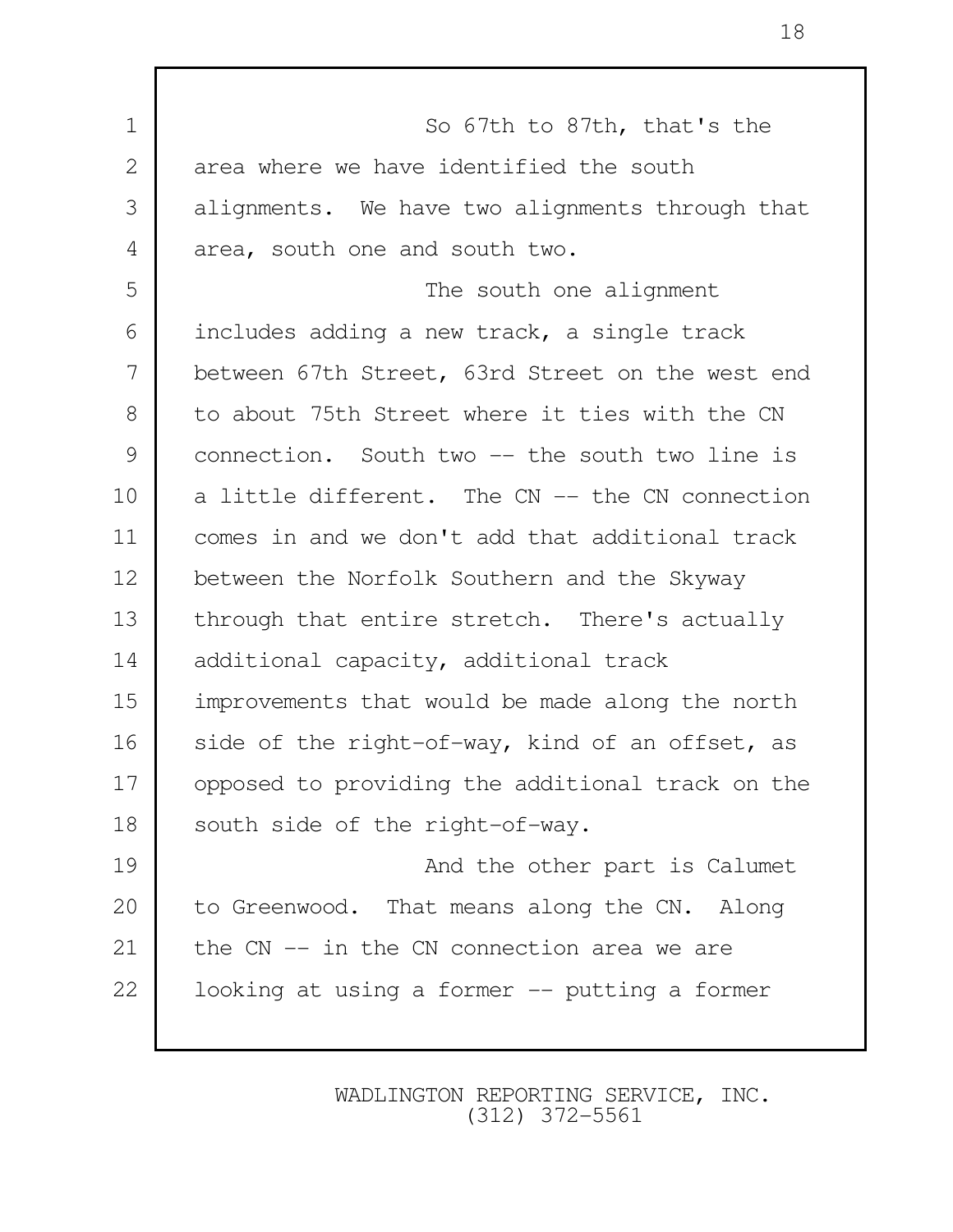So 67th to 87th, that's the area where we have identified the south alignments. We have two alignments through that area, south one and south two.

The south one alignment includes adding a new track, a single track between 67th Street, 63rd Street on the west end to about 75th Street where it ties with the CN connection. South two -- the south two line is a little different. The CN -- the CN connection comes in and we don't add that additional track between the Norfolk Southern and the Skyway through that entire stretch. There's actually additional capacity, additional track improvements that would be made along the north side of the right-of-way, kind of an offset, as opposed to providing the additional track on the south side of the right-of-way.

And the other part is Calumet to Greenwood. That means along the CN. Along the CN -- in the CN connection area we are looking at using a former -- putting a former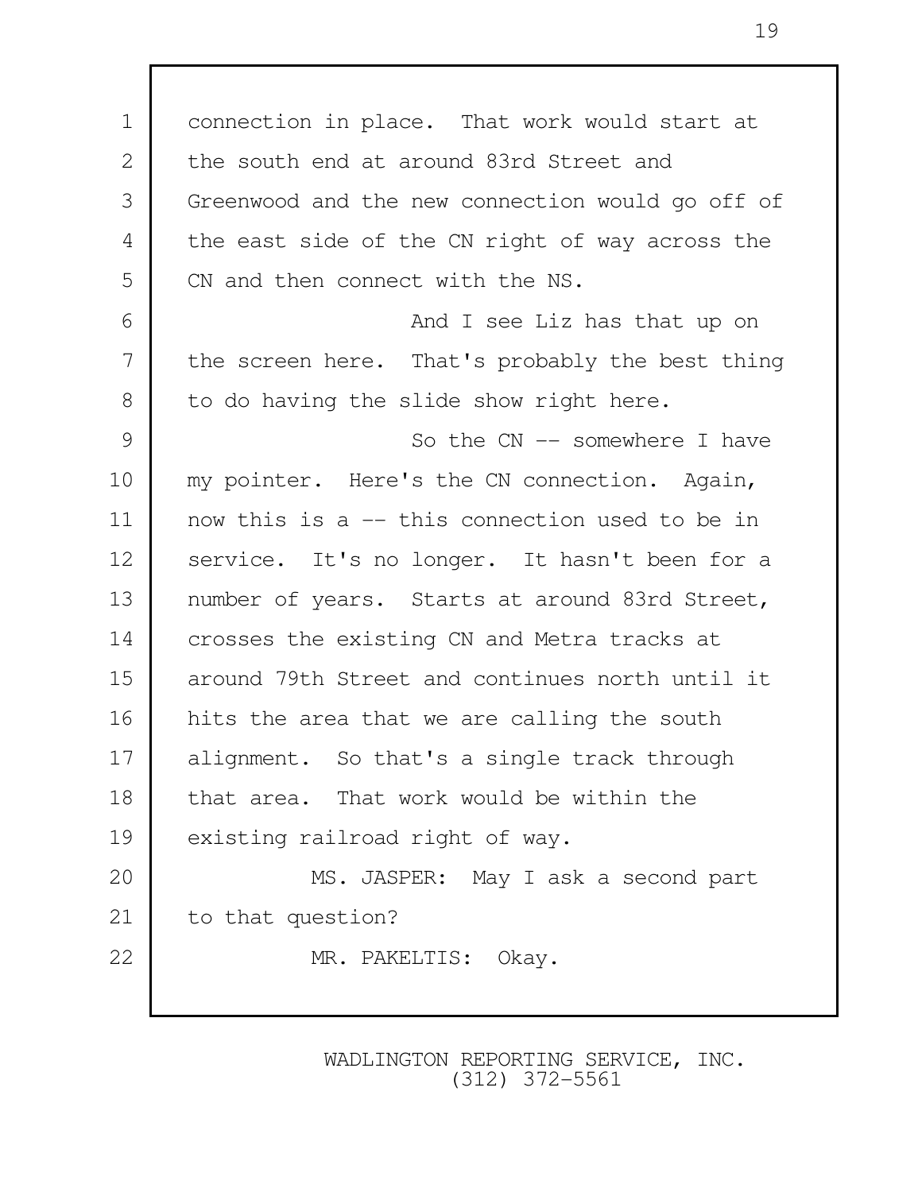connection in place. That work would start at the south end at around 83rd Street and Greenwood and the new connection would go off of the east side of the CN right of way across the CN and then connect with the NS.

And I see Liz has that up on the screen here. That's probably the best thing to do having the slide show right here.

So the CN -- somewhere I have my pointer. Here's the CN connection. Again, now this is a -- this connection used to be in service. It's no longer. It hasn't been for a number of years. Starts at around 83rd Street, crosses the existing CN and Metra tracks at around 79th Street and continues north until it hits the area that we are calling the south alignment. So that's a single track through that area. That work would be within the existing railroad right of way.

MS. JASPER: May I ask a second part to that question?

MR. PAKELTIS: Okay.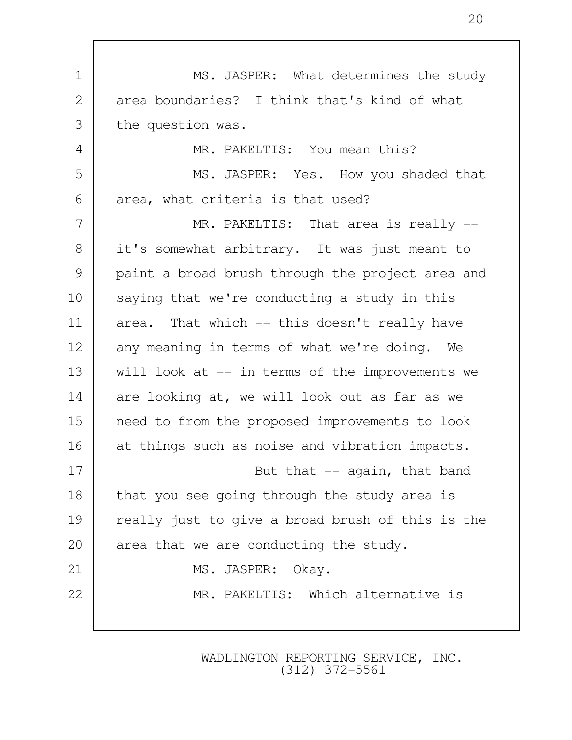MS. JASPER: What determines the study area boundaries? I think that's kind of what the question was.

MR. PAKELTIS: You mean this?

MS. JASPER: Yes. How you shaded that area, what criteria is that used?

MR. PAKELTIS: That area is really -- it's somewhat arbitrary. It was just meant to paint a broad brush through the project area and saying that we're conducting a study in this area. That which -- this doesn't really have any meaning in terms of what we're doing. We will look at -- in terms of the improvements we are looking at, we will look out as far as we need to from the proposed improvements to look at things such as noise and vibration impacts.

But that -- again, that band that you see going through the study area is really just to give a broad brush of this is the area that we are conducting the study.

MS. JASPER: Okay.

MR. PAKELTIS: Which alternative is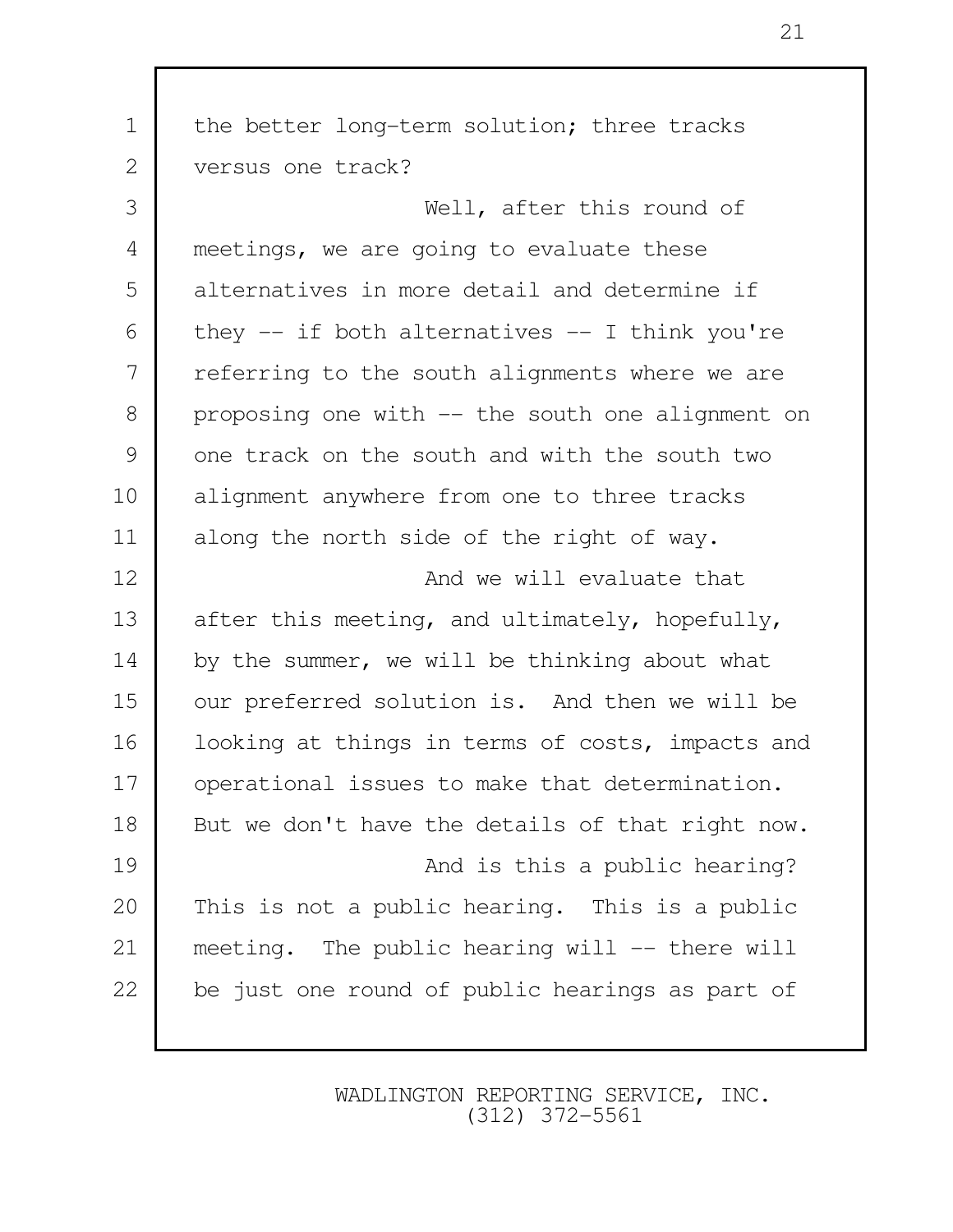the better long-term solution; three tracks versus one track?

Well, after this round of meetings, we are going to evaluate these alternatives in more detail and determine if they -- if both alternatives -- I think you're referring to the south alignments where we are proposing one with -- the south one alignment on one track on the south and with the south two alignment anywhere from one to three tracks along the north side of the right of way.

And we will evaluate that after this meeting, and ultimately, hopefully, by the summer, we will be thinking about what our preferred solution is. And then we will be looking at things in terms of costs, impacts and operational issues to make that determination. But we don't have the details of that right now.

And is this a public hearing? This is not a public hearing. This is a public meeting. The public hearing will -- there will be just one round of public hearings as part of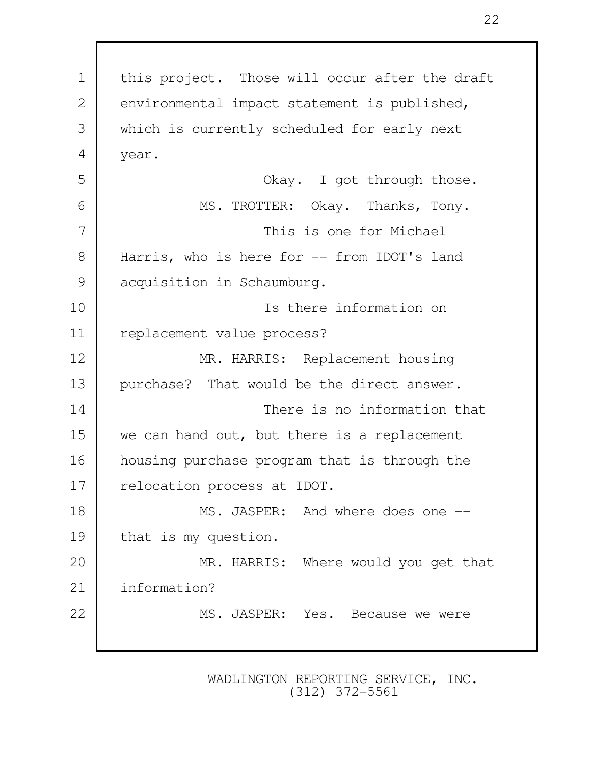this project. Those will occur after the draft environmental impact statement is published, which is currently scheduled for early next year.

Okay. I got through those.

MS. TROTTER: Okay. Thanks, Tony.

This is one for Michael Harris, who is here for -- from IDOT's land acquisition in Schaumburg.

Is there information on replacement value process?

MR. HARRIS: Replacement housing purchase? That would be the direct answer.

There is no information that we can hand out, but there is a replacement housing purchase program that is through the relocation process at IDOT.

MS. JASPER: And where does one -- that is my question.

MR. HARRIS: Where would you get that information?

MS. JASPER: Yes. Because we were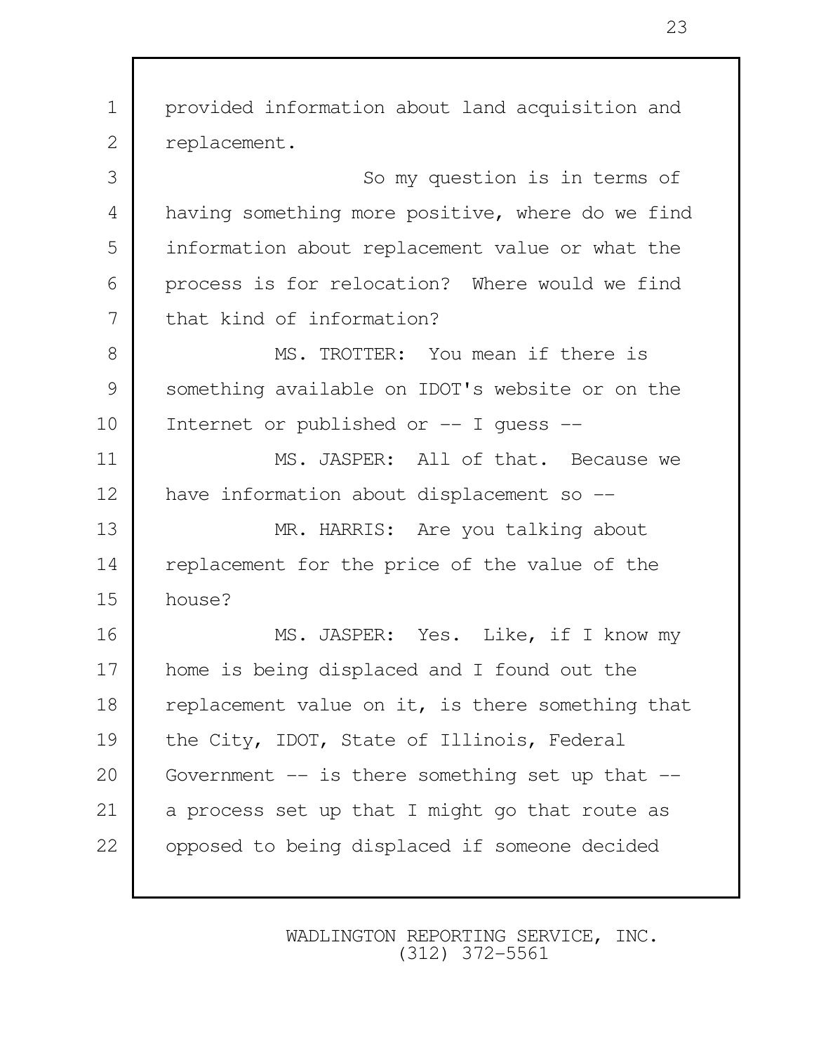provided information about land acquisition and replacement.

So my question is in terms of having something more positive, where do we find information about replacement value or what the process is for relocation? Where would we find that kind of information?

MS. TROTTER: You mean if there is something available on IDOT's website or on the Internet or published or -- I guess --

MS. JASPER: All of that. Because we have information about displacement so --

MR. HARRIS: Are you talking about replacement for the price of the value of the house?

MS. JASPER: Yes. Like, if I know my home is being displaced and I found out the replacement value on it, is there something that the City, IDOT, State of Illinois, Federal Government -- is there something set up that -- a process set up that I might go that route as opposed to being displaced if someone decided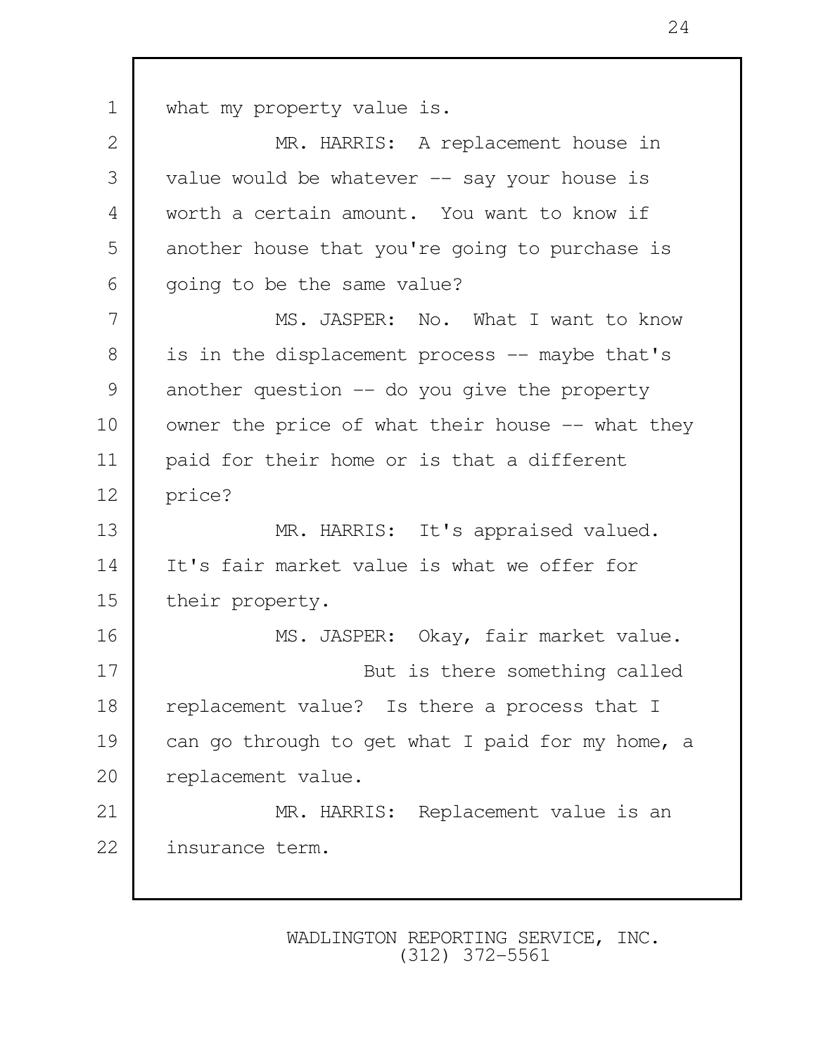what my property value is.

MR. HARRIS: A replacement house in value would be whatever -- say your house is worth a certain amount. You want to know if another house that you're going to purchase is going to be the same value?

MS. JASPER: No. What I want to know is in the displacement process -- maybe that's another question -- do you give the property owner the price of what their house -- what they paid for their home or is that a different price?

MR. HARRIS: It's appraised valued. It's fair market value is what we offer for their property.

MS. JASPER: Okay, fair market value.

But is there something called replacement value? Is there a process that I can go through to get what I paid for my home, a replacement value.

MR. HARRIS: Replacement value is an insurance term.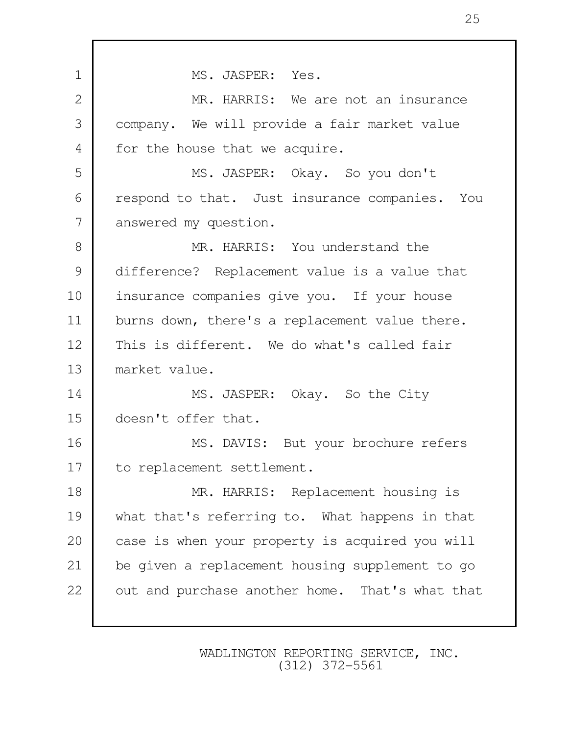MS. JASPER: Yes.

MR. HARRIS: We are not an insurance company. We will provide a fair market value for the house that we acquire.

MS. JASPER: Okay. So you don't respond to that. Just insurance companies. You answered my question.

MR. HARRIS: You understand the difference? Replacement value is a value that insurance companies give you. If your house burns down, there's a replacement value there. This is different. We do what's called fair market value.

MS. JASPER: Okay. So the City doesn't offer that.

MS. DAVIS: But your brochure refers to replacement settlement.

MR. HARRIS: Replacement housing is what that's referring to. What happens in that case is when your property is acquired you will be given a replacement housing supplement to go out and purchase another home. That's what that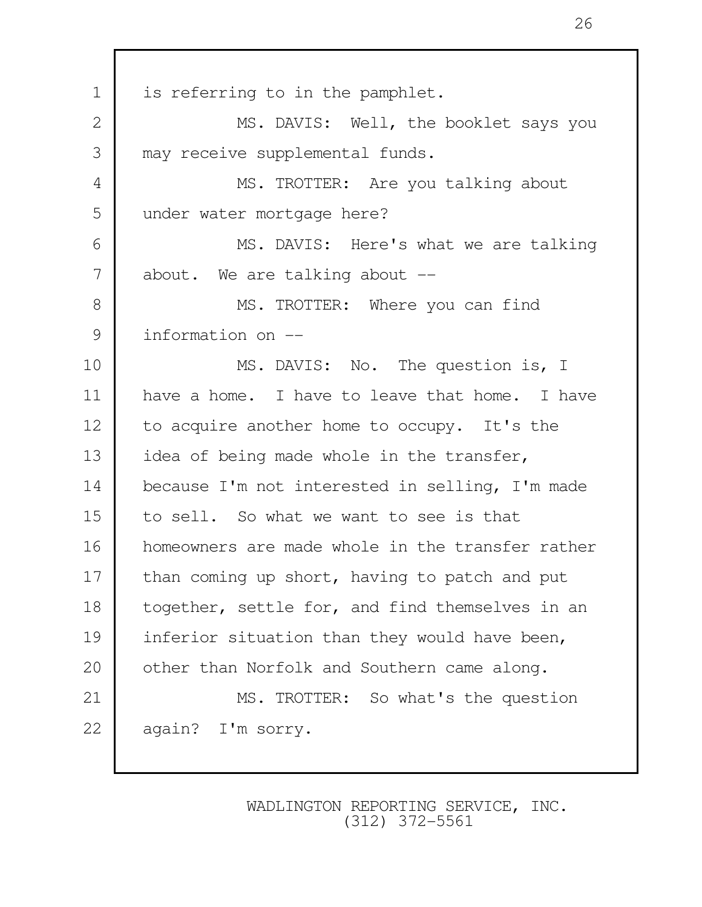is referring to in the pamphlet.

MS. DAVIS: Well, the booklet says you may receive supplemental funds.

MS. TROTTER: Are you talking about under water mortgage here?

MS. DAVIS: Here's what we are talking about. We are talking about --

MS. TROTTER: Where you can find information on --

MS. DAVIS: No. The question is, I have a home. I have to leave that home. I have to acquire another home to occupy. It's the idea of being made whole in the transfer, because I'm not interested in selling, I'm made to sell. So what we want to see is that homeowners are made whole in the transfer rather than coming up short, having to patch and put together, settle for, and find themselves in an inferior situation than they would have been, other than Norfolk and Southern came along.

MS. TROTTER: So what's the question again? I'm sorry.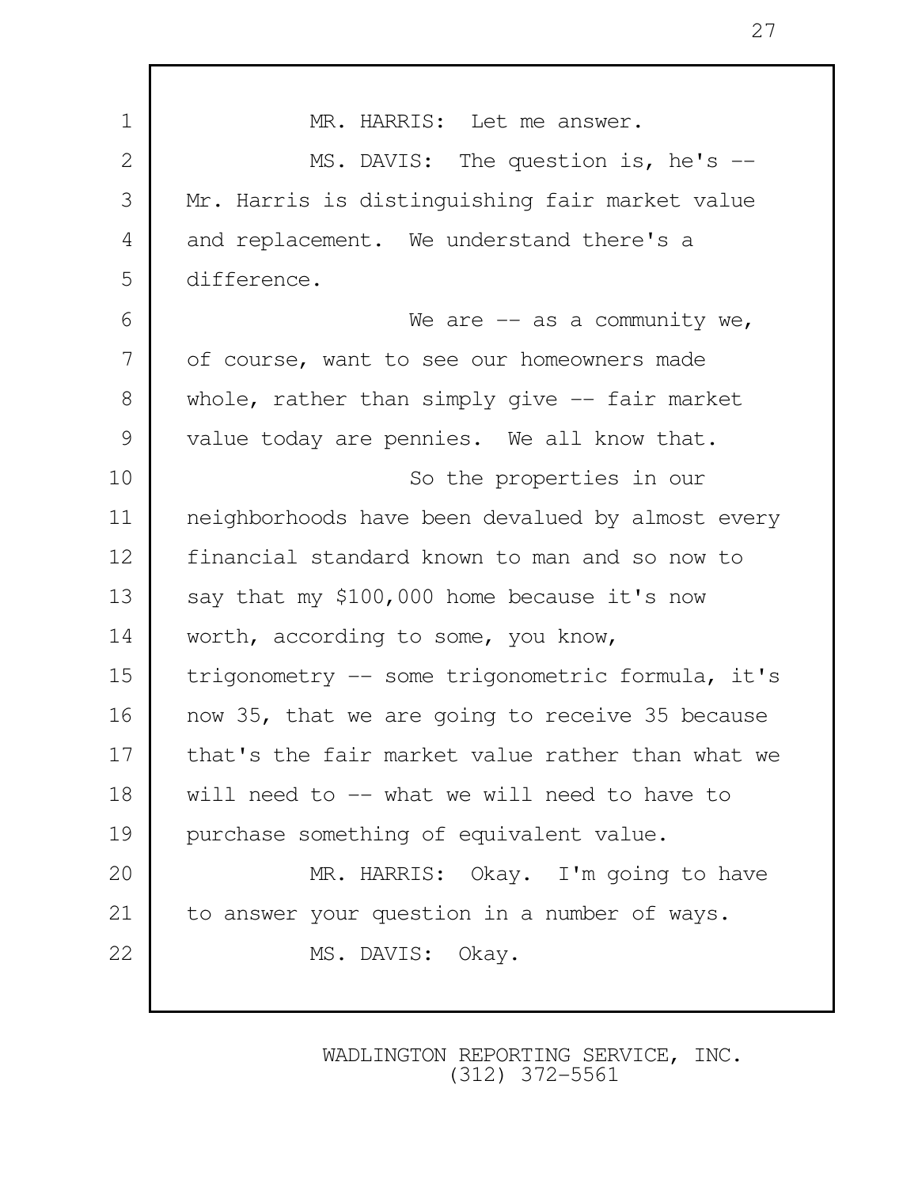MR. HARRIS: Let me answer.

MS. DAVIS: The question is, he's -- Mr. Harris is distinguishing fair market value and replacement. We understand there's a difference.

We are -- as a community we, of course, want to see our homeowners made whole, rather than simply give -- fair market value today are pennies. We all know that.

So the properties in our neighborhoods have been devalued by almost every financial standard known to man and so now to say that my $100,000 home because it's now worth, according to some, you know, trigonometry -- some trigonometric formula, it's now 35, that we are going to receive 35 because that's the fair market value rather than what we will need to -- what we will need to have to purchase something of equivalent value.

MR. HARRIS: Okay. I'm going to have to answer your question in a number of ways.

MS. DAVIS: Okay.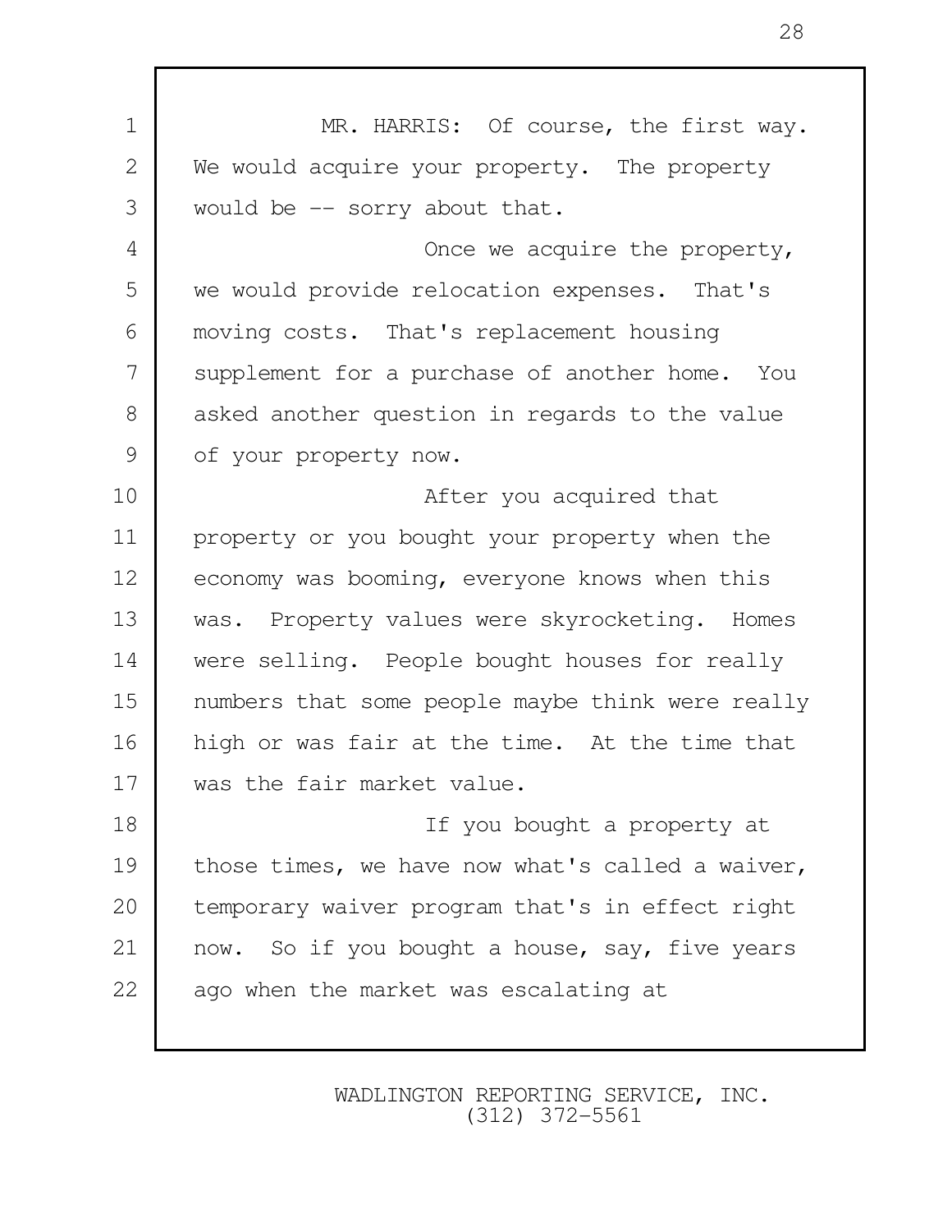MR. HARRIS: Of course, the first way. We would acquire your property. The property would be -- sorry about that.

Once we acquire the property, we would provide relocation expenses. That's moving costs. That's replacement housing supplement for a purchase of another home. You asked another question in regards to the value of your property now.

After you acquired that property or you bought your property when the economy was booming, everyone knows when this was. Property values were skyrocketing. Homes were selling. People bought houses for really numbers that some people maybe think were really high or was fair at the time. At the time that was the fair market value.

If you bought a property at those times, we have now what's called a waiver, temporary waiver program that's in effect right now. So if you bought a house, say, five years ago when the market was escalating at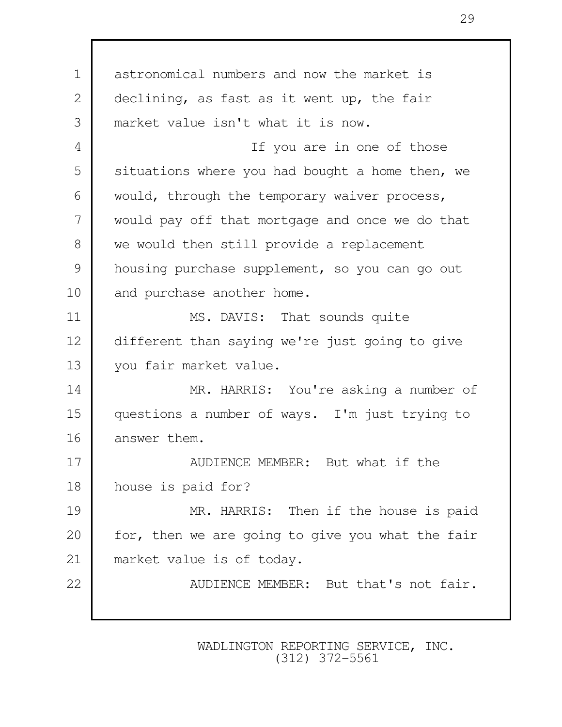astronomical numbers and now the market is declining, as fast as it went up, the fair market value isn't what it is now.

If you are in one of those situations where you had bought a home then, we would, through the temporary waiver process, would pay off that mortgage and once we do that we would then still provide a replacement housing purchase supplement, so you can go out and purchase another home.

MS. DAVIS: That sounds quite different than saying we're just going to give you fair market value.

MR. HARRIS: You're asking a number of questions a number of ways. I'm just trying to answer them.

AUDIENCE MEMBER: But what if the house is paid for?

MR. HARRIS: Then if the house is paid for, then we are going to give you what the fair market value is of today.

AUDIENCE MEMBER: But that's not fair.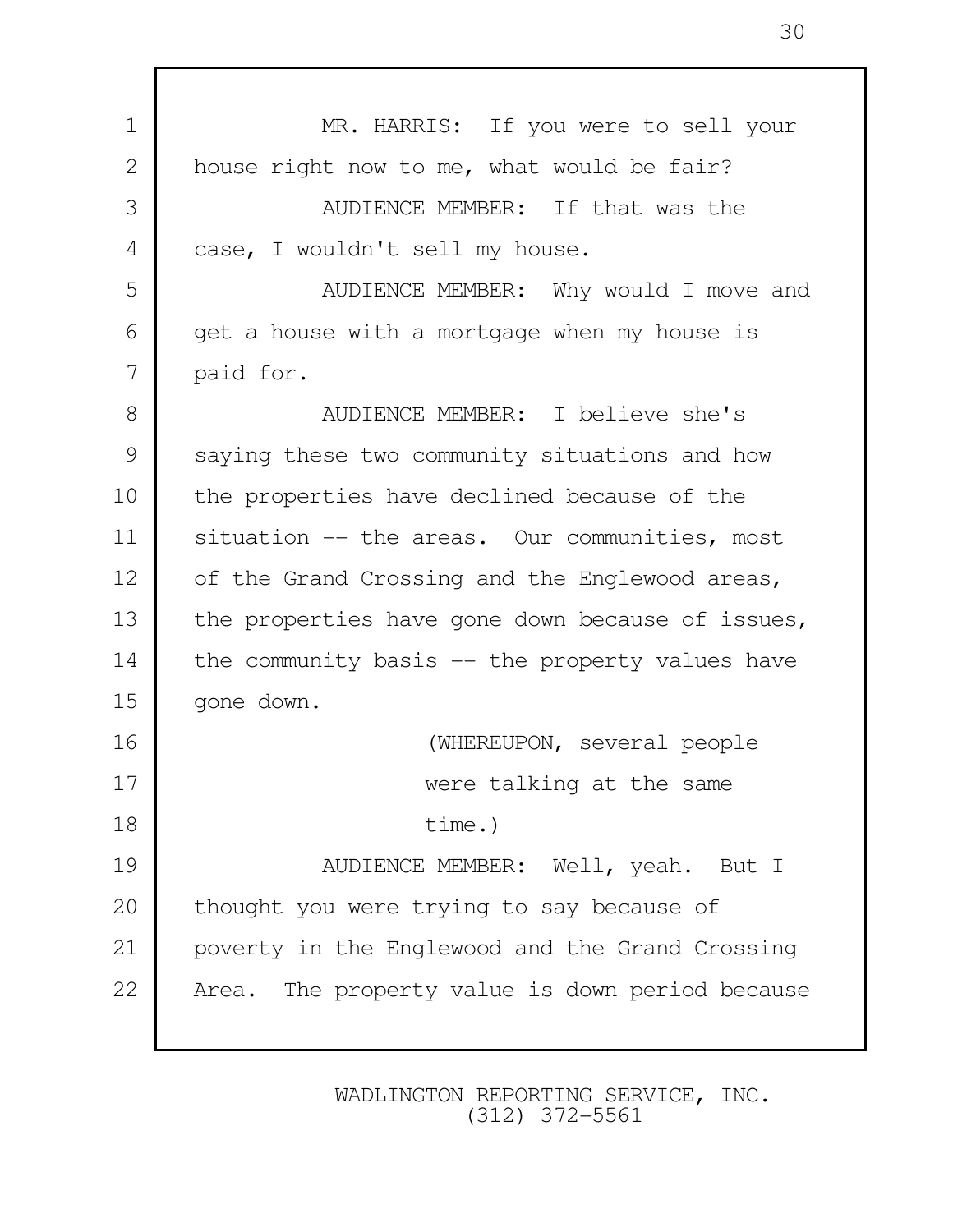MR. HARRIS: If you were to sell your house right now to me, what would be fair?

AUDIENCE MEMBER: If that was the case, I wouldn't sell my house.

AUDIENCE MEMBER: Why would I move and get a house with a mortgage when my house is paid for.

AUDIENCE MEMBER: I believe she's saying these two community situations and how the properties have declined because of the situation -- the areas. Our communities, most of the Grand Crossing and the Englewood areas, the properties have gone down because of issues, the community basis -- the property values have gone down.

(WHEREUPON, several people were talking at the same time.)

AUDIENCE MEMBER: Well, yeah. But I thought you were trying to say because of poverty in the Englewood and the Grand Crossing Area. The property value is down period because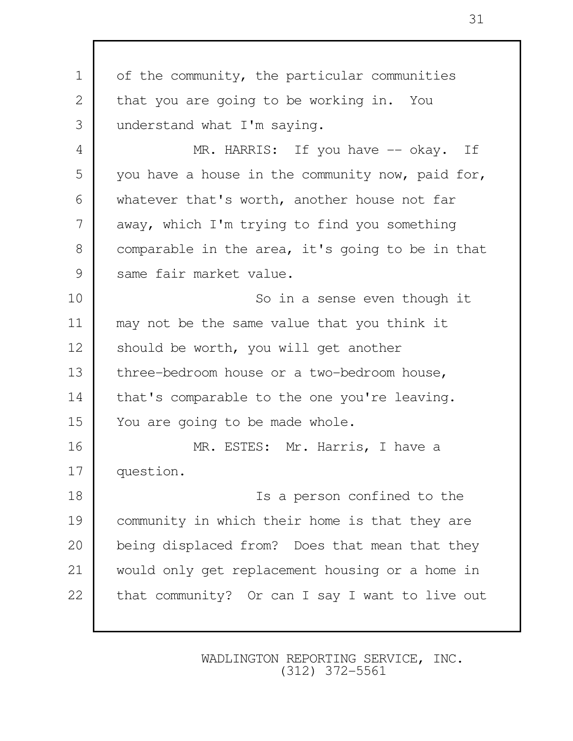of the community, the particular communities that you are going to be working in. You understand what I'm saying.

MR. HARRIS: If you have -- okay. If you have a house in the community now, paid for, whatever that's worth, another house not far away, which I'm trying to find you something comparable in the area, it's going to be in that same fair market value.

So in a sense even though it may not be the same value that you think it should be worth, you will get another three-bedroom house or a two-bedroom house, that's comparable to the one you're leaving. You are going to be made whole.

MR. ESTES: Mr. Harris, I have a question.

Is a person confined to the community in which their home is that they are being displaced from? Does that mean that they would only get replacement housing or a home in that community? Or can I say I want to live out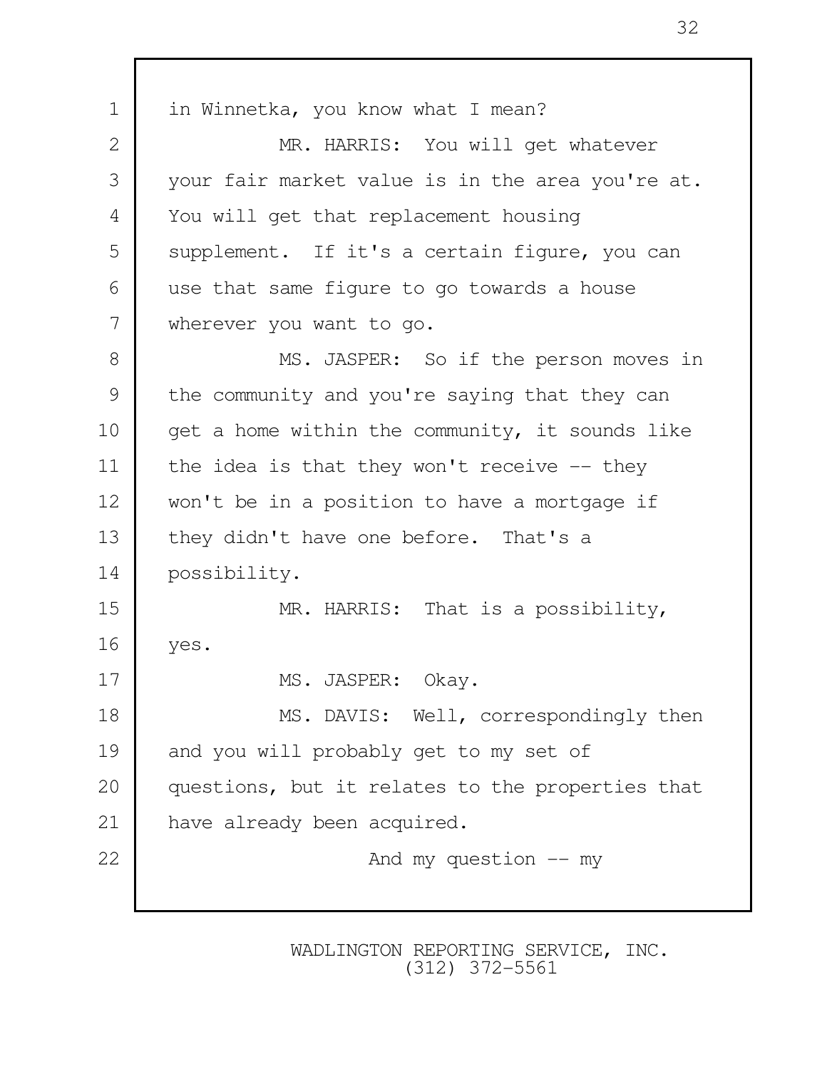in Winnetka, you know what I mean?

MR. HARRIS: You will get whatever your fair market value is in the area you're at. You will get that replacement housing supplement. If it's a certain figure, you can use that same figure to go towards a house wherever you want to go.

MS. JASPER: So if the person moves in the community and you're saying that they can get a home within the community, it sounds like the idea is that they won't receive -- they won't be in a position to have a mortgage if they didn't have one before. That's a possibility.

MR. HARRIS: That is a possibility, yes.

MS. JASPER: Okay.

MS. DAVIS: Well, correspondingly then and you will probably get to my set of questions, but it relates to the properties that have already been acquired.

And my question -- my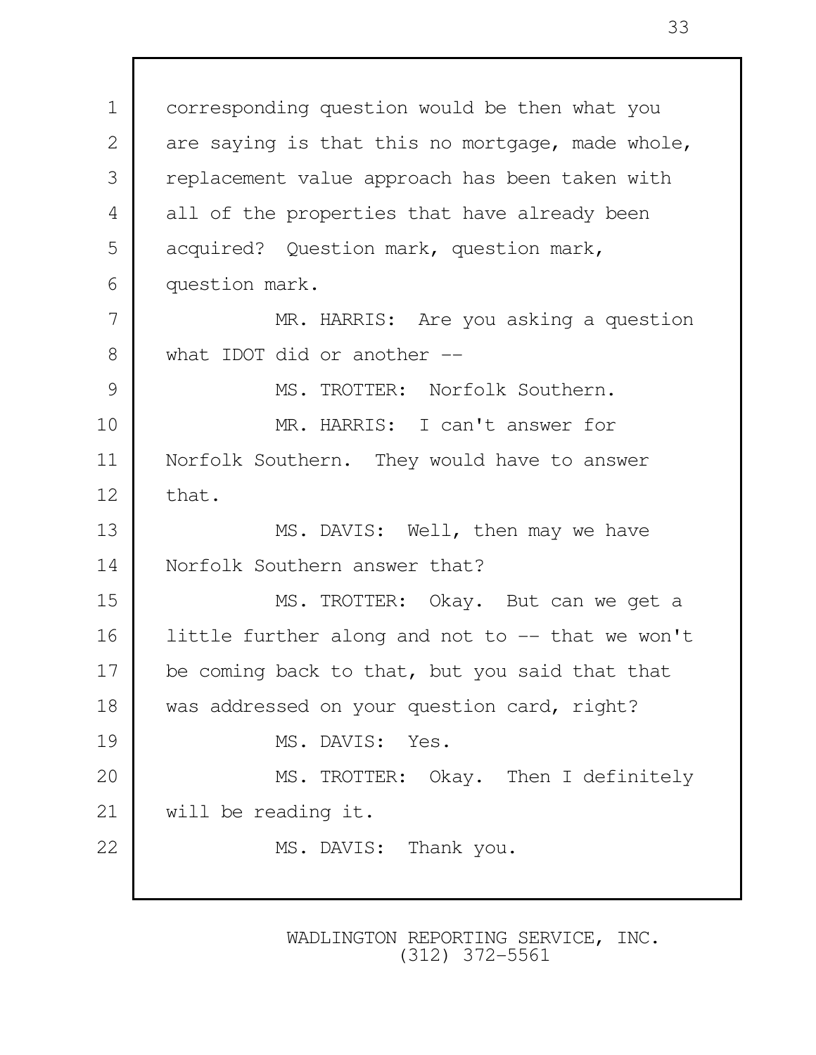corresponding question would be then what you are saying is that this no mortgage, made whole, replacement value approach has been taken with all of the properties that have already been acquired? Question mark, question mark, question mark.

MR. HARRIS: Are you asking a question what IDOT did or another --

MS. TROTTER: Norfolk Southern.

MR. HARRIS: I can't answer for Norfolk Southern. They would have to answer that.

MS. DAVIS: Well, then may we have Norfolk Southern answer that?

MS. TROTTER: Okay. But can we get a little further along and not to -- that we won't be coming back to that, but you said that that was addressed on your question card, right?

MS. DAVIS: Yes.

MS. TROTTER: Okay. Then I definitely will be reading it.

MS. DAVIS: Thank you.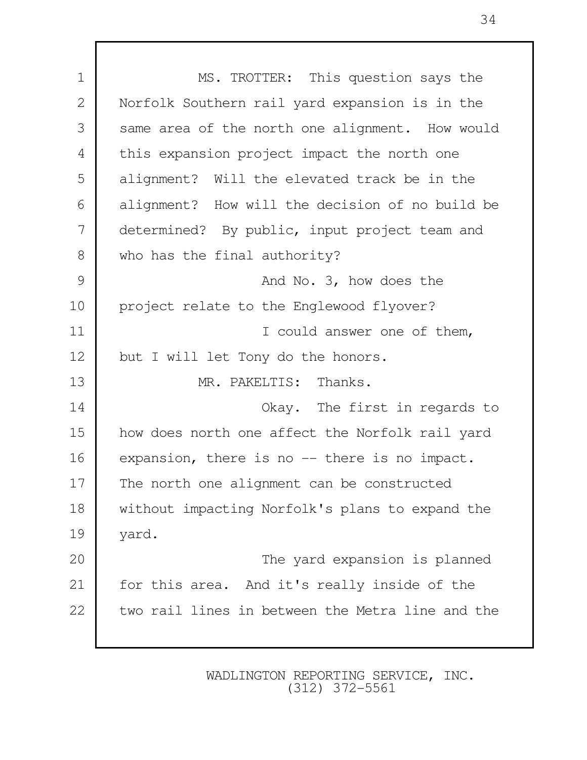MS. TROTTER: This question says the Norfolk Southern rail yard expansion is in the same area of the north one alignment. How would this expansion project impact the north one alignment? Will the elevated track be in the alignment? How will the decision of no build be determined? By public, input project team and who has the final authority?

And No. 3, how does the project relate to the Englewood flyover?

I could answer one of them, but I will let Tony do the honors.

MR. PAKELTIS: Thanks.

Okay. The first in regards to how does north one affect the Norfolk rail yard expansion, there is no -- there is no impact. The north one alignment can be constructed without impacting Norfolk's plans to expand the yard.

The yard expansion is planned for this area. And it's really inside of the two rail lines in between the Metra line and the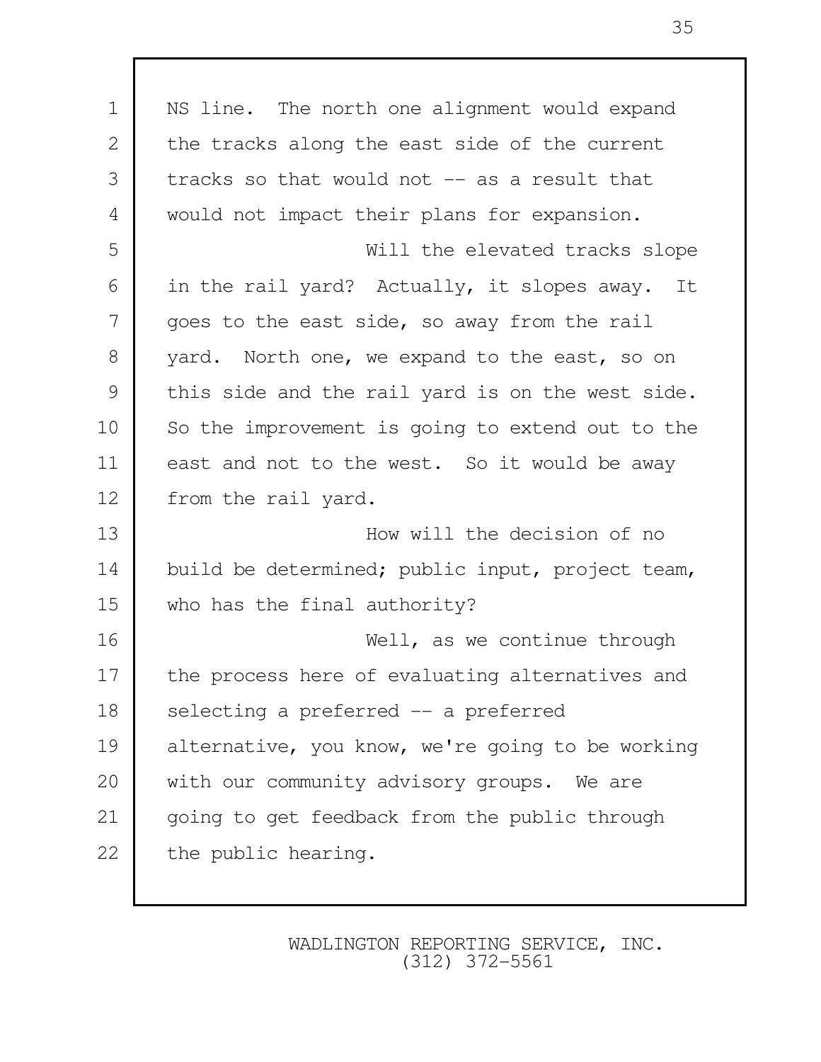NS line. The north one alignment would expand the tracks along the east side of the current tracks so that would not -- as a result that would not impact their plans for expansion.

Will the elevated tracks slope in the rail yard? Actually, it slopes away. It goes to the east side, so away from the rail yard. North one, we expand to the east, so on this side and the rail yard is on the west side. So the improvement is going to extend out to the east and not to the west. So it would be away from the rail yard.

How will the decision of no build be determined; public input, project team, who has the final authority?

Well, as we continue through the process here of evaluating alternatives and selecting a preferred -- a preferred alternative, you know, we're going to be working with our community advisory groups. We are going to get feedback from the public through the public hearing.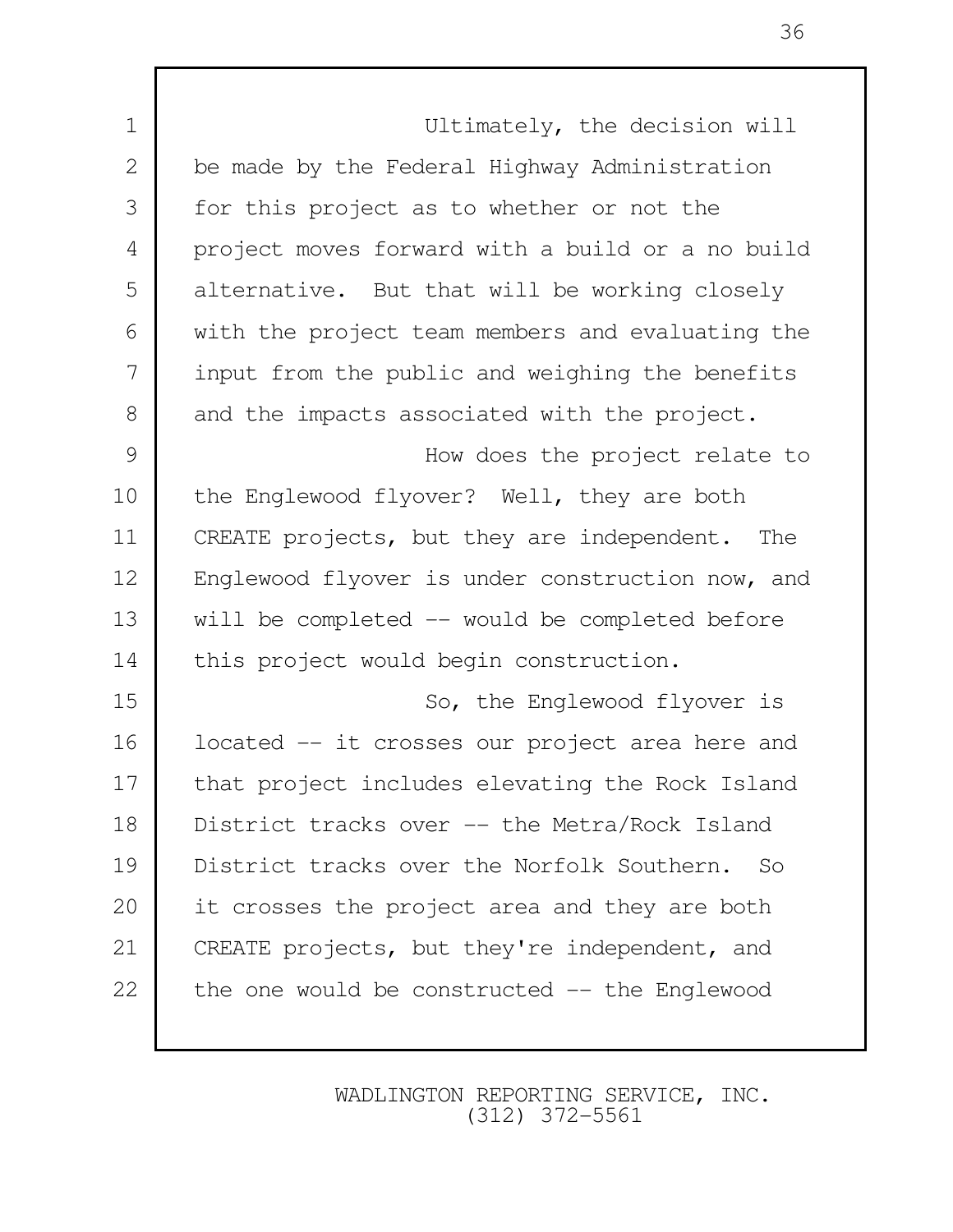Ultimately, the decision will be made by the Federal Highway Administration for this project as to whether or not the project moves forward with a build or a no build alternative. But that will be working closely with the project team members and evaluating the input from the public and weighing the benefits and the impacts associated with the project.

How does the project relate to the Englewood flyover? Well, they are both CREATE projects, but they are independent. The Englewood flyover is under construction now, and will be completed -- would be completed before this project would begin construction.

So, the Englewood flyover is located -- it crosses our project area here and that project includes elevating the Rock Island District tracks over -- the Metra/Rock Island District tracks over the Norfolk Southern. So it crosses the project area and they are both CREATE projects, but they're independent, and the one would be constructed -- the Englewood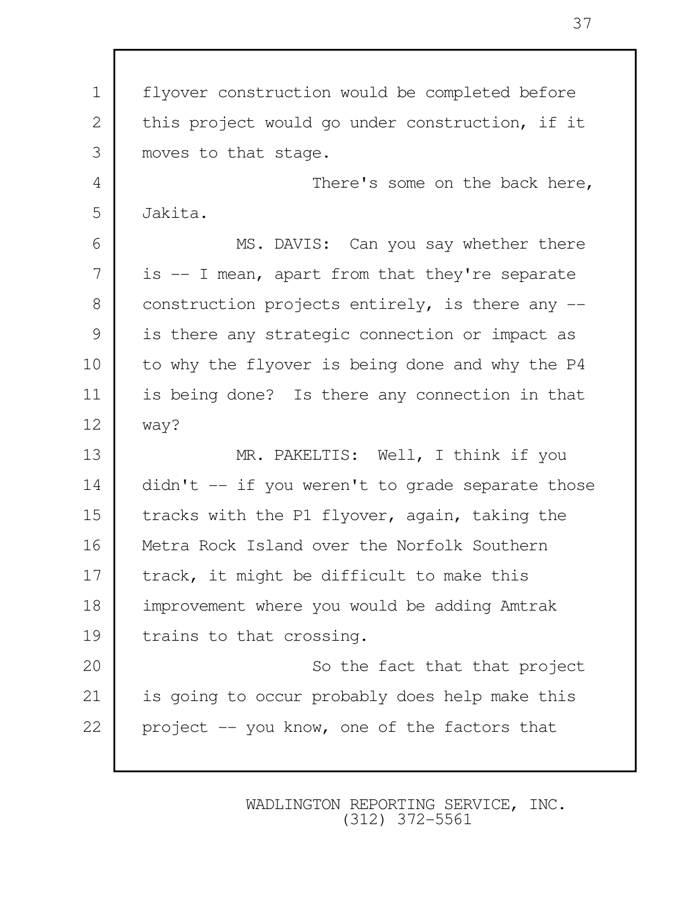flyover construction would be completed before this project would go under construction, if it moves to that stage.

There's some on the back here, Jakita.

MS. DAVIS: Can you say whether there is -- I mean, apart from that they're separate construction projects entirely, is there any -- is there any strategic connection or impact as to why the flyover is being done and why the P4 is being done? Is there any connection in that way?

MR. PAKELTIS: Well, I think if you didn't -- if you weren't to grade separate those tracks with the P1 flyover, again, taking the Metra Rock Island over the Norfolk Southern track, it might be difficult to make this improvement where you would be adding Amtrak trains to that crossing.

So the fact that that project is going to occur probably does help make this project -- you know, one of the factors that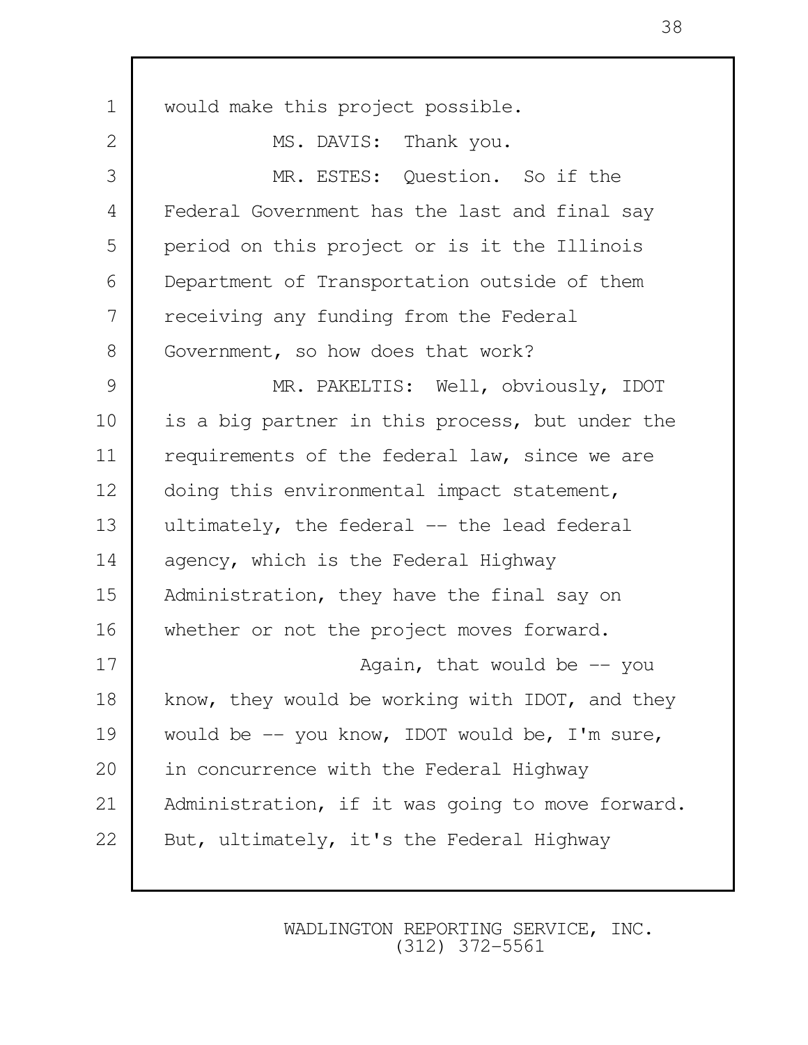would make this project possible.

MS. DAVIS: Thank you.

MR. ESTES: Question. So if the Federal Government has the last and final say period on this project or is it the Illinois Department of Transportation outside of them receiving any funding from the Federal Government, so how does that work?

MR. PAKELTIS: Well, obviously, IDOT is a big partner in this process, but under the requirements of the federal law, since we are doing this environmental impact statement, ultimately, the federal -- the lead federal agency, which is the Federal Highway Administration, they have the final say on whether or not the project moves forward.

Again, that would be -- you know, they would be working with IDOT, and they would be -- you know, IDOT would be, I'm sure, in concurrence with the Federal Highway Administration, if it was going to move forward. But, ultimately, it's the Federal Highway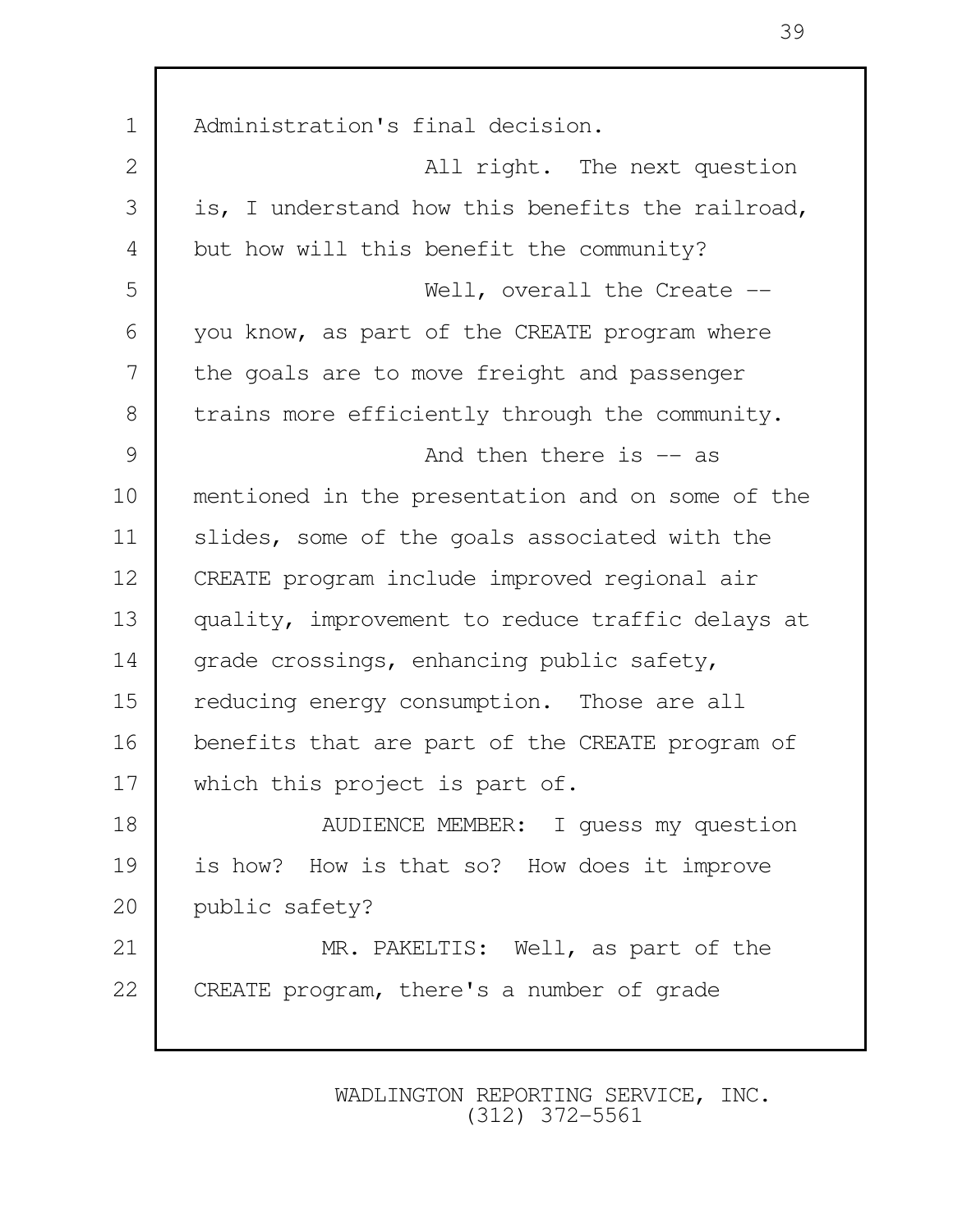Administration's final decision.

All right. The next question is, I understand how this benefits the railroad, but how will this benefit the community?

Well, overall the Create -- you know, as part of the CREATE program where the goals are to move freight and passenger trains more efficiently through the community.

And then there is -- as mentioned in the presentation and on some of the slides, some of the goals associated with the CREATE program include improved regional air quality, improvement to reduce traffic delays at grade crossings, enhancing public safety, reducing energy consumption. Those are all benefits that are part of the CREATE program of which this project is part of.

AUDIENCE MEMBER: I guess my question is how? How is that so? How does it improve public safety?

MR. PAKELTIS: Well, as part of the CREATE program, there's a number of grade

WADLINGTON REPORTING SERVICE, INC.
(312) 372-5561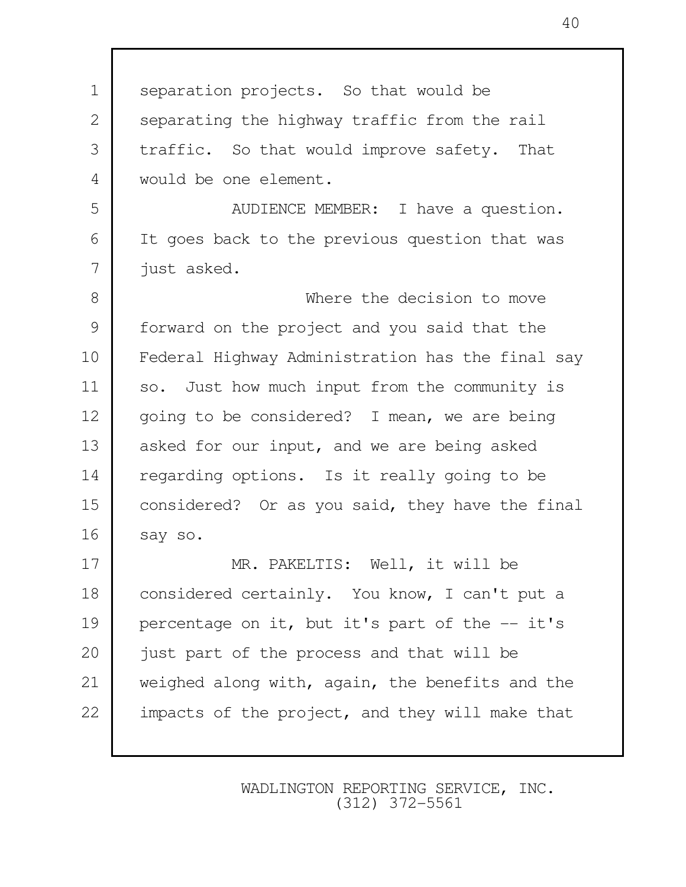separation projects. So that would be separating the highway traffic from the rail traffic. So that would improve safety. That would be one element.

AUDIENCE MEMBER: I have a question. It goes back to the previous question that was just asked.

Where the decision to move forward on the project and you said that the Federal Highway Administration has the final say so. Just how much input from the community is going to be considered? I mean, we are being asked for our input, and we are being asked regarding options. Is it really going to be considered? Or as you said, they have the final say so.

MR. PAKELTIS: Well, it will be considered certainly. You know, I can't put a percentage on it, but it's part of the -- it's just part of the process and that will be weighed along with, again, the benefits and the impacts of the project, and they will make that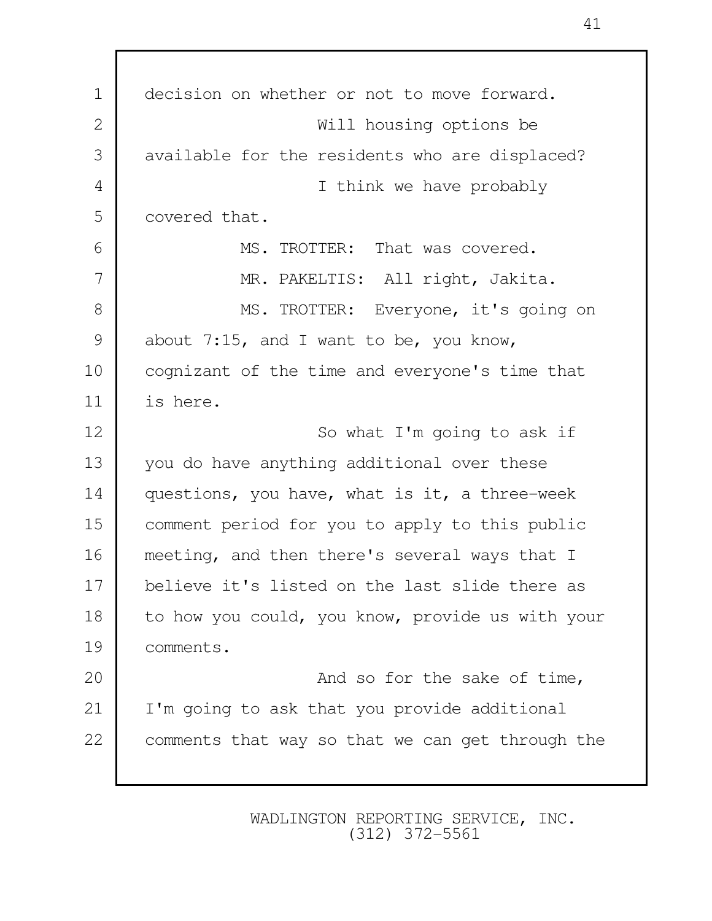decision on whether or not to move forward.

Will housing options be available for the residents who are displaced?

I think we have probably covered that.

MS. TROTTER: That was covered.

MR. PAKELTIS: All right, Jakita.

MS. TROTTER: Everyone, it's going on about 7:15, and I want to be, you know, cognizant of the time and everyone's time that is here.

So what I'm going to ask if you do have anything additional over these questions, you have, what is it, a three-week comment period for you to apply to this public meeting, and then there's several ways that I believe it's listed on the last slide there as to how you could, you know, provide us with your comments.

And so for the sake of time, I'm going to ask that you provide additional comments that way so that we can get through the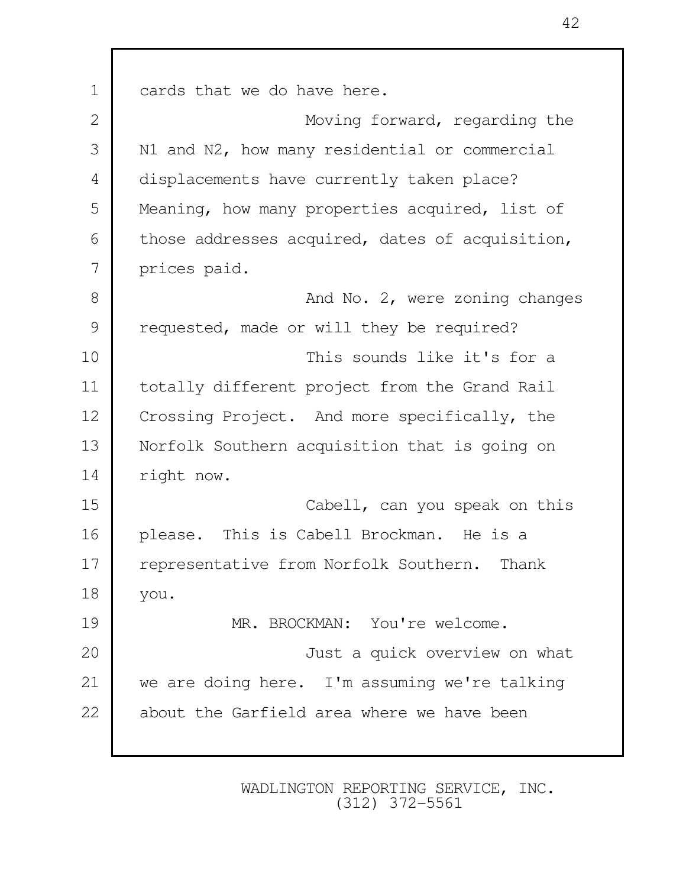cards that we do have here.

Moving forward, regarding the N1 and N2, how many residential or commercial displacements have currently taken place? Meaning, how many properties acquired, list of those addresses acquired, dates of acquisition, prices paid.

And No. 2, were zoning changes requested, made or will they be required?

This sounds like it's for a totally different project from the Grand Rail Crossing Project. And more specifically, the Norfolk Southern acquisition that is going on right now.

Cabell, can you speak on this please. This is Cabell Brockman. He is a representative from Norfolk Southern. Thank you.

MR. BROCKMAN: You're welcome.

Just a quick overview on what we are doing here. I'm assuming we're talking about the Garfield area where we have been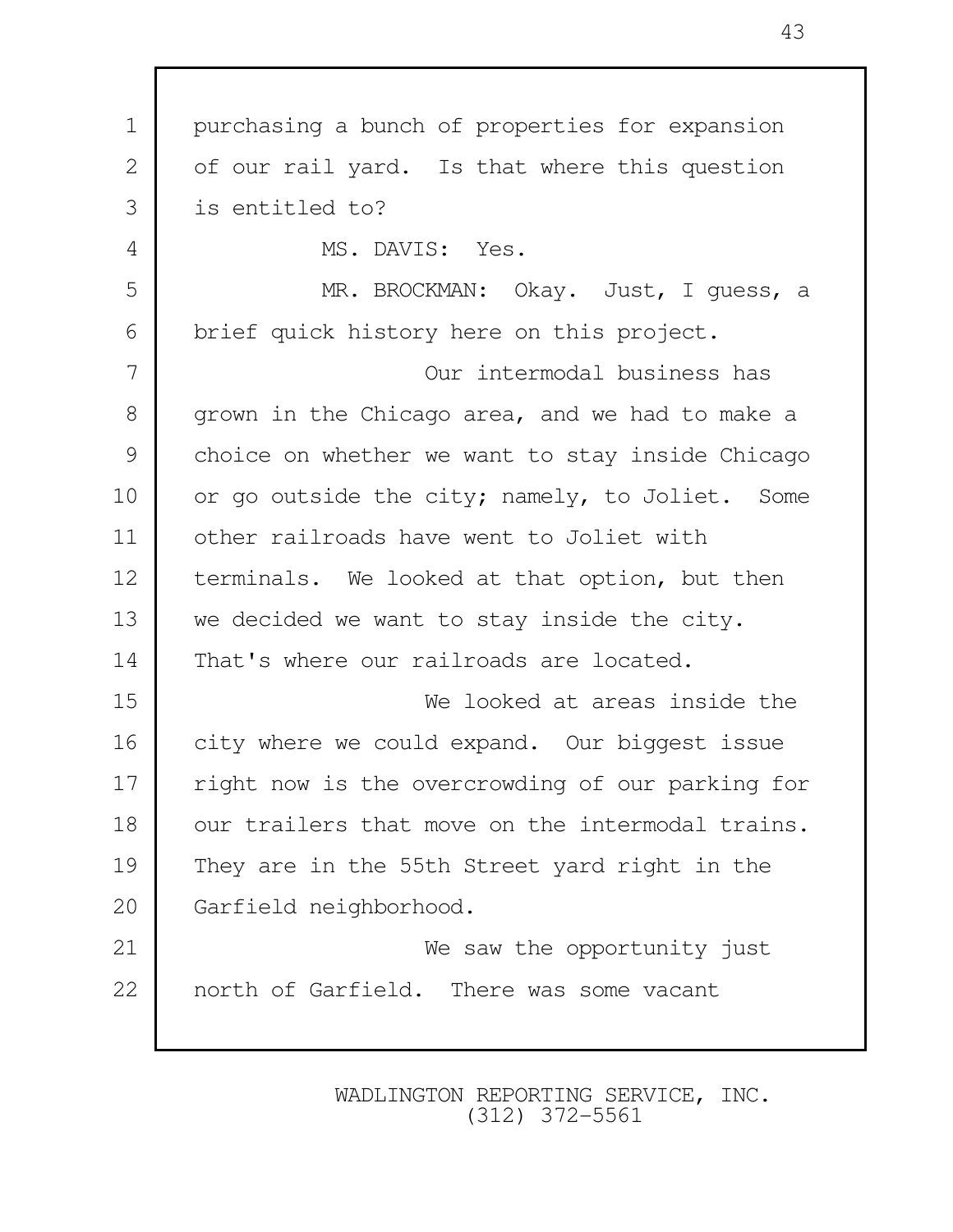purchasing a bunch of properties for expansion of our rail yard. Is that where this question is entitled to?

MS. DAVIS: Yes.

MR. BROCKMAN: Okay. Just, I guess, a brief quick history here on this project.

Our intermodal business has grown in the Chicago area, and we had to make a choice on whether we want to stay inside Chicago or go outside the city; namely, to Joliet. Some other railroads have went to Joliet with terminals. We looked at that option, but then we decided we want to stay inside the city. That's where our railroads are located.

We looked at areas inside the city where we could expand. Our biggest issue right now is the overcrowding of our parking for our trailers that move on the intermodal trains. They are in the 55th Street yard right in the Garfield neighborhood.

We saw the opportunity just north of Garfield. There was some vacant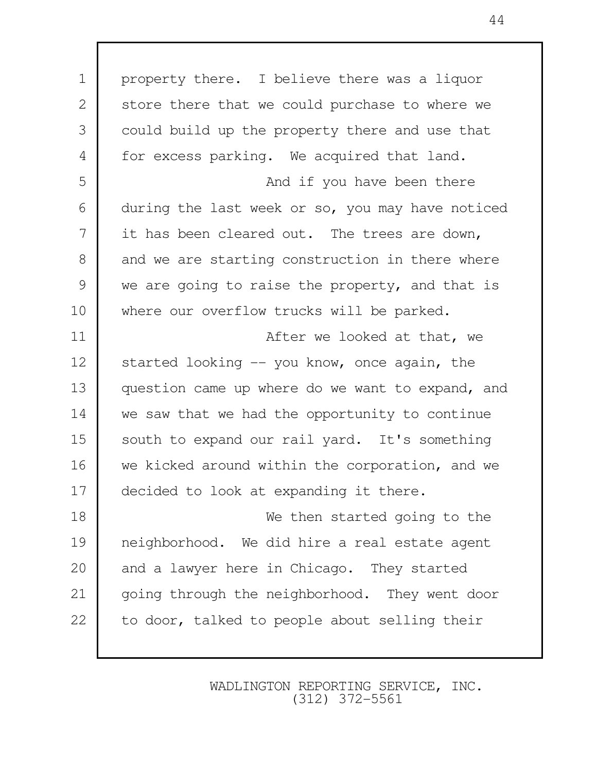property there. I believe there was a liquor store there that we could purchase to where we could build up the property there and use that for excess parking. We acquired that land.

And if you have been there during the last week or so, you may have noticed it has been cleared out. The trees are down, and we are starting construction in there where we are going to raise the property, and that is where our overflow trucks will be parked.

After we looked at that, we started looking -- you know, once again, the question came up where do we want to expand, and we saw that we had the opportunity to continue south to expand our rail yard. It's something we kicked around within the corporation, and we decided to look at expanding it there.

We then started going to the neighborhood. We did hire a real estate agent and a lawyer here in Chicago. They started going through the neighborhood. They went door to door, talked to people about selling their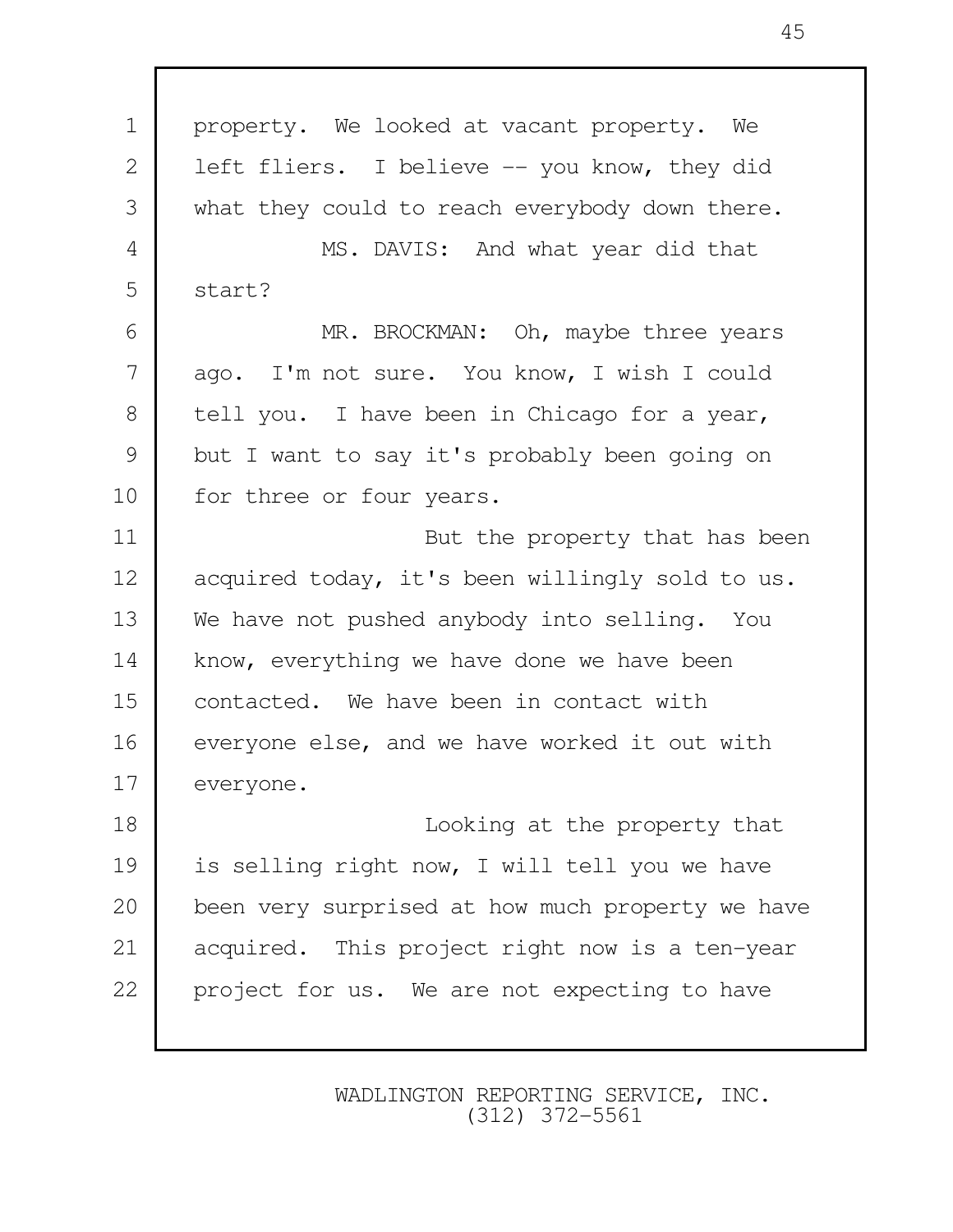property. We looked at vacant property. We left fliers. I believe -- you know, they did what they could to reach everybody down there.

MS. DAVIS: And what year did that start?

MR. BROCKMAN: Oh, maybe three years ago. I'm not sure. You know, I wish I could tell you. I have been in Chicago for a year, but I want to say it's probably been going on for three or four years.

But the property that has been acquired today, it's been willingly sold to us. We have not pushed anybody into selling. You know, everything we have done we have been contacted. We have been in contact with everyone else, and we have worked it out with everyone.

Looking at the property that is selling right now, I will tell you we have been very surprised at how much property we have acquired. This project right now is a ten-year project for us. We are not expecting to have

WADLINGTON REPORTING SERVICE, INC.
(312) 372-5561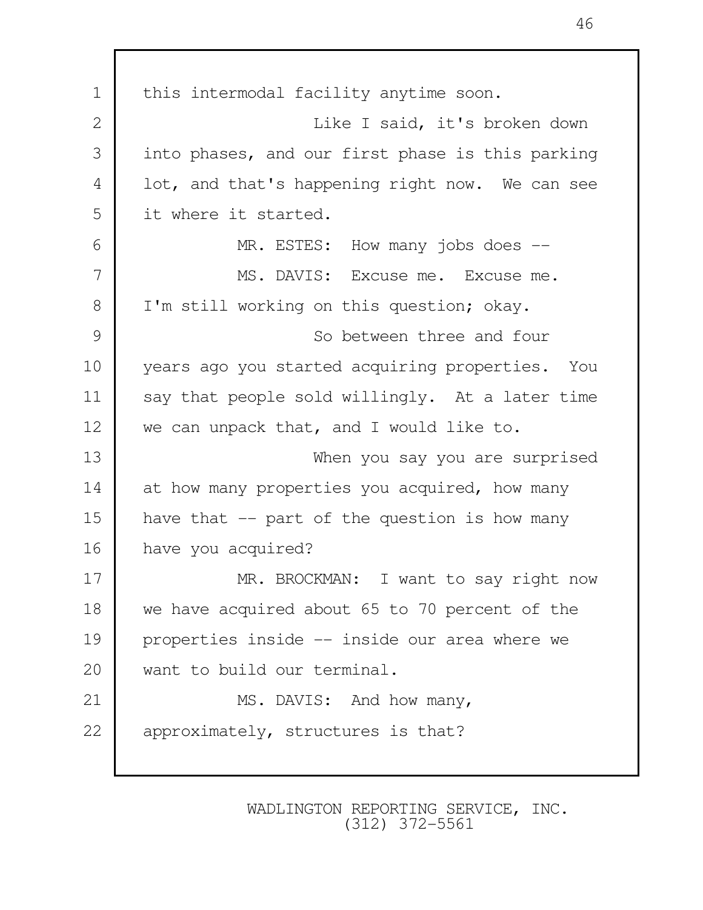1 this intermodal facility anytime soon.

2 Like I said, it's broken down

3 into phases, and our first phase is this parking

4 lot, and that's happening right now. We can see

5 it where it started.

6 MR. ESTES: How many jobs does --

7 MS. DAVIS: Excuse me. Excuse me.

8 I'm still working on this question; okay.

9 So between three and four

10 years ago you started acquiring properties. You

11 say that people sold willingly. At a later time

12 we can unpack that, and I would like to.

13 When you say you are surprised

14 at how many properties you acquired, how many

15 have that -- part of the question is how many

16 have you acquired?

17 MR. BROCKMAN: I want to say right now

18 we have acquired about 65 to 70 percent of the

19 properties inside -- inside our area where we

20 want to build our terminal.

21 MS. DAVIS: And how many,

22 approximately, structures is that?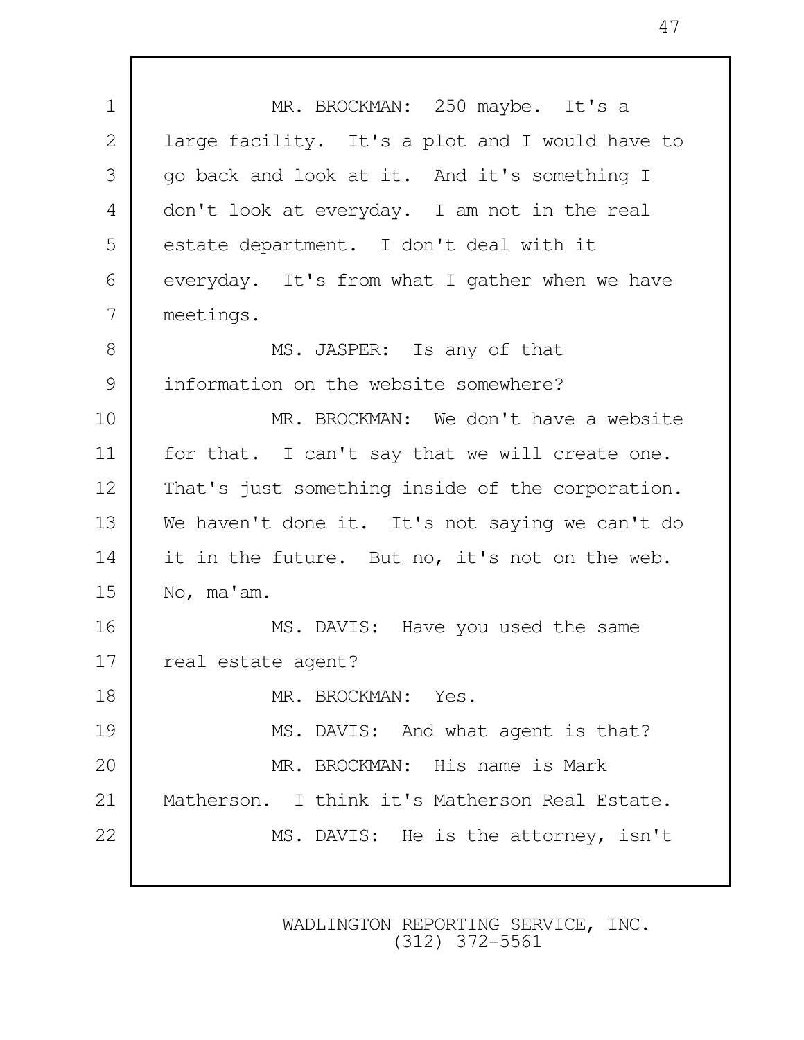MR. BROCKMAN: 250 maybe. It's a large facility. It's a plot and I would have to go back and look at it. And it's something I don't look at everyday. I am not in the real estate department. I don't deal with it everyday. It's from what I gather when we have meetings.

MS. JASPER: Is any of that information on the website somewhere?

MR. BROCKMAN: We don't have a website for that. I can't say that we will create one. That's just something inside of the corporation. We haven't done it. It's not saying we can't do it in the future. But no, it's not on the web. No, ma'am.

MS. DAVIS: Have you used the same real estate agent?

MR. BROCKMAN: Yes.

MS. DAVIS: And what agent is that?

MR. BROCKMAN: His name is Mark Matherson. I think it's Matherson Real Estate.

MS. DAVIS: He is the attorney, isn't

WADLINGTON REPORTING SERVICE, INC.
(312) 372-5561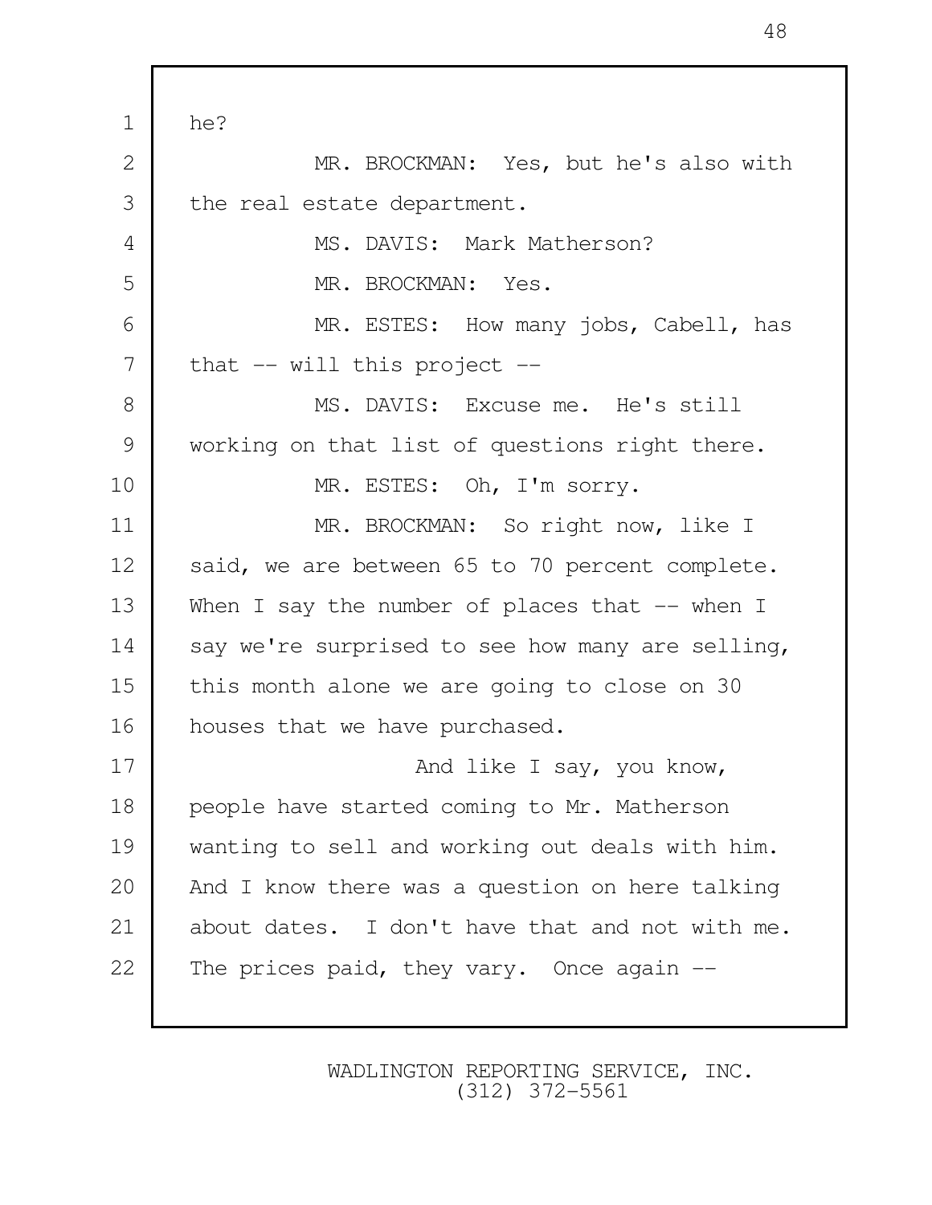he?

MR. BROCKMAN: Yes, but he's also with the real estate department.

MS. DAVIS: Mark Matherson?

MR. BROCKMAN: Yes.

MR. ESTES: How many jobs, Cabell, has that -- will this project --

MS. DAVIS: Excuse me. He's still working on that list of questions right there.

MR. ESTES: Oh, I'm sorry.

MR. BROCKMAN: So right now, like I said, we are between 65 to 70 percent complete. When I say the number of places that -- when I say we're surprised to see how many are selling, this month alone we are going to close on 30 houses that we have purchased.

And like I say, you know, people have started coming to Mr. Matherson wanting to sell and working out deals with him. And I know there was a question on here talking about dates. I don't have that and not with me. The prices paid, they vary. Once again --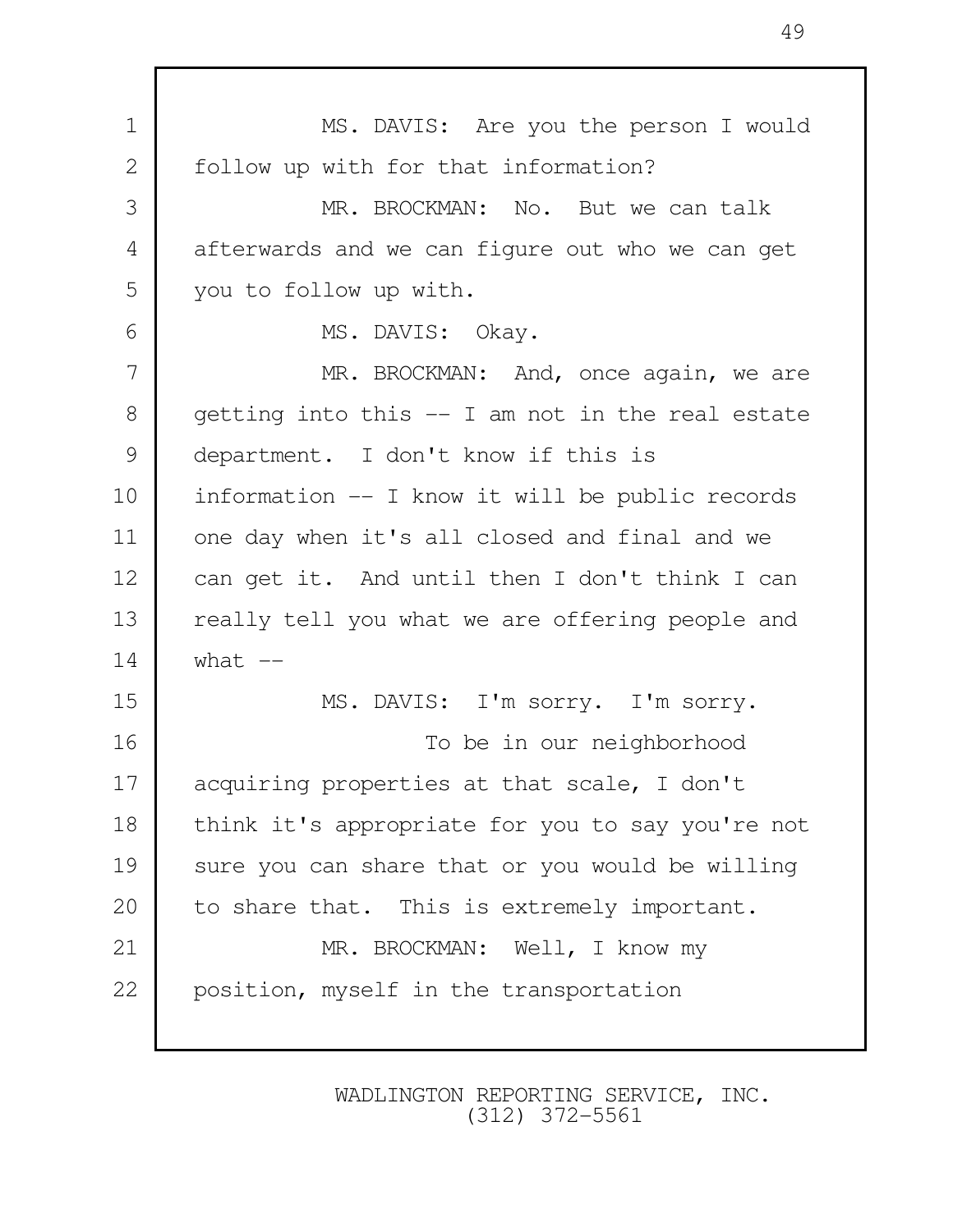MS. DAVIS: Are you the person I would follow up with for that information?

MR. BROCKMAN: No. But we can talk afterwards and we can figure out who we can get you to follow up with.

MS. DAVIS: Okay.

MR. BROCKMAN: And, once again, we are getting into this -- I am not in the real estate department. I don't know if this is information -- I know it will be public records one day when it's all closed and final and we can get it. And until then I don't think I can really tell you what we are offering people and what --

MS. DAVIS: I'm sorry. I'm sorry.

To be in our neighborhood acquiring properties at that scale, I don't think it's appropriate for you to say you're not sure you can share that or you would be willing to share that. This is extremely important.

MR. BROCKMAN: Well, I know my position, myself in the transportation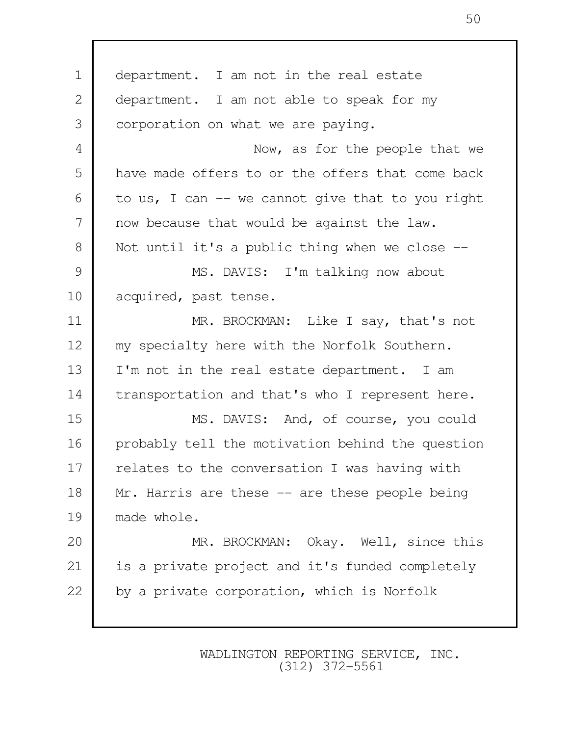department. I am not in the real estate department. I am not able to speak for my corporation on what we are paying.

Now, as for the people that we have made offers to or the offers that come back to us, I can -- we cannot give that to you right now because that would be against the law. Not until it's a public thing when we close --

MS. DAVIS: I'm talking now about acquired, past tense.

MR. BROCKMAN: Like I say, that's not my specialty here with the Norfolk Southern. I'm not in the real estate department. I am transportation and that's who I represent here.

MS. DAVIS: And, of course, you could probably tell the motivation behind the question relates to the conversation I was having with Mr. Harris are these -- are these people being made whole.

MR. BROCKMAN: Okay. Well, since this is a private project and it's funded completely by a private corporation, which is Norfolk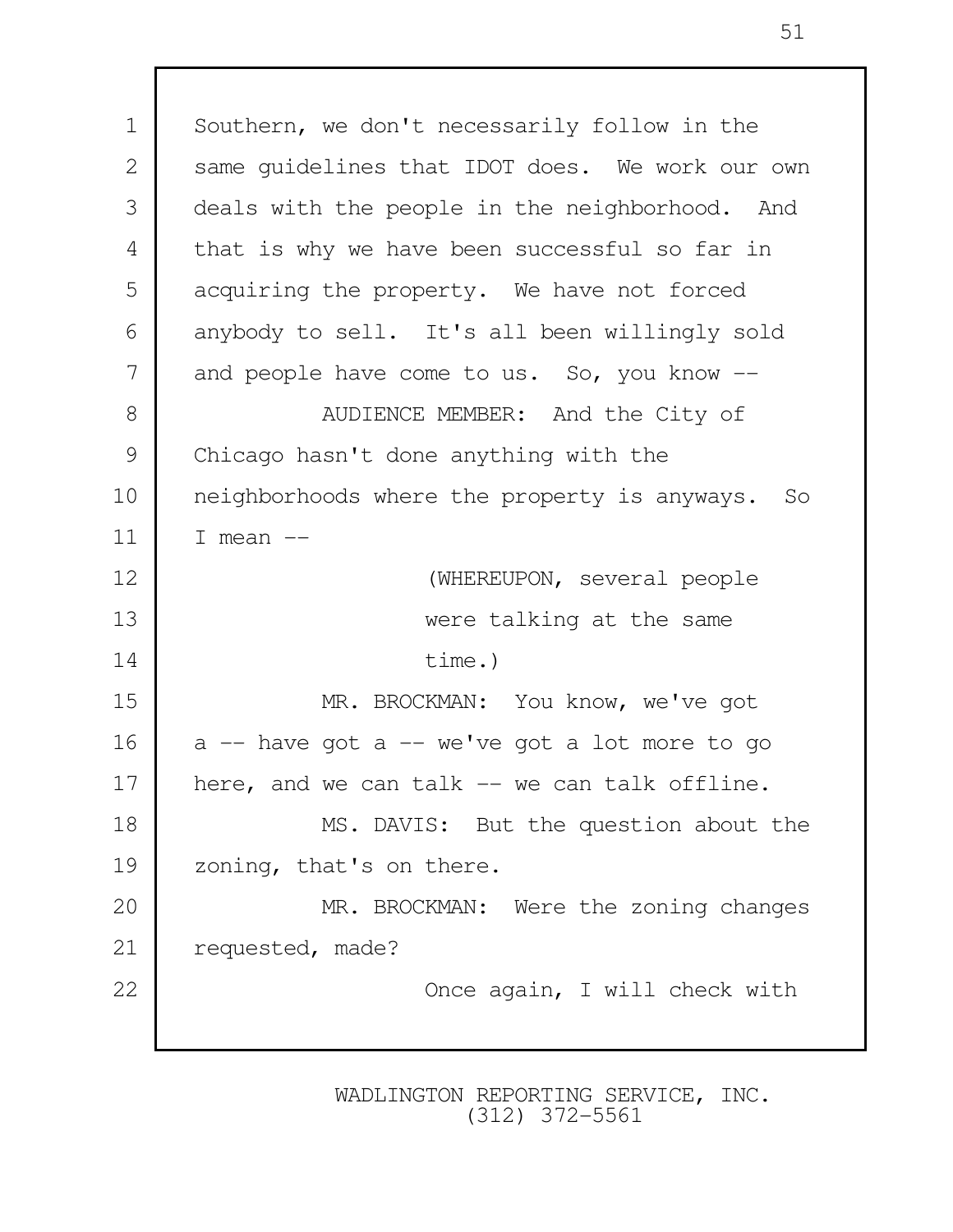Southern, we don't necessarily follow in the same guidelines that IDOT does. We work our own deals with the people in the neighborhood. And that is why we have been successful so far in acquiring the property. We have not forced anybody to sell. It's all been willingly sold and people have come to us. So, you know --

AUDIENCE MEMBER: And the City of Chicago hasn't done anything with the neighborhoods where the property is anyways. So I mean --

(WHEREUPON, several people were talking at the same time.)

MR. BROCKMAN: You know, we've got a -- have got a -- we've got a lot more to go here, and we can talk -- we can talk offline.

MS. DAVIS: But the question about the zoning, that's on there.

MR. BROCKMAN: Were the zoning changes requested, made?

Once again, I will check with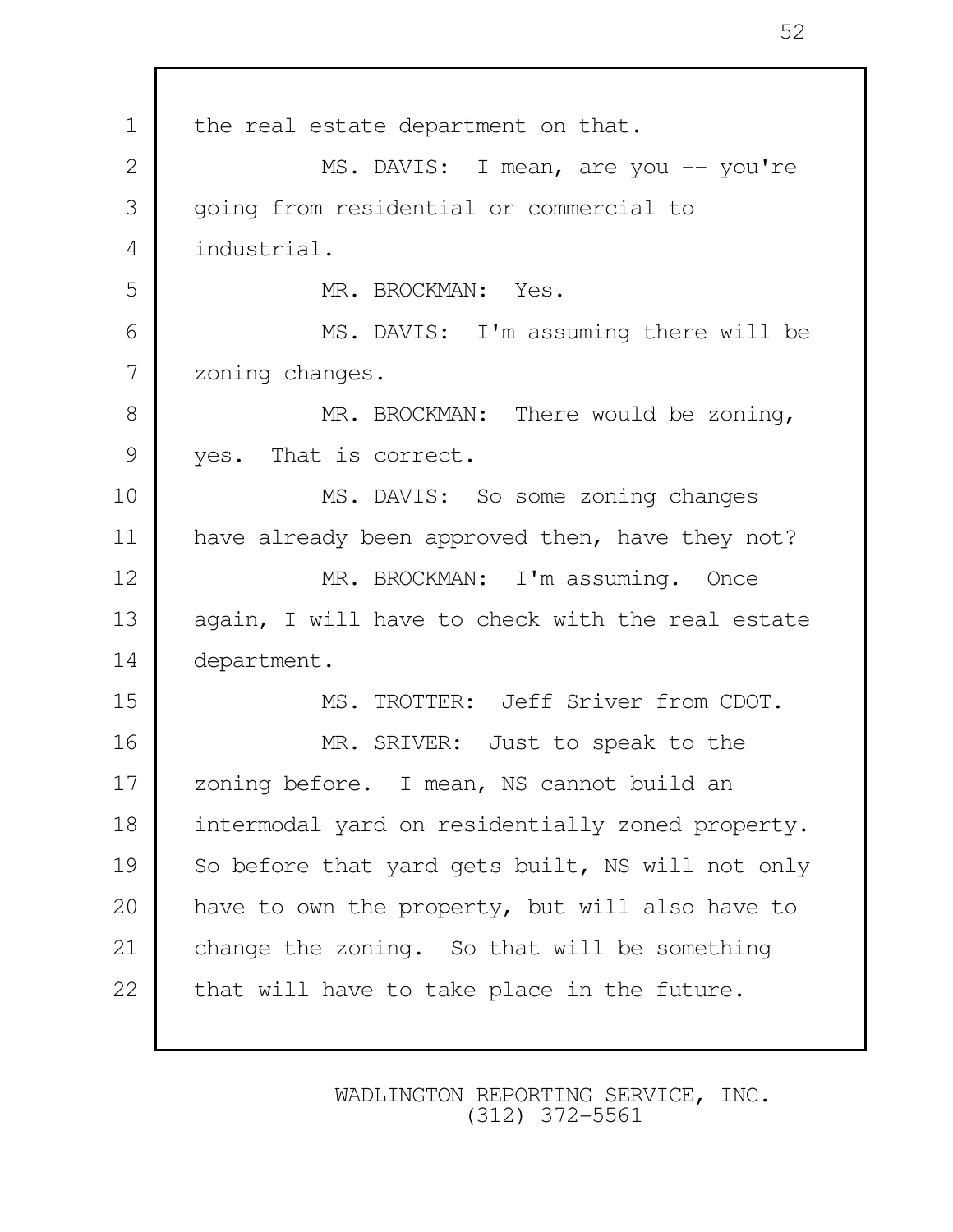the real estate department on that.

MS. DAVIS: I mean, are you -- you're going from residential or commercial to industrial.

MR. BROCKMAN: Yes.

MS. DAVIS: I'm assuming there will be zoning changes.

MR. BROCKMAN: There would be zoning, yes. That is correct.

MS. DAVIS: So some zoning changes have already been approved then, have they not?

MR. BROCKMAN: I'm assuming. Once again, I will have to check with the real estate department.

MS. TROTTER: Jeff Sriver from CDOT.

MR. SRIVER: Just to speak to the zoning before. I mean, NS cannot build an intermodal yard on residentially zoned property. So before that yard gets built, NS will not only have to own the property, but will also have to change the zoning. So that will be something that will have to take place in the future.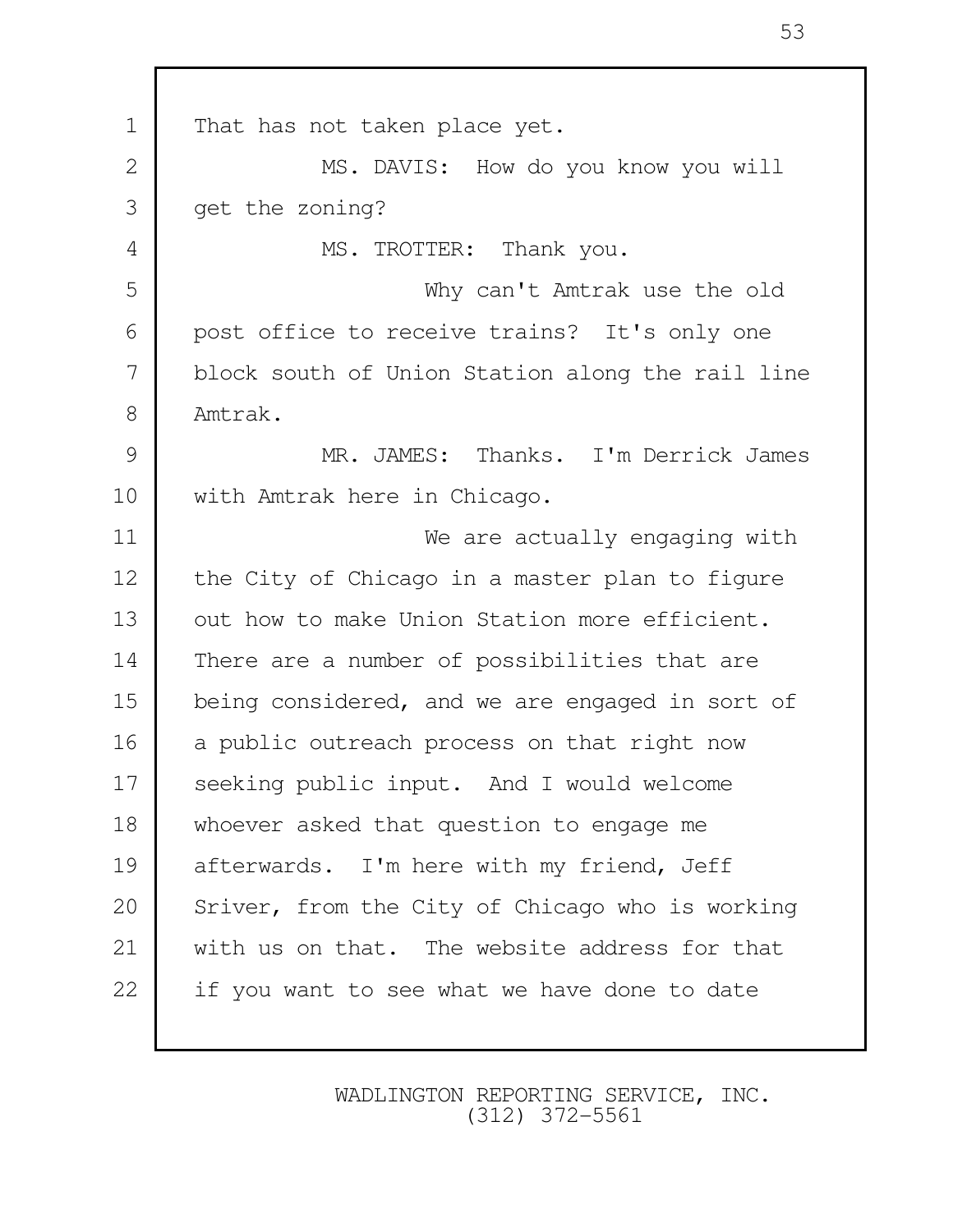That has not taken place yet.

MS. DAVIS: How do you know you will get the zoning?

MS. TROTTER: Thank you.

Why can't Amtrak use the old post office to receive trains? It's only one block south of Union Station along the rail line Amtrak.

MR. JAMES: Thanks. I'm Derrick James with Amtrak here in Chicago.

We are actually engaging with the City of Chicago in a master plan to figure out how to make Union Station more efficient. There are a number of possibilities that are being considered, and we are engaged in sort of a public outreach process on that right now seeking public input. And I would welcome whoever asked that question to engage me afterwards. I'm here with my friend, Jeff Sriver, from the City of Chicago who is working with us on that. The website address for that if you want to see what we have done to date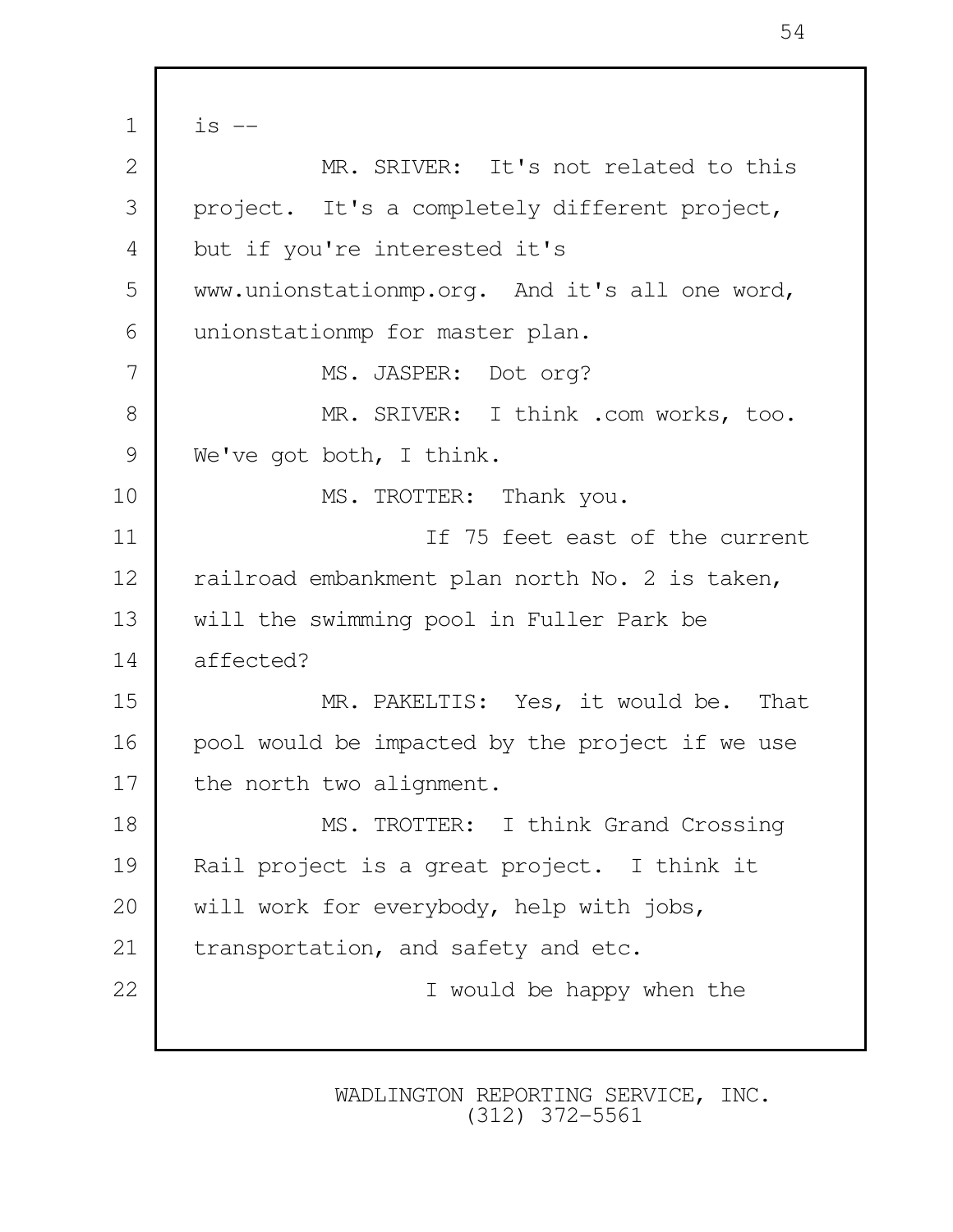is --

MR. SRIVER: It's not related to this project. It's a completely different project, but if you're interested it's www.unionstationmp.org. And it's all one word, unionstationmp for master plan.

MS. JASPER: Dot org?

MR. SRIVER: I think .com works, too. We've got both, I think.

MS. TROTTER: Thank you.

If 75 feet east of the current railroad embankment plan north No. 2 is taken, will the swimming pool in Fuller Park be affected?

MR. PAKELTIS: Yes, it would be. That pool would be impacted by the project if we use the north two alignment.

MS. TROTTER: I think Grand Crossing Rail project is a great project. I think it will work for everybody, help with jobs, transportation, and safety and etc.

I would be happy when the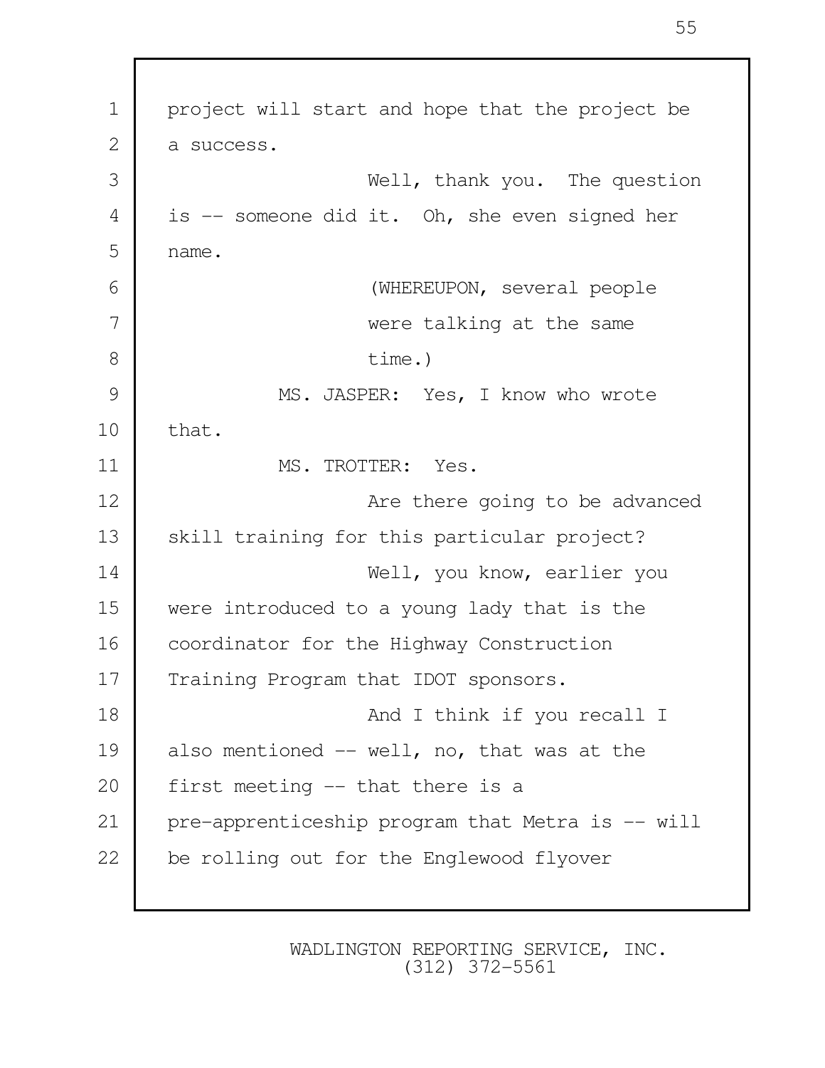project will start and hope that the project be a success.

Well, thank you. The question is -- someone did it. Oh, she even signed her name.

(WHEREUPON, several people were talking at the same time.)

MS. JASPER: Yes, I know who wrote that.

MS. TROTTER: Yes.

Are there going to be advanced skill training for this particular project?

Well, you know, earlier you were introduced to a young lady that is the coordinator for the Highway Construction Training Program that IDOT sponsors.

And I think if you recall I also mentioned -- well, no, that was at the first meeting -- that there is a pre-apprenticeship program that Metra is -- will be rolling out for the Englewood flyover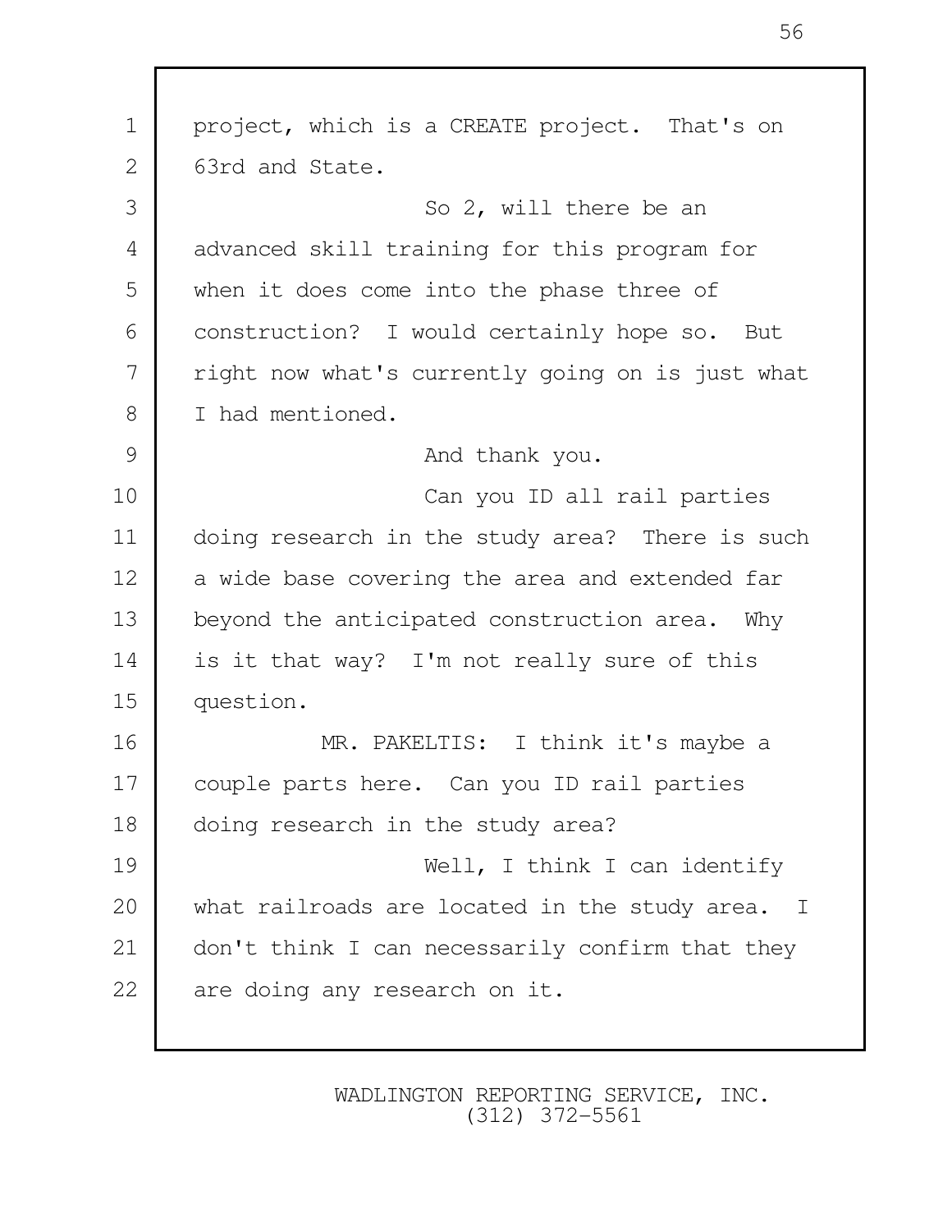project, which is a CREATE project. That's on 63rd and State.

So 2, will there be an advanced skill training for this program for when it does come into the phase three of construction? I would certainly hope so. But right now what's currently going on is just what I had mentioned.

And thank you.

Can you ID all rail parties doing research in the study area? There is such a wide base covering the area and extended far beyond the anticipated construction area. Why is it that way? I'm not really sure of this question.

MR. PAKELTIS: I think it's maybe a couple parts here. Can you ID rail parties doing research in the study area?

Well, I think I can identify what railroads are located in the study area. I don't think I can necessarily confirm that they are doing any research on it.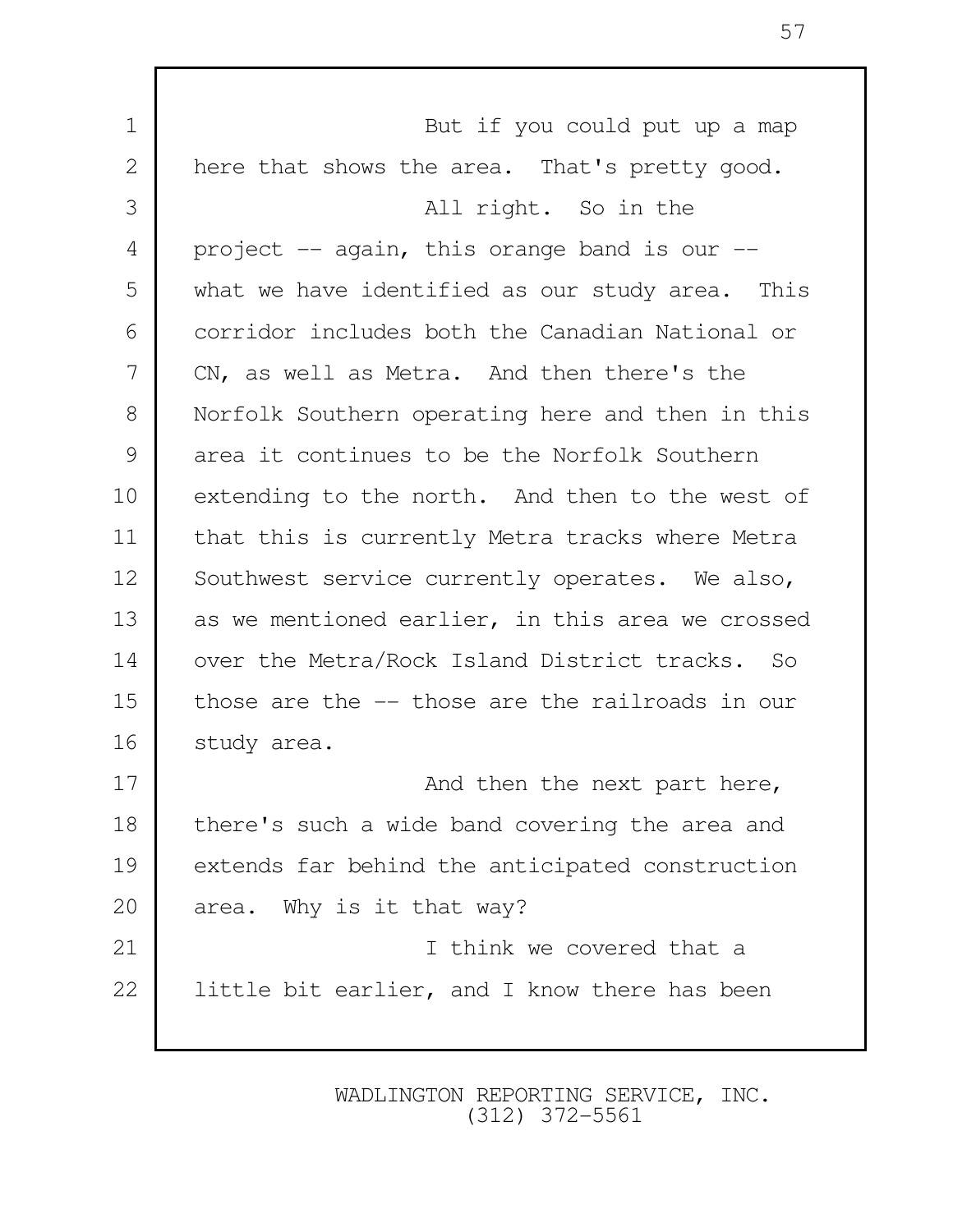1 But if you could put up a map
2 here that shows the area. That's pretty good.
3 All right. So in the
4 project -- again, this orange band is our --
5 what we have identified as our study area. This
6 corridor includes both the Canadian National or
7 CN, as well as Metra. And then there's the
8 Norfolk Southern operating here and then in this
9 area it continues to be the Norfolk Southern
10 extending to the north. And then to the west of
11 that this is currently Metra tracks where Metra
12 Southwest service currently operates. We also,
13 as we mentioned earlier, in this area we crossed
14 over the Metra/Rock Island District tracks. So
15 those are the -- those are the railroads in our
16 study area.
17 And then the next part here,
18 there's such a wide band covering the area and
19 extends far behind the anticipated construction
20 area. Why is it that way?
21 I think we covered that a
22 little bit earlier, and I know there has been

WADLINGTON REPORTING SERVICE, INC.
(312) 372-5561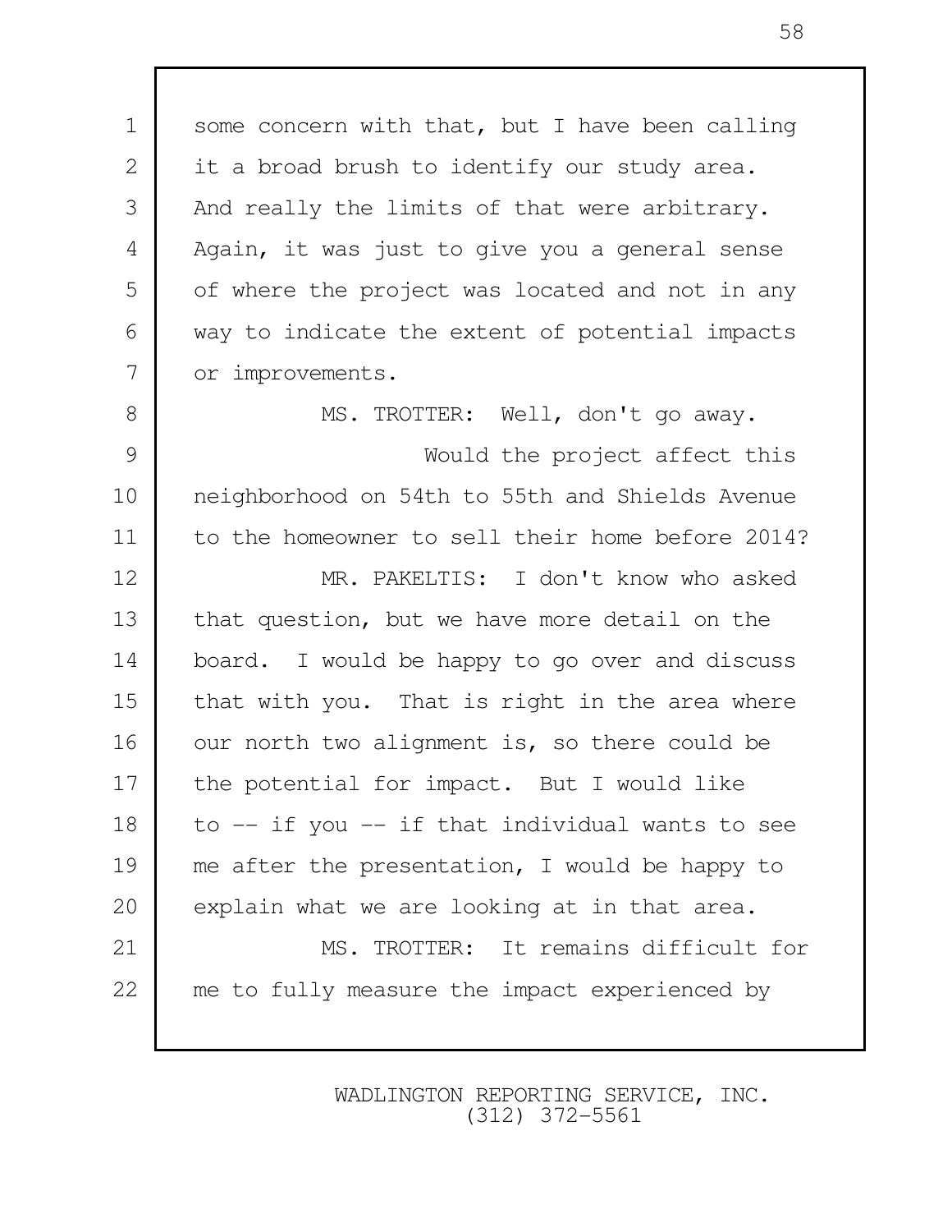some concern with that, but I have been calling it a broad brush to identify our study area. And really the limits of that were arbitrary. Again, it was just to give you a general sense of where the project was located and not in any way to indicate the extent of potential impacts or improvements.

MS. TROTTER: Well, don't go away.

Would the project affect this neighborhood on 54th to 55th and Shields Avenue to the homeowner to sell their home before 2014?

MR. PAKELTIS: I don't know who asked that question, but we have more detail on the board. I would be happy to go over and discuss that with you. That is right in the area where our north two alignment is, so there could be the potential for impact. But I would like to -- if you -- if that individual wants to see me after the presentation, I would be happy to explain what we are looking at in that area.

MS. TROTTER: It remains difficult for me to fully measure the impact experienced by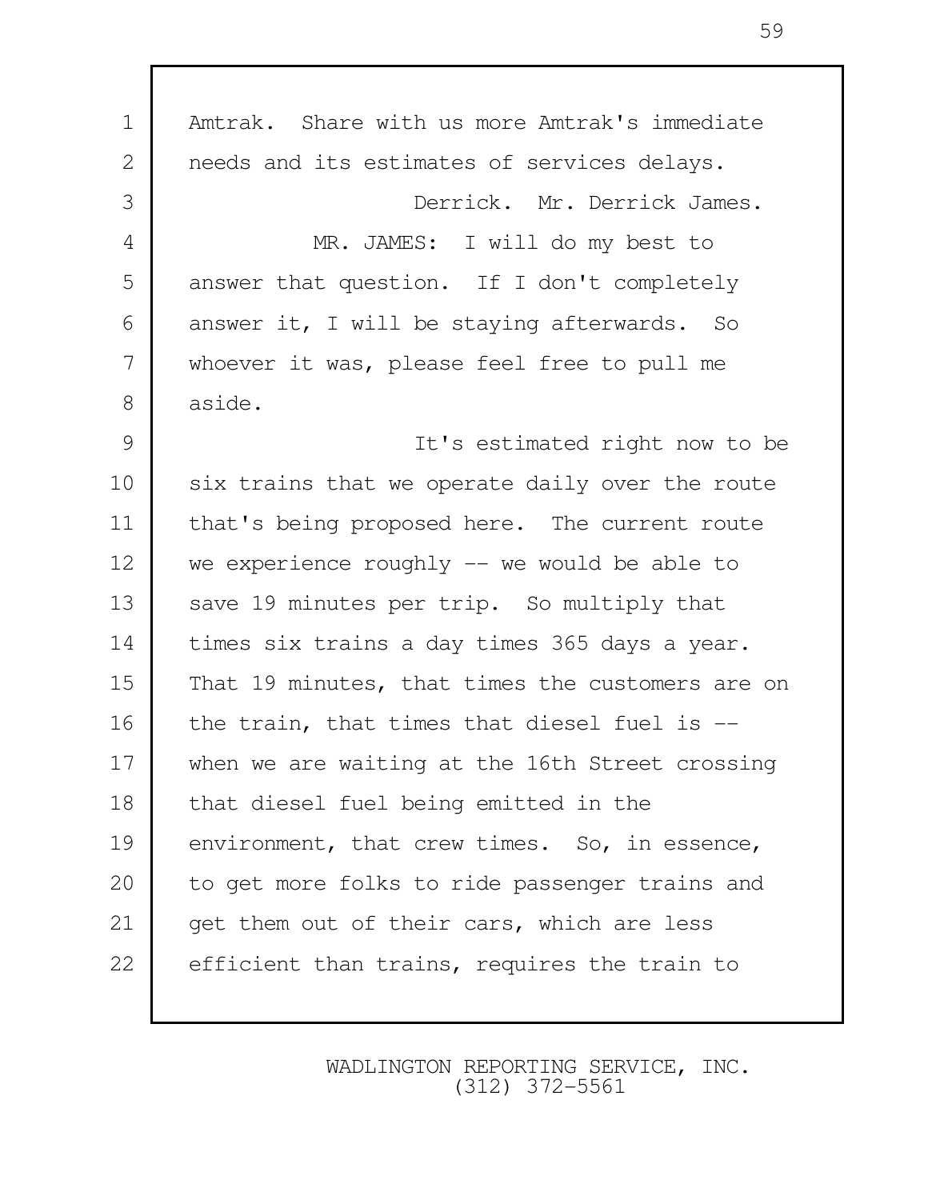Amtrak. Share with us more Amtrak's immediate needs and its estimates of services delays.

Derrick. Mr. Derrick James.

MR. JAMES: I will do my best to answer that question. If I don't completely answer it, I will be staying afterwards. So whoever it was, please feel free to pull me aside.

It's estimated right now to be six trains that we operate daily over the route that's being proposed here. The current route we experience roughly -- we would be able to save 19 minutes per trip. So multiply that times six trains a day times 365 days a year. That 19 minutes, that times the customers are on the train, that times that diesel fuel is -- when we are waiting at the 16th Street crossing that diesel fuel being emitted in the environment, that crew times. So, in essence, to get more folks to ride passenger trains and get them out of their cars, which are less efficient than trains, requires the train to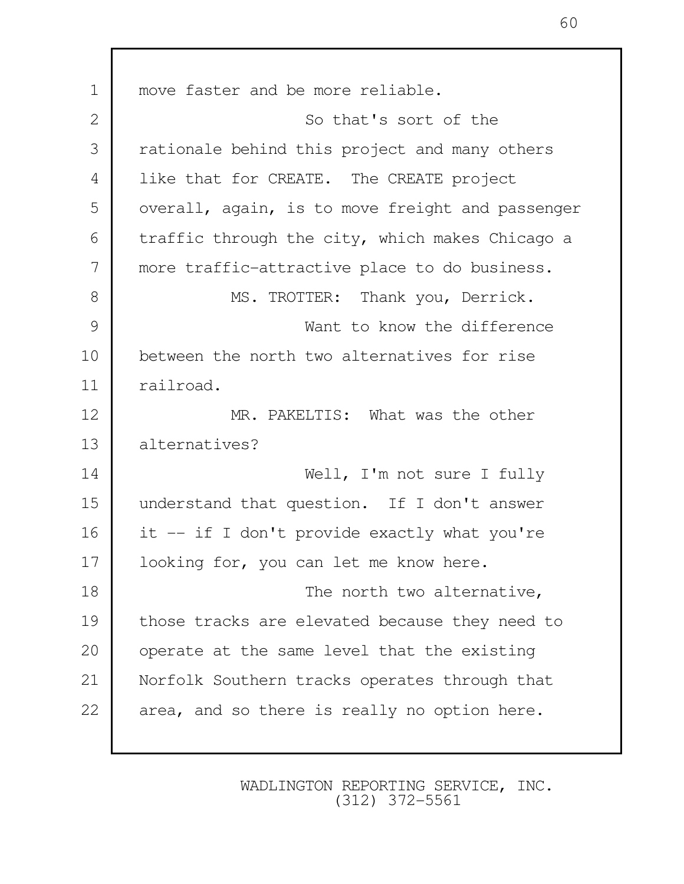move faster and be more reliable.

So that's sort of the rationale behind this project and many others like that for CREATE. The CREATE project overall, again, is to move freight and passenger traffic through the city, which makes Chicago a more traffic-attractive place to do business.

MS. TROTTER: Thank you, Derrick.

Want to know the difference between the north two alternatives for rise railroad.

MR. PAKELTIS: What was the other alternatives?

Well, I'm not sure I fully understand that question. If I don't answer it -- if I don't provide exactly what you're looking for, you can let me know here.

The north two alternative, those tracks are elevated because they need to operate at the same level that the existing Norfolk Southern tracks operates through that area, and so there is really no option here.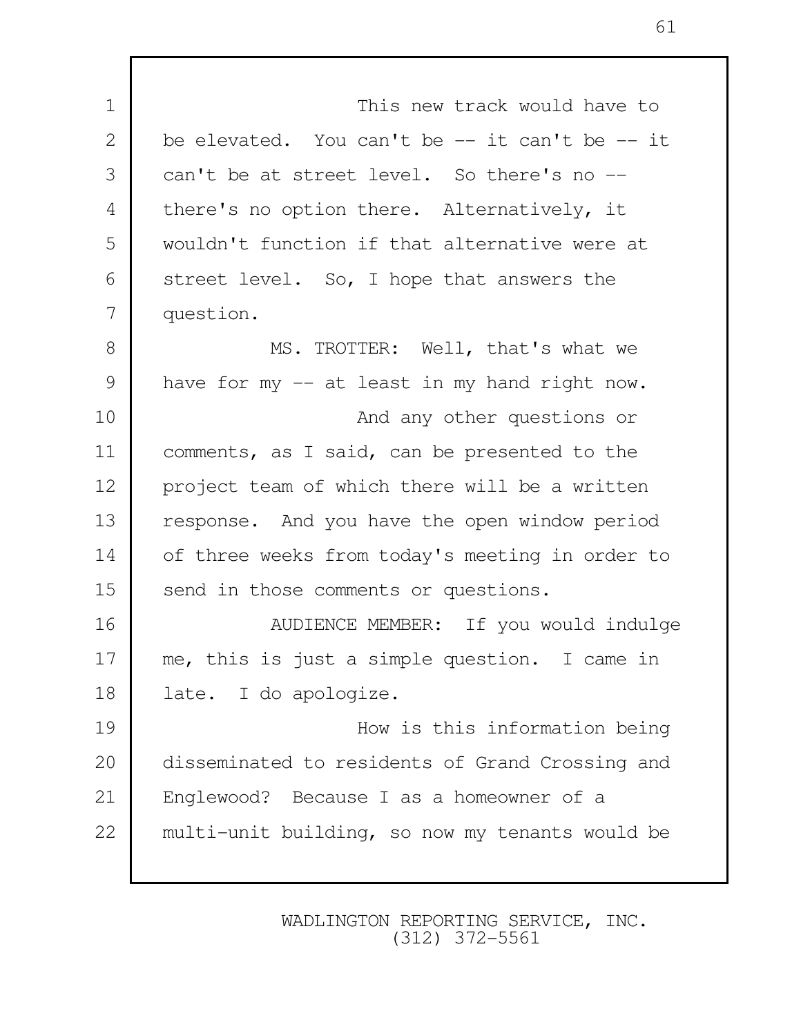This new track would have to be elevated. You can't be -- it can't be -- it can't be at street level. So there's no -- there's no option there. Alternatively, it wouldn't function if that alternative were at street level. So, I hope that answers the question.

MS. TROTTER: Well, that's what we have for my -- at least in my hand right now.

And any other questions or comments, as I said, can be presented to the project team of which there will be a written response. And you have the open window period of three weeks from today's meeting in order to send in those comments or questions.

AUDIENCE MEMBER: If you would indulge me, this is just a simple question. I came in late. I do apologize.

How is this information being disseminated to residents of Grand Crossing and Englewood? Because I as a homeowner of a multi-unit building, so now my tenants would be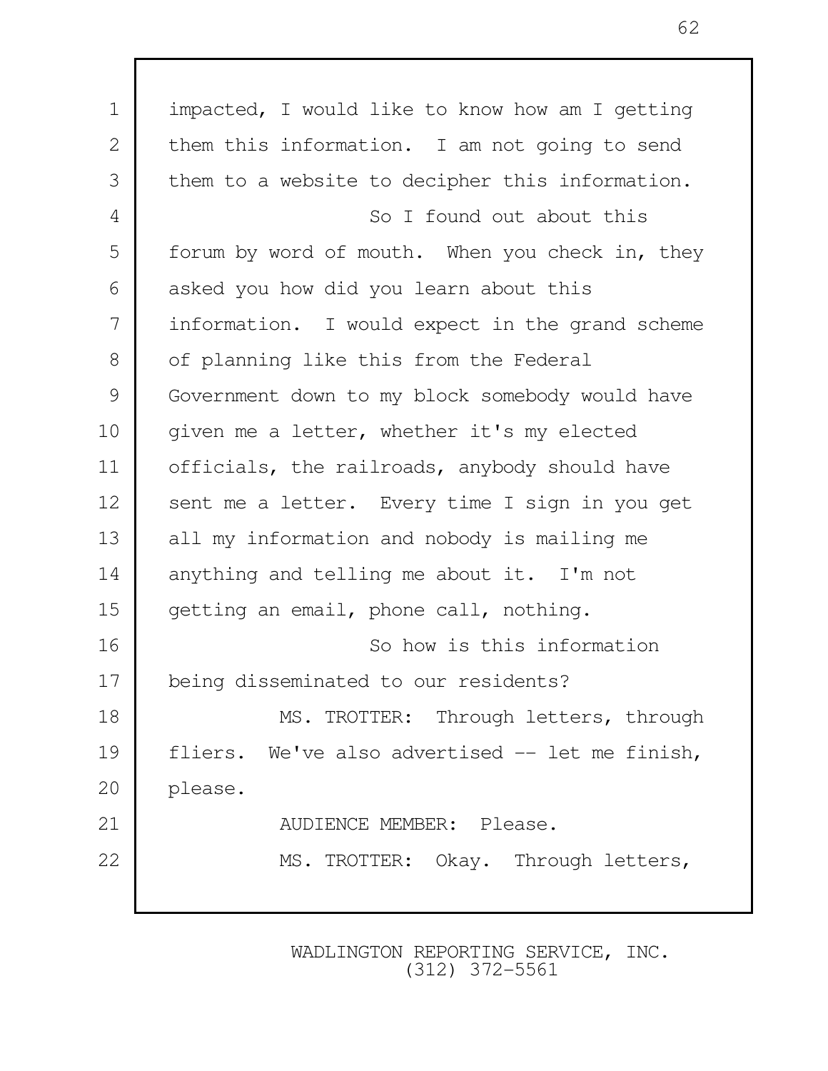impacted, I would like to know how am I getting them this information. I am not going to send them to a website to decipher this information.

So I found out about this forum by word of mouth. When you check in, they asked you how did you learn about this information. I would expect in the grand scheme of planning like this from the Federal Government down to my block somebody would have given me a letter, whether it's my elected officials, the railroads, anybody should have sent me a letter. Every time I sign in you get all my information and nobody is mailing me anything and telling me about it. I'm not getting an email, phone call, nothing.

So how is this information being disseminated to our residents?

MS. TROTTER: Through letters, through fliers. We've also advertised -- let me finish, please.

AUDIENCE MEMBER: Please.

MS. TROTTER: Okay. Through letters,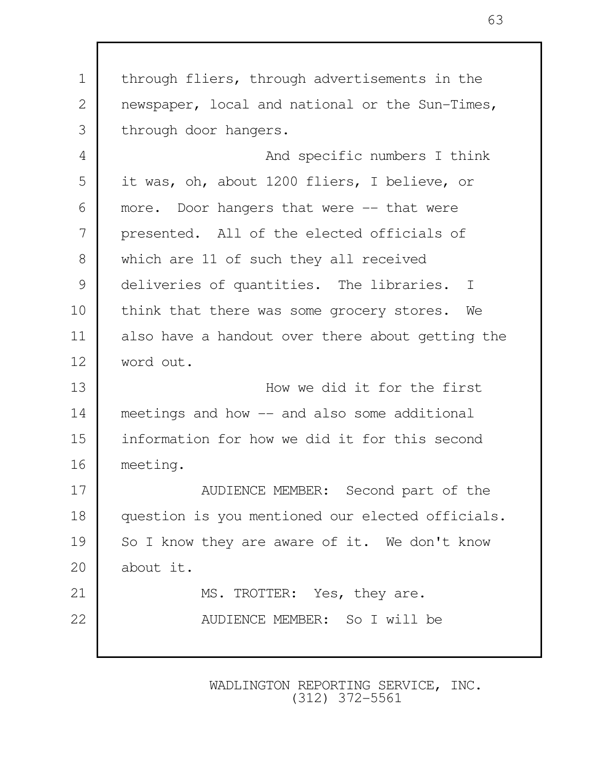through fliers, through advertisements in the newspaper, local and national or the Sun-Times, through door hangers.

And specific numbers I think it was, oh, about 1200 fliers, I believe, or more. Door hangers that were -- that were presented. All of the elected officials of which are 11 of such they all received deliveries of quantities. The libraries. I think that there was some grocery stores. We also have a handout over there about getting the word out.

How we did it for the first meetings and how -- and also some additional information for how we did it for this second meeting.

AUDIENCE MEMBER: Second part of the question is you mentioned our elected officials. So I know they are aware of it. We don't know about it.

MS. TROTTER: Yes, they are.

AUDIENCE MEMBER: So I will be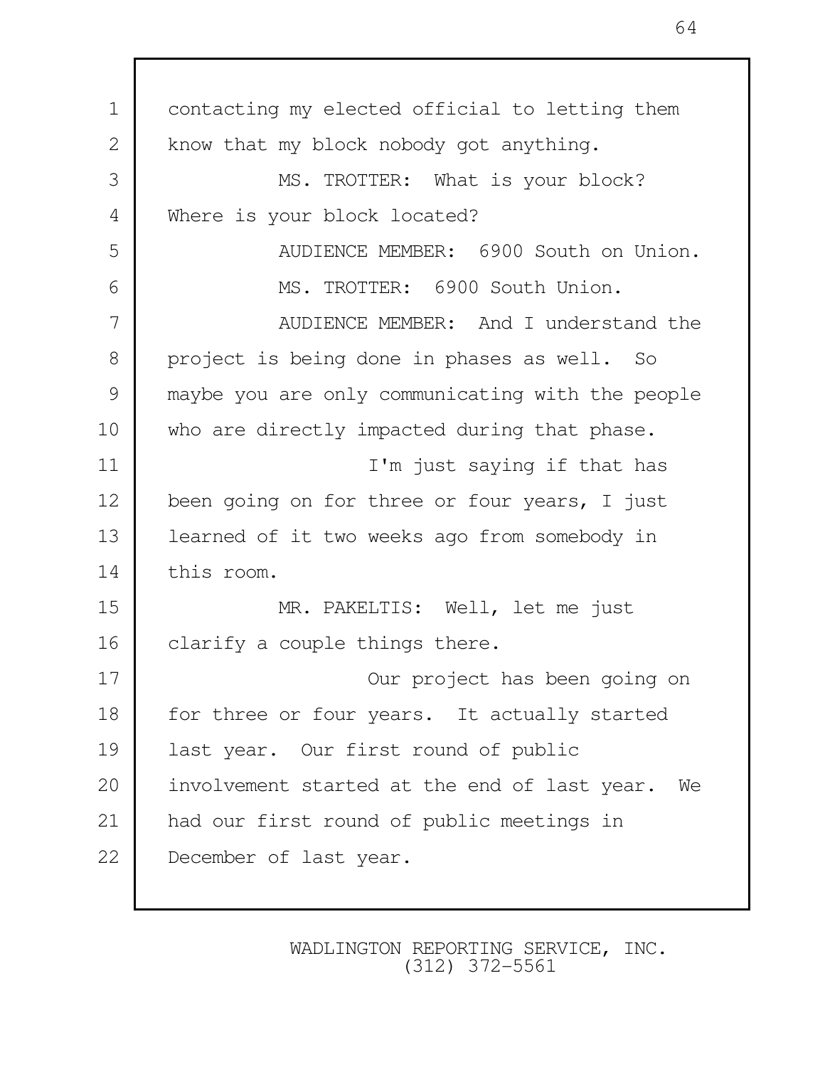contacting my elected official to letting them know that my block nobody got anything.

MS. TROTTER: What is your block? Where is your block located?

AUDIENCE MEMBER: 6900 South on Union.

MS. TROTTER: 6900 South Union.

AUDIENCE MEMBER: And I understand the project is being done in phases as well. So maybe you are only communicating with the people who are directly impacted during that phase.

I'm just saying if that has been going on for three or four years, I just learned of it two weeks ago from somebody in this room.

MR. PAKELTIS: Well, let me just clarify a couple things there.

Our project has been going on for three or four years. It actually started last year. Our first round of public involvement started at the end of last year. We had our first round of public meetings in December of last year.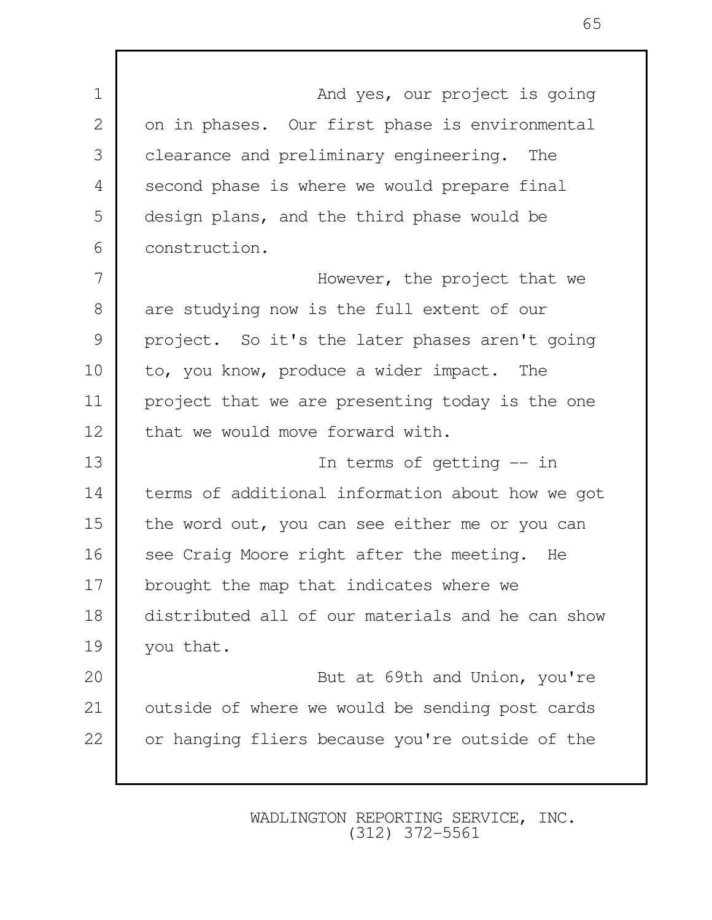And yes, our project is going on in phases. Our first phase is environmental clearance and preliminary engineering. The second phase is where we would prepare final design plans, and the third phase would be construction.

However, the project that we are studying now is the full extent of our project. So it's the later phases aren't going to, you know, produce a wider impact. The project that we are presenting today is the one that we would move forward with.

In terms of getting -- in terms of additional information about how we got the word out, you can see either me or you can see Craig Moore right after the meeting. He brought the map that indicates where we distributed all of our materials and he can show you that.

But at 69th and Union, you're outside of where we would be sending post cards or hanging fliers because you're outside of the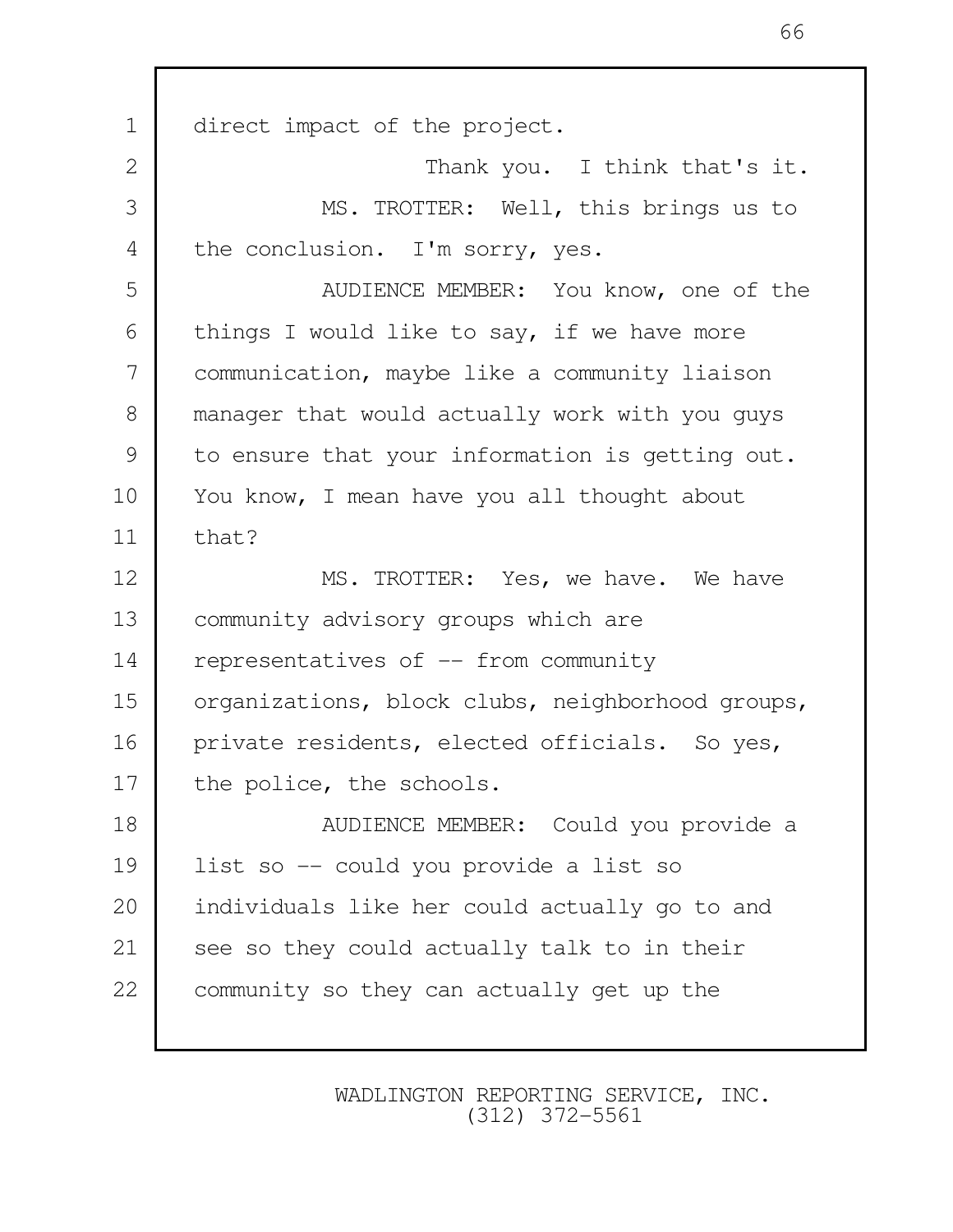direct impact of the project.

Thank you. I think that's it.

MS. TROTTER: Well, this brings us to the conclusion. I'm sorry, yes.

AUDIENCE MEMBER: You know, one of the things I would like to say, if we have more communication, maybe like a community liaison manager that would actually work with you guys to ensure that your information is getting out. You know, I mean have you all thought about that?

MS. TROTTER: Yes, we have. We have community advisory groups which are representatives of -- from community organizations, block clubs, neighborhood groups, private residents, elected officials. So yes, the police, the schools.

AUDIENCE MEMBER: Could you provide a list so -- could you provide a list so individuals like her could actually go to and see so they could actually talk to in their community so they can actually get up the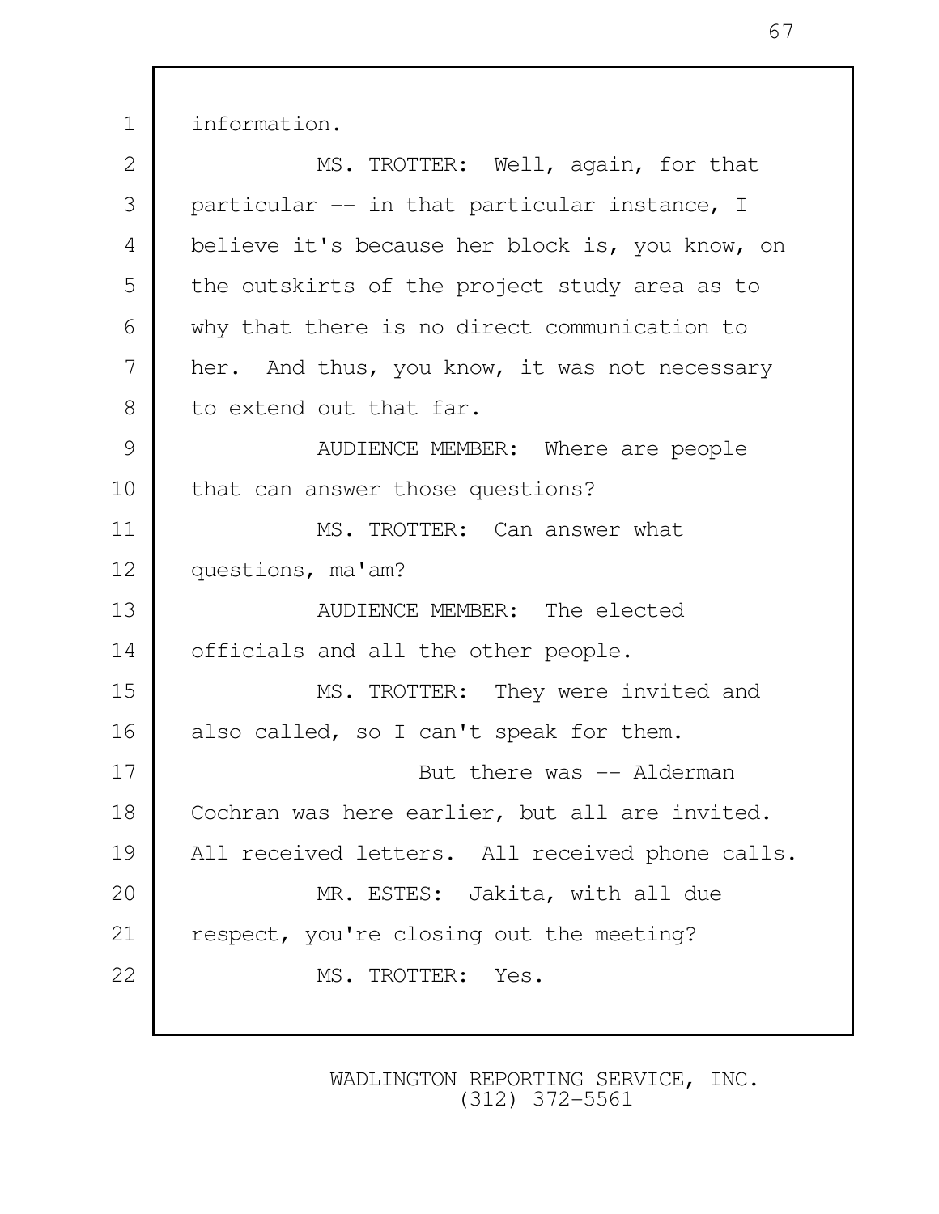information.

MS. TROTTER: Well, again, for that particular -- in that particular instance, I believe it's because her block is, you know, on the outskirts of the project study area as to why that there is no direct communication to her. And thus, you know, it was not necessary to extend out that far.

AUDIENCE MEMBER: Where are people that can answer those questions?

MS. TROTTER: Can answer what questions, ma'am?

AUDIENCE MEMBER: The elected officials and all the other people.

MS. TROTTER: They were invited and also called, so I can't speak for them.

But there was -- Alderman Cochran was here earlier, but all are invited. All received letters. All received phone calls.

MR. ESTES: Jakita, with all due respect, you're closing out the meeting?

MS. TROTTER: Yes.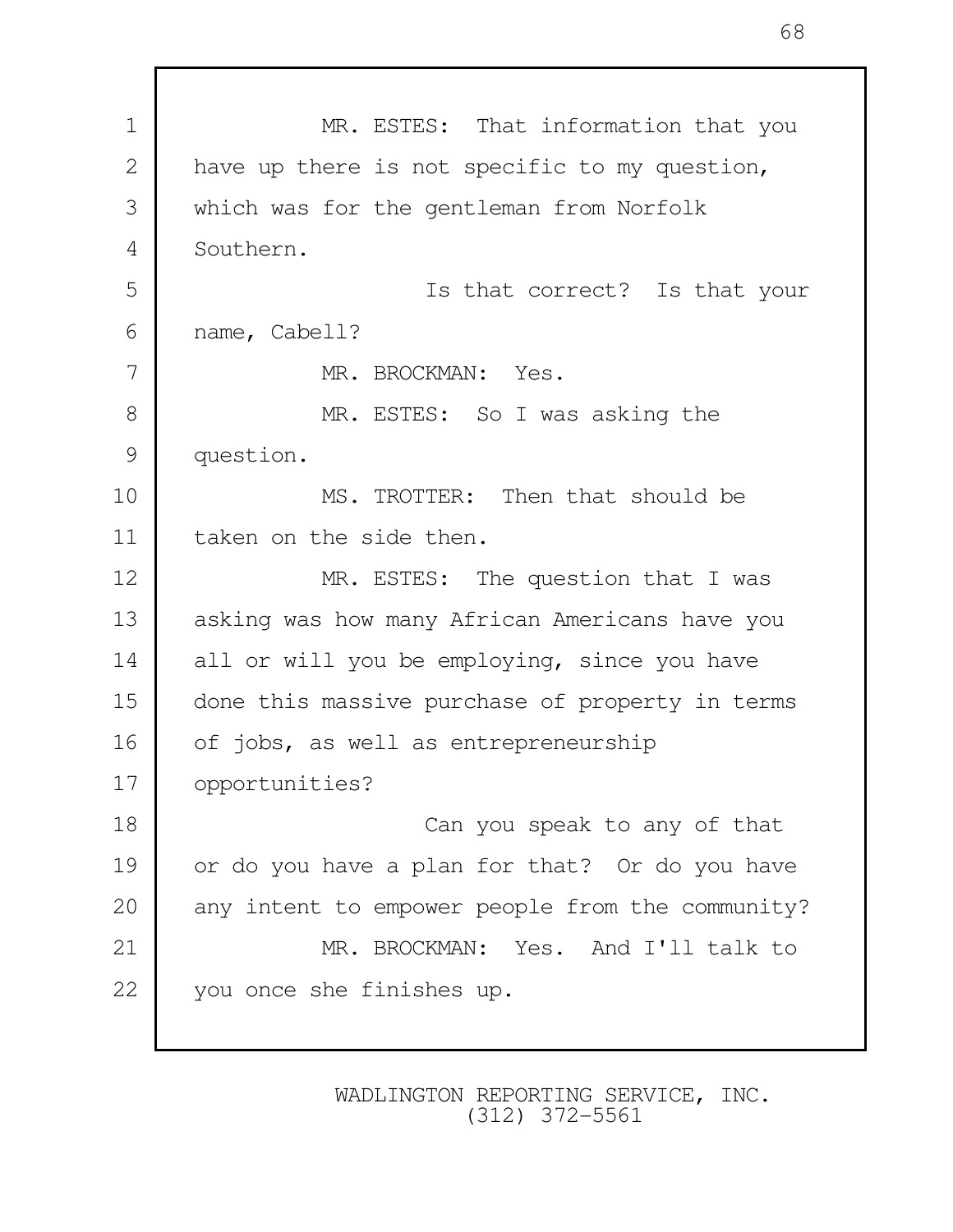MR. ESTES: That information that you have up there is not specific to my question, which was for the gentleman from Norfolk Southern.

Is that correct? Is that your name, Cabell?

MR. BROCKMAN: Yes.

MR. ESTES: So I was asking the question.

MS. TROTTER: Then that should be taken on the side then.

MR. ESTES: The question that I was asking was how many African Americans have you all or will you be employing, since you have done this massive purchase of property in terms of jobs, as well as entrepreneurship opportunities?

Can you speak to any of that or do you have a plan for that? Or do you have any intent to empower people from the community?

MR. BROCKMAN: Yes. And I'll talk to you once she finishes up.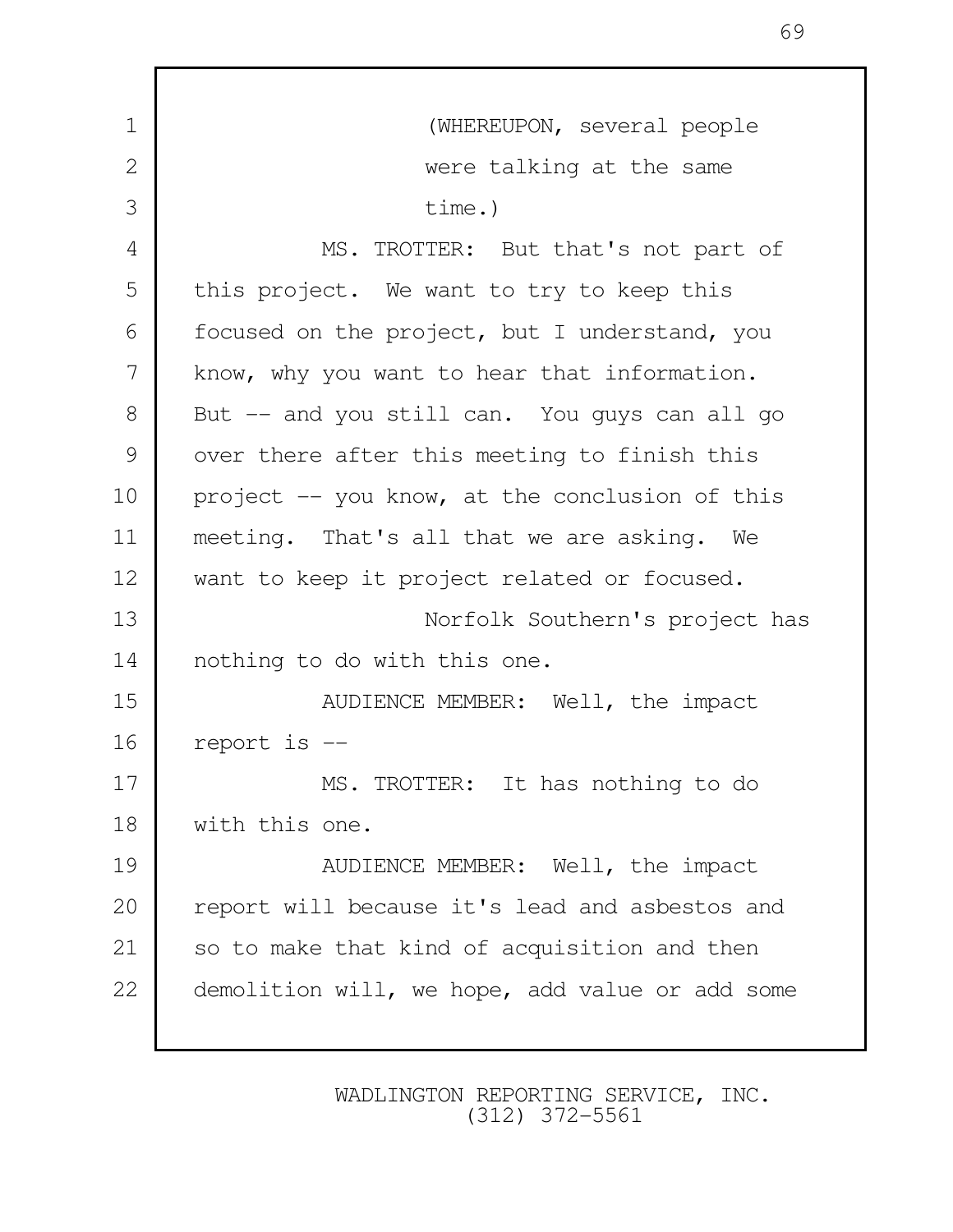(WHEREUPON, several people were talking at the same time.)

MS. TROTTER: But that's not part of this project. We want to try to keep this focused on the project, but I understand, you know, why you want to hear that information. But -- and you still can. You guys can all go over there after this meeting to finish this project -- you know, at the conclusion of this meeting. That's all that we are asking. We want to keep it project related or focused.

Norfolk Southern's project has nothing to do with this one.

AUDIENCE MEMBER: Well, the impact report is --

MS. TROTTER: It has nothing to do with this one.

AUDIENCE MEMBER: Well, the impact report will because it's lead and asbestos and so to make that kind of acquisition and then demolition will, we hope, add value or add some

WADLINGTON REPORTING SERVICE, INC.
(312) 372-5561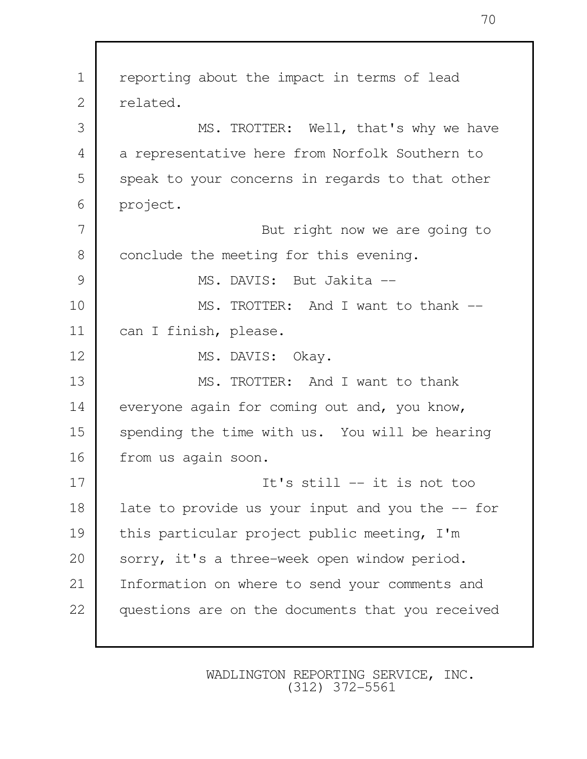reporting about the impact in terms of lead related.

MS. TROTTER: Well, that's why we have a representative here from Norfolk Southern to speak to your concerns in regards to that other project.

But right now we are going to conclude the meeting for this evening.

MS. DAVIS: But Jakita --

MS. TROTTER: And I want to thank -- can I finish, please.

MS. DAVIS: Okay.

MS. TROTTER: And I want to thank everyone again for coming out and, you know, spending the time with us. You will be hearing from us again soon.

It's still -- it is not too late to provide us your input and you the -- for this particular project public meeting, I'm sorry, it's a three-week open window period. Information on where to send your comments and questions are on the documents that you received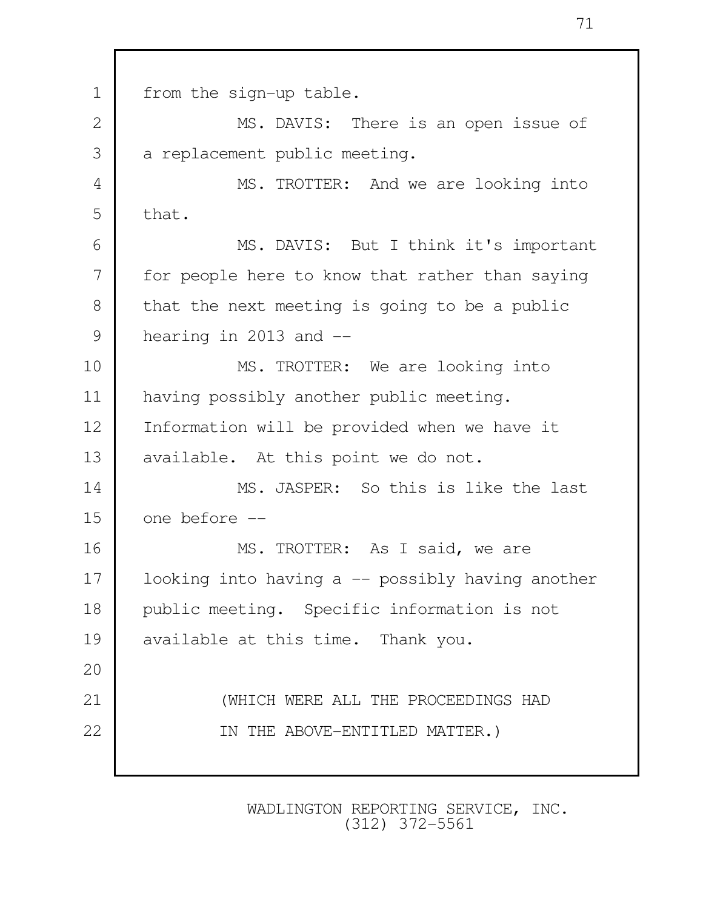from the sign-up table.

MS. DAVIS: There is an open issue of a replacement public meeting.

MS. TROTTER: And we are looking into that.

MS. DAVIS: But I think it's important for people here to know that rather than saying that the next meeting is going to be a public hearing in 2013 and --

MS. TROTTER: We are looking into having possibly another public meeting. Information will be provided when we have it available. At this point we do not.

MS. JASPER: So this is like the last one before --

MS. TROTTER: As I said, we are looking into having a -- possibly having another public meeting. Specific information is not available at this time. Thank you.

(WHICH WERE ALL THE PROCEEDINGS HAD IN THE ABOVE-ENTITLED MATTER.)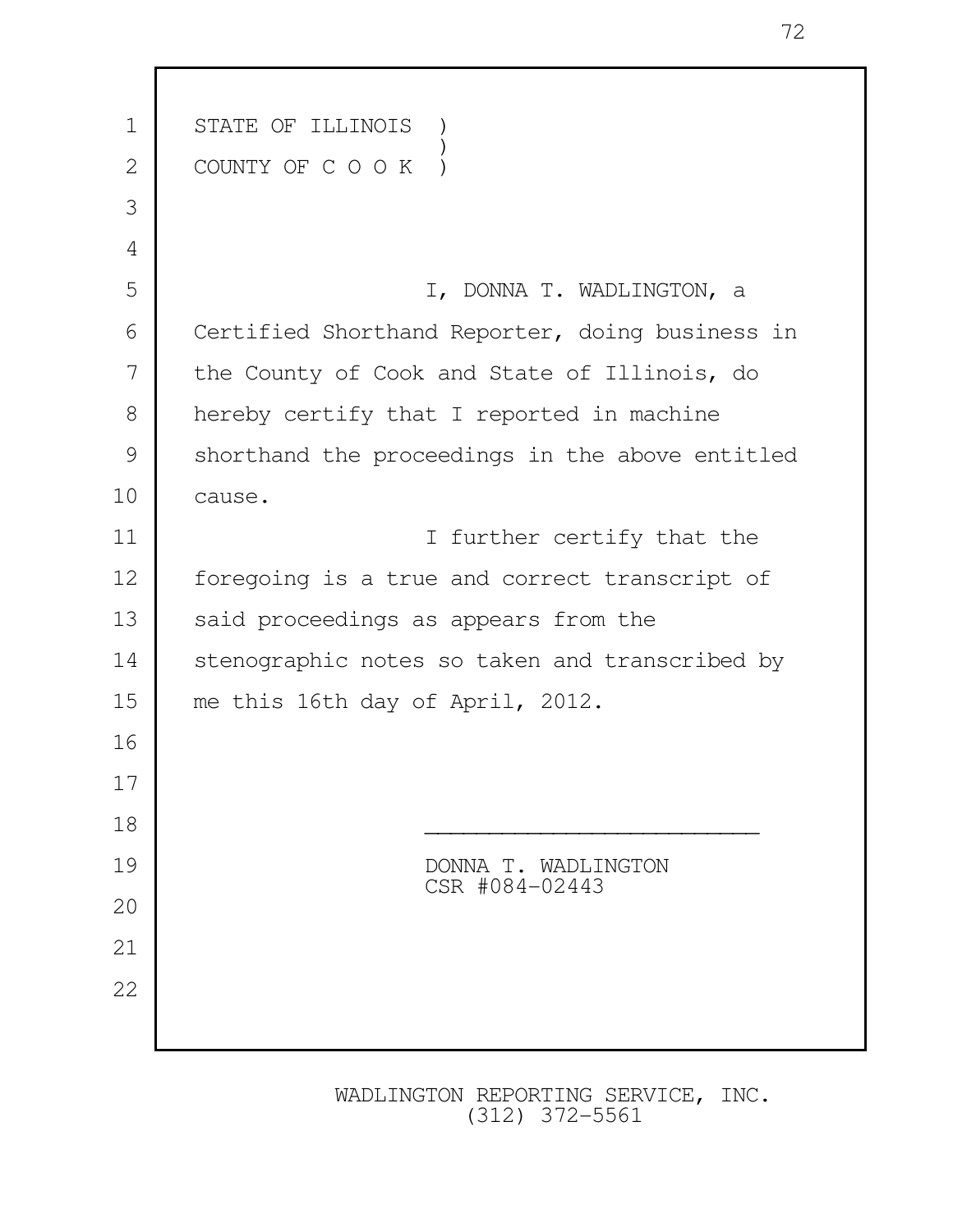STATE OF ILLINOIS )  
)  
COUNTY OF C O O K )

I, DONNA T. WADLINGTON, a Certified Shorthand Reporter, doing business in the County of Cook and State of Illinois, do hereby certify that I reported in machine shorthand the proceedings in the above entitled cause.

I further certify that the foregoing is a true and correct transcript of said proceedings as appears from the stenographic notes so taken and transcribed by me this 16th day of April, 2012.

\_\_\_\_\_\_\_\_\_\_\_\_\_\_\_\_\_\_\_\_\_\_\_\_\_\_

DONNA T. WADLINGTON  
CSR #084-02443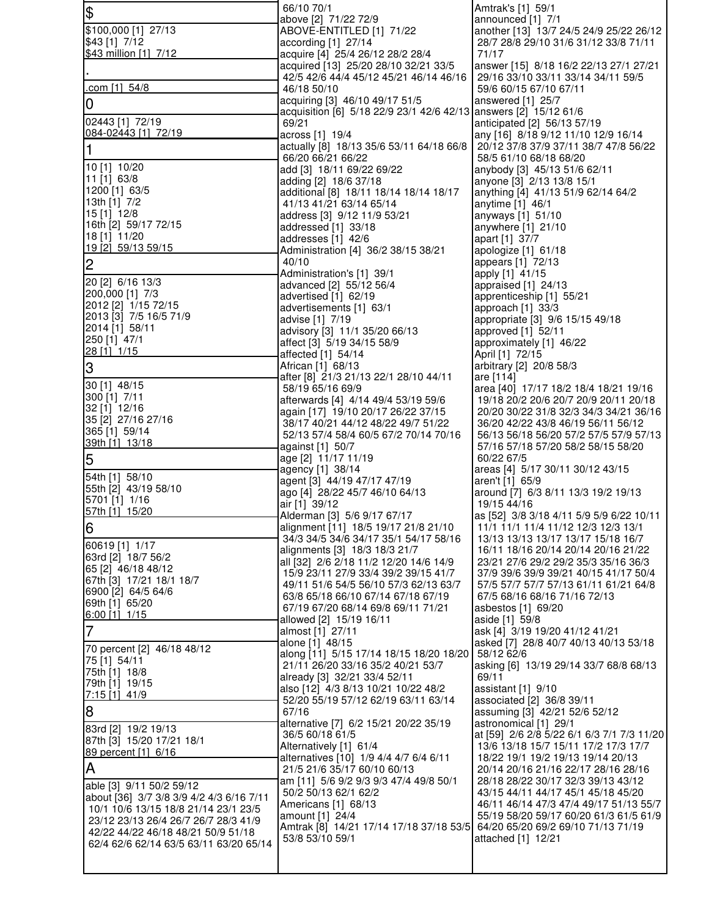## $

$100,000 [1] 27/13
$43 [1] 7/12
$43 million [1] 7/12

## .

.com [1] 54/8

## 0

02443 [1] 72/19
084-02443 [1] 72/19

## 1

10 [1] 10/20
11 [1] 63/8
1200 [1] 63/5
13th [1] 7/2
15 [1] 12/8
16th [2] 59/17 72/15
18 [1] 11/20
19 [2] 59/13 59/15

## 2

20 [2] 6/16 13/3
200,000 [1] 7/3
2012 [2] 1/15 72/15
2013 [3] 7/5 16/5 71/9
2014 [1] 58/11
250 [1] 47/1
28 [1] 1/15

## 3

30 [1] 48/15
300 [1] 7/11
32 [1] 12/16
35 [2] 27/16 27/16
365 [1] 59/14
39th [1] 13/18

## 5

54th [1] 58/10
55th [2] 43/19 58/10
5701 [1] 1/16
57th [1] 15/20

## 6

60619 [1] 1/17
63rd [2] 18/7 56/2
65 [2] 46/18 48/12
67th [3] 17/21 18/1 18/7
6900 [2] 64/5 64/6
69th [1] 65/20
6:00 [1] 1/15

## 7

70 percent [2] 46/18 48/12
75 [1] 54/11
75th [1] 18/8
79th [1] 19/15
7:15 [1] 41/9

## 8

83rd [2] 19/2 19/13
87th [3] 15/20 17/21 18/1
89 percent [1] 6/16

## A

able [3] 9/11 50/2 59/12
about [36] 3/7 3/8 3/9 4/2 4/3 6/16 7/11 10/1 10/6 13/15 18/8 21/14 23/1 23/5 23/12 23/13 26/4 26/7 26/7 28/3 41/9 42/22 44/22 46/18 48/21 50/9 51/18 62/4 62/6 62/14 63/5 63/11 63/20 65/14 66/10 70/1
above [2] 71/22 72/9
ABOVE-ENTITLED [1] 71/22
according [1] 27/14
acquire [4] 25/4 26/12 28/2 28/4
acquired [13] 25/20 28/10 32/21 33/5 42/5 42/6 44/4 45/12 45/21 46/14 46/16 46/18 50/10
acquiring [3] 46/10 49/17 51/5
acquisition [6] 5/18 22/9 23/1 42/6 42/13 69/21
across [1] 19/4
actually [8] 18/13 35/6 53/11 64/18 66/8 66/20 66/21 66/22
add [3] 18/11 69/22 69/22
adding [2] 18/6 37/18
additional [8] 18/11 18/14 18/14 18/17 41/13 41/21 63/14 65/14
address [3] 9/12 11/9 53/21
addressed [1] 33/18
addresses [1] 42/6
Administration [4] 36/2 38/15 38/21 40/10
Administration's [1] 39/1
advanced [2] 55/12 56/4
advertised [1] 62/19
advertisements [1] 63/1
advise [1] 7/19
advisory [3] 11/1 35/20 66/13
affect [3] 5/19 34/15 58/9
affected [1] 54/14
African [1] 68/13
after [8] 21/3 21/13 22/1 28/10 44/11 58/19 65/16 69/9
afterwards [4] 4/14 49/4 53/19 59/6
again [17] 19/10 20/17 26/22 37/15 38/17 40/21 44/12 48/22 49/7 51/22 52/13 57/4 58/4 60/5 67/2 70/14 70/16
against [1] 50/7
age [2] 11/17 11/19
agency [1] 38/14
agent [3] 44/19 47/17 47/19
ago [4] 28/22 45/7 46/10 64/13
air [1] 39/12
Alderman [3] 5/6 9/17 67/17
alignment [11] 18/5 19/17 21/8 21/10 34/3 34/5 34/6 34/17 35/1 54/17 58/16
alignments [3] 18/3 18/3 21/7
all [32] 2/6 2/18 11/2 12/20 14/6 14/9 15/9 23/11 27/9 33/4 39/2 39/15 41/7 49/11 51/6 54/5 56/10 57/3 62/13 63/7 63/8 65/18 66/10 67/14 67/18 67/19 67/19 67/20 68/14 69/8 69/11 71/21
allowed [2] 15/19 16/11
almost [1] 27/11
alone [1] 48/15
along [11] 5/15 17/14 18/15 18/20 18/20 21/11 26/20 33/16 35/2 40/21 53/7
already [3] 32/21 33/4 52/11
also [12] 4/3 8/13 10/21 10/22 48/2 52/20 55/19 57/12 62/19 63/11 63/14 67/16
alternative [7] 6/2 15/21 20/22 35/19 36/5 60/18 61/5
Alternatively [1] 61/4
alternatives [10] 1/9 4/4 4/7 6/4 6/11 21/5 21/6 35/17 60/10 60/13
am [11] 5/6 9/2 9/3 9/3 47/4 49/8 50/1 50/2 50/13 62/1 62/2
Americans [1] 68/13
amount [1] 24/4
Amtrak [8] 14/21 17/14 17/18 37/18 53/5 53/8 53/10 59/1
Amtrak's [1] 59/1
announced [1] 7/1
another [13] 13/7 24/5 24/9 25/22 26/12 28/7 28/8 29/10 31/6 31/12 33/8 71/11 71/17
answer [15] 8/18 16/2 22/13 27/1 27/21 29/16 33/10 33/11 33/14 34/11 59/5 59/6 60/15 67/10 67/11
answered [1] 25/7
answers [2] 15/12 61/6
anticipated [2] 56/13 57/19
any [16] 8/18 9/12 11/10 12/9 16/14 20/12 37/8 37/9 37/11 38/7 47/8 56/22 58/5 61/10 68/18 68/20
anybody [3] 45/13 51/6 62/11
anyone [3] 2/13 13/8 15/1
anything [4] 41/13 51/9 62/14 64/2
anytime [1] 46/1
anyways [1] 51/10
anywhere [1] 21/10
apart [1] 37/7
apologize [1] 61/18
appears [1] 72/13
apply [1] 41/15
appraised [1] 24/13
apprenticeship [1] 55/21
approach [1] 33/3
appropriate [3] 9/6 15/15 49/18
approved [1] 52/11
approximately [1] 46/22
April [1] 72/15
arbitrary [2] 20/8 58/3
are [114]
area [40] 17/17 18/2 18/4 18/21 19/16 19/18 20/2 20/6 20/7 20/9 20/11 20/18 20/20 30/22 31/8 32/3 34/3 34/21 36/16 36/20 42/22 43/8 46/19 56/11 56/12 56/13 56/18 56/20 57/2 57/5 57/9 57/13 57/16 57/18 57/20 58/2 58/15 58/20 60/22 67/5
areas [4] 5/17 30/11 30/12 43/15
aren't [1] 65/9
around [7] 6/3 8/11 13/3 19/2 19/13 19/15 44/16
as [52] 3/8 3/18 4/11 5/9 5/9 6/22 10/11 11/1 11/1 11/4 11/12 12/3 12/3 13/1 13/13 13/13 13/17 13/17 15/18 16/7 16/11 18/16 20/14 20/14 20/16 21/22 23/21 27/6 29/2 29/2 35/3 35/16 36/3 37/9 39/6 39/9 39/21 40/15 41/17 50/4 57/5 57/7 57/7 57/13 61/11 61/21 64/8 67/5 68/16 68/16 71/16 72/13
asbestos [1] 69/20
aside [1] 59/8
ask [4] 3/19 19/20 41/12 41/21
asked [7] 28/8 40/7 40/13 40/13 53/18 58/12 62/6
asking [6] 13/19 29/14 33/7 68/8 68/13 69/11
assistant [1] 9/10
associated [2] 36/8 39/11
assuming [3] 42/21 52/6 52/12
astronomical [1] 29/1
at [59] 2/6 2/8 5/22 6/1 6/3 7/1 7/3 11/20 13/6 13/18 15/7 15/11 17/2 17/3 17/7 18/22 19/1 19/2 19/13 19/14 20/13 20/14 20/16 21/16 22/17 28/16 28/16 28/18 28/22 30/17 32/3 39/13 43/12 43/15 44/11 44/17 45/1 45/18 45/20 46/11 46/14 47/3 47/4 49/17 51/13 55/7 55/19 58/20 59/17 60/20 61/3 61/5 61/9 64/20 65/20 69/2 69/10 71/13 71/19
attached [1] 12/21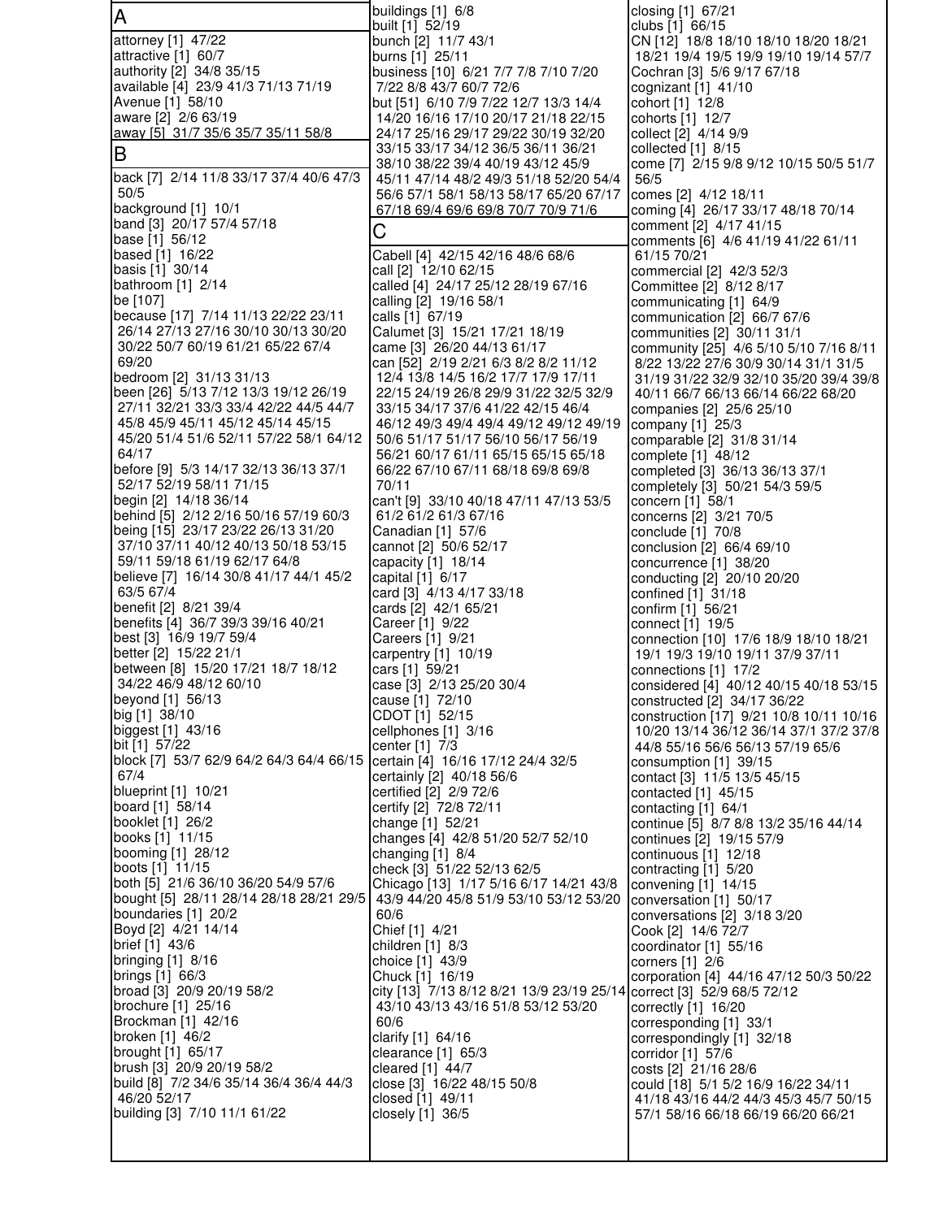## A

attorney [1] 47/22
attractive [1] 60/7
authority [2] 34/8 35/15
available [4] 23/9 41/3 71/13 71/19
Avenue [1] 58/10
aware [2] 2/6 63/19
away [5] 31/7 35/6 35/7 35/11 58/8

## B

back [7] 2/14 11/8 33/17 37/4 40/6 47/3 50/5
background [1] 10/1
band [3] 20/17 57/4 57/18
base [1] 56/12
based [1] 16/22
basis [1] 30/14
bathroom [1] 2/14
be [107]
because [17] 7/14 11/13 22/22 23/11 26/14 27/13 27/16 30/10 30/13 30/20 30/22 50/7 60/19 61/21 65/22 67/4 69/20
bedroom [2] 31/13 31/13
been [26] 5/13 7/12 13/3 19/12 26/19 27/11 32/21 33/3 33/4 42/22 44/5 44/7 45/8 45/9 45/11 45/12 45/14 45/15 45/20 51/4 51/6 52/11 57/22 58/1 64/12 64/17
before [9] 5/3 14/17 32/13 36/13 37/1 52/17 52/19 58/11 71/15
begin [2] 14/18 36/14
behind [5] 2/12 2/16 50/16 57/19 60/3
being [15] 23/17 23/22 26/13 31/20 37/10 37/11 40/12 40/13 50/18 53/15 59/11 59/18 61/19 62/17 64/8
believe [7] 16/14 30/8 41/17 44/1 45/2 63/5 67/4
benefit [2] 8/21 39/4
benefits [4] 36/7 39/3 39/16 40/21
best [3] 16/9 19/7 59/4
better [2] 15/22 21/1
between [8] 15/20 17/21 18/7 18/12 34/22 46/9 48/12 60/10
beyond [1] 56/13
big [1] 38/10
biggest [1] 43/16
bit [1] 57/22
block [7] 53/7 62/9 64/2 64/3 64/4 66/15 67/4
blueprint [1] 10/21
board [1] 58/14
booklet [1] 26/2
books [1] 11/15
booming [1] 28/12
boots [1] 11/15
both [5] 21/6 36/10 36/20 54/9 57/6
bought [5] 28/11 28/14 28/18 28/21 29/5
boundaries [1] 20/2
Boyd [2] 4/21 14/14
brief [1] 43/6
bringing [1] 8/16
brings [1] 66/3
broad [3] 20/9 20/19 58/2
brochure [1] 25/16
Brockman [1] 42/16
broken [1] 46/2
brought [1] 65/17
brush [3] 20/9 20/19 58/2
build [8] 7/2 34/6 35/14 36/4 36/4 44/3 46/20 52/17
building [3] 7/10 11/1 61/22
buildings [1] 6/8
built [1] 52/19
bunch [2] 11/7 43/1
burns [1] 25/11
business [10] 6/21 7/7 7/8 7/10 7/20 7/22 8/8 43/7 60/7 72/6
but [51] 6/10 7/9 7/22 12/7 13/3 14/4 14/20 16/16 17/10 20/17 21/18 22/15 24/17 25/16 29/17 29/22 30/19 32/20 33/15 33/17 34/12 36/5 36/11 36/21 38/10 38/22 39/4 40/19 43/12 45/9 45/11 47/14 48/2 49/3 51/18 52/20 54/4 56/6 57/1 58/1 58/13 58/17 65/20 67/17 67/18 69/4 69/6 69/8 70/7 70/9 71/6

## C

Cabell [4] 42/15 42/16 48/6 68/6
call [2] 12/10 62/15
called [4] 24/17 25/12 28/19 67/16
calling [2] 19/16 58/1
calls [1] 67/19
Calumet [3] 15/21 17/21 18/19
came [3] 26/20 44/13 61/17
can [52] 2/19 2/21 6/3 8/2 8/2 11/12 12/4 13/8 14/5 16/2 17/7 17/9 17/11 22/15 24/19 26/8 29/3 31/22 32/5 32/9 33/15 34/17 37/6 41/22 42/15 46/4 46/12 49/3 49/4 49/4 49/12 49/12 49/19 50/6 51/17 51/17 56/10 56/17 56/19 56/21 60/17 61/11 65/15 65/15 65/18 66/22 67/10 67/11 68/18 69/8 69/8 70/11
can't [9] 33/10 40/18 47/11 47/13 53/5 61/2 61/2 61/3 67/16
Canadian [1] 57/6
cannot [2] 50/6 52/17
capacity [1] 18/14
capital [1] 6/17
card [3] 4/13 4/17 33/18
cards [2] 42/1 65/21
Career [1] 9/22
Careers [1] 9/21
carpentry [1] 10/19
cars [1] 59/21
case [3] 2/13 25/20 30/4
cause [1] 72/10
CDOT [1] 52/15
cellphones [1] 3/16
center [1] 7/3
certain [4] 16/16 17/12 24/4 32/5
certainly [2] 40/18 56/6
certified [2] 2/9 72/6
certify [2] 72/8 72/11
change [1] 52/21
changes [4] 42/8 51/20 52/7 52/10
changing [1] 8/4
check [3] 51/22 52/13 62/5
Chicago [13] 1/17 5/16 6/17 14/21 43/8 43/9 44/20 45/8 51/9 53/10 53/12 53/20 60/6
Chief [1] 4/21
children [1] 8/3
choice [1] 43/9
Chuck [1] 16/19
city [13] 7/13 8/12 8/21 13/9 23/19 25/14 43/10 43/13 43/16 51/8 53/12 53/20 60/6
clarify [1] 64/16
clearance [1] 65/3
cleared [1] 44/7
close [3] 16/22 48/15 50/8
closed [1] 49/11
closely [1] 36/5
closing [1] 67/21
clubs [1] 66/15
CN [12] 18/8 18/10 18/10 18/20 18/21 18/21 19/4 19/5 19/9 19/10 19/14 57/7
Cochran [3] 5/6 9/17 67/18
cognizant [1] 41/10
cohort [1] 12/8
cohorts [1] 12/7
collect [2] 4/14 9/9
collected [1] 8/15
come [7] 2/15 9/8 9/12 10/15 50/5 51/7 56/5
comes [2] 4/12 18/11
coming [4] 26/17 33/17 48/18 70/14
comment [2] 4/17 41/15
comments [6] 4/6 41/19 41/22 61/11 61/15 70/21
commercial [2] 42/3 52/3
Committee [2] 8/12 8/17
communicating [1] 64/9
communication [2] 66/7 67/6
communities [2] 30/11 31/1
community [25] 4/6 5/10 5/10 7/16 8/11 8/22 13/22 27/6 30/9 30/14 31/1 31/5 31/19 31/22 32/9 32/10 35/20 39/4 39/8 40/11 66/7 66/13 66/14 66/22 68/20
companies [2] 25/6 25/10
company [1] 25/3
comparable [2] 31/8 31/14
complete [1] 48/12
completed [3] 36/13 36/13 37/1
completely [3] 50/21 54/3 59/5
concern [1] 58/1
concerns [2] 3/21 70/5
conclude [1] 70/8
conclusion [2] 66/4 69/10
concurrence [1] 38/20
conducting [2] 20/10 20/20
confined [1] 31/18
confirm [1] 56/21
connect [1] 19/5
connection [10] 17/6 18/9 18/10 18/21 19/1 19/3 19/10 19/11 37/9 37/11
connections [1] 17/2
considered [4] 40/12 40/15 40/18 53/15
constructed [2] 34/17 36/22
construction [17] 9/21 10/8 10/11 10/16 10/20 13/14 36/12 36/14 37/1 37/2 37/8 44/8 55/16 56/6 56/13 57/19 65/6
consumption [1] 39/15
contact [3] 11/5 13/5 45/15
contacted [1] 45/15
contacting [1] 64/1
continue [5] 8/7 8/8 13/2 35/16 44/14
continues [2] 19/15 57/9
continuous [1] 12/18
contracting [1] 5/20
convening [1] 14/15
conversation [1] 50/17
conversations [2] 3/18 3/20
Cook [2] 14/6 72/7
coordinator [1] 55/16
corners [1] 2/6
corporation [4] 44/16 47/12 50/3 50/22
correct [3] 52/9 68/5 72/12
correctly [1] 16/20
corresponding [1] 33/1
correspondingly [1] 32/18
corridor [1] 57/6
costs [2] 21/16 28/6
could [18] 5/1 5/2 16/9 16/22 34/11 41/18 43/16 44/2 44/3 45/3 45/7 50/15 57/1 58/16 66/18 66/19 66/20 66/21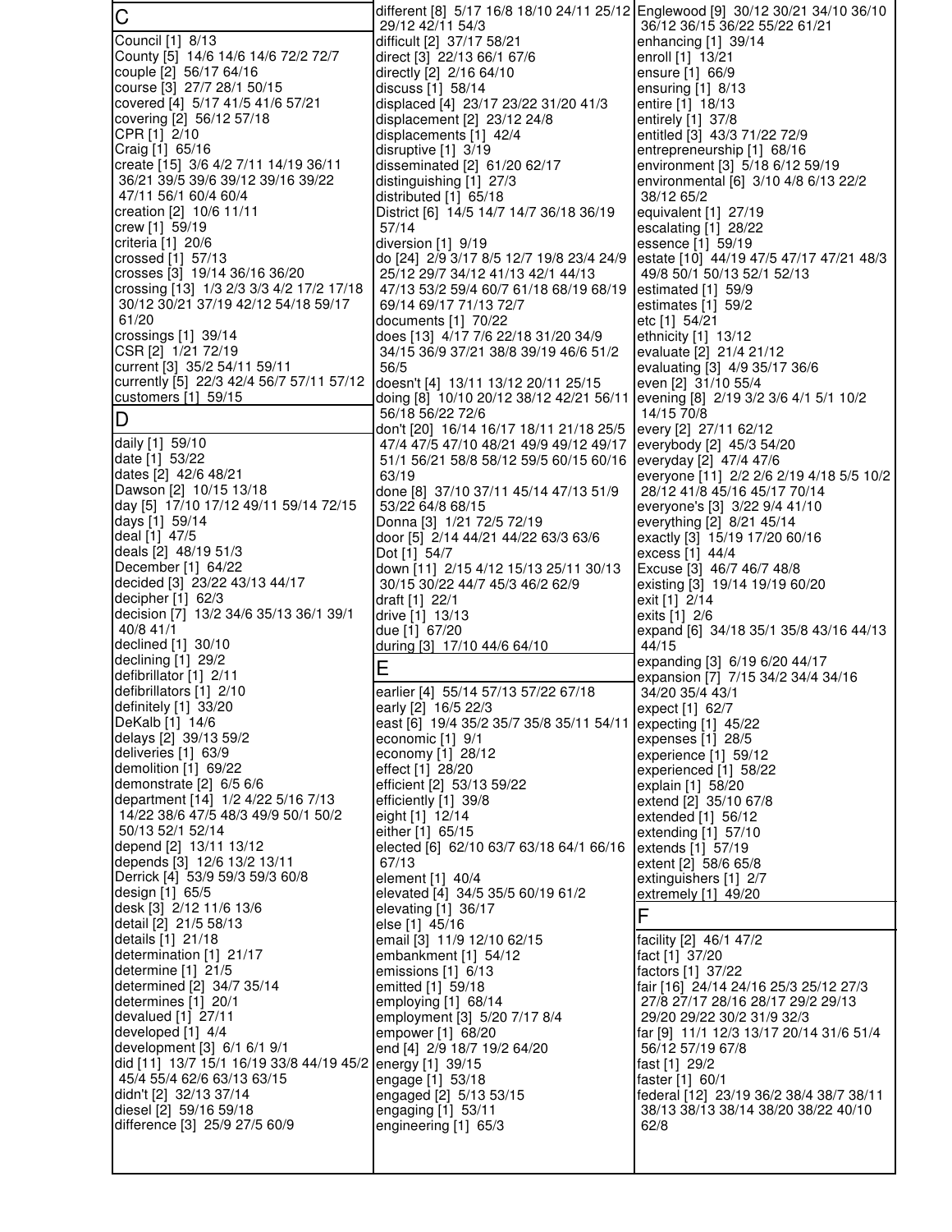## C

Council [1] 8/13
County [5] 14/6 14/6 14/6 72/2 72/7
couple [2] 56/17 64/16
course [3] 27/7 28/1 50/15
covered [4] 5/17 41/5 41/6 57/21
covering [2] 56/12 57/18
CPR [1] 2/10
Craig [1] 65/16
create [15] 3/6 4/2 7/11 14/19 36/11 36/21 39/5 39/6 39/12 39/16 39/22 47/11 56/1 60/4 60/4
creation [2] 10/6 11/11
crew [1] 59/19
criteria [1] 20/6
crossed [1] 57/13
crosses [3] 19/14 36/16 36/20
crossing [13] 1/3 2/3 3/3 4/2 17/2 17/18 30/12 30/21 37/19 42/12 54/18 59/17 61/20
crossings [1] 39/14
CSR [2] 1/21 72/19
current [3] 35/2 54/11 59/11
currently [5] 22/3 42/4 56/7 57/11 57/12
customers [1] 59/15

## D

daily [1] 59/10
date [1] 53/22
dates [2] 42/6 48/21
Dawson [2] 10/15 13/18
day [5] 17/10 17/12 49/11 59/14 72/15
days [1] 59/14
deal [1] 47/5
deals [2] 48/19 51/3
December [1] 64/22
decided [3] 23/22 43/13 44/17
decipher [1] 62/3
decision [7] 13/2 34/6 35/13 36/1 39/1 40/8 41/1
declined [1] 30/10
declining [1] 29/2
defibrillator [1] 2/11
defibrillators [1] 2/10
definitely [1] 33/20
DeKalb [1] 14/6
delays [2] 39/13 59/2
deliveries [1] 63/9
demolition [1] 69/22
demonstrate [2] 6/5 6/6
department [14] 1/2 4/22 5/16 7/13 14/22 38/6 47/5 48/3 49/9 50/1 50/2 50/13 52/1 52/14
depend [2] 13/11 13/12
depends [3] 12/6 13/2 13/11
Derrick [4] 53/9 59/3 59/3 60/8
design [1] 65/5
desk [3] 2/12 11/6 13/6
detail [2] 21/5 58/13
details [1] 21/18
determination [1] 21/17
determine [1] 21/5
determined [2] 34/7 35/14
determines [1] 20/1
devalued [1] 27/11
developed [1] 4/4
development [3] 6/1 6/1 9/1
did [11] 13/7 15/1 16/19 33/8 44/19 45/2 45/4 55/4 62/6 63/13 63/15
didn't [2] 32/13 37/14
diesel [2] 59/16 59/18
difference [3] 25/9 27/5 60/9
different [8] 5/17 16/8 18/10 24/11 25/12 29/12 42/11 54/3
difficult [2] 37/17 58/21
direct [3] 22/13 66/1 67/6
directly [2] 2/16 64/10
discuss [1] 58/14
displaced [4] 23/17 23/22 31/20 41/3
displacement [2] 23/12 24/8
displacements [1] 42/4
disruptive [1] 3/19
disseminated [2] 61/20 62/17
distinguishing [1] 27/3
distributed [1] 65/18
District [6] 14/5 14/7 14/7 36/18 36/19 57/14
diversion [1] 9/19
do [24] 2/9 3/17 8/5 12/7 19/8 23/4 24/9 25/12 29/7 34/12 41/13 42/1 44/13 47/13 53/2 59/4 60/7 61/18 68/19 68/19 69/14 69/17 71/13 72/7
documents [1] 70/22
does [13] 4/17 7/6 22/18 31/20 34/9 34/15 36/9 37/21 38/8 39/19 46/6 51/2 56/5
doesn't [4] 13/11 13/12 20/11 25/15
doing [8] 10/10 20/12 38/12 42/21 56/11 56/18 56/22 72/6
don't [20] 16/14 16/17 18/11 21/18 25/5 47/4 47/5 47/10 48/21 49/9 49/12 49/17 51/1 56/21 58/8 58/12 59/5 60/15 60/16 63/19
done [8] 37/10 37/11 45/14 47/13 51/9 53/22 64/8 68/15
Donna [3] 1/21 72/5 72/19
door [5] 2/14 44/21 44/22 63/3 63/6
Dot [1] 54/7
down [11] 2/15 4/12 15/13 25/11 30/13 30/15 30/22 44/7 45/3 46/2 62/9
draft [1] 22/1
drive [1] 13/13
due [1] 67/20
during [3] 17/10 44/6 64/10

## E

earlier [4] 55/14 57/13 57/22 67/18
early [2] 16/5 22/3
east [6] 19/4 35/2 35/7 35/8 35/11 54/11
economic [1] 9/1
economy [1] 28/12
effect [1] 28/20
efficient [2] 53/13 59/22
efficiently [1] 39/8
eight [1] 12/14
either [1] 65/15
elected [6] 62/10 63/7 63/18 64/1 66/16 67/13
element [1] 40/4
elevated [4] 34/5 35/5 60/19 61/2
elevating [1] 36/17
else [1] 45/16
email [3] 11/9 12/10 62/15
embankment [1] 54/12
emissions [1] 6/13
emitted [1] 59/18
employing [1] 68/14
employment [3] 5/20 7/17 8/4
empower [1] 68/20
end [4] 2/9 18/7 19/2 64/20
energy [1] 39/15
engage [1] 53/18
engaged [2] 5/13 53/15
engaging [1] 53/11
engineering [1] 65/3
Englewood [9] 30/12 30/21 34/10 36/10 36/12 36/15 36/22 55/22 61/21
enhancing [1] 39/14
enroll [1] 13/21
ensure [1] 66/9
ensuring [1] 8/13
entire [1] 18/13
entirely [1] 37/8
entitled [3] 43/3 71/22 72/9
entrepreneurship [1] 68/16
environment [3] 5/18 6/12 59/19
environmental [6] 3/10 4/8 6/13 22/2 38/12 65/2
equivalent [1] 27/19
escalating [1] 28/22
essence [1] 59/19
estate [10] 44/19 47/5 47/17 47/21 48/3 49/8 50/1 50/13 52/1 52/13
estimated [1] 59/9
estimates [1] 59/2
etc [1] 54/21
ethnicity [1] 13/12
evaluate [2] 21/4 21/12
evaluating [3] 4/9 35/17 36/6
even [2] 31/10 55/4
evening [8] 2/19 3/2 3/6 4/1 5/1 10/2 14/15 70/8
every [2] 27/11 62/12
everybody [2] 45/3 54/20
everyday [2] 47/4 47/6
everyone [11] 2/2 2/6 2/19 4/18 5/5 10/2 28/12 41/8 45/16 45/17 70/14
everyone's [3] 3/22 9/4 41/10
everything [2] 8/21 45/14
exactly [3] 15/19 17/20 60/16
excess [1] 44/4
Excuse [3] 46/7 46/7 48/8
existing [3] 19/14 19/19 60/20
exit [1] 2/14
exits [1] 2/6
expand [6] 34/18 35/1 35/8 43/16 44/13 44/15
expanding [3] 6/19 6/20 44/17
expansion [7] 7/15 34/2 34/4 34/16 34/20 35/4 43/1
expect [1] 62/7
expecting [1] 45/22
expenses [1] 28/5
experience [1] 59/12
experienced [1] 58/22
explain [1] 58/20
extend [2] 35/10 67/8
extended [1] 56/12
extending [1] 57/10
extends [1] 57/19
extent [2] 58/6 65/8
extinguishers [1] 2/7
extremely [1] 49/20

## F

facility [2] 46/1 47/2
fact [1] 37/20
factors [1] 37/22
fair [16] 24/14 24/16 25/3 25/12 27/3 27/8 27/17 28/16 28/17 29/2 29/13 29/20 29/22 30/2 31/9 32/3
far [9] 11/1 12/3 13/17 20/14 31/6 51/4 56/12 57/19 67/8
fast [1] 29/2
faster [1] 60/1
federal [12] 23/19 36/2 38/4 38/7 38/11 38/13 38/13 38/14 38/20 38/22 40/10 62/8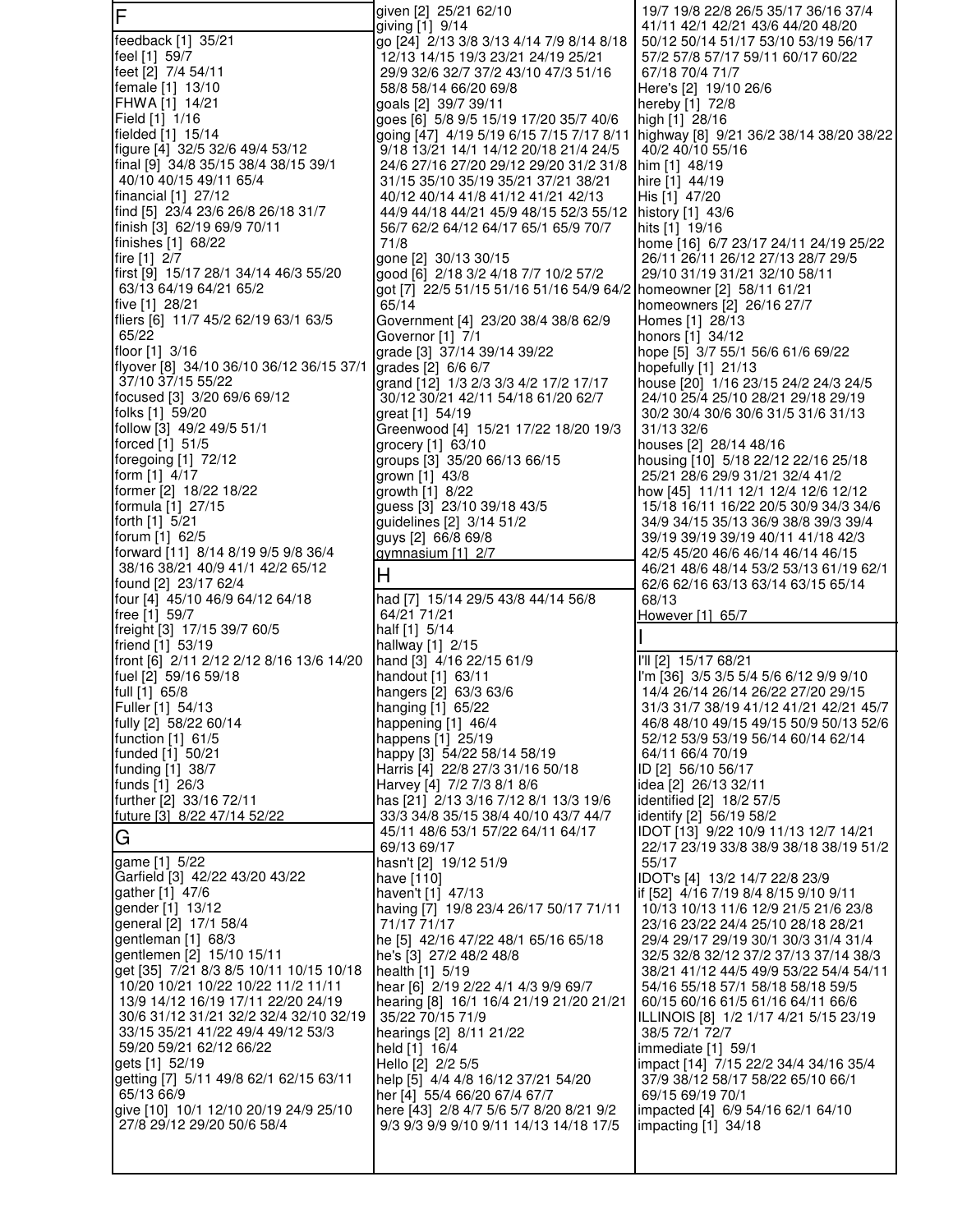## F

feedback [1] 35/21
feel [1] 59/7
feet [2] 7/4 54/11
female [1] 13/10
FHWA [1] 14/21
Field [1] 1/16
fielded [1] 15/14
figure [4] 32/5 32/6 49/4 53/12
final [9] 34/8 35/15 38/4 38/15 39/1 40/10 40/15 49/11 65/4
financial [1] 27/12
find [5] 23/4 23/6 26/8 26/18 31/7
finish [3] 62/19 69/9 70/11
finishes [1] 68/22
fire [1] 2/7
first [9] 15/17 28/1 34/14 46/3 55/20 63/13 64/19 64/21 65/2
five [1] 28/21
fliers [6] 11/7 45/2 62/19 63/1 63/5 65/22
floor [1] 3/16
flyover [8] 34/10 36/10 36/12 36/15 37/1 37/10 37/15 55/22
focused [3] 3/20 69/6 69/12
folks [1] 59/20
follow [3] 49/2 49/5 51/1
forced [1] 51/5
foregoing [1] 72/12
form [1] 4/17
former [2] 18/22 18/22
formula [1] 27/15
forth [1] 5/21
forum [1] 62/5
forward [11] 8/14 8/19 9/5 9/8 36/4 38/16 38/21 40/9 41/1 42/2 65/12
found [2] 23/17 62/4
four [4] 45/10 46/9 64/12 64/18
free [1] 59/7
freight [3] 17/15 39/7 60/5
friend [1] 53/19
front [6] 2/11 2/12 2/12 8/16 13/6 14/20
fuel [2] 59/16 59/18
full [1] 65/8
Fuller [1] 54/13
fully [2] 58/22 60/14
function [1] 61/5
funded [1] 50/21
funding [1] 38/7
funds [1] 26/3
further [2] 33/16 72/11
future [3] 8/22 47/14 52/22

## G

game [1] 5/22
Garfield [3] 42/22 43/20 43/22
gather [1] 47/6
gender [1] 13/12
general [2] 17/1 58/4
gentleman [1] 68/3
gentlemen [2] 15/10 15/11
get [35] 7/21 8/3 8/5 10/11 10/15 10/18 10/20 10/21 10/22 10/22 11/2 11/11 13/9 14/12 16/19 17/11 22/20 24/19 30/6 31/12 31/21 32/2 32/4 32/10 32/19 33/15 35/21 41/22 49/4 49/12 53/3 59/20 59/21 62/12 66/22
gets [1] 52/19
getting [7] 5/11 49/8 62/1 62/15 63/11 65/13 66/9
give [10] 10/1 12/10 20/19 24/9 25/10 27/8 29/12 29/20 50/6 58/4
given [2] 25/21 62/10
giving [1] 9/14
go [24] 2/13 3/8 3/13 4/14 7/9 8/14 8/18 12/13 14/15 19/3 23/21 24/19 25/21 29/9 32/6 32/7 37/2 43/10 47/3 51/16 58/8 58/14 66/20 69/8
goals [2] 39/7 39/11
goes [6] 5/8 9/5 15/19 17/20 35/7 40/6
going [47] 4/19 5/19 6/15 7/15 7/17 8/11 9/18 13/21 14/1 14/12 20/18 21/4 24/5 24/6 27/16 27/20 29/12 29/20 31/2 31/8 31/15 35/10 35/19 35/21 37/21 38/21 40/12 40/14 41/8 41/12 41/21 42/13 44/9 44/18 44/21 45/9 48/15 52/3 55/12 56/7 62/2 64/12 64/17 65/1 65/9 70/7 71/8
gone [2] 30/13 30/15
good [6] 2/18 3/2 4/18 7/7 10/2 57/2
got [7] 22/5 51/15 51/16 51/16 54/9 64/2 65/14
Government [4] 23/20 38/4 38/8 62/9
Governor [1] 7/1
grade [3] 37/14 39/14 39/22
grades [2] 6/6 6/7
grand [12] 1/3 2/3 3/3 4/2 17/2 17/17 30/12 30/21 42/11 54/18 61/20 62/7
great [1] 54/19
Greenwood [4] 15/21 17/22 18/20 19/3
grocery [1] 63/10
groups [3] 35/20 66/13 66/15
grown [1] 43/8
growth [1] 8/22
guess [3] 23/10 39/18 43/5
guidelines [2] 3/14 51/2
guys [2] 66/8 69/8
gymnasium [1] 2/7

## H

had [7] 15/14 29/5 43/8 44/14 56/8 64/21 71/21
half [1] 5/14
hallway [1] 2/15
hand [3] 4/16 22/15 61/9
handout [1] 63/11
hangers [2] 63/3 63/6
hanging [1] 65/22
happening [1] 46/4
happens [1] 25/19
happy [3] 54/22 58/14 58/19
Harris [4] 22/8 27/3 31/16 50/18
Harvey [4] 7/2 7/3 8/1 8/6
has [21] 2/13 3/16 7/12 8/1 13/3 19/6 33/3 34/8 35/15 38/4 40/10 43/7 44/7 45/11 48/6 53/1 57/22 64/11 64/17 69/13 69/17
hasn't [2] 19/12 51/9
have [110]
haven't [1] 47/13
having [7] 19/8 23/4 26/17 50/17 71/11 71/17 71/17
he [5] 42/16 47/22 48/1 65/16 65/18
he's [3] 27/2 48/2 48/8
health [1] 5/19
hear [6] 2/19 2/22 4/1 4/3 9/9 69/7
hearing [8] 16/1 16/4 21/19 21/20 21/21 35/22 70/15 71/9
hearings [2] 8/11 21/22
held [1] 16/4
Hello [2] 2/2 5/5
help [5] 4/4 4/8 16/12 37/21 54/20
her [4] 55/4 66/20 67/4 67/7
here [43] 2/8 4/7 5/6 5/7 8/20 8/21 9/2 9/3 9/3 9/9 9/10 9/11 14/13 14/18 17/5 19/7 19/8 22/8 26/5 35/17 36/16 37/4 41/11 42/1 42/21 43/6 44/20 48/20 50/12 50/14 51/17 53/10 53/19 56/17 57/2 57/8 57/17 59/11 60/17 60/22 67/18 70/4 71/7
Here's [2] 19/10 26/6
hereby [1] 72/8
high [1] 28/16
highway [8] 9/21 36/2 38/14 38/20 38/22 40/2 40/10 55/16
him [1] 48/19
hire [1] 44/19
His [1] 47/20
history [1] 43/6
hits [1] 19/16
home [16] 6/7 23/17 24/11 24/19 25/22 26/11 26/12 26/18 27/13 28/7 29/5 29/10 31/19 31/21 32/10 58/11
homeowner [2] 58/11 61/21
homeowners [2] 26/16 27/7
Homes [1] 28/13
honors [1] 34/12
hope [5] 3/7 55/1 56/6 61/6 69/22
hopefully [1] 21/13
house [20] 1/16 23/15 24/2 24/3 24/5 24/10 25/4 25/10 28/21 29/18 29/19 30/2 30/4 30/6 30/6 31/5 31/6 31/13 31/13 32/6
houses [2] 28/14 48/16
housing [10] 5/18 22/12 22/16 25/18 25/21 28/6 29/9 31/21 32/4 41/2
how [45] 11/11 12/1 12/4 12/6 12/12 15/18 16/11 16/22 20/5 30/9 34/3 34/6 34/9 34/15 35/13 36/9 38/8 39/3 39/4 39/19 39/19 39/19 40/11 41/18 42/3 42/5 45/20 46/6 46/14 46/14 46/15 46/21 48/6 48/14 53/2 53/13 61/19 62/1 62/6 62/16 63/13 63/14 63/15 65/14 68/13
However [1] 65/7

## I

I'll [2] 15/17 68/21
I'm [36] 3/5 3/5 5/4 5/6 6/12 9/9 9/10 14/4 26/14 26/22 27/20 29/15 31/3 31/7 38/19 41/12 41/21 42/21 45/7 46/8 48/10 49/15 49/15 50/9 50/13 52/6 52/12 53/9 53/19 56/14 60/14 62/14 64/11 66/4 70/19
ID [2] 56/10 56/17
idea [2] 26/13 32/11
identified [2] 18/2 57/5
identify [2] 56/19 58/2
IDOT [13] 9/22 10/9 11/13 12/7 14/21 22/17 23/19 33/8 38/9 38/18 38/19 51/2 55/17
IDOT's [4] 13/2 14/7 22/8 23/9
if [52] 4/16 7/19 8/4 8/15 9/10 9/11 10/13 10/13 11/6 12/9 21/5 21/6 23/8 23/16 23/22 24/4 25/10 28/18 28/21 29/4 29/17 29/19 30/1 30/3 31/4 31/4 32/5 32/8 32/12 37/2 37/13 37/14 38/3 38/21 41/12 44/5 49/9 53/22 54/4 54/11 54/16 55/18 57/1 58/18 58/18 59/5 60/15 60/16 61/5 61/16 64/11 66/6
ILLINOIS [8] 1/2 1/17 4/21 5/15 23/19 38/5 72/1 72/7
immediate [1] 59/1
impact [14] 7/15 22/2 34/4 34/16 35/4 37/9 38/12 58/17 58/22 65/10 66/1 69/15 69/19 70/1
impacted [4] 6/9 54/16 62/1 64/10
impacting [1] 34/18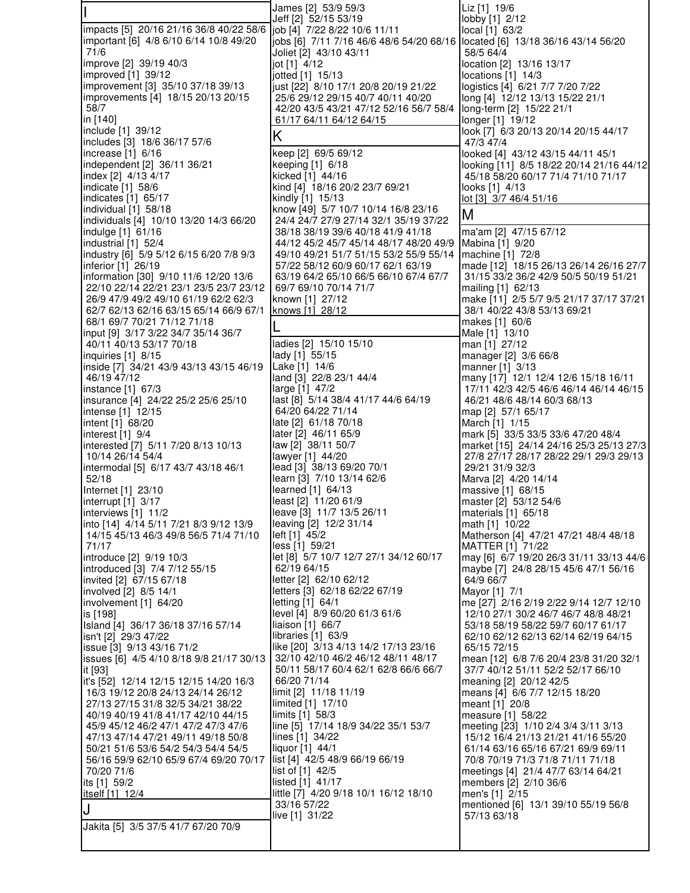## I

impacts [5] 20/16 21/16 36/8 40/22 58/6
important [6] 4/8 6/10 6/14 10/8 49/20 71/6
improve [2] 39/19 40/3
improved [1] 39/12
improvement [3] 35/10 37/18 39/13
improvements [4] 18/15 20/13 20/15 58/7
in [140]
include [1] 39/12
includes [3] 18/6 36/17 57/6
increase [1] 6/16
independent [2] 36/11 36/21
index [2] 4/13 4/17
indicate [1] 58/6
indicates [1] 65/17
individual [1] 58/18
individuals [4] 10/10 13/20 14/3 66/20
indulge [1] 61/16
industrial [1] 52/4
industry [6] 5/9 5/12 6/15 6/20 7/8 9/3
inferior [1] 26/19
information [30] 9/10 11/6 12/20 13/6 22/10 22/14 22/21 23/1 23/5 23/7 23/12 26/9 47/9 49/2 49/10 61/19 62/2 62/3 62/7 62/13 62/16 63/15 65/14 66/9 67/1 68/1 69/7 70/21 71/12 71/18
input [9] 3/17 3/22 34/7 35/14 36/7 40/11 40/13 53/17 70/18
inquiries [1] 8/15
inside [7] 34/21 43/9 43/13 43/15 46/19 46/19 47/12
instance [1] 67/3
insurance [4] 24/22 25/2 25/6 25/10
intense [1] 12/15
intent [1] 68/20
interest [1] 9/4
interested [7] 5/11 7/20 8/13 10/13 10/14 26/14 54/4
intermodal [5] 6/17 43/7 43/18 46/1 52/18
Internet [1] 23/10
interrupt [1] 3/17
interviews [1] 11/2
into [14] 4/14 5/11 7/21 8/3 9/12 13/9 14/15 45/13 46/3 49/8 56/5 71/4 71/10 71/17
introduce [2] 9/19 10/3
introduced [3] 7/4 7/12 55/15
invited [2] 67/15 67/18
involved [2] 8/5 14/1
involvement [1] 64/20
is [198]
Island [4] 36/17 36/18 37/16 57/14
isn't [2] 29/3 47/22
issue [3] 9/13 43/16 71/2
issues [6] 4/5 4/10 8/18 9/8 21/17 30/13
it [93]
it's [52] 12/14 12/15 12/15 14/20 16/3 16/3 19/12 20/8 24/13 24/14 26/12 27/13 27/15 31/8 32/5 34/21 38/22 40/19 40/19 41/8 41/17 42/10 44/15 45/9 45/12 46/2 47/1 47/2 47/3 47/6 47/13 47/14 47/21 49/11 49/18 50/8 50/21 51/6 53/6 54/2 54/3 54/4 54/5 56/16 59/9 62/10 65/9 67/4 69/20 70/17 70/20 71/6
its [1] 59/2
itself [1] 12/4

## J

Jakita [5] 3/5 37/5 41/7 67/20 70/9
James [2] 53/9 59/3
Jeff [2] 52/15 53/19
job [4] 7/22 8/22 10/6 11/11
jobs [6] 7/11 7/16 46/6 48/6 54/20 68/16
Joliet [2] 43/10 43/11
jot [1] 4/12
jotted [1] 15/13
just [22] 8/10 17/1 20/8 20/19 21/22 25/6 29/12 29/15 40/7 40/11 40/20 42/20 43/5 43/21 47/12 52/16 56/7 58/4 61/17 64/11 64/12 64/15

## K

keep [2] 69/5 69/12
keeping [1] 6/18
kicked [1] 44/16
kind [4] 18/16 20/2 23/7 69/21
kindly [1] 15/13
know [49] 5/7 10/7 10/14 16/8 23/16 24/4 24/7 27/9 27/14 32/1 35/19 37/22 38/18 38/19 39/6 40/18 41/9 41/18 44/12 45/2 45/7 45/14 48/17 48/20 49/9 49/10 49/21 51/7 51/15 53/2 55/9 55/14 57/22 58/12 60/9 60/17 62/1 63/19 63/19 64/2 65/10 66/5 66/10 67/4 67/7 69/7 69/10 70/14 71/7
known [1] 27/12
knows [1] 28/12

## L

ladies [2] 15/10 15/10
lady [1] 55/15
Lake [1] 14/6
land [3] 22/8 23/1 44/4
large [1] 47/2
last [8] 5/14 38/4 41/17 44/6 64/19 64/20 64/22 71/14
late [2] 61/18 70/18
later [2] 46/11 65/9
law [2] 38/11 50/7
lawyer [1] 44/20
lead [3] 38/13 69/20 70/1
learn [3] 7/10 13/14 62/6
learned [1] 64/13
least [2] 11/20 61/9
leave [3] 11/7 13/5 26/11
leaving [2] 12/2 31/14
left [1] 45/2
less [1] 59/21
let [8] 5/7 10/7 12/7 27/1 34/12 60/17 62/19 64/15
letter [2] 62/10 62/12
letters [3] 62/18 62/22 67/19
letting [1] 64/1
level [4] 8/9 60/20 61/3 61/6
liaison [1] 66/7
libraries [1] 63/9
like [20] 3/13 4/13 14/2 17/13 23/16 32/10 42/10 46/2 46/12 48/11 48/17 50/11 58/17 60/4 62/1 62/8 66/6 66/7 66/20 71/14
limit [2] 11/18 11/19
limited [1] 17/10
limits [1] 58/3
line [5] 17/14 18/9 34/22 35/1 53/7
lines [1] 34/22
liquor [1] 44/1
list [4] 42/5 48/9 66/19 66/19
list of [1] 42/5
listed [1] 41/17
little [7] 4/20 9/18 10/1 16/12 18/10 33/16 57/22
live [1] 31/22
Liz [1] 19/6
lobby [1] 2/12
local [1] 63/2
located [6] 13/18 36/16 43/14 56/20 58/5 64/4
location [2] 13/16 13/17
locations [1] 14/3
logistics [4] 6/21 7/7 7/20 7/22
long [4] 12/12 13/13 15/22 21/1
long-term [2] 15/22 21/1
longer [1] 19/12
look [7] 6/3 20/13 20/14 20/15 44/17 47/3 47/4
looked [4] 43/12 43/15 44/11 45/1
looking [11] 8/5 18/22 20/14 21/16 44/12 45/18 58/20 60/17 71/4 71/10 71/17
looks [1] 4/13
lot [3] 3/7 46/4 51/16

## M

ma'am [2] 47/15 67/12
Mabina [1] 9/20
machine [1] 72/8
made [12] 18/15 26/13 26/14 26/16 27/7 31/15 33/2 36/2 42/9 50/5 50/19 51/21
mailing [1] 62/13
make [11] 2/5 5/7 9/5 21/17 37/17 37/21 38/1 40/22 43/8 53/13 69/21
makes [1] 60/6
Male [1] 13/10
man [1] 27/12
manager [2] 3/6 66/8
manner [1] 3/13
many [17] 12/1 12/4 12/6 15/18 16/11 17/11 42/3 42/5 46/6 46/14 46/14 46/15 46/21 48/6 48/14 60/3 68/13
map [2] 57/1 65/17
March [1] 1/15
mark [5] 33/5 33/5 33/6 47/20 48/4
market [15] 24/14 24/16 25/3 25/13 27/3 27/8 27/17 28/17 28/22 29/1 29/3 29/13 29/21 31/9 32/3
Marva [2] 4/20 14/14
massive [1] 68/15
master [2] 53/12 54/6
materials [1] 65/18
math [1] 10/22
Matherson [4] 47/21 47/21 48/4 48/18
MATTER [1] 71/22
may [6] 6/7 19/20 26/3 31/11 33/13 44/6
maybe [7] 24/8 28/15 45/6 47/1 56/16 64/9 66/7
Mayor [1] 7/1
me [27] 2/16 2/19 2/22 9/14 12/7 12/10 12/10 27/1 30/2 46/7 46/7 48/8 48/21 53/18 58/19 58/22 59/7 60/17 61/17 62/10 62/12 62/13 62/14 62/19 64/15 65/15 72/15
mean [12] 6/8 7/6 20/4 23/8 31/20 32/1 37/7 40/12 51/11 52/2 52/17 66/10
meaning [2] 20/12 42/5
means [4] 6/6 7/7 12/15 18/20
meant [1] 20/8
measure [1] 58/22
meeting [23] 1/10 2/4 3/4 3/11 3/13 15/12 16/4 21/13 21/21 41/16 55/20 61/14 63/16 65/16 67/21 69/9 69/11 70/8 70/19 71/3 71/8 71/11 71/18
meetings [4] 21/4 47/7 63/14 64/21
members [2] 2/10 36/6
men's [1] 2/15
mentioned [6] 13/1 39/10 55/19 56/8 57/13 63/18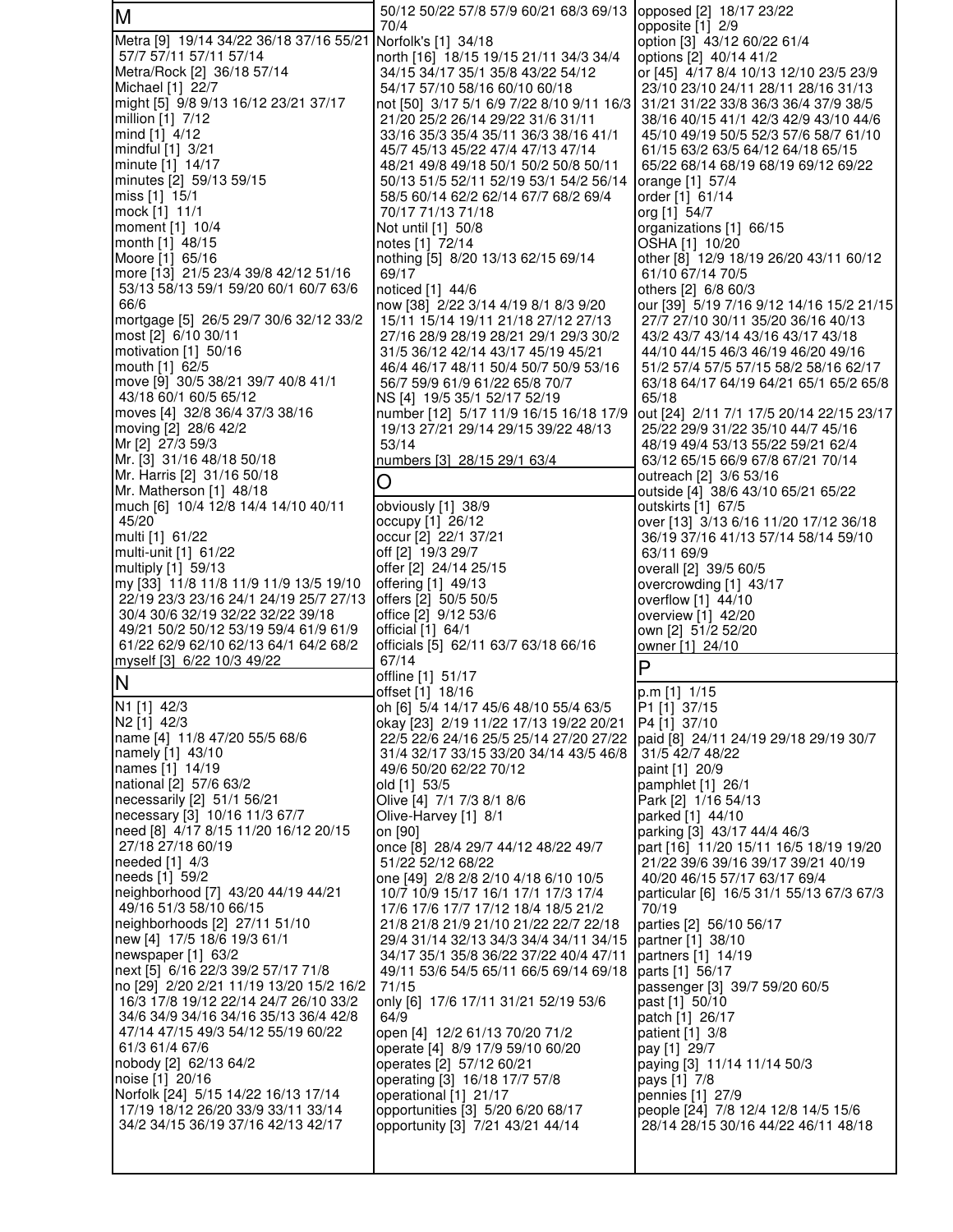## M

Metra [9] 19/14 34/22 36/18 37/16 55/21 57/7 57/11 57/11 57/14
Metra/Rock [2] 36/18 57/14
Michael [1] 22/7
might [5] 9/8 9/13 16/12 23/21 37/17
million [1] 7/12
mind [1] 4/12
mindful [1] 3/21
minute [1] 14/17
minutes [2] 59/13 59/15
miss [1] 15/1
mock [1] 11/1
moment [1] 10/4
month [1] 48/15
Moore [1] 65/16
more [13] 21/5 23/4 39/8 42/12 51/16 53/13 58/13 59/1 59/20 60/1 60/7 63/6 66/6
mortgage [5] 26/5 29/7 30/6 32/12 33/2
most [2] 6/10 30/11
motivation [1] 50/16
mouth [1] 62/5
move [9] 30/5 38/21 39/7 40/8 41/1 43/18 60/1 60/5 65/12
moves [4] 32/8 36/4 37/3 38/16
moving [2] 28/6 42/2
Mr [2] 27/3 59/3
Mr. [3] 31/16 48/18 50/18
Mr. Harris [2] 31/16 50/18
Mr. Matherson [1] 48/18
much [6] 10/4 12/8 14/4 14/10 40/11 45/20
multi [1] 61/22
multi-unit [1] 61/22
multiply [1] 59/13
my [33] 11/8 11/8 11/9 11/9 13/5 19/10 22/19 23/3 23/16 24/1 24/19 25/7 27/13 30/4 30/6 32/19 32/22 32/22 39/18 49/21 50/2 50/12 53/19 59/4 61/9 61/9 61/22 62/9 62/10 62/13 64/1 64/2 68/2
myself [3] 6/22 10/3 49/22

## N

N1 [1] 42/3
N2 [1] 42/3
name [4] 11/8 47/20 55/5 68/6
namely [1] 43/10
names [1] 14/19
national [2] 57/6 63/2
necessarily [2] 51/1 56/21
necessary [3] 10/16 11/3 67/7
need [8] 4/17 8/15 11/20 16/12 20/15 27/18 27/18 60/19
needed [1] 4/3
needs [1] 59/2
neighborhood [7] 43/20 44/19 44/21 49/16 51/3 58/10 66/15
neighborhoods [2] 27/11 51/10
new [4] 17/5 18/6 19/3 61/1
newspaper [1] 63/2
next [5] 6/16 22/3 39/2 57/17 71/8
no [29] 2/20 2/21 11/19 13/20 15/2 16/2 16/3 17/8 19/12 22/14 24/7 26/10 33/2 34/6 34/9 34/16 34/16 35/13 36/4 42/8 47/14 47/15 49/3 54/12 55/19 60/22 61/3 61/4 67/6
nobody [2] 62/13 64/2
noise [1] 20/16
Norfolk [24] 5/15 14/22 16/13 17/14 17/19 18/12 26/20 33/9 33/11 33/14 34/2 34/15 36/19 37/16 42/13 42/17 50/12 50/22 57/8 57/9 60/21 68/3 69/13 70/4
Norfolk's [1] 34/18
north [16] 18/15 19/15 21/11 34/3 34/4 34/15 34/17 35/1 35/8 43/22 54/12 54/17 57/10 58/16 60/10 60/18
not [50] 3/17 5/1 6/9 7/22 8/10 9/11 16/3 21/20 25/2 26/14 29/22 31/6 31/11 33/16 35/3 35/4 35/11 36/3 38/16 41/1 45/7 45/13 45/22 47/4 47/13 47/14 48/21 49/8 49/18 50/1 50/2 50/8 50/11 50/13 51/5 52/11 52/19 53/1 54/2 56/14 58/5 60/14 62/2 62/14 67/7 68/2 69/4 70/17 71/13 71/18
Not until [1] 50/8
notes [1] 72/14
nothing [5] 8/20 13/13 62/15 69/14 69/17
noticed [1] 44/6
now [38] 2/22 3/14 4/19 8/1 8/3 9/20 15/11 15/14 19/11 21/18 27/12 27/13 27/16 28/9 28/19 28/21 29/1 29/3 30/2 31/5 36/12 42/14 43/17 45/19 45/21 46/4 46/17 48/11 50/4 50/7 50/9 53/16 56/7 59/9 61/9 61/22 65/8 70/7
NS [4] 19/5 35/1 52/17 52/19
number [12] 5/17 11/9 16/15 16/18 17/9 19/13 27/21 29/14 29/15 39/22 48/13 53/14
numbers [3] 28/15 29/1 63/4

## O

obviously [1] 38/9
occupy [1] 26/12
occur [2] 22/1 37/21
off [2] 19/3 29/7
offer [2] 24/14 25/15
offering [1] 49/13
offers [2] 50/5 50/5
office [2] 9/12 53/6
official [1] 64/1
officials [5] 62/11 63/7 63/18 66/16 67/14
offline [1] 51/17
offset [1] 18/16
oh [6] 5/4 14/17 45/6 48/10 55/4 63/5
okay [23] 2/19 11/22 17/13 19/22 20/21 22/5 22/6 24/16 25/5 25/14 27/20 27/22 31/4 32/17 33/15 33/20 34/14 43/5 46/8 49/6 50/20 62/22 70/12
old [1] 53/5
Olive [4] 7/1 7/3 8/1 8/6
Olive-Harvey [1] 8/1
on [90]
once [8] 28/4 29/7 44/12 48/22 49/7 51/22 52/12 68/22
one [49] 2/8 2/8 2/10 4/18 6/10 10/5 10/7 10/9 15/17 16/1 17/1 17/3 17/4 17/6 17/6 17/7 17/12 18/4 18/5 21/2 21/8 21/8 21/9 21/10 21/22 22/7 22/18 29/4 31/14 32/13 34/3 34/4 34/11 34/15 34/17 35/1 35/8 36/22 37/22 40/4 47/11 49/11 53/6 54/5 65/11 66/5 69/14 69/18 71/15
only [6] 17/6 17/11 31/21 52/19 53/6 64/9
open [4] 12/2 61/13 70/20 71/2
operate [4] 8/9 17/9 59/10 60/20
operates [2] 57/12 60/21
operating [3] 16/18 17/7 57/8
operational [1] 21/17
opportunities [3] 5/20 6/20 68/17
opportunity [3] 7/21 43/21 44/14
opposed [2] 18/17 23/22
opposite [1] 2/9
option [3] 43/12 60/22 61/4
options [2] 40/14 41/2
or [45] 4/17 8/4 10/13 12/10 23/5 23/9 23/10 23/10 24/11 28/11 28/16 31/13 31/21 31/22 33/8 36/3 36/4 37/9 38/5 38/16 40/15 41/1 42/3 42/9 43/10 44/6 45/10 49/19 50/5 52/3 57/6 58/7 61/10 61/15 63/2 63/5 64/12 64/18 65/15 65/22 68/14 68/19 68/19 69/12 69/22
orange [1] 57/4
order [1] 61/14
org [1] 54/7
organizations [1] 66/15
OSHA [1] 10/20
other [8] 12/9 18/19 26/20 43/11 60/12 61/10 67/14 70/5
others [2] 6/8 60/3
our [39] 5/19 7/16 9/12 14/16 15/2 21/15 27/7 27/10 30/11 35/20 36/16 40/13 43/2 43/7 43/14 43/16 43/17 43/18 44/10 44/15 46/3 46/19 46/20 49/16 51/2 57/4 57/5 57/15 58/2 58/16 62/17 63/18 64/17 64/19 64/21 65/1 65/2 65/8 65/18
out [24] 2/11 7/1 17/5 20/14 22/15 23/17 25/22 29/9 31/22 35/10 44/7 45/16 48/19 49/4 53/13 55/22 59/21 62/4 63/12 65/15 66/9 67/8 67/21 70/14
outreach [2] 3/6 53/16
outside [4] 38/6 43/10 65/21 65/22
outskirts [1] 67/5
over [13] 3/13 6/16 11/20 17/12 36/18 36/19 37/16 41/13 57/14 58/14 59/10 63/11 69/9
overall [2] 39/5 60/5
overcrowding [1] 43/17
overflow [1] 44/10
overview [1] 42/20
own [2] 51/2 52/20
owner [1] 24/10

## P

p.m [1] 1/15
P1 [1] 37/15
P4 [1] 37/10
paid [8] 24/11 24/19 29/18 29/19 30/7 31/5 42/7 48/22
paint [1] 20/9
pamphlet [1] 26/1
Park [2] 1/16 54/13
parked [1] 44/10
parking [3] 43/17 44/4 46/3
part [16] 11/20 15/11 16/5 18/19 19/20 21/22 39/6 39/16 39/17 39/21 40/19 40/20 46/15 57/17 63/17 69/4
particular [6] 16/5 31/1 55/13 67/3 67/3 70/19
parties [2] 56/10 56/17
partner [1] 38/10
partners [1] 14/19
parts [1] 56/17
passenger [3] 39/7 59/20 60/5
past [1] 50/10
patch [1] 26/17
patient [1] 3/8
pay [1] 29/7
paying [3] 11/14 11/14 50/3
pays [1] 7/8
pennies [1] 27/9
people [24] 7/8 12/4 12/8 14/5 15/6 28/14 28/15 30/16 44/22 46/11 48/18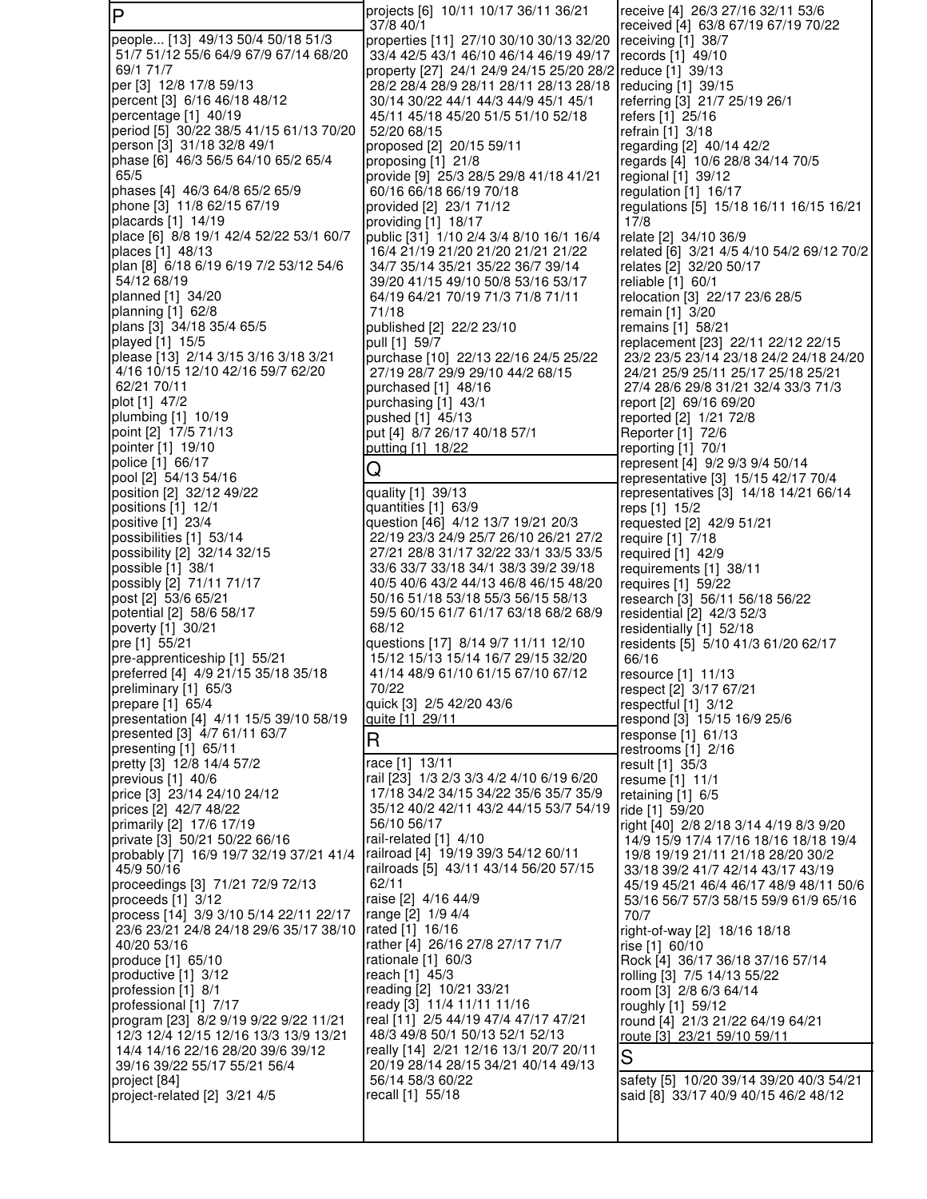## P

people... [13] 49/13 50/4 50/18 51/3 51/7 51/12 55/6 64/9 67/9 67/14 68/20 69/1 71/7
per [3] 12/8 17/8 59/13
percent [3] 6/16 46/18 48/12
percentage [1] 40/19
period [5] 30/22 38/5 41/15 61/13 70/20
person [3] 31/18 32/8 49/1
phase [6] 46/3 56/5 64/10 65/2 65/4 65/5
phases [4] 46/3 64/8 65/2 65/9
phone [3] 11/8 62/15 67/19
placards [1] 14/19
place [6] 8/8 19/1 42/4 52/22 53/1 60/7
places [1] 48/13
plan [8] 6/18 6/19 6/19 7/2 53/12 54/6 54/12 68/19
planned [1] 34/20
planning [1] 62/8
plans [3] 34/18 35/4 65/5
played [1] 15/5
please [13] 2/14 3/15 3/16 3/18 3/21 4/16 10/15 12/10 42/16 59/7 62/20 62/21 70/11
plot [1] 47/2
plumbing [1] 10/19
point [2] 17/5 71/13
pointer [1] 19/10
police [1] 66/17
pool [2] 54/13 54/16
position [2] 32/12 49/22
positions [1] 12/1
positive [1] 23/4
possibilities [1] 53/14
possibility [2] 32/14 32/15
possible [1] 38/1
possibly [2] 71/11 71/17
post [2] 53/6 65/21
potential [2] 58/6 58/17
poverty [1] 30/21
pre [1] 55/21
pre-apprenticeship [1] 55/21
preferred [4] 4/9 21/15 35/18 35/18
preliminary [1] 65/3
prepare [1] 65/4
presentation [4] 4/11 15/5 39/10 58/19
presented [3] 4/7 61/11 63/7
presenting [1] 65/11
pretty [3] 12/8 14/4 57/2
previous [1] 40/6
price [3] 23/14 24/10 24/12
prices [2] 42/7 48/22
primarily [2] 17/6 17/19
private [3] 50/21 50/22 66/16
probably [7] 16/9 19/7 32/19 37/21 41/4 45/9 50/16
proceedings [3] 71/21 72/9 72/13
proceeds [1] 3/12
process [14] 3/9 3/10 5/14 22/11 22/17 23/6 23/21 24/8 24/18 29/6 35/17 38/10 40/20 53/16
produce [1] 65/10
productive [1] 3/12
profession [1] 8/1
professional [1] 7/17
program [23] 8/2 9/19 9/22 9/22 11/21 12/3 12/4 12/15 12/16 13/3 13/9 13/21 14/4 14/16 22/16 28/20 39/6 39/12 39/16 39/22 55/17 55/21 56/4
project [84]
project-related [2] 3/21 4/5
projects [6] 10/11 10/17 36/11 36/21 37/8 40/1
properties [11] 27/10 30/10 30/13 32/20 33/4 42/5 43/1 46/10 46/14 46/19 49/17
property [27] 24/1 24/9 24/15 25/20 28/2 28/2 28/4 28/9 28/11 28/11 28/13 28/18 30/14 30/22 44/1 44/3 44/9 45/1 45/1 45/11 45/18 45/20 51/5 51/10 52/18 52/20 68/15
proposed [2] 20/15 59/11
proposing [1] 21/8
provide [9] 25/3 28/5 29/8 41/18 41/21 60/16 66/18 66/19 70/18
provided [2] 23/1 71/12
providing [1] 18/17
public [31] 1/10 2/4 3/4 8/10 16/1 16/4 16/4 21/19 21/20 21/20 21/21 21/22 34/7 35/14 35/21 35/22 36/7 39/14 39/20 41/15 49/10 50/8 53/16 53/17 64/19 64/21 70/19 71/3 71/8 71/11 71/18
published [2] 22/2 23/10
pull [1] 59/7
purchase [10] 22/13 22/16 24/5 25/22 27/19 28/7 29/9 29/10 44/2 68/15
purchased [1] 48/16
purchasing [1] 43/1
pushed [1] 45/13
put [4] 8/7 26/17 40/18 57/1
putting [1] 18/22

## Q

quality [1] 39/13
quantities [1] 63/9
question [46] 4/12 13/7 19/21 20/3 22/19 23/3 24/9 25/7 26/10 26/21 27/2 27/21 28/8 31/17 32/22 33/1 33/5 33/5 33/6 33/7 33/18 34/1 38/3 39/2 39/18 40/5 40/6 43/2 44/13 46/8 46/15 48/20 50/16 51/18 53/18 55/3 56/15 58/13 59/5 60/15 61/7 61/17 63/18 68/2 68/9 68/12
questions [17] 8/14 9/7 11/11 12/10 15/12 15/13 15/14 16/7 29/15 32/20 41/14 48/9 61/10 61/15 67/10 67/12 70/22
quick [3] 2/5 42/20 43/6
quite [1] 29/11

## R

race [1] 13/11
rail [23] 1/3 2/3 3/3 4/2 4/10 6/19 6/20 17/18 34/2 34/15 34/22 35/6 35/7 35/9 35/12 40/2 42/11 43/2 44/15 53/7 54/19 56/10 56/17
rail-related [1] 4/10
railroad [4] 19/19 39/3 54/12 60/11
railroads [5] 43/11 43/14 56/20 57/15 62/11
raise [2] 4/16 44/9
range [2] 1/9 4/4
rated [1] 16/16
rather [4] 26/16 27/8 27/17 71/7
rationale [1] 60/3
reach [1] 45/3
reading [2] 10/21 33/21
ready [3] 11/4 11/11 11/16
real [11] 2/5 44/19 47/4 47/17 47/21 48/3 49/8 50/1 50/13 52/1 52/13
really [14] 2/21 12/16 13/1 20/7 20/11 20/19 28/14 28/15 34/21 40/14 49/13 56/14 58/3 60/22
recall [1] 55/18
receive [4] 26/3 27/16 32/11 53/6
received [4] 63/8 67/19 67/19 70/22
receiving [1] 38/7
records [1] 49/10
reduce [1] 39/13
reducing [1] 39/15
referring [3] 21/7 25/19 26/1
refers [1] 25/16
refrain [1] 3/18
regarding [2] 40/14 42/2
regards [4] 10/6 28/8 34/14 70/5
regional [1] 39/12
regulation [1] 16/17
regulations [5] 15/18 16/11 16/15 16/21 17/8
relate [2] 34/10 36/9
related [6] 3/21 4/5 4/10 54/2 69/12 70/2
relates [2] 32/20 50/17
reliable [1] 60/1
relocation [3] 22/17 23/6 28/5
remain [1] 3/20
remains [1] 58/21
replacement [23] 22/11 22/12 22/15 23/2 23/5 23/14 23/18 24/2 24/18 24/20 24/21 25/9 25/11 25/17 25/18 25/21 27/4 28/6 29/8 31/21 32/4 33/3 71/3
report [2] 69/16 69/20
reported [2] 1/21 72/8
Reporter [1] 72/6
reporting [1] 70/1
represent [4] 9/2 9/3 9/4 50/14
representative [3] 15/15 42/17 70/4
representatives [3] 14/18 14/21 66/14
reps [1] 15/2
requested [2] 42/9 51/21
require [1] 7/18
required [1] 42/9
requirements [1] 38/11
requires [1] 59/22
research [3] 56/11 56/18 56/22
residential [2] 42/3 52/3
residentially [1] 52/18
residents [5] 5/10 41/3 61/20 62/17 66/16
resource [1] 11/13
respect [2] 3/17 67/21
respectful [1] 3/12
respond [3] 15/15 16/9 25/6
response [1] 61/13
restrooms [1] 2/16
result [1] 35/3
resume [1] 11/1
retaining [1] 6/5
ride [1] 59/20
right [40] 2/8 2/18 3/14 4/19 8/3 9/20 14/9 15/9 17/4 17/16 18/16 18/18 19/4 19/8 19/19 21/11 21/18 28/20 30/2 33/18 39/2 41/7 42/14 43/17 43/19 45/19 45/21 46/4 46/17 48/9 48/11 50/6 53/16 56/7 57/3 58/15 59/9 61/9 65/16 70/7
right-of-way [2] 18/16 18/18
rise [1] 60/10
Rock [4] 36/17 36/18 37/16 57/14
rolling [3] 7/5 14/13 55/22
room [3] 2/8 6/3 64/14
roughly [1] 59/12
round [4] 21/3 21/22 64/19 64/21
route [3] 23/21 59/10 59/11

## S

safety [5] 10/20 39/14 39/20 40/3 54/21
said [8] 33/17 40/9 40/15 46/2 48/12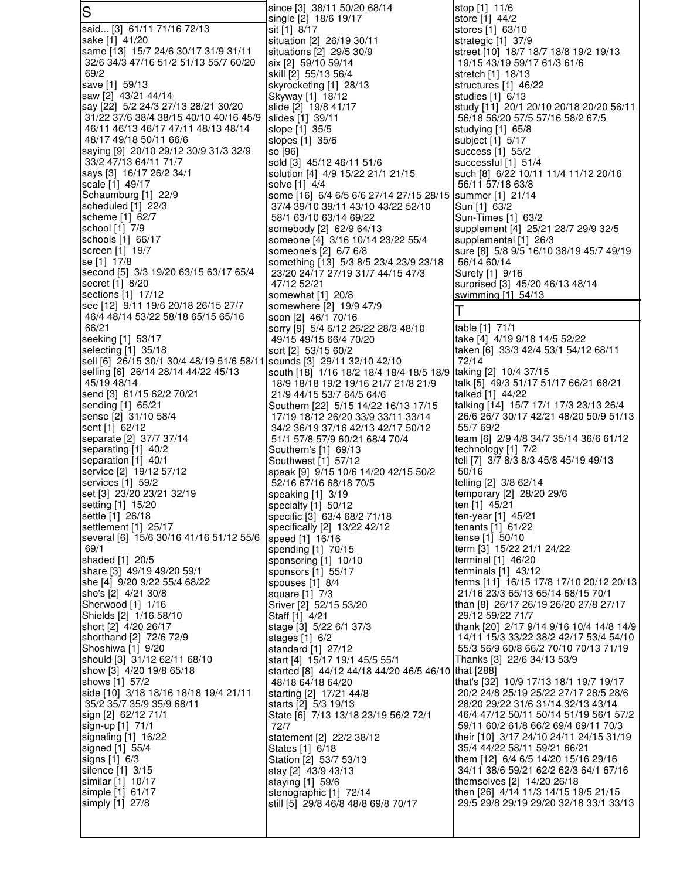## S

said... [3] 61/11 71/16 72/13
sake [1] 41/20
same [13] 15/7 24/6 30/17 31/9 31/11 32/6 34/3 47/16 51/2 51/13 55/7 60/20 69/2
save [1] 59/13
saw [2] 43/21 44/14
say [22] 5/2 24/3 27/13 28/21 30/20 31/22 37/6 38/4 38/15 40/10 40/16 45/9 46/11 46/13 46/17 47/11 48/13 48/14 48/17 49/18 50/11 66/6
saying [9] 20/10 29/12 30/9 31/3 32/9 33/2 47/13 64/11 71/7
says [3] 16/17 26/2 34/1
scale [1] 49/17
Schaumburg [1] 22/9
scheduled [1] 22/3
scheme [1] 62/7
school [1] 7/9
schools [1] 66/17
screen [1] 19/7
se [1] 17/8
second [5] 3/3 19/20 63/15 63/17 65/4
secret [1] 8/20
sections [1] 17/12
see [12] 9/11 19/6 20/18 26/15 27/7 46/4 48/14 53/22 58/18 65/15 65/16 66/21
seeking [1] 53/17
selecting [1] 35/18
sell [6] 26/15 30/1 30/4 48/19 51/6 58/11
selling [6] 26/14 28/14 44/22 45/13 45/19 48/14
send [3] 61/15 62/2 70/21
sending [1] 65/21
sense [2] 31/10 58/4
sent [1] 62/12
separate [2] 37/7 37/14
separating [1] 40/2
separation [1] 40/1
service [2] 19/12 57/12
services [1] 59/2
set [3] 23/20 23/21 32/19
setting [1] 15/20
settle [1] 26/18
settlement [1] 25/17
several [6] 15/6 30/16 41/16 51/12 55/6 69/1
shaded [1] 20/5
share [3] 49/19 49/20 59/1
she [4] 9/20 9/22 55/4 68/22
she's [2] 4/21 30/8
Sherwood [1] 1/16
Shields [2] 1/16 58/10
short [2] 4/20 26/17
shorthand [2] 72/6 72/9
Shoshiwa [1] 9/20
should [3] 31/12 62/11 68/10
show [3] 4/20 19/8 65/18
shows [1] 57/2
side [10] 3/18 18/16 18/18 19/4 21/11 35/2 35/7 35/9 35/9 68/11
sign [2] 62/12 71/1
sign-up [1] 71/1
signaling [1] 16/22
signed [1] 55/4
signs [1] 6/3
silence [1] 3/15
similar [1] 10/17
simple [1] 61/17
simply [1] 27/8
since [3] 38/11 50/20 68/14
single [2] 18/6 19/17
sit [1] 8/17
situation [2] 26/19 30/11
situations [2] 29/5 30/9
six [2] 59/10 59/14
skill [2] 55/13 56/4
skyrocketing [1] 28/13
Skyway [1] 18/12
slide [2] 19/8 41/17
slides [1] 39/11
slope [1] 35/5
slopes [1] 35/6
so [96]
sold [3] 45/12 46/11 51/6
solution [4] 4/9 15/22 21/1 21/15
solve [1] 4/4
some [16] 6/4 6/5 6/6 27/14 27/15 28/15 37/4 39/10 39/11 43/10 43/22 52/10 58/1 63/10 63/14 69/22
somebody [2] 62/9 64/13
someone [4] 3/16 10/14 23/22 55/4
someone's [2] 6/7 6/8
something [13] 5/3 8/5 23/4 23/9 23/18 23/20 24/17 27/19 31/7 44/15 47/3 47/12 52/21
somewhat [1] 20/8
somewhere [2] 19/9 47/9
soon [2] 46/1 70/16
sorry [9] 5/4 6/12 26/22 28/3 48/10 49/15 49/15 66/4 70/20
sort [2] 53/15 60/2
sounds [3] 29/11 32/10 42/10
south [18] 1/16 18/2 18/4 18/4 18/5 18/9 18/9 18/18 19/2 19/16 21/7 21/8 21/9 21/9 44/15 53/7 64/5 64/6
Southern [22] 5/15 14/22 16/13 17/15 17/19 18/12 26/20 33/9 33/11 33/14 34/2 36/19 37/16 42/13 42/17 50/12 51/1 57/8 57/9 60/21 68/4 70/4
Southern's [1] 69/13
Southwest [1] 57/12
speak [9] 9/15 10/6 14/20 42/15 50/2 52/16 67/16 68/18 70/5
speaking [1] 3/19
specialty [1] 50/12
specific [3] 63/4 68/2 71/18
specifically [2] 13/22 42/12
speed [1] 16/16
spending [1] 70/15
sponsoring [1] 10/10
sponsors [1] 55/17
spouses [1] 8/4
square [1] 7/3
Sriver [2] 52/15 53/20
Staff [1] 4/21
stage [3] 5/22 6/1 37/3
stages [1] 6/2
standard [1] 27/12
start [4] 15/17 19/1 45/5 55/1
started [8] 44/12 44/18 44/20 46/5 46/10 48/18 64/18 64/20
starting [2] 17/21 44/8
starts [2] 5/3 19/13
State [6] 7/13 13/18 23/19 56/2 72/1 72/7
statement [2] 22/2 38/12
States [1] 6/18
Station [2] 53/7 53/13
stay [2] 43/9 43/13
staying [1] 59/6
stenographic [1] 72/14
still [5] 29/8 46/8 48/8 69/8 70/17
stop [1] 11/6
store [1] 44/2
stores [1] 63/10
strategic [1] 37/9
street [10] 18/7 18/7 18/8 19/2 19/13 19/15 43/19 59/17 61/3 61/6
stretch [1] 18/13
structures [1] 46/22
studies [1] 6/13
study [11] 20/1 20/10 20/18 20/20 56/11 56/18 56/20 57/5 57/16 58/2 67/5
studying [1] 65/8
subject [1] 5/17
success [1] 55/2
successful [1] 51/4
such [8] 6/22 10/11 11/4 11/12 20/16 56/11 57/18 63/8
summer [1] 21/14
Sun [1] 63/2
Sun-Times [1] 63/2
supplement [4] 25/21 28/7 29/9 32/5
supplemental [1] 26/3
sure [8] 5/8 9/5 16/10 38/19 45/7 49/19 56/14 60/14
Surely [1] 9/16
surprised [3] 45/20 46/13 48/14
swimming [1] 54/13

## T

table [1] 71/1
take [4] 4/19 9/18 14/5 52/22
taken [6] 33/3 42/4 53/1 54/12 68/11 72/14
taking [2] 10/4 37/15
talk [5] 49/3 51/17 51/17 66/21 68/21
talked [1] 44/22
talking [14] 15/7 17/1 17/3 23/13 26/4 26/6 26/7 30/17 42/21 48/20 50/9 51/13 55/7 69/2
team [6] 2/9 4/8 34/7 35/14 36/6 61/12
technology [1] 7/2
tell [7] 3/7 8/3 8/3 45/8 45/19 49/13 50/16
telling [2] 3/8 62/14
temporary [2] 28/20 29/6
ten [1] 45/21
ten-year [1] 45/21
tenants [1] 61/22
tense [1] 50/10
term [3] 15/22 21/1 24/22
terminal [1] 46/20
terminals [1] 43/12
terms [11] 16/15 17/8 17/10 20/12 20/13 21/16 23/3 65/13 65/14 68/15 70/1
than [8] 26/17 26/19 26/20 27/8 27/17 29/12 59/22 71/7
thank [20] 2/17 9/14 9/16 10/4 14/8 14/9 14/11 15/3 33/22 38/2 42/17 53/4 54/10 55/3 56/9 60/8 66/2 70/10 70/13 71/19
Thanks [3] 22/6 34/13 53/9
that [288]
that's [32] 10/9 17/13 18/1 19/7 19/17 20/2 24/8 25/19 25/22 27/17 28/5 28/6 28/20 29/22 31/6 31/14 32/13 43/14 46/4 47/12 50/11 50/14 51/19 56/1 57/2 59/11 60/2 61/8 66/2 69/4 69/11 70/3
their [10] 3/17 24/10 24/11 24/15 31/19 35/4 44/22 58/11 59/21 66/21
them [12] 6/4 6/5 14/20 15/16 29/16 34/11 38/6 59/21 62/2 62/3 64/1 67/16
themselves [2] 14/20 26/18
then [26] 4/14 11/3 14/15 19/5 21/15 29/5 29/8 29/19 29/20 32/18 33/1 33/13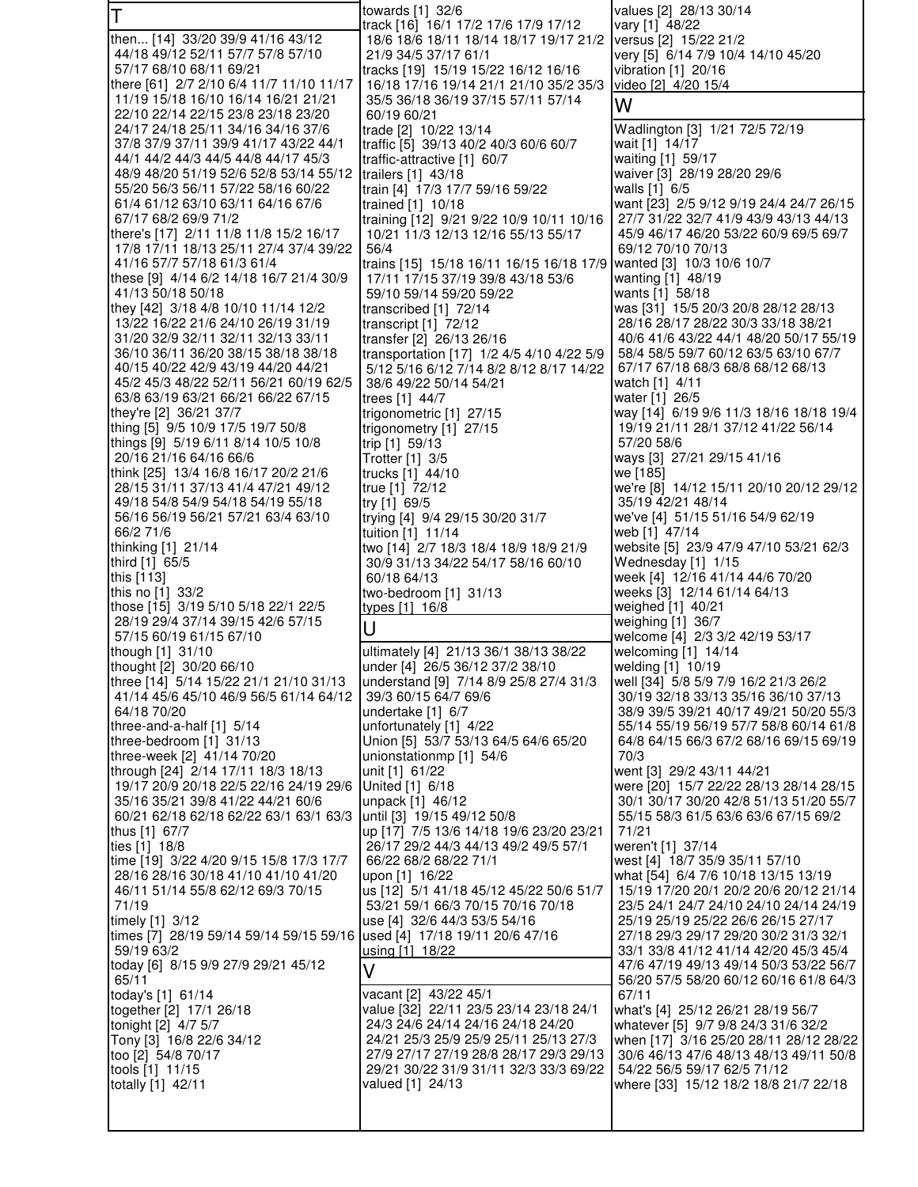## T

then... [14] 33/20 39/9 41/16 43/12 44/18 49/12 52/11 57/7 57/8 57/10 57/17 68/10 68/11 69/21
there [61] 2/7 2/10 6/4 11/7 11/10 11/17 11/19 15/18 16/10 16/14 16/21 21/21 22/10 22/14 22/15 23/8 23/18 23/20 24/17 24/18 25/11 34/16 34/16 37/6 37/8 37/9 37/11 39/9 41/17 43/22 44/1 44/1 44/2 44/3 44/5 44/8 44/17 45/3 48/9 48/20 51/19 52/6 52/8 53/14 55/12 55/20 56/3 56/11 57/22 58/16 60/22 61/4 61/12 63/10 63/11 64/16 67/6 67/17 68/2 69/9 71/2
there's [17] 2/11 11/8 11/8 15/2 16/17 17/8 17/11 18/13 25/11 27/4 37/4 39/22 41/16 57/7 57/18 61/3 61/4
these [9] 4/14 6/2 14/18 16/7 21/4 30/9 41/13 50/18 50/18
they [42] 3/18 4/8 10/10 11/14 12/2 13/22 16/22 21/6 24/10 26/19 31/19 31/20 32/9 32/11 32/11 32/13 33/11 36/10 36/11 36/20 38/15 38/18 38/18 40/15 40/22 42/9 43/19 44/20 44/21 45/2 45/3 48/22 52/11 56/21 60/19 62/5 63/8 63/19 63/21 66/21 66/22 67/15
they're [2] 36/21 37/7
thing [5] 9/5 10/9 17/5 19/7 50/8
things [9] 5/19 6/11 8/14 10/5 10/8 20/16 21/16 64/16 66/6
think [25] 13/4 16/8 16/17 20/2 21/6 28/15 31/11 37/13 41/4 47/21 49/12 49/18 54/8 54/9 54/18 54/19 55/18 56/16 56/19 56/21 57/21 63/4 63/10 66/2 71/6
thinking [1] 21/14
third [1] 65/5
this [113]
this no [1] 33/2
those [15] 3/19 5/10 5/18 22/1 22/5 28/19 29/4 37/14 39/15 42/6 57/15 57/15 60/19 61/15 67/10
though [1] 31/10
thought [2] 30/20 66/10
three [14] 5/14 15/22 21/1 21/10 31/13 41/14 45/6 45/10 46/9 56/5 61/14 64/12 64/18 70/20
three-and-a-half [1] 5/14
three-bedroom [1] 31/13
three-week [2] 41/14 70/20
through [24] 2/14 17/11 18/3 18/13 19/17 20/9 20/18 22/5 22/16 24/19 29/6 35/16 35/21 39/8 41/22 44/21 60/6 60/21 62/18 62/18 62/22 63/1 63/1 63/3
thus [1] 67/7
ties [1] 18/8
time [19] 3/22 4/20 9/15 15/8 17/3 17/7 28/16 28/16 30/18 41/10 41/10 41/20 46/11 51/14 55/8 62/12 69/3 70/15 71/19
timely [1] 3/12
times [7] 28/19 59/14 59/14 59/15 59/16 59/19 63/2
today [6] 8/15 9/9 27/9 29/21 45/12 65/11
today's [1] 61/14
together [2] 17/1 26/18
tonight [2] 4/7 5/7
Tony [3] 16/8 22/6 34/12
too [2] 54/8 70/17
tools [1] 11/15
totally [1] 42/11
towards [1] 32/6
track [16] 16/1 17/2 17/6 17/9 17/12 18/6 18/6 18/11 18/14 18/17 19/17 21/2 21/9 34/5 37/17 61/1
tracks [19] 15/19 15/22 16/12 16/16 16/18 17/16 19/14 21/1 21/10 35/2 35/3 35/5 36/18 36/19 37/15 57/11 57/14 60/19 60/21
trade [2] 10/22 13/14
traffic [5] 39/13 40/2 40/3 60/6 60/7
traffic-attractive [1] 60/7
trailers [1] 43/18
train [4] 17/3 17/7 59/16 59/22
trained [1] 10/18
training [12] 9/21 9/22 10/9 10/11 10/16 10/21 11/3 12/13 12/16 55/13 55/17 56/4
trains [15] 15/18 16/11 16/15 16/18 17/9 17/11 17/15 37/19 39/8 43/18 53/6 59/10 59/14 59/20 59/22
transcribed [1] 72/14
transcript [1] 72/12
transfer [2] 26/13 26/16
transportation [17] 1/2 4/5 4/10 4/22 5/9 5/12 5/16 6/12 7/14 8/2 8/12 8/17 14/22 38/6 49/22 50/14 54/21
trees [1] 44/7
trigonometric [1] 27/15
trigonometry [1] 27/15
trip [1] 59/13
Trotter [1] 3/5
trucks [1] 44/10
true [1] 72/12
try [1] 69/5
trying [4] 9/4 29/15 30/20 31/7
tuition [1] 11/14
two [14] 2/7 18/3 18/4 18/9 18/9 21/9 30/9 31/13 34/22 54/17 58/16 60/10 60/18 64/13
two-bedroom [1] 31/13
types [1] 16/8

## U

ultimately [4] 21/13 36/1 38/13 38/22
under [4] 26/5 36/12 37/2 38/10
understand [9] 7/14 8/9 25/8 27/4 31/3 39/3 60/15 64/7 69/6
undertake [1] 6/7
unfortunately [1] 4/22
Union [5] 53/7 53/13 64/5 64/6 65/20
unionstationmp [1] 54/6
unit [1] 61/22
United [1] 6/18
unpack [1] 46/12
until [3] 19/15 49/12 50/8
up [17] 7/5 13/6 14/18 19/6 23/20 23/21 26/17 29/2 44/3 44/13 49/2 49/5 57/1 66/22 68/2 68/22 71/1
upon [1] 16/22
us [12] 5/1 41/18 45/12 45/22 50/6 51/7 53/21 59/1 66/3 70/15 70/16 70/18
use [4] 32/6 44/3 53/5 54/16
used [4] 17/18 19/11 20/6 47/16
using [1] 18/22

## V

vacant [2] 43/22 45/1
value [32] 22/11 23/5 23/14 23/18 24/1 24/3 24/6 24/14 24/16 24/18 24/20 24/21 25/3 25/9 25/9 25/11 25/13 27/3 27/9 27/17 27/19 28/8 28/17 29/3 29/13 29/21 30/22 31/9 31/11 32/3 33/3 69/22
valued [1] 24/13
values [2] 28/13 30/14
vary [1] 48/22
versus [2] 15/22 21/2
very [5] 6/14 7/9 10/4 14/10 45/20
vibration [1] 20/16
video [2] 4/20 15/4

## W

Wadlington [3] 1/21 72/5 72/19
wait [1] 14/17
waiting [1] 59/17
waiver [3] 28/19 28/20 29/6
walls [1] 6/5
want [23] 2/5 9/12 9/19 24/4 24/7 26/15 27/7 31/22 32/7 41/9 43/9 43/13 44/13 45/9 46/17 46/20 53/22 60/9 69/5 69/7 69/12 70/10 70/13
wanted [3] 10/3 10/6 10/7
wanting [1] 48/19
wants [1] 58/18
was [31] 15/5 20/3 20/8 28/12 28/13 28/16 28/17 28/22 30/3 33/18 38/21 40/6 41/6 43/22 44/1 48/20 50/17 55/19 58/4 58/5 59/7 60/12 63/5 63/10 67/7 67/17 67/18 68/3 68/8 68/12 68/13
watch [1] 4/11
water [1] 26/5
way [14] 6/19 9/6 11/3 18/16 18/18 19/4 19/19 21/11 28/1 37/12 41/22 56/14 57/20 58/6
ways [3] 27/21 29/15 41/16
we [185]
we're [8] 14/12 15/11 20/10 20/12 29/12 35/19 42/21 48/14
we've [4] 51/15 51/16 54/9 62/19
web [1] 47/14
website [5] 23/9 47/9 47/10 53/21 62/3
Wednesday [1] 1/15
week [4] 12/16 41/14 44/6 70/20
weeks [3] 12/14 61/14 64/13
weighed [1] 40/21
weighing [1] 36/7
welcome [4] 2/3 3/2 42/19 53/17
welcoming [1] 14/14
welding [1] 10/19
well [34] 5/8 5/9 7/9 16/2 21/3 26/2 30/19 32/18 33/13 35/16 36/10 37/13 38/9 39/5 39/21 40/17 49/21 50/20 55/3 55/14 55/19 56/19 57/7 58/8 60/14 61/8 64/8 64/15 66/3 67/2 68/16 69/15 69/19 70/3
went [3] 29/2 43/11 44/21
were [20] 15/7 22/22 28/13 28/14 28/15 30/1 30/17 30/20 42/8 51/13 51/20 55/7 55/15 58/3 61/5 63/6 63/6 67/15 69/2 71/21
weren't [1] 37/14
west [4] 18/7 35/9 35/11 57/10
what [54] 6/4 7/6 10/18 13/15 13/19 15/19 17/20 20/1 20/2 20/6 20/12 21/14 23/5 24/1 24/7 24/10 24/10 24/14 24/19 25/19 25/19 25/22 26/6 26/15 27/17 27/18 29/3 29/17 29/20 30/2 31/3 32/1 33/1 33/8 41/12 41/14 42/20 45/3 45/4 47/6 47/19 49/13 49/14 50/3 53/22 56/7 56/20 57/5 58/20 60/12 60/16 61/8 64/3 67/11
what's [4] 25/12 26/21 28/19 56/7
whatever [5] 9/7 9/8 24/3 31/6 32/2
when [17] 3/16 25/20 28/11 28/12 28/22 30/6 46/13 47/6 48/13 48/13 49/11 50/8 54/22 56/5 59/17 62/5 71/12
where [33] 15/12 18/2 18/8 21/7 22/18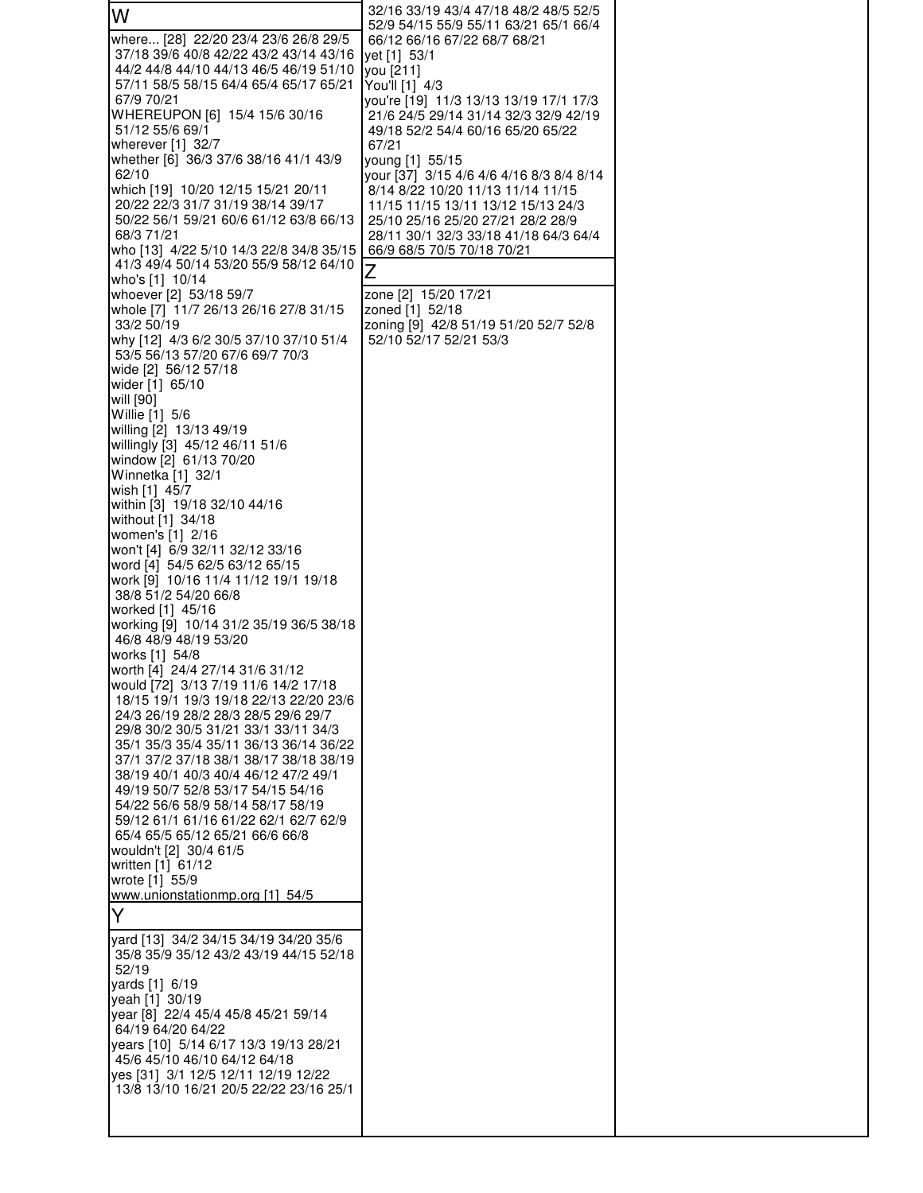## W

where... [28] 22/20 23/4 23/6 26/8 29/5 37/18 39/6 40/8 42/22 43/2 43/14 43/16 44/2 44/8 44/10 44/13 46/5 46/19 51/10 57/11 58/5 58/15 64/4 65/4 65/17 65/21 67/9 70/21
WHEREUPON [6] 15/4 15/6 30/16 51/12 55/6 69/1
wherever [1] 32/7
whether [6] 36/3 37/6 38/16 41/1 43/9 62/10
which [19] 10/20 12/15 15/21 20/11 20/22 22/3 31/7 31/19 38/14 39/17 50/22 56/1 59/21 60/6 61/12 63/8 66/13 68/3 71/21
who [13] 4/22 5/10 14/3 22/8 34/8 35/15 41/3 49/4 50/14 53/20 55/9 58/12 64/10
who's [1] 10/14
whoever [2] 53/18 59/7
whole [7] 11/7 26/13 26/16 27/8 31/15 33/2 50/19
why [12] 4/3 6/2 30/5 37/10 37/10 51/4 53/5 56/13 57/20 67/6 69/7 70/3
wide [2] 56/12 57/18
wider [1] 65/10
will [90]
Willie [1] 5/6
willing [2] 13/13 49/19
willingly [3] 45/12 46/11 51/6
window [2] 61/13 70/20
Winnetka [1] 32/1
wish [1] 45/7
within [3] 19/18 32/10 44/16
without [1] 34/18
women's [1] 2/16
won't [4] 6/9 32/11 32/12 33/16
word [4] 54/5 62/5 63/12 65/15
work [9] 10/16 11/4 11/12 19/1 19/18 38/8 51/2 54/20 66/8
worked [1] 45/16
working [9] 10/14 31/2 35/19 36/5 38/18 46/8 48/9 48/19 53/20
works [1] 54/8
worth [4] 24/4 27/14 31/6 31/12
would [72] 3/13 7/19 11/6 14/2 17/18 18/15 19/1 19/3 19/18 22/13 22/20 23/6 24/3 26/19 28/2 28/3 28/5 29/6 29/7 29/8 30/2 30/5 31/21 33/1 33/11 34/3 35/1 35/3 35/4 35/11 36/13 36/14 36/22 37/1 37/2 37/18 38/1 38/17 38/18 38/19 38/19 40/1 40/3 40/4 46/12 47/2 49/1 49/19 50/7 52/8 53/17 54/15 54/16 54/22 56/6 58/9 58/14 58/17 58/19 59/12 61/1 61/16 61/22 62/1 62/7 62/9 65/4 65/5 65/12 65/21 66/6 66/8
wouldn't [2] 30/4 61/5
written [1] 61/12
wrote [1] 55/9
www.unionstationmp.org [1] 54/5

## Y

yard [13] 34/2 34/15 34/19 34/20 35/6 35/8 35/9 35/12 43/2 43/19 44/15 52/18 52/19
yards [1] 6/19
yeah [1] 30/19
year [8] 22/4 45/4 45/8 45/21 59/14 64/19 64/20 64/22
years [10] 5/14 6/17 13/3 19/13 28/21 45/6 45/10 46/10 64/12 64/18
yes [31] 3/1 12/5 12/11 12/19 12/22 13/8 13/10 16/21 20/5 22/22 23/16 25/1 32/16 33/19 43/4 47/18 48/2 48/5 52/5 52/9 54/15 55/9 55/11 63/21 65/1 66/4 66/12 66/16 67/22 68/7 68/21
yet [1] 53/1
you [211]
You'll [1] 4/3
you're [19] 11/3 13/13 13/19 17/1 17/3 21/6 24/5 29/14 31/14 32/3 32/9 42/19 49/18 52/2 54/4 60/16 65/20 65/22 67/21
young [1] 55/15
your [37] 3/15 4/6 4/6 4/16 8/3 8/4 8/14 8/14 8/22 10/20 11/13 11/14 11/15 11/15 11/15 13/11 13/12 15/13 24/3 25/10 25/16 25/20 27/21 28/2 28/9 28/11 30/1 32/3 33/18 41/18 64/3 64/4 66/9 68/5 70/5 70/18 70/21

## Z

zone [2] 15/20 17/21
zoned [1] 52/18
zoning [9] 42/8 51/19 51/20 52/7 52/8 52/10 52/17 52/21 53/3